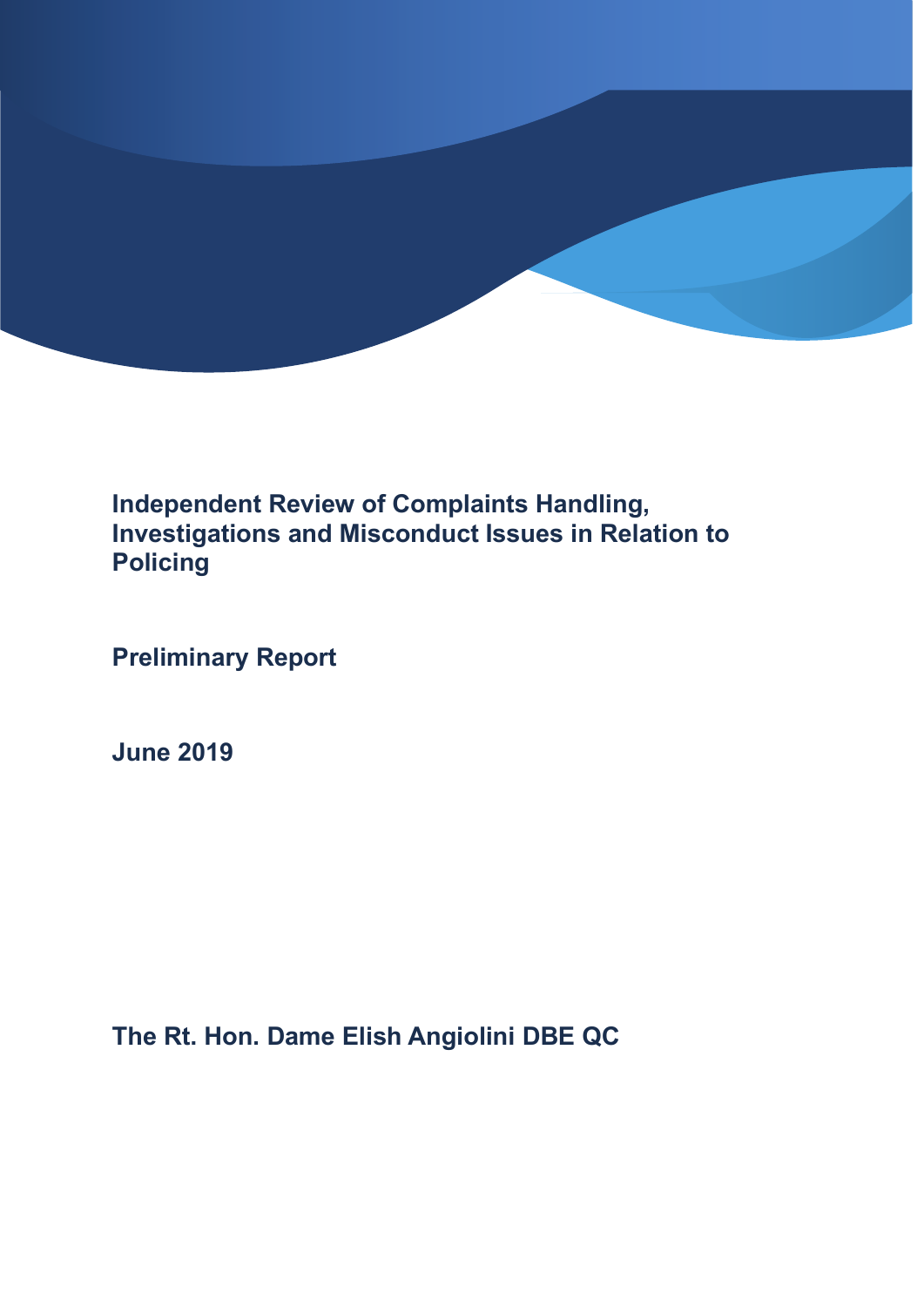# Independent Review of Complaints Handling, Investigations and Misconduct Issues in Relation to Policing

**Preliminary Report**

**June 2019**

**The Rt. Hon. Dame Elish Angiolini DBE QC**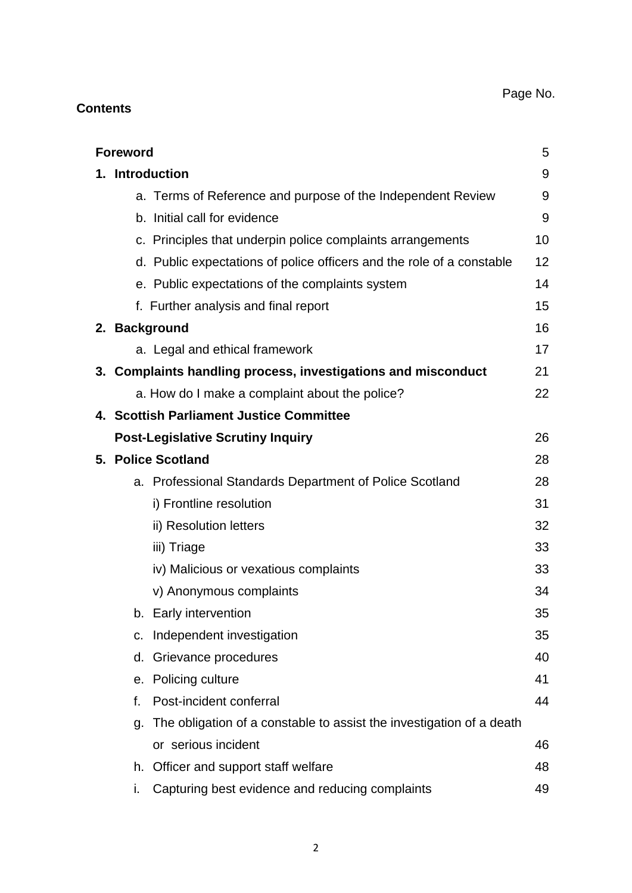**Contents**

Page No.

| | |
|---|---|
| **Foreword** | 5 |
| **1. Introduction** | 9 |
| a. Terms of Reference and purpose of the Independent Review | 9 |
| b. Initial call for evidence | 9 |
| c. Principles that underpin police complaints arrangements | 10 |
| d. Public expectations of police officers and the role of a constable | 12 |
| e. Public expectations of the complaints system | 14 |
| f. Further analysis and final report | 15 |
| **2. Background** | 16 |
| a. Legal and ethical framework | 17 |
| **3. Complaints handling process, investigations and misconduct** | 21 |
| a. How do I make a complaint about the police? | 22 |
| **4. Scottish Parliament Justice Committee Post-Legislative Scrutiny Inquiry** | 26 |
| **5. Police Scotland** | 28 |
| a. Professional Standards Department of Police Scotland | 28 |
| i) Frontline resolution | 31 |
| ii) Resolution letters | 32 |
| iii) Triage | 33 |
| iv) Malicious or vexatious complaints | 33 |
| v) Anonymous complaints | 34 |
| b. Early intervention | 35 |
| c. Independent investigation | 35 |
| d. Grievance procedures | 40 |
| e. Policing culture | 41 |
| f. Post-incident conferral | 44 |
| g. The obligation of a constable to assist the investigation of a death or serious incident | 46 |
| h. Officer and support staff welfare | 48 |
| i. Capturing best evidence and reducing complaints | 49 |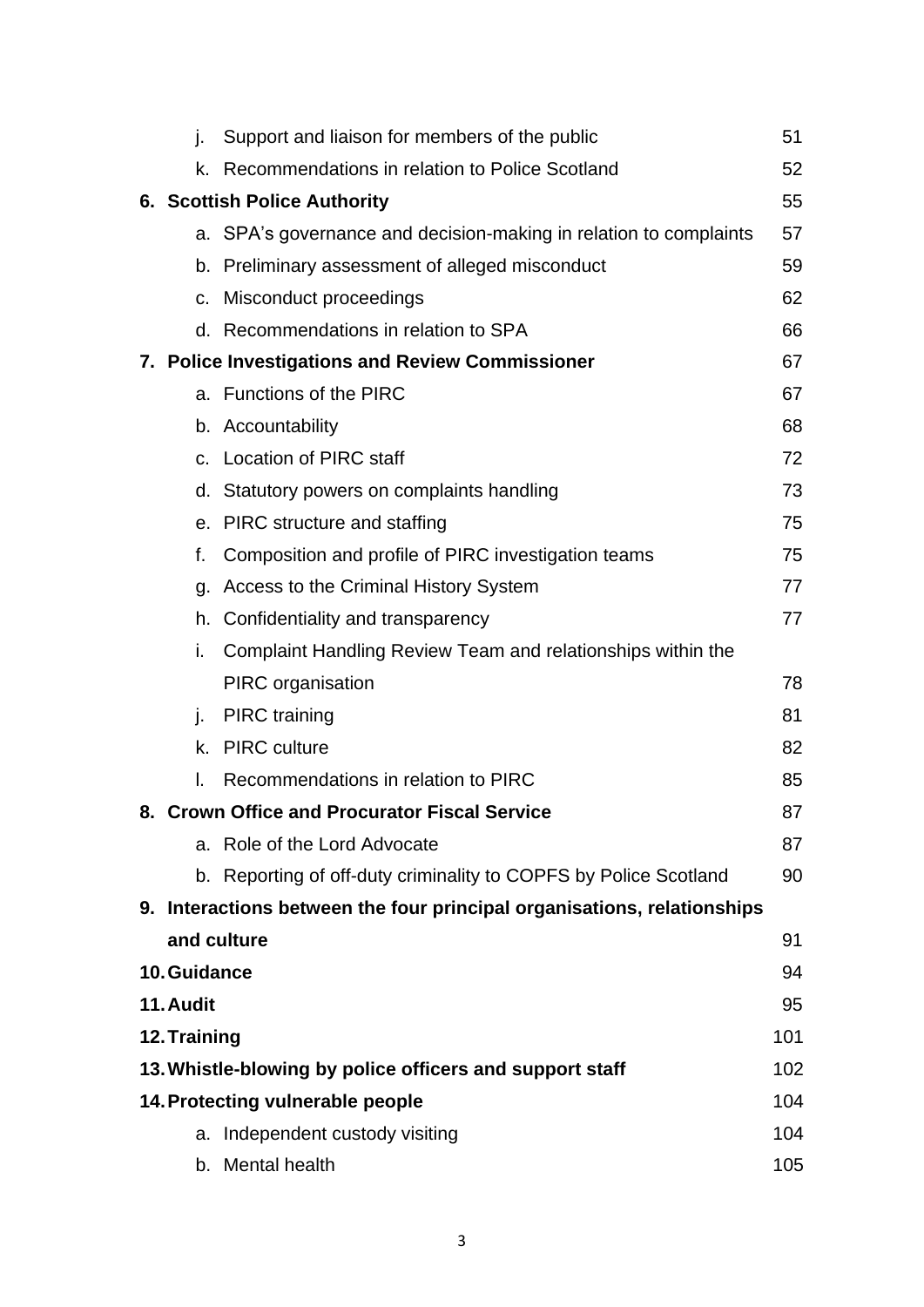| | | |
|---|---|---|
| | j. Support and liaison for members of the public | 51 |
| | k. Recommendations in relation to Police Scotland | 52 |
| **6.** | **Scottish Police Authority** | **55** |
| | a. SPA's governance and decision-making in relation to complaints | 57 |
| | b. Preliminary assessment of alleged misconduct | 59 |
| | c. Misconduct proceedings | 62 |
| | d. Recommendations in relation to SPA | 66 |
| **7.** | **Police Investigations and Review Commissioner** | **67** |
| | a. Functions of the PIRC | 67 |
| | b. Accountability | 68 |
| | c. Location of PIRC staff | 72 |
| | d. Statutory powers on complaints handling | 73 |
| | e. PIRC structure and staffing | 75 |
| | f. Composition and profile of PIRC investigation teams | 75 |
| | g. Access to the Criminal History System | 77 |
| | h. Confidentiality and transparency | 77 |
| | i. Complaint Handling Review Team and relationships within the PIRC organisation | 78 |
| | j. PIRC training | 81 |
| | k. PIRC culture | 82 |
| | l. Recommendations in relation to PIRC | 85 |
| **8.** | **Crown Office and Procurator Fiscal Service** | **87** |
| | a. Role of the Lord Advocate | 87 |
| | b. Reporting of off-duty criminality to COPFS by Police Scotland | 90 |
| **9.** | **Interactions between the four principal organisations, relationships and culture** | **91** |
| **10.** | **Guidance** | **94** |
| **11.** | **Audit** | **95** |
| **12.** | **Training** | **101** |
| **13.** | **Whistle-blowing by police officers and support staff** | **102** |
| **14.** | **Protecting vulnerable people** | **104** |
| | a. Independent custody visiting | 104 |
| | b. Mental health | 105 |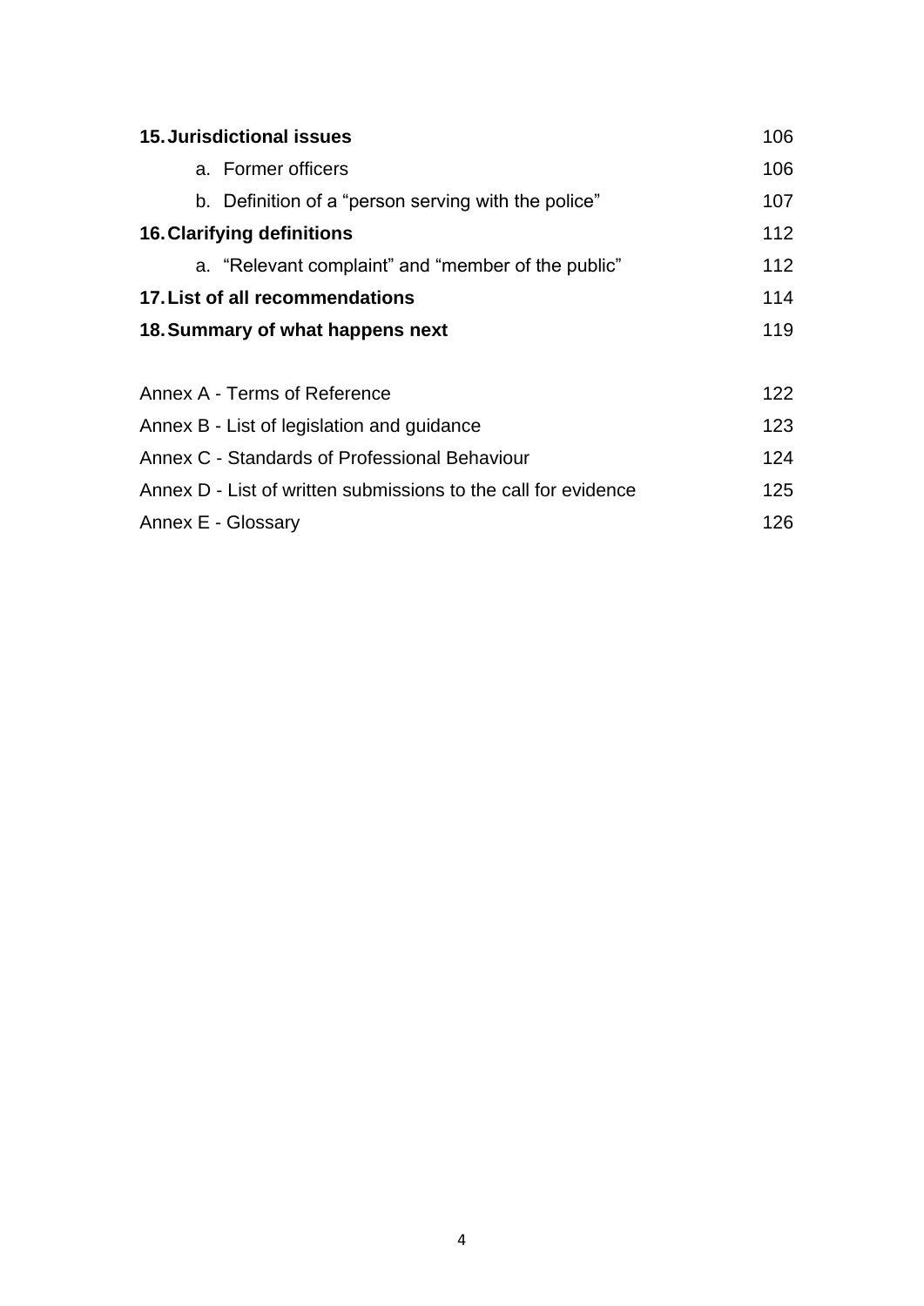| | |
|---|---|
| **15. Jurisdictional issues** | 106 |
| a. Former officers | 106 |
| b. Definition of a "person serving with the police" | 107 |
| **16. Clarifying definitions** | 112 |
| a. "Relevant complaint" and "member of the public" | 112 |
| **17. List of all recommendations** | 114 |
| **18. Summary of what happens next** | 119 |
| | |
| Annex A - Terms of Reference | 122 |
| Annex B - List of legislation and guidance | 123 |
| Annex C - Standards of Professional Behaviour | 124 |
| Annex D - List of written submissions to the call for evidence | 125 |
| Annex E - Glossary | 126 |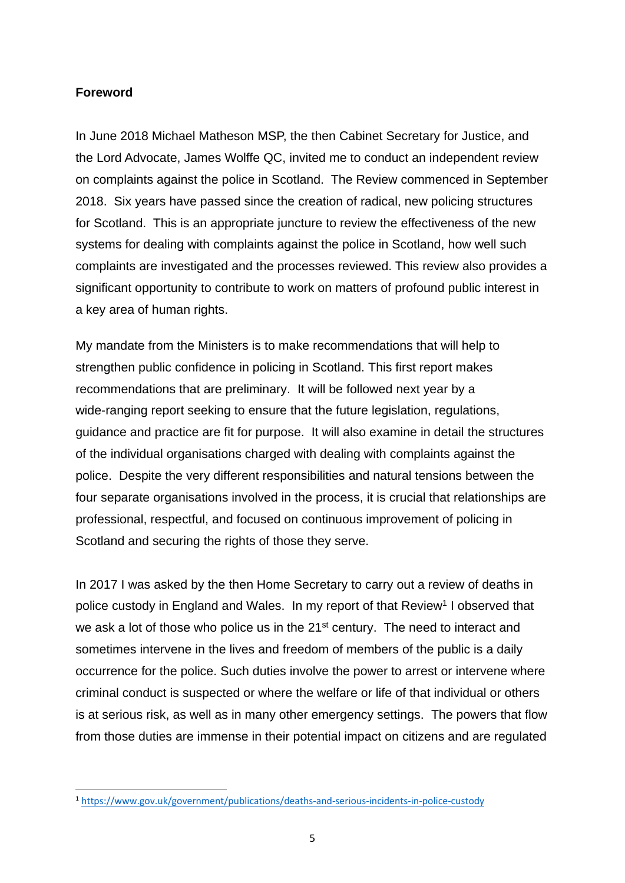## Foreword

In June 2018 Michael Matheson MSP, the then Cabinet Secretary for Justice, and the Lord Advocate, James Wolffe QC, invited me to conduct an independent review on complaints against the police in Scotland. The Review commenced in September 2018. Six years have passed since the creation of radical, new policing structures for Scotland. This is an appropriate juncture to review the effectiveness of the new systems for dealing with complaints against the police in Scotland, how well such complaints are investigated and the processes reviewed. This review also provides a significant opportunity to contribute to work on matters of profound public interest in a key area of human rights.

My mandate from the Ministers is to make recommendations that will help to strengthen public confidence in policing in Scotland. This first report makes recommendations that are preliminary. It will be followed next year by a wide-ranging report seeking to ensure that the future legislation, regulations, guidance and practice are fit for purpose. It will also examine in detail the structures of the individual organisations charged with dealing with complaints against the police. Despite the very different responsibilities and natural tensions between the four separate organisations involved in the process, it is crucial that relationships are professional, respectful, and focused on continuous improvement of policing in Scotland and securing the rights of those they serve.

In 2017 I was asked by the then Home Secretary to carry out a review of deaths in police custody in England and Wales. In my report of that Review[1] I observed that we ask a lot of those who police us in the 21st century. The need to interact and sometimes intervene in the lives and freedom of members of the public is a daily occurrence for the police. Such duties involve the power to arrest or intervene where criminal conduct is suspected or where the welfare or life of that individual or others is at serious risk, as well as in many other emergency settings. The powers that flow from those duties are immense in their potential impact on citizens and are regulated

[1] https://www.gov.uk/government/publications/deaths-and-serious-incidents-in-police-custody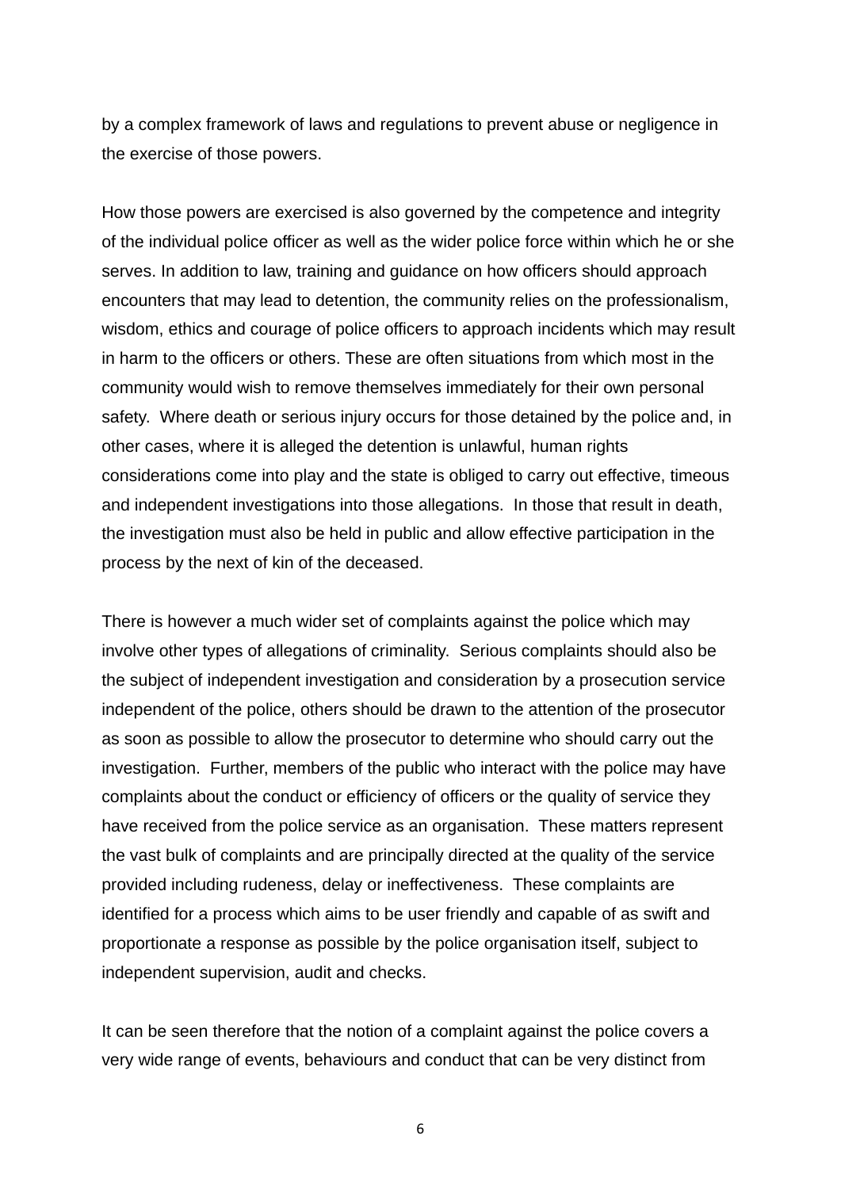by a complex framework of laws and regulations to prevent abuse or negligence in the exercise of those powers.

How those powers are exercised is also governed by the competence and integrity of the individual police officer as well as the wider police force within which he or she serves. In addition to law, training and guidance on how officers should approach encounters that may lead to detention, the community relies on the professionalism, wisdom, ethics and courage of police officers to approach incidents which may result in harm to the officers or others. These are often situations from which most in the community would wish to remove themselves immediately for their own personal safety. Where death or serious injury occurs for those detained by the police and, in other cases, where it is alleged the detention is unlawful, human rights considerations come into play and the state is obliged to carry out effective, timeous and independent investigations into those allegations. In those that result in death, the investigation must also be held in public and allow effective participation in the process by the next of kin of the deceased.

There is however a much wider set of complaints against the police which may involve other types of allegations of criminality. Serious complaints should also be the subject of independent investigation and consideration by a prosecution service independent of the police, others should be drawn to the attention of the prosecutor as soon as possible to allow the prosecutor to determine who should carry out the investigation. Further, members of the public who interact with the police may have complaints about the conduct or efficiency of officers or the quality of service they have received from the police service as an organisation. These matters represent the vast bulk of complaints and are principally directed at the quality of the service provided including rudeness, delay or ineffectiveness. These complaints are identified for a process which aims to be user friendly and capable of as swift and proportionate a response as possible by the police organisation itself, subject to independent supervision, audit and checks.

It can be seen therefore that the notion of a complaint against the police covers a very wide range of events, behaviours and conduct that can be very distinct from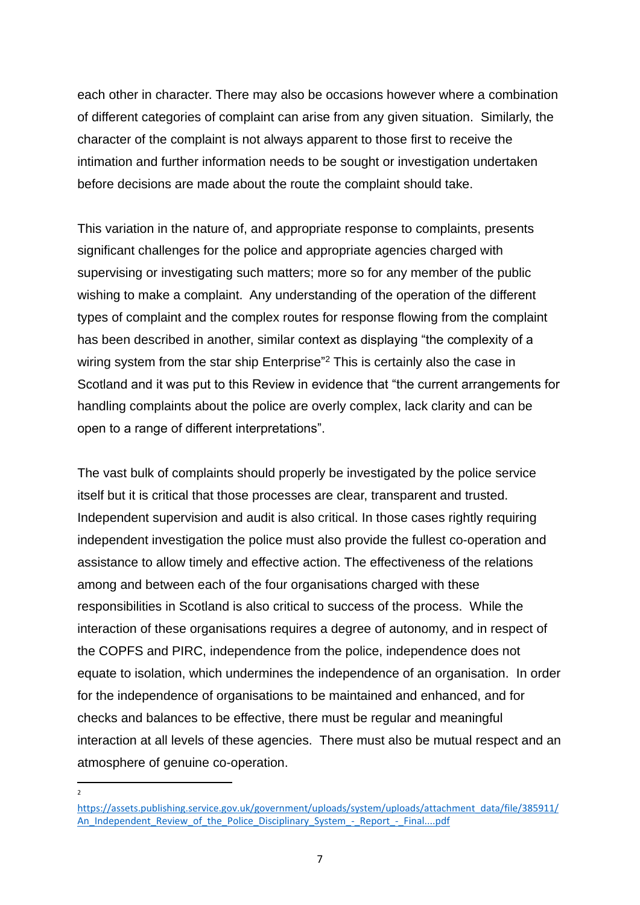each other in character. There may also be occasions however where a combination of different categories of complaint can arise from any given situation. Similarly, the character of the complaint is not always apparent to those first to receive the intimation and further information needs to be sought or investigation undertaken before decisions are made about the route the complaint should take.

This variation in the nature of, and appropriate response to complaints, presents significant challenges for the police and appropriate agencies charged with supervising or investigating such matters; more so for any member of the public wishing to make a complaint. Any understanding of the operation of the different types of complaint and the complex routes for response flowing from the complaint has been described in another, similar context as displaying "the complexity of a wiring system from the star ship Enterprise"[2] This is certainly also the case in Scotland and it was put to this Review in evidence that "the current arrangements for handling complaints about the police are overly complex, lack clarity and can be open to a range of different interpretations".

The vast bulk of complaints should properly be investigated by the police service itself but it is critical that those processes are clear, transparent and trusted. Independent supervision and audit is also critical. In those cases rightly requiring independent investigation the police must also provide the fullest co-operation and assistance to allow timely and effective action. The effectiveness of the relations among and between each of the four organisations charged with these responsibilities in Scotland is also critical to success of the process. While the interaction of these organisations requires a degree of autonomy, and in respect of the COPFS and PIRC, independence from the police, independence does not equate to isolation, which undermines the independence of an organisation. In order for the independence of organisations to be maintained and enhanced, and for checks and balances to be effective, there must be regular and meaningful interaction at all levels of these agencies. There must also be mutual respect and an atmosphere of genuine co-operation.

---

[2] https://assets.publishing.service.gov.uk/government/uploads/system/uploads/attachment_data/file/385911/An_Independent_Review_of_the_Police_Disciplinary_System_-_Report_-_Final....pdf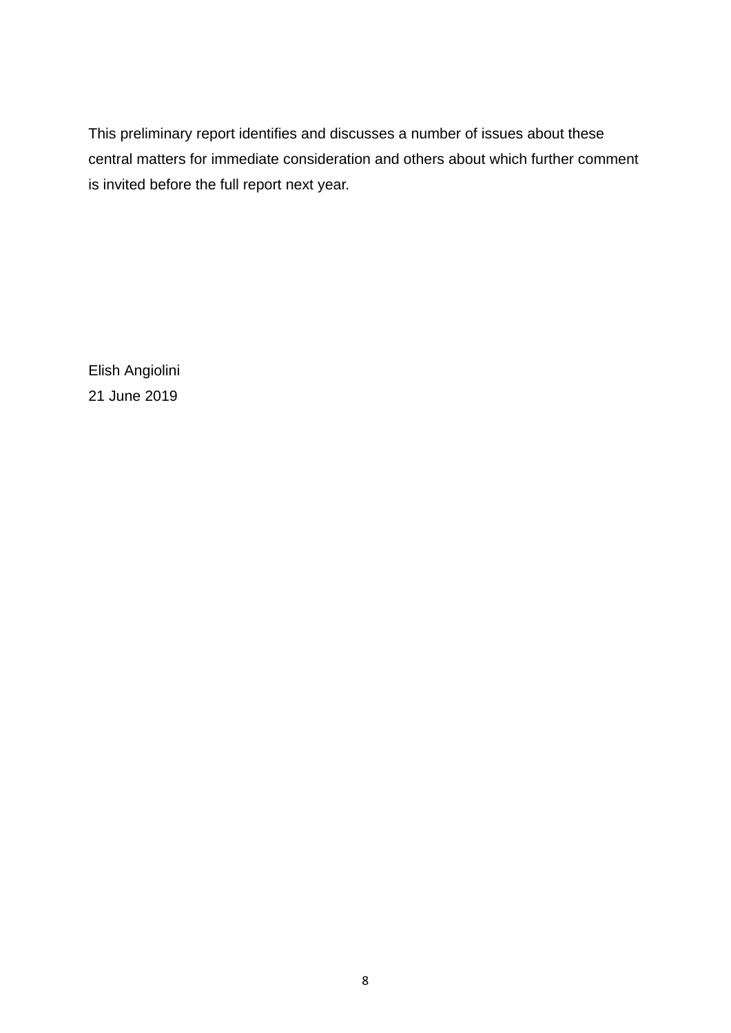This preliminary report identifies and discusses a number of issues about these central matters for immediate consideration and others about which further comment is invited before the full report next year.

Elish Angiolini
21 June 2019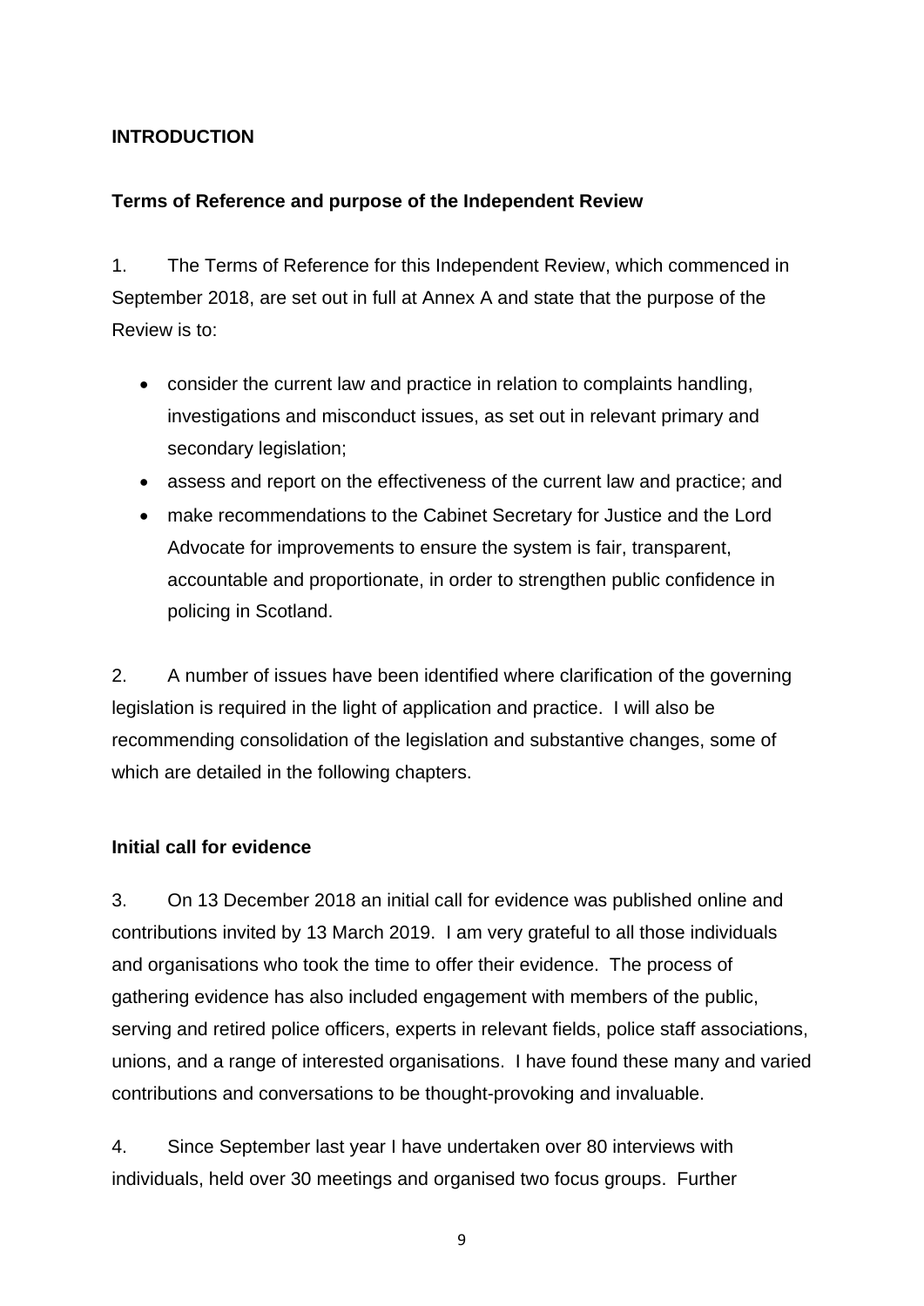## INTRODUCTION

### Terms of Reference and purpose of the Independent Review

1. The Terms of Reference for this Independent Review, which commenced in September 2018, are set out in full at Annex A and state that the purpose of the Review is to:

- consider the current law and practice in relation to complaints handling, investigations and misconduct issues, as set out in relevant primary and secondary legislation;
- assess and report on the effectiveness of the current law and practice; and
- make recommendations to the Cabinet Secretary for Justice and the Lord Advocate for improvements to ensure the system is fair, transparent, accountable and proportionate, in order to strengthen public confidence in policing in Scotland.

2. A number of issues have been identified where clarification of the governing legislation is required in the light of application and practice. I will also be recommending consolidation of the legislation and substantive changes, some of which are detailed in the following chapters.

### Initial call for evidence

3. On 13 December 2018 an initial call for evidence was published online and contributions invited by 13 March 2019. I am very grateful to all those individuals and organisations who took the time to offer their evidence. The process of gathering evidence has also included engagement with members of the public, serving and retired police officers, experts in relevant fields, police staff associations, unions, and a range of interested organisations. I have found these many and varied contributions and conversations to be thought-provoking and invaluable.

4. Since September last year I have undertaken over 80 interviews with individuals, held over 30 meetings and organised two focus groups. Further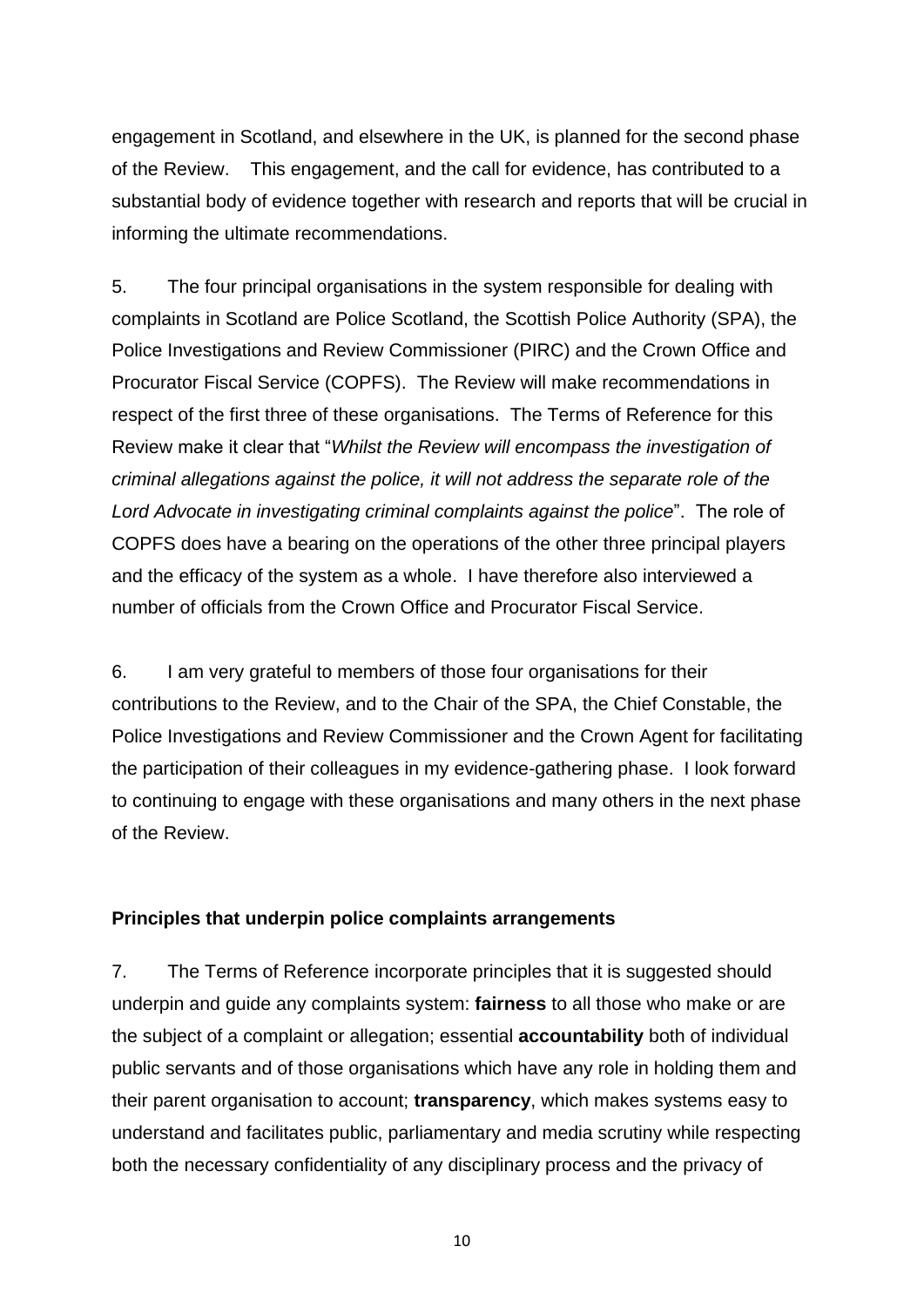engagement in Scotland, and elsewhere in the UK, is planned for the second phase of the Review. This engagement, and the call for evidence, has contributed to a substantial body of evidence together with research and reports that will be crucial in informing the ultimate recommendations.

5. The four principal organisations in the system responsible for dealing with complaints in Scotland are Police Scotland, the Scottish Police Authority (SPA), the Police Investigations and Review Commissioner (PIRC) and the Crown Office and Procurator Fiscal Service (COPFS). The Review will make recommendations in respect of the first three of these organisations. The Terms of Reference for this Review make it clear that "*Whilst the Review will encompass the investigation of criminal allegations against the police, it will not address the separate role of the Lord Advocate in investigating criminal complaints against the police*". The role of COPFS does have a bearing on the operations of the other three principal players and the efficacy of the system as a whole. I have therefore also interviewed a number of officials from the Crown Office and Procurator Fiscal Service.

6. I am very grateful to members of those four organisations for their contributions to the Review, and to the Chair of the SPA, the Chief Constable, the Police Investigations and Review Commissioner and the Crown Agent for facilitating the participation of their colleagues in my evidence-gathering phase. I look forward to continuing to engage with these organisations and many others in the next phase of the Review.

**Principles that underpin police complaints arrangements**

7. The Terms of Reference incorporate principles that it is suggested should underpin and guide any complaints system: **fairness** to all those who make or are the subject of a complaint or allegation; essential **accountability** both of individual public servants and of those organisations which have any role in holding them and their parent organisation to account; **transparency**, which makes systems easy to understand and facilitates public, parliamentary and media scrutiny while respecting both the necessary confidentiality of any disciplinary process and the privacy of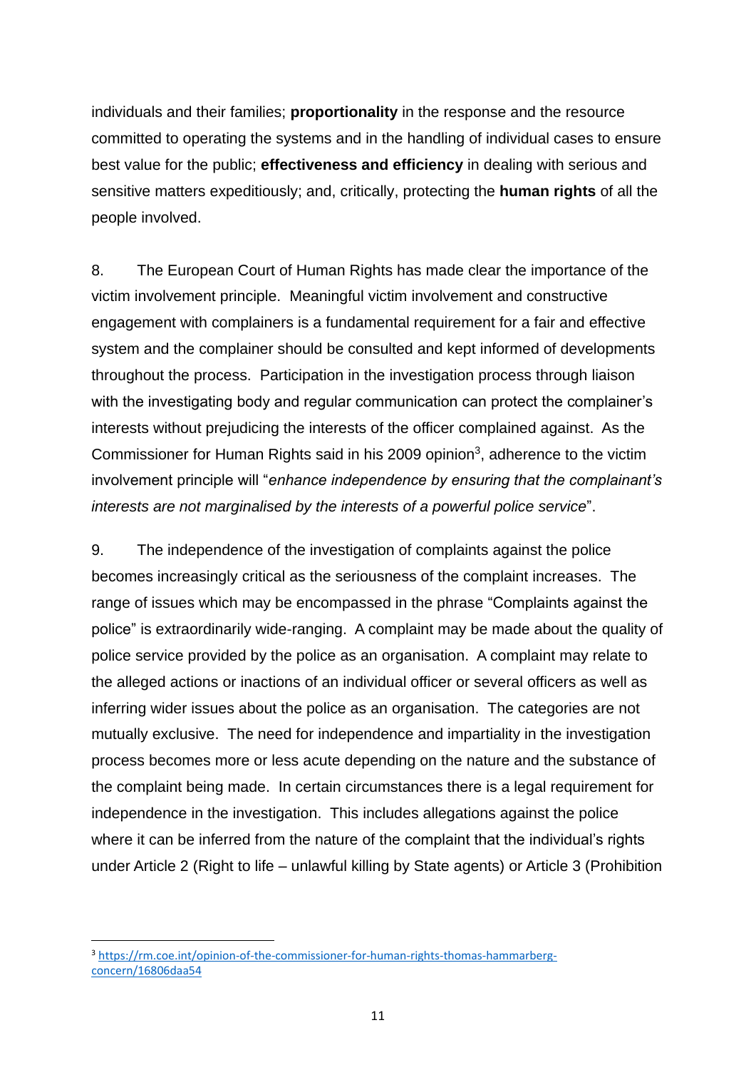individuals and their families; **proportionality** in the response and the resource committed to operating the systems and in the handling of individual cases to ensure best value for the public; **effectiveness and efficiency** in dealing with serious and sensitive matters expeditiously; and, critically, protecting the **human rights** of all the people involved.

8. The European Court of Human Rights has made clear the importance of the victim involvement principle. Meaningful victim involvement and constructive engagement with complainers is a fundamental requirement for a fair and effective system and the complainer should be consulted and kept informed of developments throughout the process. Participation in the investigation process through liaison with the investigating body and regular communication can protect the complainer's interests without prejudicing the interests of the officer complained against. As the Commissioner for Human Rights said in his 2009 opinion[3], adherence to the victim involvement principle will "*enhance independence by ensuring that the complainant's interests are not marginalised by the interests of a powerful police service*".

9. The independence of the investigation of complaints against the police becomes increasingly critical as the seriousness of the complaint increases. The range of issues which may be encompassed in the phrase "Complaints against the police" is extraordinarily wide-ranging. A complaint may be made about the quality of police service provided by the police as an organisation. A complaint may relate to the alleged actions or inactions of an individual officer or several officers as well as inferring wider issues about the police as an organisation. The categories are not mutually exclusive. The need for independence and impartiality in the investigation process becomes more or less acute depending on the nature and the substance of the complaint being made. In certain circumstances there is a legal requirement for independence in the investigation. This includes allegations against the police where it can be inferred from the nature of the complaint that the individual's rights under Article 2 (Right to life – unlawful killing by State agents) or Article 3 (Prohibition

---

[3] https://rm.coe.int/opinion-of-the-commissioner-for-human-rights-thomas-hammarberg-concern/16806daa54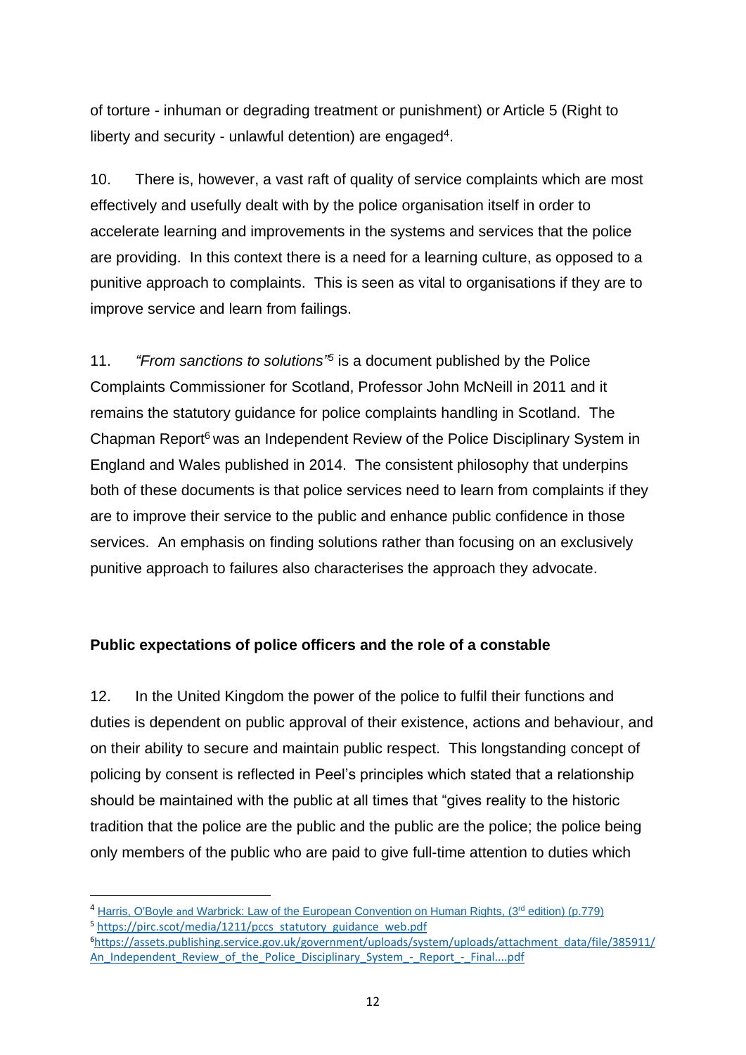of torture - inhuman or degrading treatment or punishment) or Article 5 (Right to liberty and security - unlawful detention) are engaged[4].

10. There is, however, a vast raft of quality of service complaints which are most effectively and usefully dealt with by the police organisation itself in order to accelerate learning and improvements in the systems and services that the police are providing. In this context there is a need for a learning culture, as opposed to a punitive approach to complaints. This is seen as vital to organisations if they are to improve service and learn from failings.

11. *"From sanctions to solutions"*[5] is a document published by the Police Complaints Commissioner for Scotland, Professor John McNeill in 2011 and it remains the statutory guidance for police complaints handling in Scotland. The Chapman Report[6] was an Independent Review of the Police Disciplinary System in England and Wales published in 2014. The consistent philosophy that underpins both of these documents is that police services need to learn from complaints if they are to improve their service to the public and enhance public confidence in those services. An emphasis on finding solutions rather than focusing on an exclusively punitive approach to failures also characterises the approach they advocate.

**Public expectations of police officers and the role of a constable**

12. In the United Kingdom the power of the police to fulfil their functions and duties is dependent on public approval of their existence, actions and behaviour, and on their ability to secure and maintain public respect. This longstanding concept of policing by consent is reflected in Peel's principles which stated that a relationship should be maintained with the public at all times that "gives reality to the historic tradition that the police are the public and the public are the police; the police being only members of the public who are paid to give full-time attention to duties which

---

[4] Harris, O'Boyle and Warbrick: Law of the European Convention on Human Rights, (3rd edition) (p.779)

[5] https://pirc.scot/media/1211/pccs_statutory_guidance_web.pdf

[6] https://assets.publishing.service.gov.uk/government/uploads/system/uploads/attachment_data/file/385911/An_Independent_Review_of_the_Police_Disciplinary_System_-_Report_-_Final....pdf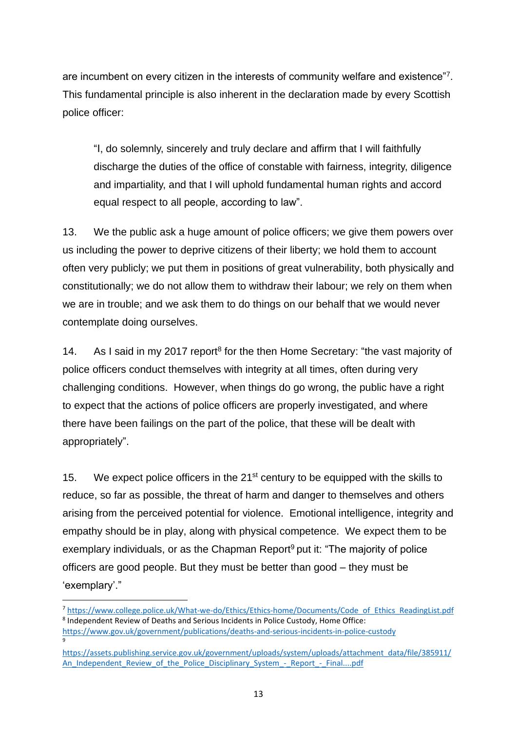are incumbent on every citizen in the interests of community welfare and existence"[7]. This fundamental principle is also inherent in the declaration made by every Scottish police officer:

> "I, do solemnly, sincerely and truly declare and affirm that I will faithfully discharge the duties of the office of constable with fairness, integrity, diligence and impartiality, and that I will uphold fundamental human rights and accord equal respect to all people, according to law".

13. We the public ask a huge amount of police officers; we give them powers over us including the power to deprive citizens of their liberty; we hold them to account often very publicly; we put them in positions of great vulnerability, both physically and constitutionally; we do not allow them to withdraw their labour; we rely on them when we are in trouble; and we ask them to do things on our behalf that we would never contemplate doing ourselves.

14. As I said in my 2017 report[8] for the then Home Secretary: "the vast majority of police officers conduct themselves with integrity at all times, often during very challenging conditions. However, when things do go wrong, the public have a right to expect that the actions of police officers are properly investigated, and where there have been failings on the part of the police, that these will be dealt with appropriately".

15. We expect police officers in the 21st century to be equipped with the skills to reduce, so far as possible, the threat of harm and danger to themselves and others arising from the perceived potential for violence. Emotional intelligence, integrity and empathy should be in play, along with physical competence. We expect them to be exemplary individuals, or as the Chapman Report[9] put it: "The majority of police officers are good people. But they must be better than good – they must be 'exemplary'."

---

[7] https://www.college.police.uk/What-we-do/Ethics/Ethics-home/Documents/Code_of_Ethics_ReadingList.pdf

[8] Independent Review of Deaths and Serious Incidents in Police Custody, Home Office: https://www.gov.uk/government/publications/deaths-and-serious-incidents-in-police-custody

[9] https://assets.publishing.service.gov.uk/government/uploads/system/uploads/attachment_data/file/385911/An_Independent_Review_of_the_Police_Disciplinary_System_-_Report_-_Final....pdf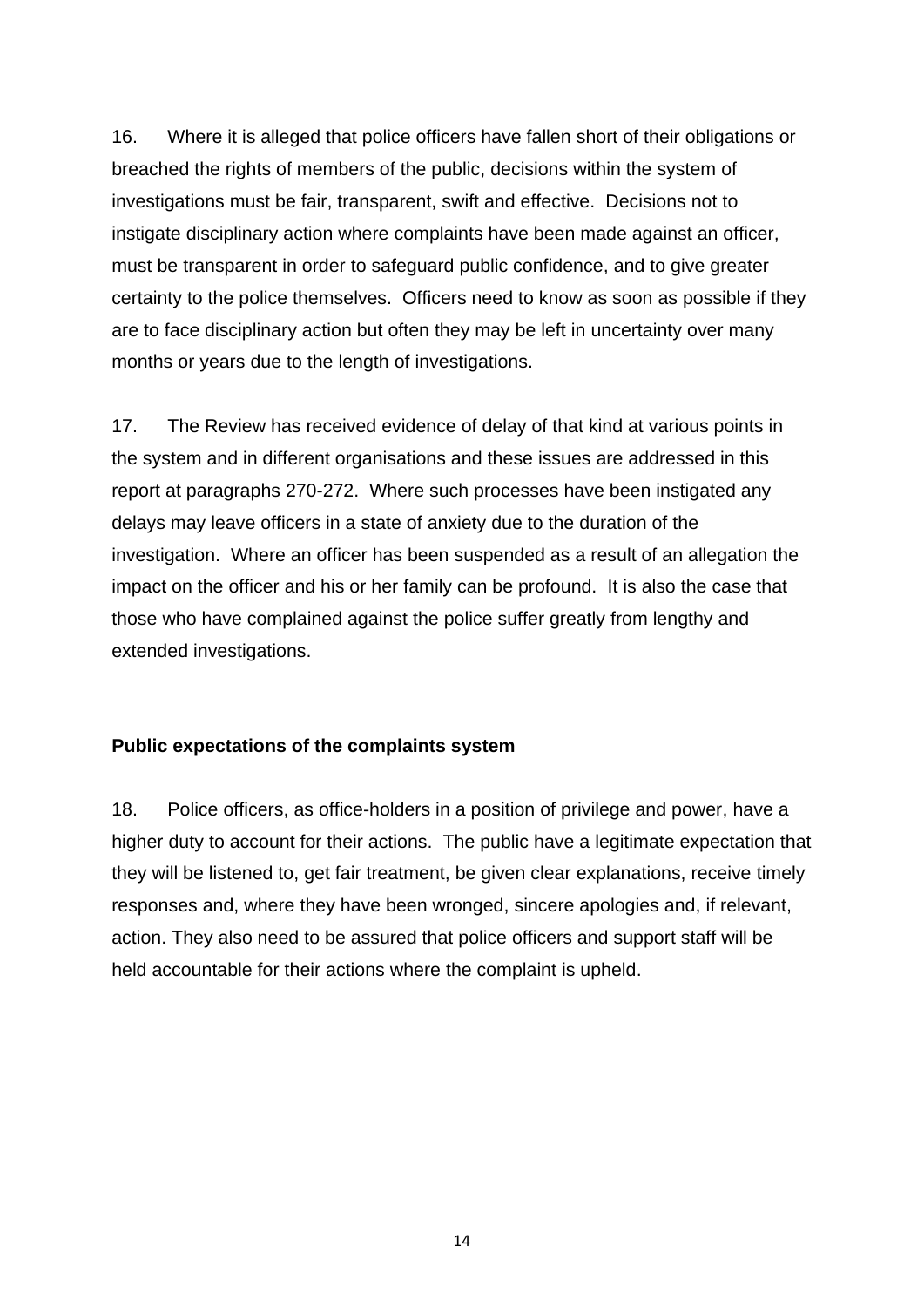16. Where it is alleged that police officers have fallen short of their obligations or breached the rights of members of the public, decisions within the system of investigations must be fair, transparent, swift and effective. Decisions not to instigate disciplinary action where complaints have been made against an officer, must be transparent in order to safeguard public confidence, and to give greater certainty to the police themselves. Officers need to know as soon as possible if they are to face disciplinary action but often they may be left in uncertainty over many months or years due to the length of investigations.

17. The Review has received evidence of delay of that kind at various points in the system and in different organisations and these issues are addressed in this report at paragraphs 270-272. Where such processes have been instigated any delays may leave officers in a state of anxiety due to the duration of the investigation. Where an officer has been suspended as a result of an allegation the impact on the officer and his or her family can be profound. It is also the case that those who have complained against the police suffer greatly from lengthy and extended investigations.

**Public expectations of the complaints system**

18. Police officers, as office-holders in a position of privilege and power, have a higher duty to account for their actions. The public have a legitimate expectation that they will be listened to, get fair treatment, be given clear explanations, receive timely responses and, where they have been wronged, sincere apologies and, if relevant, action. They also need to be assured that police officers and support staff will be held accountable for their actions where the complaint is upheld.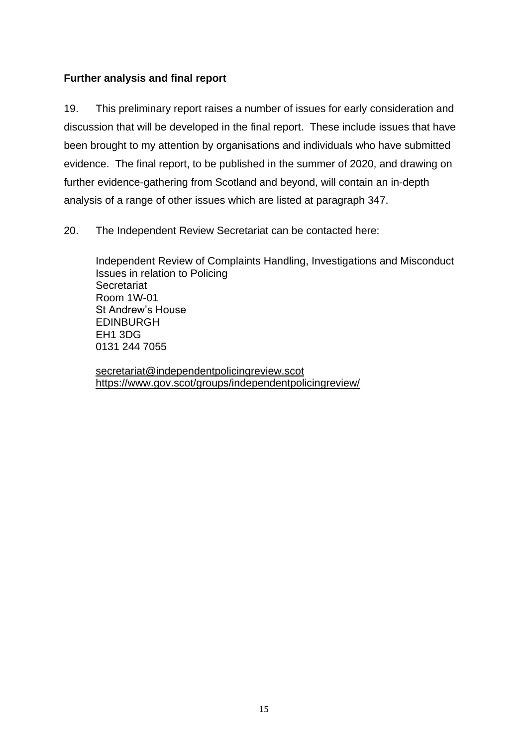**Further analysis and final report**

19. This preliminary report raises a number of issues for early consideration and discussion that will be developed in the final report. These include issues that have been brought to my attention by organisations and individuals who have submitted evidence. The final report, to be published in the summer of 2020, and drawing on further evidence-gathering from Scotland and beyond, will contain an in-depth analysis of a range of other issues which are listed at paragraph 347.

20. The Independent Review Secretariat can be contacted here:

Independent Review of Complaints Handling, Investigations and Misconduct Issues in relation to Policing  
Secretariat  
Room 1W-01  
St Andrew's House  
EDINBURGH  
EH1 3DG  
0131 244 7055

secretariat@independentpolicingreview.scot  
https://www.gov.scot/groups/independentpolicingreview/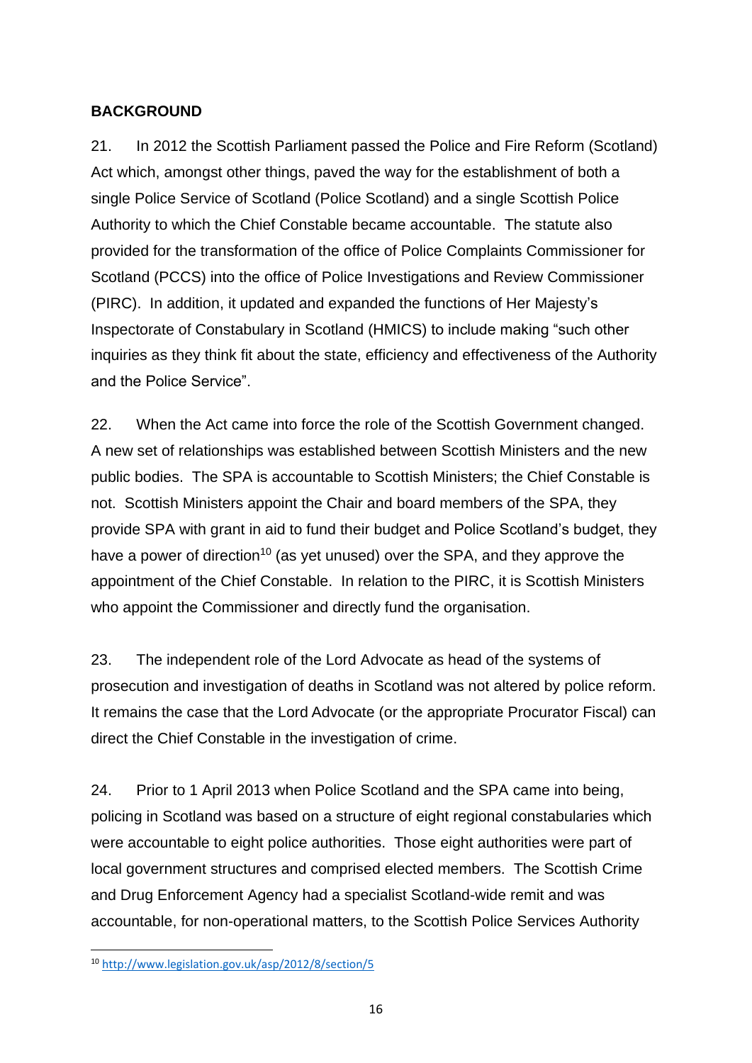## BACKGROUND

21. In 2012 the Scottish Parliament passed the Police and Fire Reform (Scotland) Act which, amongst other things, paved the way for the establishment of both a single Police Service of Scotland (Police Scotland) and a single Scottish Police Authority to which the Chief Constable became accountable. The statute also provided for the transformation of the office of Police Complaints Commissioner for Scotland (PCCS) into the office of Police Investigations and Review Commissioner (PIRC). In addition, it updated and expanded the functions of Her Majesty's Inspectorate of Constabulary in Scotland (HMICS) to include making "such other inquiries as they think fit about the state, efficiency and effectiveness of the Authority and the Police Service".

22. When the Act came into force the role of the Scottish Government changed. A new set of relationships was established between Scottish Ministers and the new public bodies. The SPA is accountable to Scottish Ministers; the Chief Constable is not. Scottish Ministers appoint the Chair and board members of the SPA, they provide SPA with grant in aid to fund their budget and Police Scotland's budget, they have a power of direction[10] (as yet unused) over the SPA, and they approve the appointment of the Chief Constable. In relation to the PIRC, it is Scottish Ministers who appoint the Commissioner and directly fund the organisation.

23. The independent role of the Lord Advocate as head of the systems of prosecution and investigation of deaths in Scotland was not altered by police reform. It remains the case that the Lord Advocate (or the appropriate Procurator Fiscal) can direct the Chief Constable in the investigation of crime.

24. Prior to 1 April 2013 when Police Scotland and the SPA came into being, policing in Scotland was based on a structure of eight regional constabularies which were accountable to eight police authorities. Those eight authorities were part of local government structures and comprised elected members. The Scottish Crime and Drug Enforcement Agency had a specialist Scotland-wide remit and was accountable, for non-operational matters, to the Scottish Police Services Authority

---

[10] http://www.legislation.gov.uk/asp/2012/8/section/5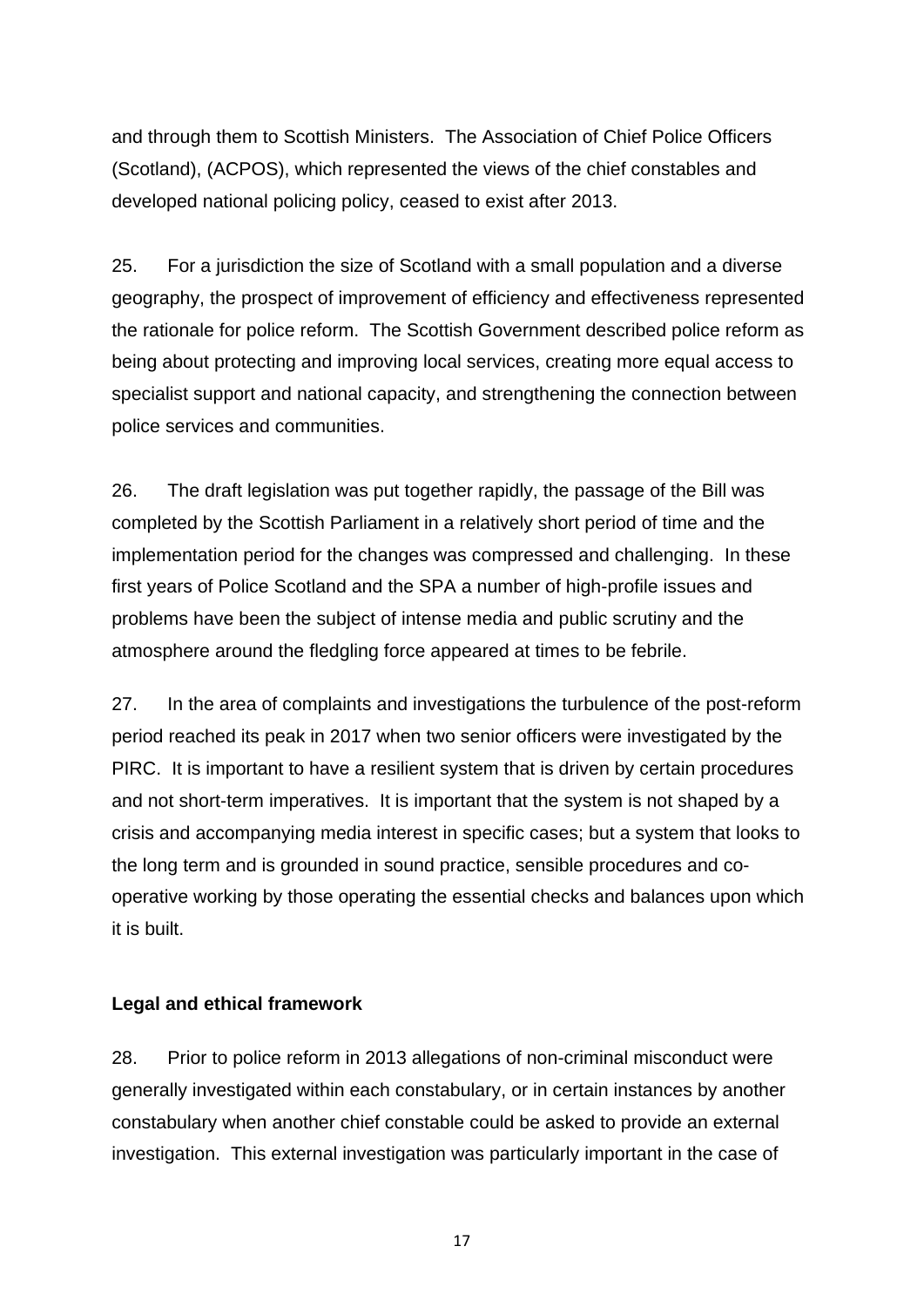and through them to Scottish Ministers. The Association of Chief Police Officers (Scotland), (ACPOS), which represented the views of the chief constables and developed national policing policy, ceased to exist after 2013.

25. For a jurisdiction the size of Scotland with a small population and a diverse geography, the prospect of improvement of efficiency and effectiveness represented the rationale for police reform. The Scottish Government described police reform as being about protecting and improving local services, creating more equal access to specialist support and national capacity, and strengthening the connection between police services and communities.

26. The draft legislation was put together rapidly, the passage of the Bill was completed by the Scottish Parliament in a relatively short period of time and the implementation period for the changes was compressed and challenging. In these first years of Police Scotland and the SPA a number of high-profile issues and problems have been the subject of intense media and public scrutiny and the atmosphere around the fledgling force appeared at times to be febrile.

27. In the area of complaints and investigations the turbulence of the post-reform period reached its peak in 2017 when two senior officers were investigated by the PIRC. It is important to have a resilient system that is driven by certain procedures and not short-term imperatives. It is important that the system is not shaped by a crisis and accompanying media interest in specific cases; but a system that looks to the long term and is grounded in sound practice, sensible procedures and co-operative working by those operating the essential checks and balances upon which it is built.

**Legal and ethical framework**

28. Prior to police reform in 2013 allegations of non-criminal misconduct were generally investigated within each constabulary, or in certain instances by another constabulary when another chief constable could be asked to provide an external investigation. This external investigation was particularly important in the case of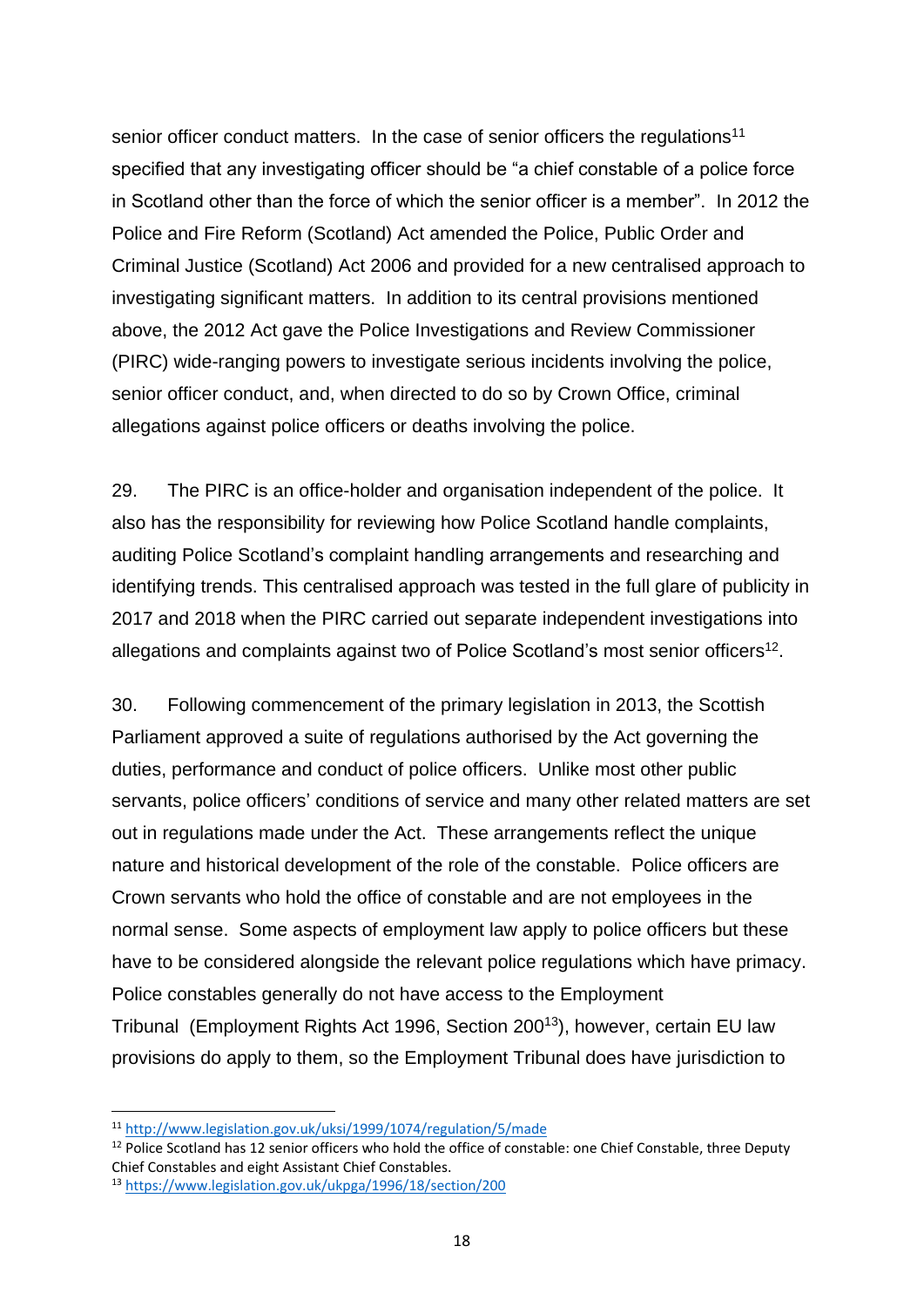senior officer conduct matters. In the case of senior officers the regulations[11] specified that any investigating officer should be "a chief constable of a police force in Scotland other than the force of which the senior officer is a member". In 2012 the Police and Fire Reform (Scotland) Act amended the Police, Public Order and Criminal Justice (Scotland) Act 2006 and provided for a new centralised approach to investigating significant matters. In addition to its central provisions mentioned above, the 2012 Act gave the Police Investigations and Review Commissioner (PIRC) wide-ranging powers to investigate serious incidents involving the police, senior officer conduct, and, when directed to do so by Crown Office, criminal allegations against police officers or deaths involving the police.

29. The PIRC is an office-holder and organisation independent of the police. It also has the responsibility for reviewing how Police Scotland handle complaints, auditing Police Scotland's complaint handling arrangements and researching and identifying trends. This centralised approach was tested in the full glare of publicity in 2017 and 2018 when the PIRC carried out separate independent investigations into allegations and complaints against two of Police Scotland's most senior officers[12].

30. Following commencement of the primary legislation in 2013, the Scottish Parliament approved a suite of regulations authorised by the Act governing the duties, performance and conduct of police officers. Unlike most other public servants, police officers' conditions of service and many other related matters are set out in regulations made under the Act. These arrangements reflect the unique nature and historical development of the role of the constable. Police officers are Crown servants who hold the office of constable and are not employees in the normal sense. Some aspects of employment law apply to police officers but these have to be considered alongside the relevant police regulations which have primacy. Police constables generally do not have access to the Employment Tribunal (Employment Rights Act 1996, Section 200[13]), however, certain EU law provisions do apply to them, so the Employment Tribunal does have jurisdiction to

---

[11] http://www.legislation.gov.uk/uksi/1999/1074/regulation/5/made

[12] Police Scotland has 12 senior officers who hold the office of constable: one Chief Constable, three Deputy Chief Constables and eight Assistant Chief Constables.

[13] https://www.legislation.gov.uk/ukpga/1996/18/section/200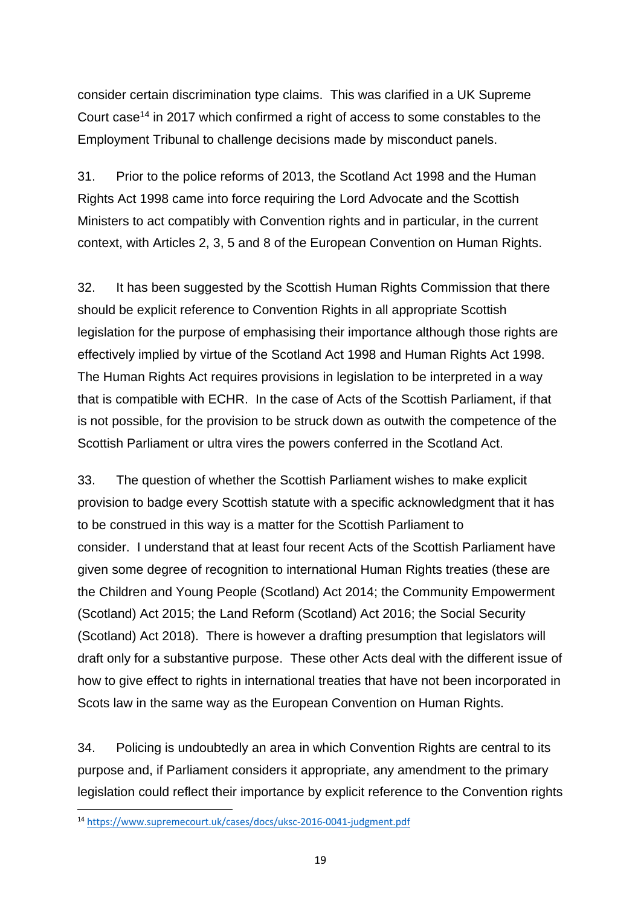consider certain discrimination type claims. This was clarified in a UK Supreme Court case[14] in 2017 which confirmed a right of access to some constables to the Employment Tribunal to challenge decisions made by misconduct panels.

31. Prior to the police reforms of 2013, the Scotland Act 1998 and the Human Rights Act 1998 came into force requiring the Lord Advocate and the Scottish Ministers to act compatibly with Convention rights and in particular, in the current context, with Articles 2, 3, 5 and 8 of the European Convention on Human Rights.

32. It has been suggested by the Scottish Human Rights Commission that there should be explicit reference to Convention Rights in all appropriate Scottish legislation for the purpose of emphasising their importance although those rights are effectively implied by virtue of the Scotland Act 1998 and Human Rights Act 1998. The Human Rights Act requires provisions in legislation to be interpreted in a way that is compatible with ECHR. In the case of Acts of the Scottish Parliament, if that is not possible, for the provision to be struck down as outwith the competence of the Scottish Parliament or ultra vires the powers conferred in the Scotland Act.

33. The question of whether the Scottish Parliament wishes to make explicit provision to badge every Scottish statute with a specific acknowledgment that it has to be construed in this way is a matter for the Scottish Parliament to consider. I understand that at least four recent Acts of the Scottish Parliament have given some degree of recognition to international Human Rights treaties (these are the Children and Young People (Scotland) Act 2014; the Community Empowerment (Scotland) Act 2015; the Land Reform (Scotland) Act 2016; the Social Security (Scotland) Act 2018). There is however a drafting presumption that legislators will draft only for a substantive purpose. These other Acts deal with the different issue of how to give effect to rights in international treaties that have not been incorporated in Scots law in the same way as the European Convention on Human Rights.

34. Policing is undoubtedly an area in which Convention Rights are central to its purpose and, if Parliament considers it appropriate, any amendment to the primary legislation could reflect their importance by explicit reference to the Convention rights

[14] https://www.supremecourt.uk/cases/docs/uksc-2016-0041-judgment.pdf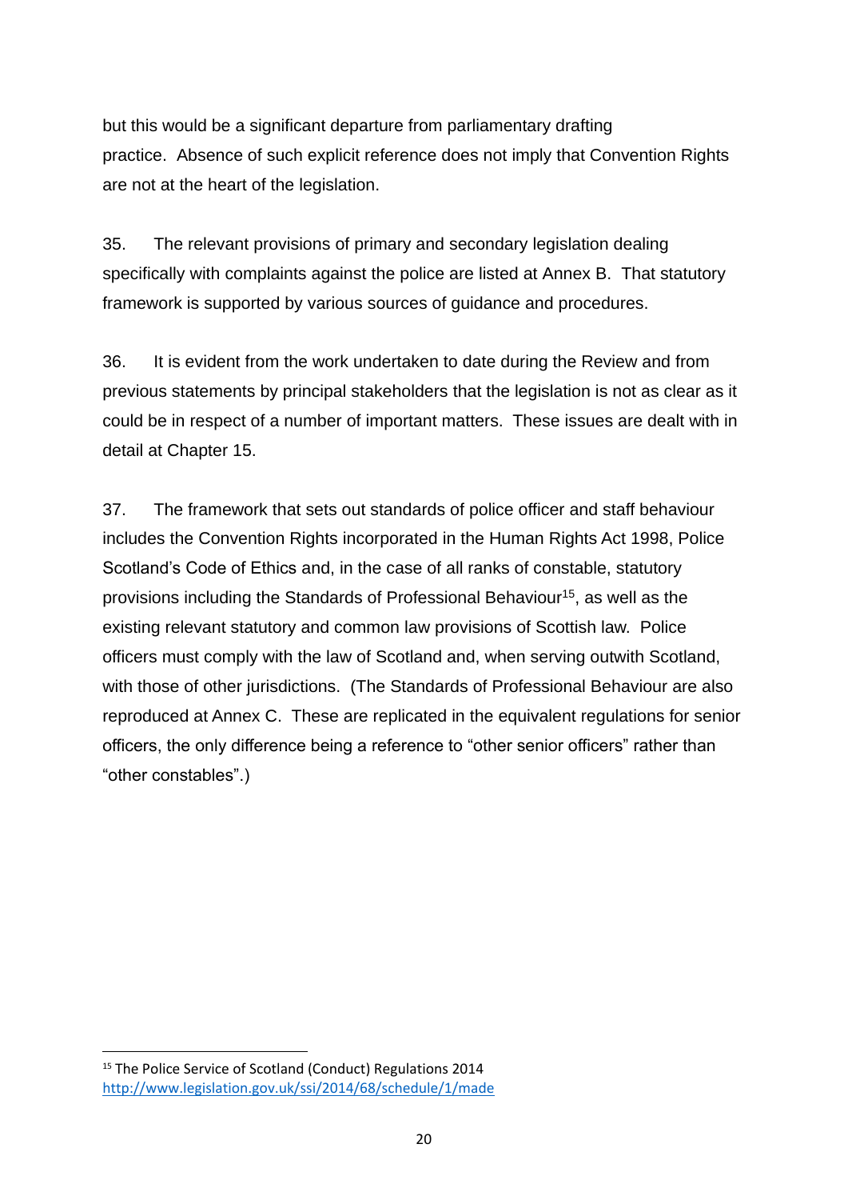but this would be a significant departure from parliamentary drafting practice. Absence of such explicit reference does not imply that Convention Rights are not at the heart of the legislation.

35. The relevant provisions of primary and secondary legislation dealing specifically with complaints against the police are listed at Annex B. That statutory framework is supported by various sources of guidance and procedures.

36. It is evident from the work undertaken to date during the Review and from previous statements by principal stakeholders that the legislation is not as clear as it could be in respect of a number of important matters. These issues are dealt with in detail at Chapter 15.

37. The framework that sets out standards of police officer and staff behaviour includes the Convention Rights incorporated in the Human Rights Act 1998, Police Scotland's Code of Ethics and, in the case of all ranks of constable, statutory provisions including the Standards of Professional Behaviour[15], as well as the existing relevant statutory and common law provisions of Scottish law. Police officers must comply with the law of Scotland and, when serving outwith Scotland, with those of other jurisdictions. (The Standards of Professional Behaviour are also reproduced at Annex C. These are replicated in the equivalent regulations for senior officers, the only difference being a reference to "other senior officers" rather than "other constables".)

---

[15] The Police Service of Scotland (Conduct) Regulations 2014 http://www.legislation.gov.uk/ssi/2014/68/schedule/1/made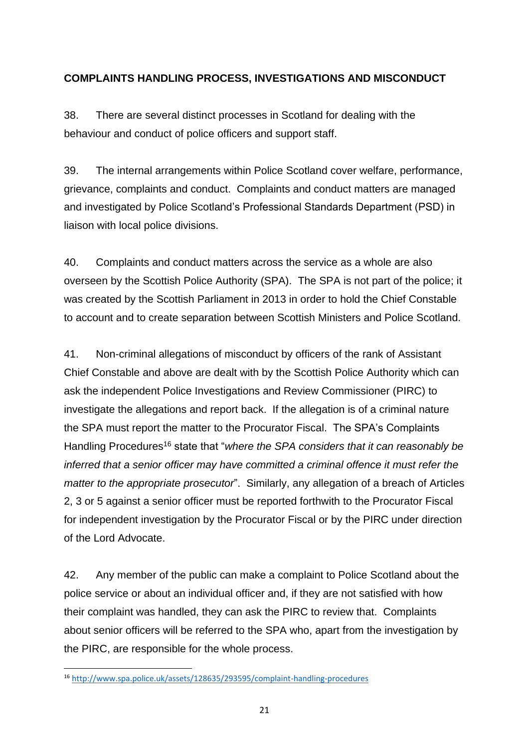## COMPLAINTS HANDLING PROCESS, INVESTIGATIONS AND MISCONDUCT

38. There are several distinct processes in Scotland for dealing with the behaviour and conduct of police officers and support staff.

39. The internal arrangements within Police Scotland cover welfare, performance, grievance, complaints and conduct. Complaints and conduct matters are managed and investigated by Police Scotland's Professional Standards Department (PSD) in liaison with local police divisions.

40. Complaints and conduct matters across the service as a whole are also overseen by the Scottish Police Authority (SPA). The SPA is not part of the police; it was created by the Scottish Parliament in 2013 in order to hold the Chief Constable to account and to create separation between Scottish Ministers and Police Scotland.

41. Non-criminal allegations of misconduct by officers of the rank of Assistant Chief Constable and above are dealt with by the Scottish Police Authority which can ask the independent Police Investigations and Review Commissioner (PIRC) to investigate the allegations and report back. If the allegation is of a criminal nature the SPA must report the matter to the Procurator Fiscal. The SPA's Complaints Handling Procedures[16] state that "*where the SPA considers that it can reasonably be inferred that a senior officer may have committed a criminal offence it must refer the matter to the appropriate prosecutor*". Similarly, any allegation of a breach of Articles 2, 3 or 5 against a senior officer must be reported forthwith to the Procurator Fiscal for independent investigation by the Procurator Fiscal or by the PIRC under direction of the Lord Advocate.

42. Any member of the public can make a complaint to Police Scotland about the police service or about an individual officer and, if they are not satisfied with how their complaint was handled, they can ask the PIRC to review that. Complaints about senior officers will be referred to the SPA who, apart from the investigation by the PIRC, are responsible for the whole process.

---

[16] http://www.spa.police.uk/assets/128635/293595/complaint-handling-procedures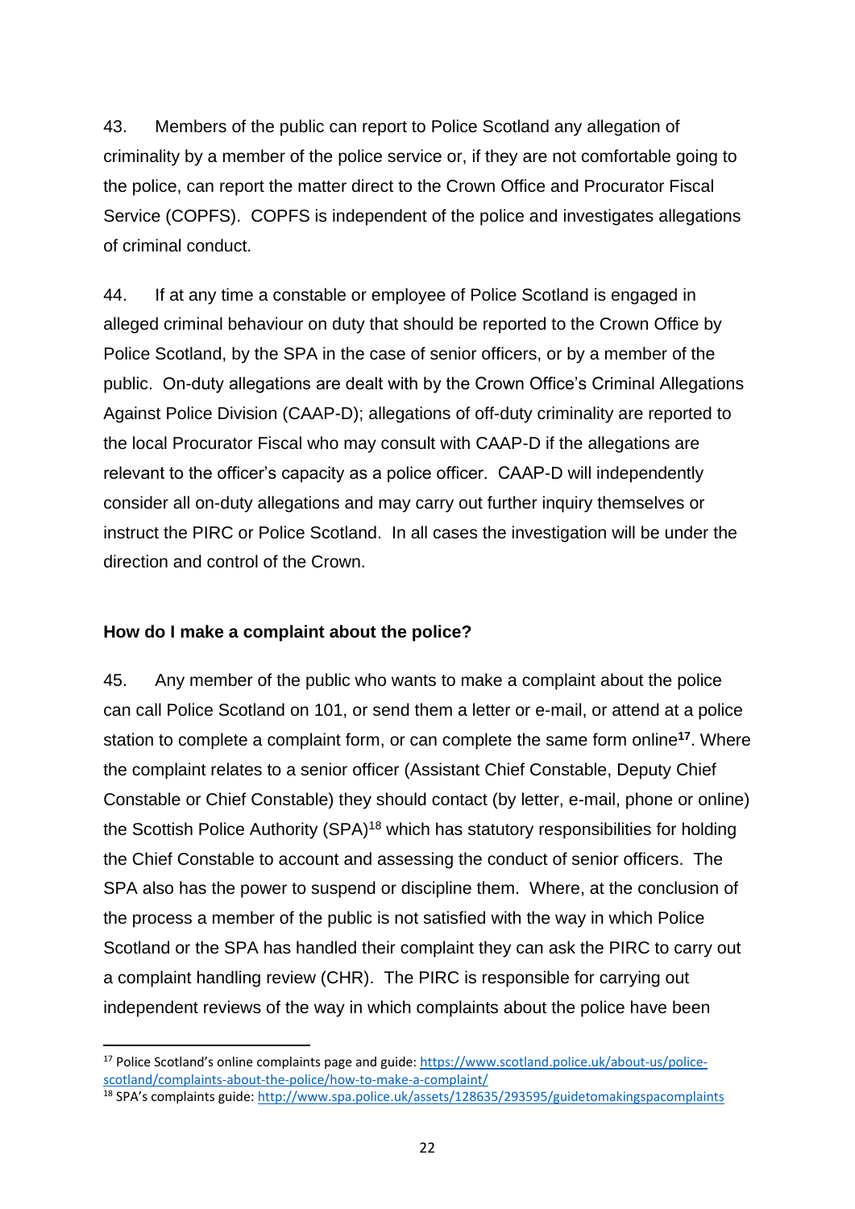43. Members of the public can report to Police Scotland any allegation of criminality by a member of the police service or, if they are not comfortable going to the police, can report the matter direct to the Crown Office and Procurator Fiscal Service (COPFS). COPFS is independent of the police and investigates allegations of criminal conduct.

44. If at any time a constable or employee of Police Scotland is engaged in alleged criminal behaviour on duty that should be reported to the Crown Office by Police Scotland, by the SPA in the case of senior officers, or by a member of the public. On-duty allegations are dealt with by the Crown Office's Criminal Allegations Against Police Division (CAAP-D); allegations of off-duty criminality are reported to the local Procurator Fiscal who may consult with CAAP-D if the allegations are relevant to the officer's capacity as a police officer. CAAP-D will independently consider all on-duty allegations and may carry out further inquiry themselves or instruct the PIRC or Police Scotland. In all cases the investigation will be under the direction and control of the Crown.

### How do I make a complaint about the police?

45. Any member of the public who wants to make a complaint about the police can call Police Scotland on 101, or send them a letter or e-mail, or attend at a police station to complete a complaint form, or can complete the same form online[17]. Where the complaint relates to a senior officer (Assistant Chief Constable, Deputy Chief Constable or Chief Constable) they should contact (by letter, e-mail, phone or online) the Scottish Police Authority (SPA)[18] which has statutory responsibilities for holding the Chief Constable to account and assessing the conduct of senior officers. The SPA also has the power to suspend or discipline them. Where, at the conclusion of the process a member of the public is not satisfied with the way in which Police Scotland or the SPA has handled their complaint they can ask the PIRC to carry out a complaint handling review (CHR). The PIRC is responsible for carrying out independent reviews of the way in which complaints about the police have been

---

[17] Police Scotland's online complaints page and guide: https://www.scotland.police.uk/about-us/police-scotland/complaints-about-the-police/how-to-make-a-complaint/

[18] SPA's complaints guide: http://www.spa.police.uk/assets/128635/293595/guidetomakingspacomplaints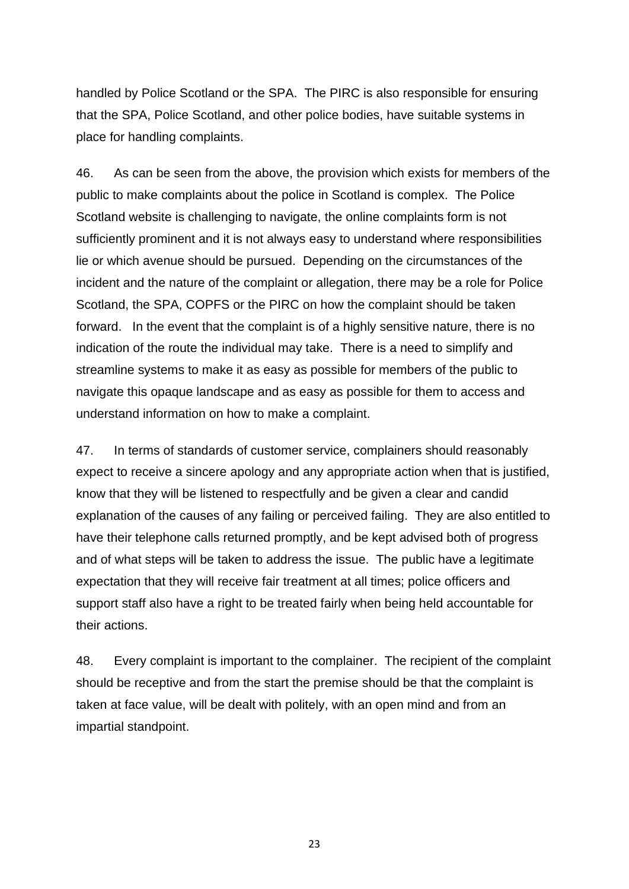handled by Police Scotland or the SPA. The PIRC is also responsible for ensuring that the SPA, Police Scotland, and other police bodies, have suitable systems in place for handling complaints.

46. As can be seen from the above, the provision which exists for members of the public to make complaints about the police in Scotland is complex. The Police Scotland website is challenging to navigate, the online complaints form is not sufficiently prominent and it is not always easy to understand where responsibilities lie or which avenue should be pursued. Depending on the circumstances of the incident and the nature of the complaint or allegation, there may be a role for Police Scotland, the SPA, COPFS or the PIRC on how the complaint should be taken forward. In the event that the complaint is of a highly sensitive nature, there is no indication of the route the individual may take. There is a need to simplify and streamline systems to make it as easy as possible for members of the public to navigate this opaque landscape and as easy as possible for them to access and understand information on how to make a complaint.

47. In terms of standards of customer service, complainers should reasonably expect to receive a sincere apology and any appropriate action when that is justified, know that they will be listened to respectfully and be given a clear and candid explanation of the causes of any failing or perceived failing. They are also entitled to have their telephone calls returned promptly, and be kept advised both of progress and of what steps will be taken to address the issue. The public have a legitimate expectation that they will receive fair treatment at all times; police officers and support staff also have a right to be treated fairly when being held accountable for their actions.

48. Every complaint is important to the complainer. The recipient of the complaint should be receptive and from the start the premise should be that the complaint is taken at face value, will be dealt with politely, with an open mind and from an impartial standpoint.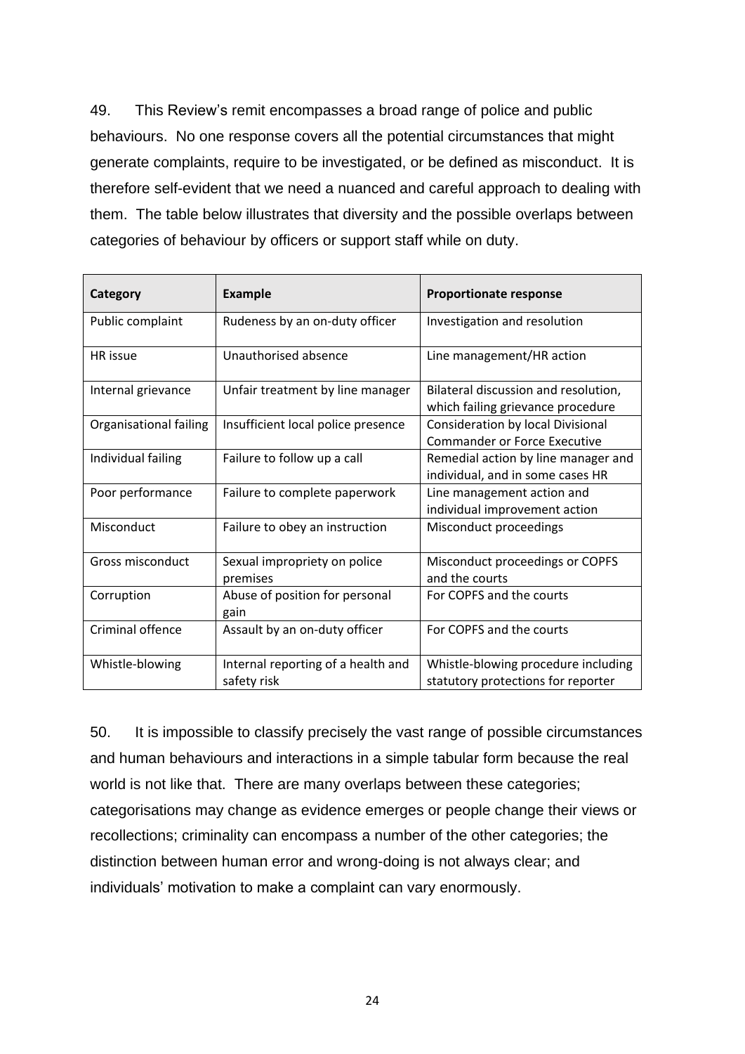49. This Review's remit encompasses a broad range of police and public behaviours. No one response covers all the potential circumstances that might generate complaints, require to be investigated, or be defined as misconduct. It is therefore self-evident that we need a nuanced and careful approach to dealing with them. The table below illustrates that diversity and the possible overlaps between categories of behaviour by officers or support staff while on duty.

| Category | Example | Proportionate response |
|---|---|---|
| Public complaint | Rudeness by an on-duty officer | Investigation and resolution |
| HR issue | Unauthorised absence | Line management/HR action |
| Internal grievance | Unfair treatment by line manager | Bilateral discussion and resolution, which failing grievance procedure |
| Organisational failing | Insufficient local police presence | Consideration by local Divisional Commander or Force Executive |
| Individual failing | Failure to follow up a call | Remedial action by line manager and individual, and in some cases HR |
| Poor performance | Failure to complete paperwork | Line management action and individual improvement action |
| Misconduct | Failure to obey an instruction | Misconduct proceedings |
| Gross misconduct | Sexual impropriety on police premises | Misconduct proceedings or COPFS and the courts |
| Corruption | Abuse of position for personal gain | For COPFS and the courts |
| Criminal offence | Assault by an on-duty officer | For COPFS and the courts |
| Whistle-blowing | Internal reporting of a health and safety risk | Whistle-blowing procedure including statutory protections for reporter |

50. It is impossible to classify precisely the vast range of possible circumstances and human behaviours and interactions in a simple tabular form because the real world is not like that. There are many overlaps between these categories; categorisations may change as evidence emerges or people change their views or recollections; criminality can encompass a number of the other categories; the distinction between human error and wrong-doing is not always clear; and individuals' motivation to make a complaint can vary enormously.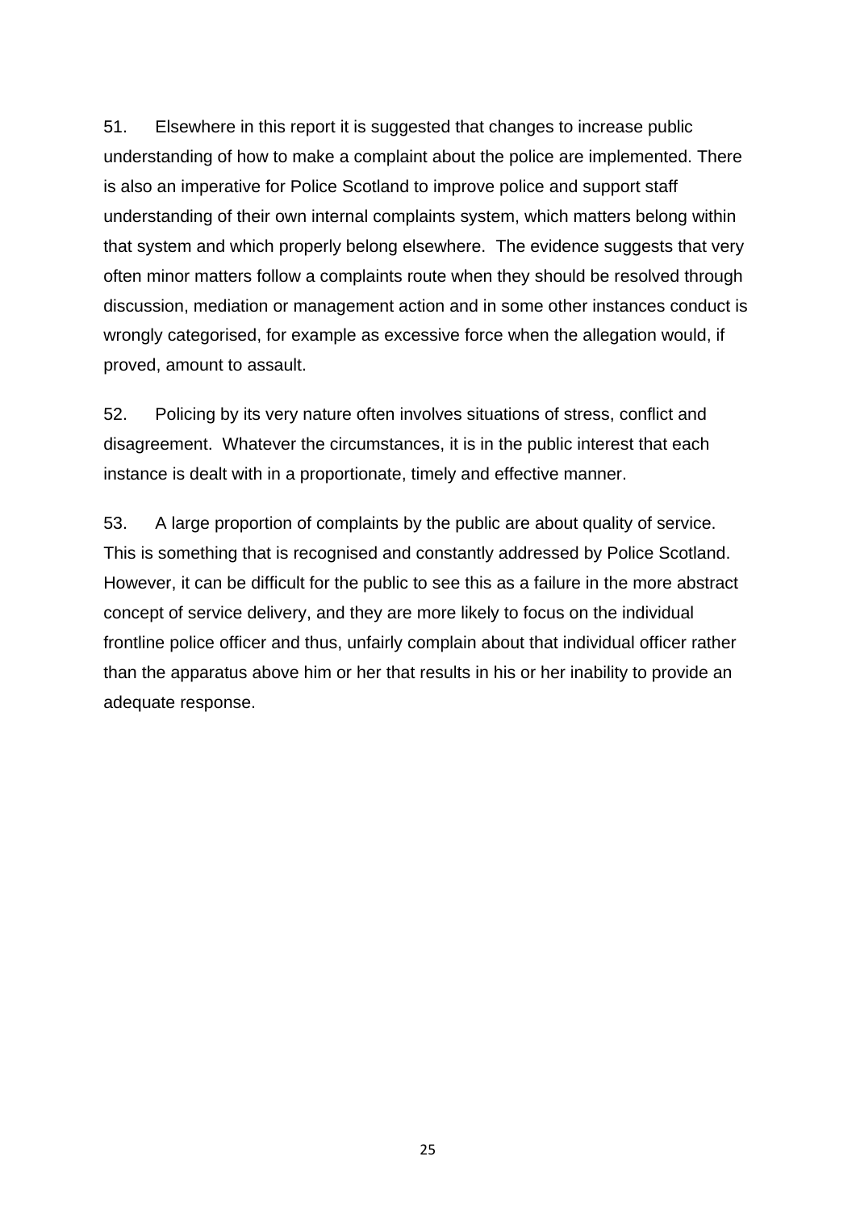51. Elsewhere in this report it is suggested that changes to increase public understanding of how to make a complaint about the police are implemented. There is also an imperative for Police Scotland to improve police and support staff understanding of their own internal complaints system, which matters belong within that system and which properly belong elsewhere. The evidence suggests that very often minor matters follow a complaints route when they should be resolved through discussion, mediation or management action and in some other instances conduct is wrongly categorised, for example as excessive force when the allegation would, if proved, amount to assault.

52. Policing by its very nature often involves situations of stress, conflict and disagreement. Whatever the circumstances, it is in the public interest that each instance is dealt with in a proportionate, timely and effective manner.

53. A large proportion of complaints by the public are about quality of service. This is something that is recognised and constantly addressed by Police Scotland. However, it can be difficult for the public to see this as a failure in the more abstract concept of service delivery, and they are more likely to focus on the individual frontline police officer and thus, unfairly complain about that individual officer rather than the apparatus above him or her that results in his or her inability to provide an adequate response.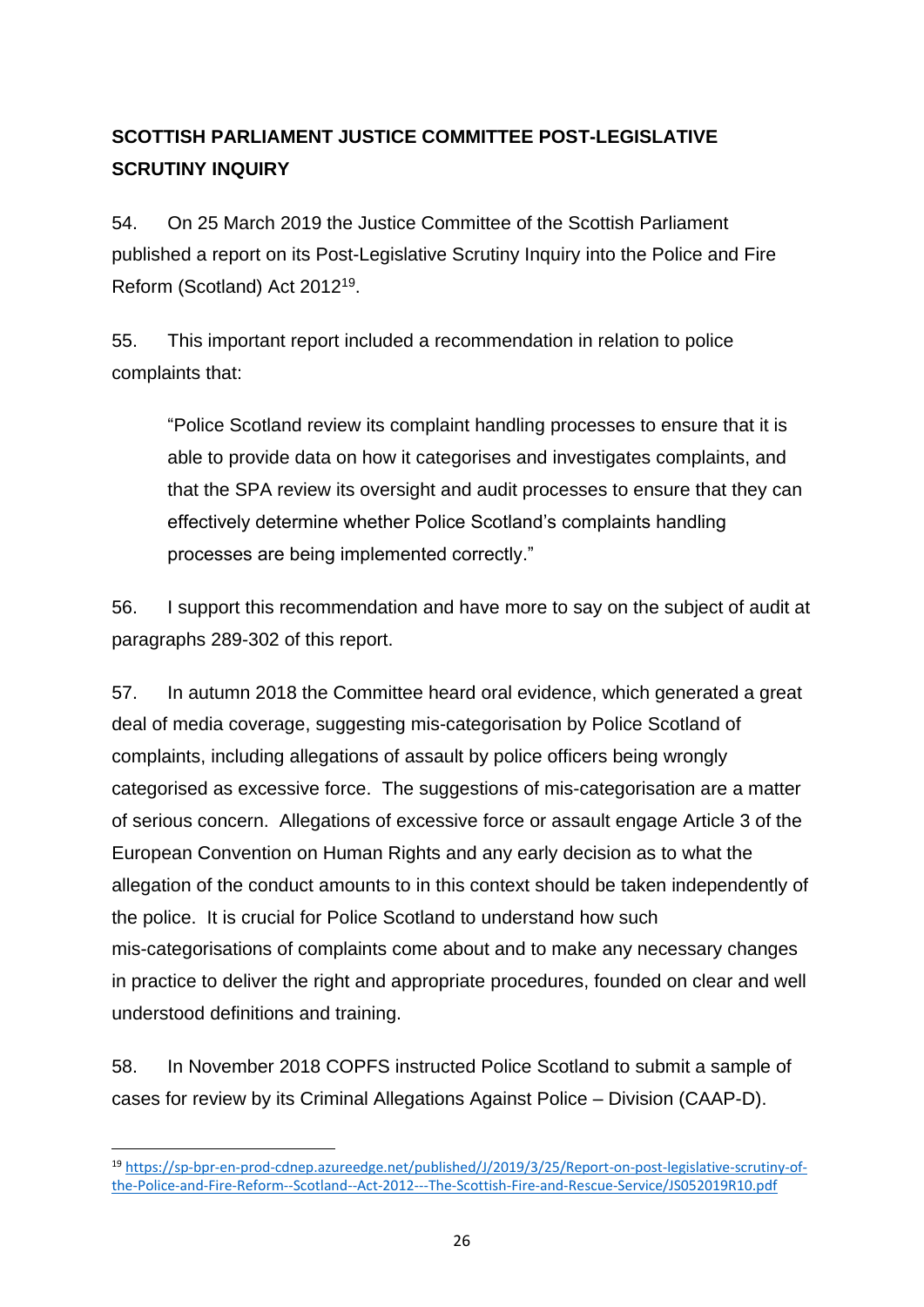## SCOTTISH PARLIAMENT JUSTICE COMMITTEE POST-LEGISLATIVE SCRUTINY INQUIRY

54. On 25 March 2019 the Justice Committee of the Scottish Parliament published a report on its Post-Legislative Scrutiny Inquiry into the Police and Fire Reform (Scotland) Act 2012[19].

55. This important report included a recommendation in relation to police complaints that:

> "Police Scotland review its complaint handling processes to ensure that it is able to provide data on how it categorises and investigates complaints, and that the SPA review its oversight and audit processes to ensure that they can effectively determine whether Police Scotland's complaints handling processes are being implemented correctly."

56. I support this recommendation and have more to say on the subject of audit at paragraphs 289-302 of this report.

57. In autumn 2018 the Committee heard oral evidence, which generated a great deal of media coverage, suggesting mis-categorisation by Police Scotland of complaints, including allegations of assault by police officers being wrongly categorised as excessive force. The suggestions of mis-categorisation are a matter of serious concern. Allegations of excessive force or assault engage Article 3 of the European Convention on Human Rights and any early decision as to what the allegation of the conduct amounts to in this context should be taken independently of the police. It is crucial for Police Scotland to understand how such mis-categorisations of complaints come about and to make any necessary changes in practice to deliver the right and appropriate procedures, founded on clear and well understood definitions and training.

58. In November 2018 COPFS instructed Police Scotland to submit a sample of cases for review by its Criminal Allegations Against Police – Division (CAAP-D).

---

[19] https://sp-bpr-en-prod-cdnep.azureedge.net/published/J/2019/3/25/Report-on-post-legislative-scrutiny-of-the-Police-and-Fire-Reform--Scotland--Act-2012---The-Scottish-Fire-and-Rescue-Service/JS052019R10.pdf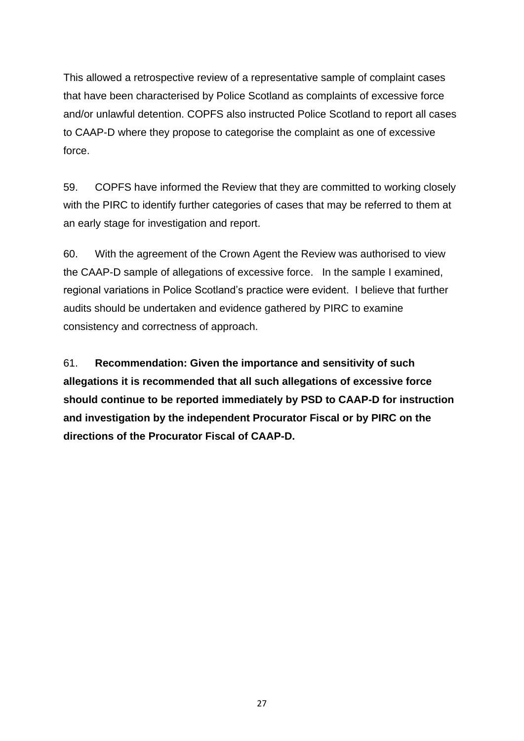This allowed a retrospective review of a representative sample of complaint cases that have been characterised by Police Scotland as complaints of excessive force and/or unlawful detention. COPFS also instructed Police Scotland to report all cases to CAAP-D where they propose to categorise the complaint as one of excessive force.

59. COPFS have informed the Review that they are committed to working closely with the PIRC to identify further categories of cases that may be referred to them at an early stage for investigation and report.

60. With the agreement of the Crown Agent the Review was authorised to view the CAAP-D sample of allegations of excessive force. In the sample I examined, regional variations in Police Scotland's practice were evident. I believe that further audits should be undertaken and evidence gathered by PIRC to examine consistency and correctness of approach.

61. **Recommendation: Given the importance and sensitivity of such allegations it is recommended that all such allegations of excessive force should continue to be reported immediately by PSD to CAAP-D for instruction and investigation by the independent Procurator Fiscal or by PIRC on the directions of the Procurator Fiscal of CAAP-D.**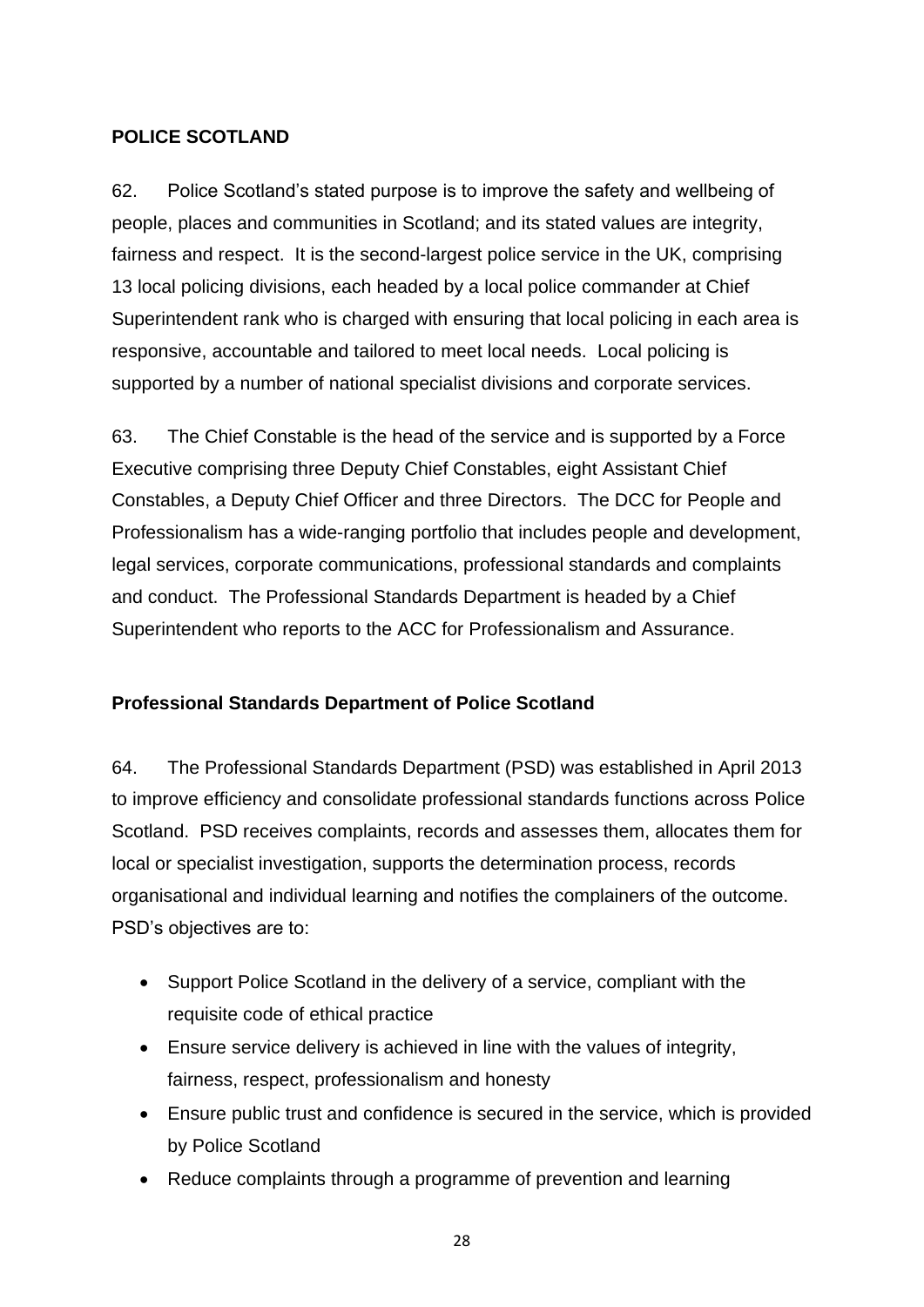## POLICE SCOTLAND

62. Police Scotland's stated purpose is to improve the safety and wellbeing of people, places and communities in Scotland; and its stated values are integrity, fairness and respect. It is the second-largest police service in the UK, comprising 13 local policing divisions, each headed by a local police commander at Chief Superintendent rank who is charged with ensuring that local policing in each area is responsive, accountable and tailored to meet local needs. Local policing is supported by a number of national specialist divisions and corporate services.

63. The Chief Constable is the head of the service and is supported by a Force Executive comprising three Deputy Chief Constables, eight Assistant Chief Constables, a Deputy Chief Officer and three Directors. The DCC for People and Professionalism has a wide-ranging portfolio that includes people and development, legal services, corporate communications, professional standards and complaints and conduct. The Professional Standards Department is headed by a Chief Superintendent who reports to the ACC for Professionalism and Assurance.

### Professional Standards Department of Police Scotland

64. The Professional Standards Department (PSD) was established in April 2013 to improve efficiency and consolidate professional standards functions across Police Scotland. PSD receives complaints, records and assesses them, allocates them for local or specialist investigation, supports the determination process, records organisational and individual learning and notifies the complainers of the outcome. PSD's objectives are to:

- Support Police Scotland in the delivery of a service, compliant with the requisite code of ethical practice
- Ensure service delivery is achieved in line with the values of integrity, fairness, respect, professionalism and honesty
- Ensure public trust and confidence is secured in the service, which is provided by Police Scotland
- Reduce complaints through a programme of prevention and learning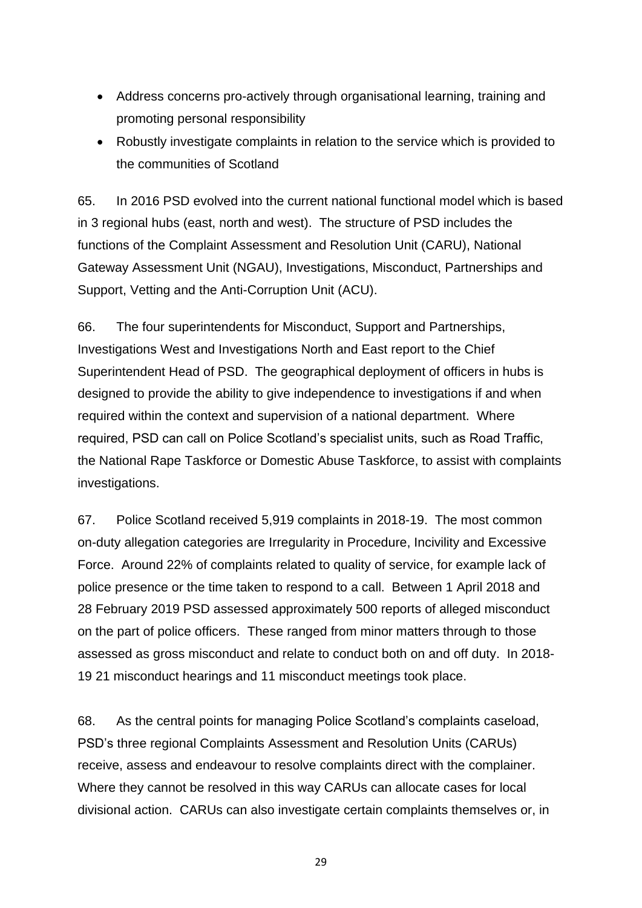- Address concerns pro-actively through organisational learning, training and promoting personal responsibility
- Robustly investigate complaints in relation to the service which is provided to the communities of Scotland

65. In 2016 PSD evolved into the current national functional model which is based in 3 regional hubs (east, north and west). The structure of PSD includes the functions of the Complaint Assessment and Resolution Unit (CARU), National Gateway Assessment Unit (NGAU), Investigations, Misconduct, Partnerships and Support, Vetting and the Anti-Corruption Unit (ACU).

66. The four superintendents for Misconduct, Support and Partnerships, Investigations West and Investigations North and East report to the Chief Superintendent Head of PSD. The geographical deployment of officers in hubs is designed to provide the ability to give independence to investigations if and when required within the context and supervision of a national department. Where required, PSD can call on Police Scotland's specialist units, such as Road Traffic, the National Rape Taskforce or Domestic Abuse Taskforce, to assist with complaints investigations.

67. Police Scotland received 5,919 complaints in 2018-19. The most common on-duty allegation categories are Irregularity in Procedure, Incivility and Excessive Force. Around 22% of complaints related to quality of service, for example lack of police presence or the time taken to respond to a call. Between 1 April 2018 and 28 February 2019 PSD assessed approximately 500 reports of alleged misconduct on the part of police officers. These ranged from minor matters through to those assessed as gross misconduct and relate to conduct both on and off duty. In 2018-19 21 misconduct hearings and 11 misconduct meetings took place.

68. As the central points for managing Police Scotland's complaints caseload, PSD's three regional Complaints Assessment and Resolution Units (CARUs) receive, assess and endeavour to resolve complaints direct with the complainer. Where they cannot be resolved in this way CARUs can allocate cases for local divisional action. CARUs can also investigate certain complaints themselves or, in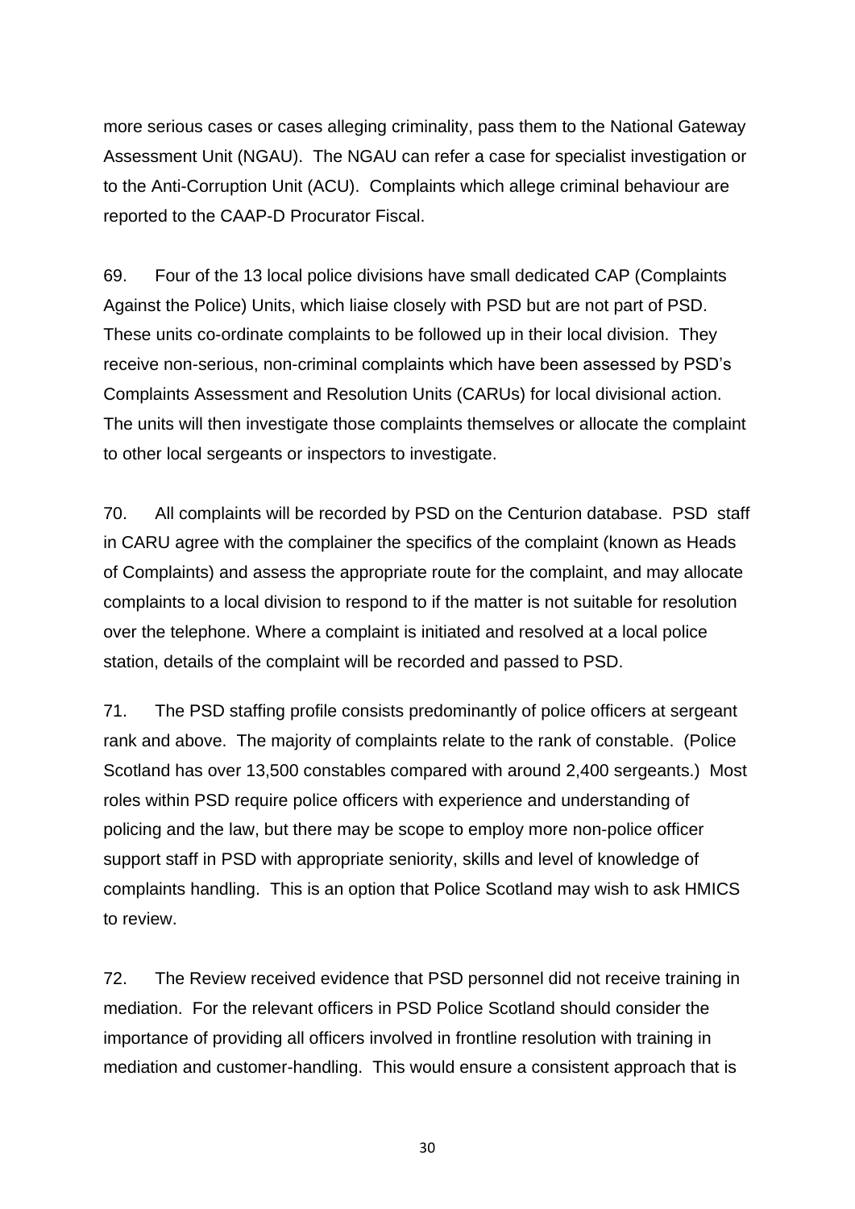more serious cases or cases alleging criminality, pass them to the National Gateway Assessment Unit (NGAU). The NGAU can refer a case for specialist investigation or to the Anti-Corruption Unit (ACU). Complaints which allege criminal behaviour are reported to the CAAP-D Procurator Fiscal.

69. Four of the 13 local police divisions have small dedicated CAP (Complaints Against the Police) Units, which liaise closely with PSD but are not part of PSD. These units co-ordinate complaints to be followed up in their local division. They receive non-serious, non-criminal complaints which have been assessed by PSD's Complaints Assessment and Resolution Units (CARUs) for local divisional action. The units will then investigate those complaints themselves or allocate the complaint to other local sergeants or inspectors to investigate.

70. All complaints will be recorded by PSD on the Centurion database. PSD staff in CARU agree with the complainer the specifics of the complaint (known as Heads of Complaints) and assess the appropriate route for the complaint, and may allocate complaints to a local division to respond to if the matter is not suitable for resolution over the telephone. Where a complaint is initiated and resolved at a local police station, details of the complaint will be recorded and passed to PSD.

71. The PSD staffing profile consists predominantly of police officers at sergeant rank and above. The majority of complaints relate to the rank of constable. (Police Scotland has over 13,500 constables compared with around 2,400 sergeants.) Most roles within PSD require police officers with experience and understanding of policing and the law, but there may be scope to employ more non-police officer support staff in PSD with appropriate seniority, skills and level of knowledge of complaints handling. This is an option that Police Scotland may wish to ask HMICS to review.

72. The Review received evidence that PSD personnel did not receive training in mediation. For the relevant officers in PSD Police Scotland should consider the importance of providing all officers involved in frontline resolution with training in mediation and customer-handling. This would ensure a consistent approach that is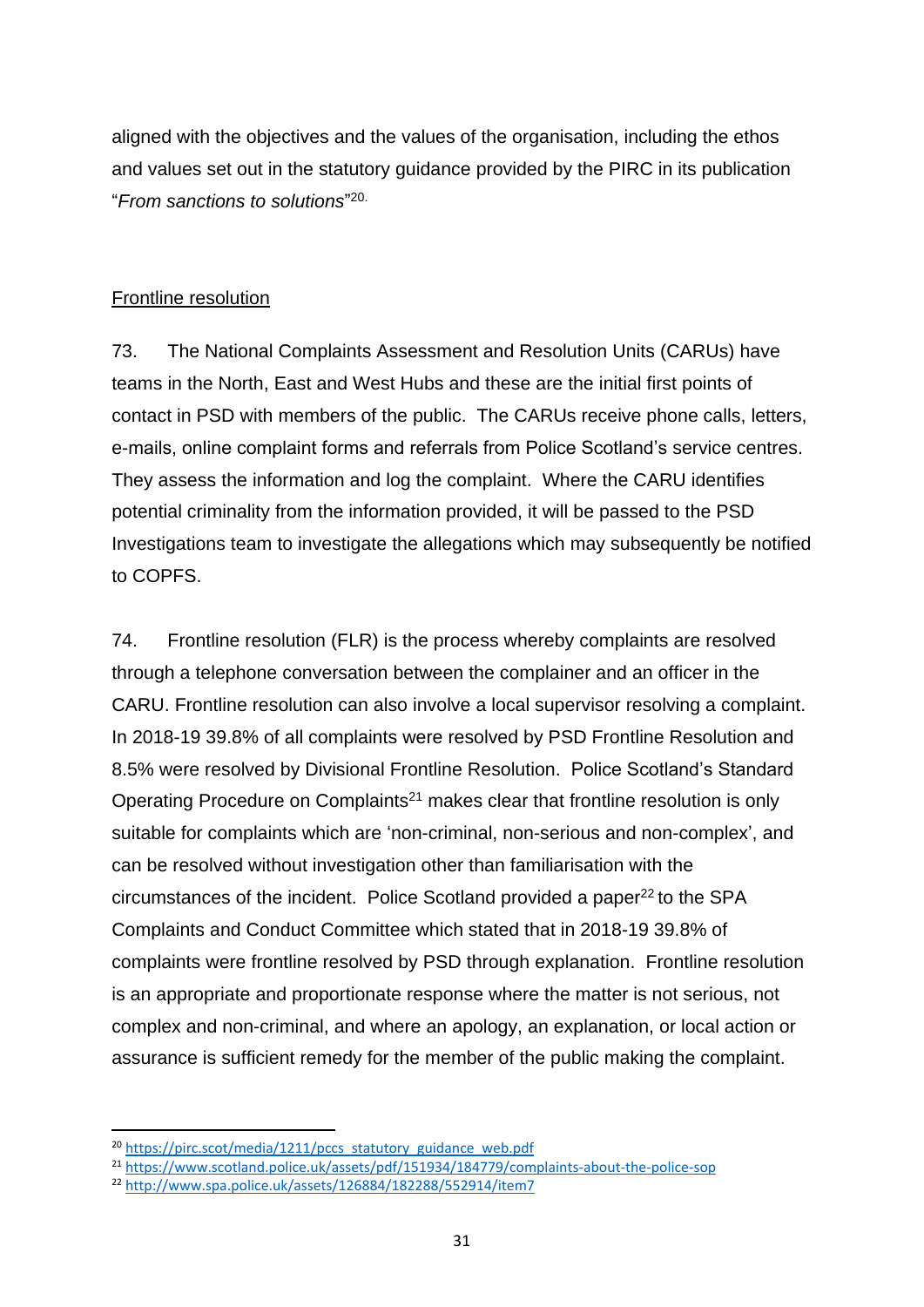aligned with the objectives and the values of the organisation, including the ethos and values set out in the statutory guidance provided by the PIRC in its publication "*From sanctions to solutions*"[20].

Frontline resolution

73. The National Complaints Assessment and Resolution Units (CARUs) have teams in the North, East and West Hubs and these are the initial first points of contact in PSD with members of the public. The CARUs receive phone calls, letters, e-mails, online complaint forms and referrals from Police Scotland's service centres. They assess the information and log the complaint. Where the CARU identifies potential criminality from the information provided, it will be passed to the PSD Investigations team to investigate the allegations which may subsequently be notified to COPFS.

74. Frontline resolution (FLR) is the process whereby complaints are resolved through a telephone conversation between the complainer and an officer in the CARU. Frontline resolution can also involve a local supervisor resolving a complaint. In 2018-19 39.8% of all complaints were resolved by PSD Frontline Resolution and 8.5% were resolved by Divisional Frontline Resolution. Police Scotland's Standard Operating Procedure on Complaints[21] makes clear that frontline resolution is only suitable for complaints which are 'non-criminal, non-serious and non-complex', and can be resolved without investigation other than familiarisation with the circumstances of the incident. Police Scotland provided a paper[22] to the SPA Complaints and Conduct Committee which stated that in 2018-19 39.8% of complaints were frontline resolved by PSD through explanation. Frontline resolution is an appropriate and proportionate response where the matter is not serious, not complex and non-criminal, and where an apology, an explanation, or local action or assurance is sufficient remedy for the member of the public making the complaint.

---

[20] https://pirc.scot/media/1211/pccs_statutory_guidance_web.pdf

[21] https://www.scotland.police.uk/assets/pdf/151934/184779/complaints-about-the-police-sop

[22] http://www.spa.police.uk/assets/126884/182288/552914/item7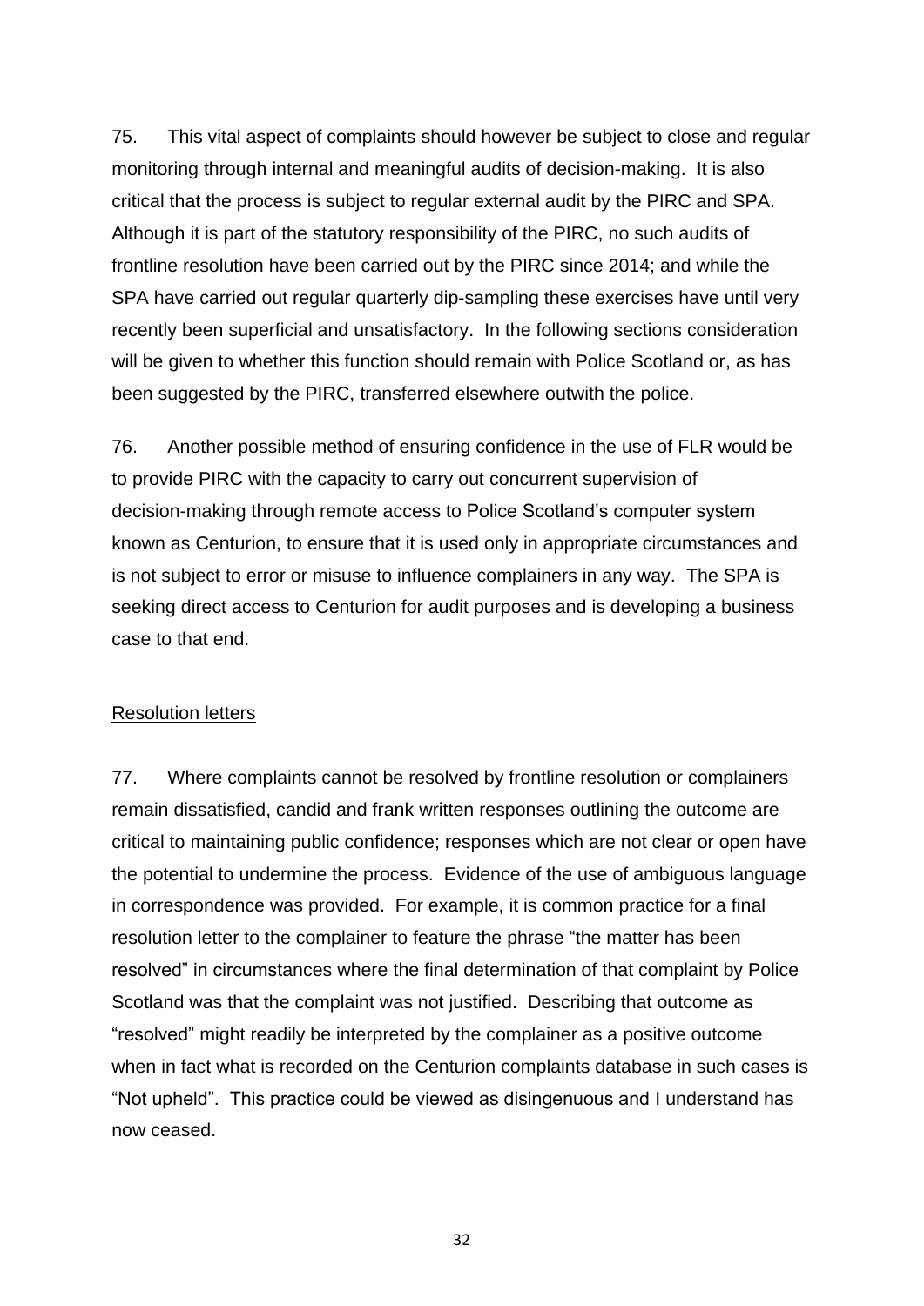75. This vital aspect of complaints should however be subject to close and regular monitoring through internal and meaningful audits of decision-making. It is also critical that the process is subject to regular external audit by the PIRC and SPA. Although it is part of the statutory responsibility of the PIRC, no such audits of frontline resolution have been carried out by the PIRC since 2014; and while the SPA have carried out regular quarterly dip-sampling these exercises have until very recently been superficial and unsatisfactory. In the following sections consideration will be given to whether this function should remain with Police Scotland or, as has been suggested by the PIRC, transferred elsewhere outwith the police.

76. Another possible method of ensuring confidence in the use of FLR would be to provide PIRC with the capacity to carry out concurrent supervision of decision-making through remote access to Police Scotland's computer system known as Centurion, to ensure that it is used only in appropriate circumstances and is not subject to error or misuse to influence complainers in any way. The SPA is seeking direct access to Centurion for audit purposes and is developing a business case to that end.

<u>Resolution letters</u>

77. Where complaints cannot be resolved by frontline resolution or complainers remain dissatisfied, candid and frank written responses outlining the outcome are critical to maintaining public confidence; responses which are not clear or open have the potential to undermine the process. Evidence of the use of ambiguous language in correspondence was provided. For example, it is common practice for a final resolution letter to the complainer to feature the phrase "the matter has been resolved" in circumstances where the final determination of that complaint by Police Scotland was that the complaint was not justified. Describing that outcome as "resolved" might readily be interpreted by the complainer as a positive outcome when in fact what is recorded on the Centurion complaints database in such cases is "Not upheld". This practice could be viewed as disingenuous and I understand has now ceased.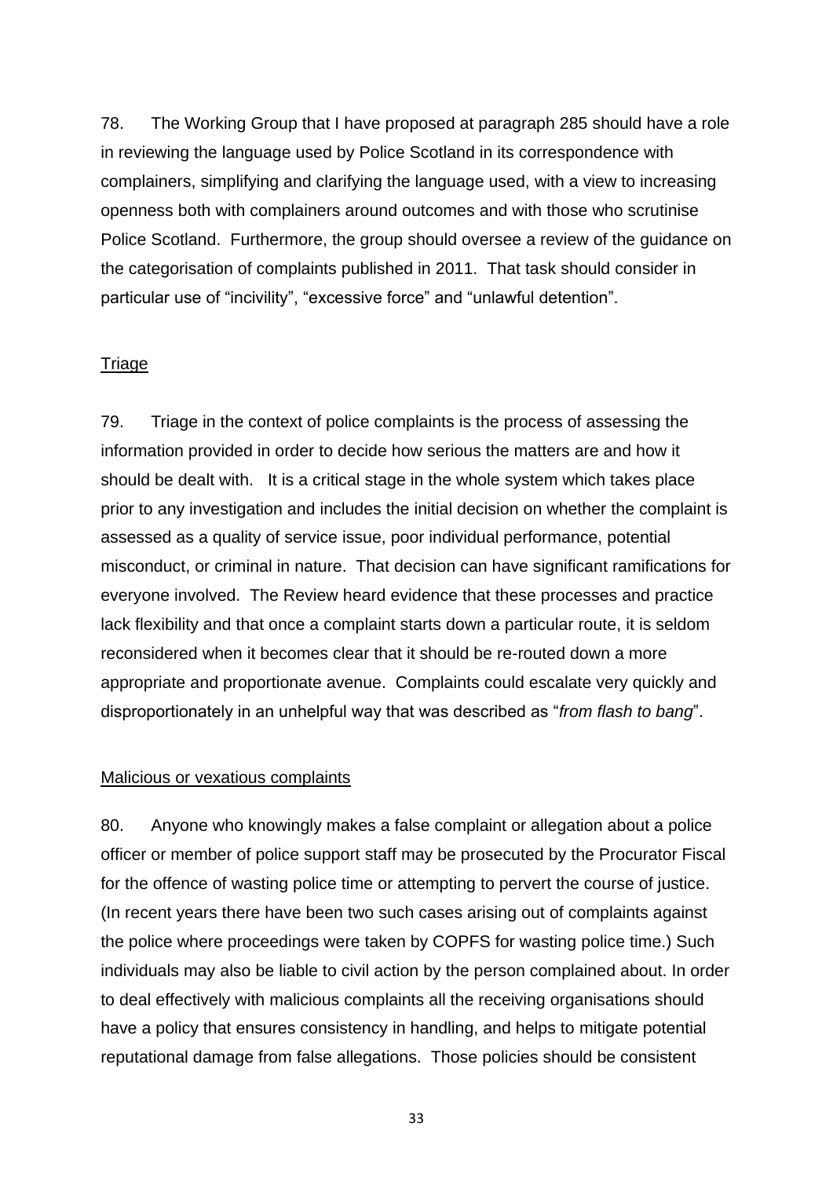78. The Working Group that I have proposed at paragraph 285 should have a role in reviewing the language used by Police Scotland in its correspondence with complainers, simplifying and clarifying the language used, with a view to increasing openness both with complainers around outcomes and with those who scrutinise Police Scotland. Furthermore, the group should oversee a review of the guidance on the categorisation of complaints published in 2011. That task should consider in particular use of "incivility", "excessive force" and "unlawful detention".

### Triage

79. Triage in the context of police complaints is the process of assessing the information provided in order to decide how serious the matters are and how it should be dealt with. It is a critical stage in the whole system which takes place prior to any investigation and includes the initial decision on whether the complaint is assessed as a quality of service issue, poor individual performance, potential misconduct, or criminal in nature. That decision can have significant ramifications for everyone involved. The Review heard evidence that these processes and practice lack flexibility and that once a complaint starts down a particular route, it is seldom reconsidered when it becomes clear that it should be re-routed down a more appropriate and proportionate avenue. Complaints could escalate very quickly and disproportionately in an unhelpful way that was described as "*from flash to bang*".

### Malicious or vexatious complaints

80. Anyone who knowingly makes a false complaint or allegation about a police officer or member of police support staff may be prosecuted by the Procurator Fiscal for the offence of wasting police time or attempting to pervert the course of justice. (In recent years there have been two such cases arising out of complaints against the police where proceedings were taken by COPFS for wasting police time.) Such individuals may also be liable to civil action by the person complained about. In order to deal effectively with malicious complaints all the receiving organisations should have a policy that ensures consistency in handling, and helps to mitigate potential reputational damage from false allegations. Those policies should be consistent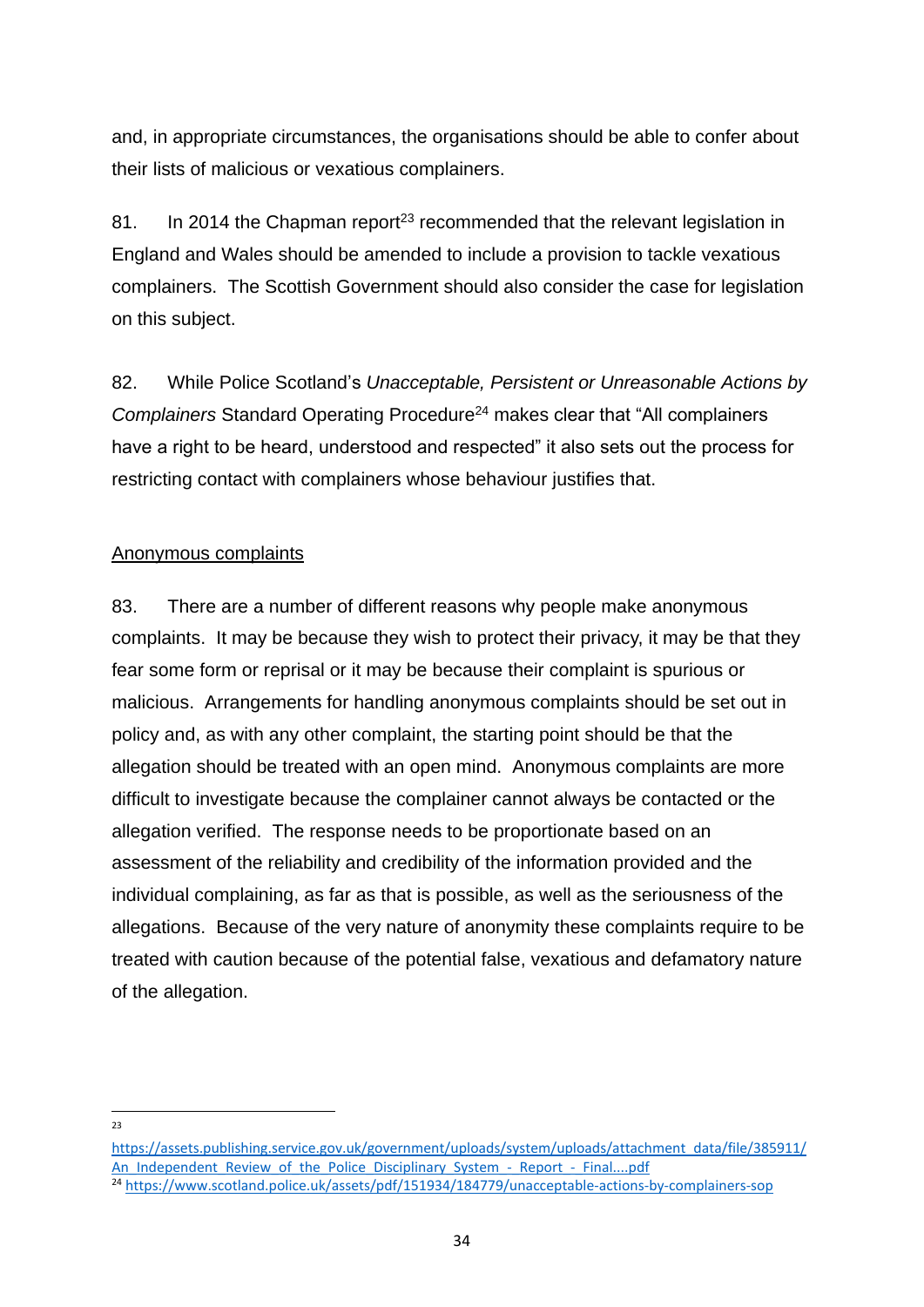and, in appropriate circumstances, the organisations should be able to confer about their lists of malicious or vexatious complainers.

81. In 2014 the Chapman report[23] recommended that the relevant legislation in England and Wales should be amended to include a provision to tackle vexatious complainers. The Scottish Government should also consider the case for legislation on this subject.

82. While Police Scotland's *Unacceptable, Persistent or Unreasonable Actions by Complainers* Standard Operating Procedure[24] makes clear that "All complainers have a right to be heard, understood and respected" it also sets out the process for restricting contact with complainers whose behaviour justifies that.

Anonymous complaints

83. There are a number of different reasons why people make anonymous complaints. It may be because they wish to protect their privacy, it may be that they fear some form or reprisal or it may be because their complaint is spurious or malicious. Arrangements for handling anonymous complaints should be set out in policy and, as with any other complaint, the starting point should be that the allegation should be treated with an open mind. Anonymous complaints are more difficult to investigate because the complainer cannot always be contacted or the allegation verified. The response needs to be proportionate based on an assessment of the reliability and credibility of the information provided and the individual complaining, as far as that is possible, as well as the seriousness of the allegations. Because of the very nature of anonymity these complaints require to be treated with caution because of the potential false, vexatious and defamatory nature of the allegation.

---

[23] https://assets.publishing.service.gov.uk/government/uploads/system/uploads/attachment_data/file/385911/An_Independent_Review_of_the_Police_Disciplinary_System_-_Report_-_Final....pdf

[24] https://www.scotland.police.uk/assets/pdf/151934/184779/unacceptable-actions-by-complainers-sop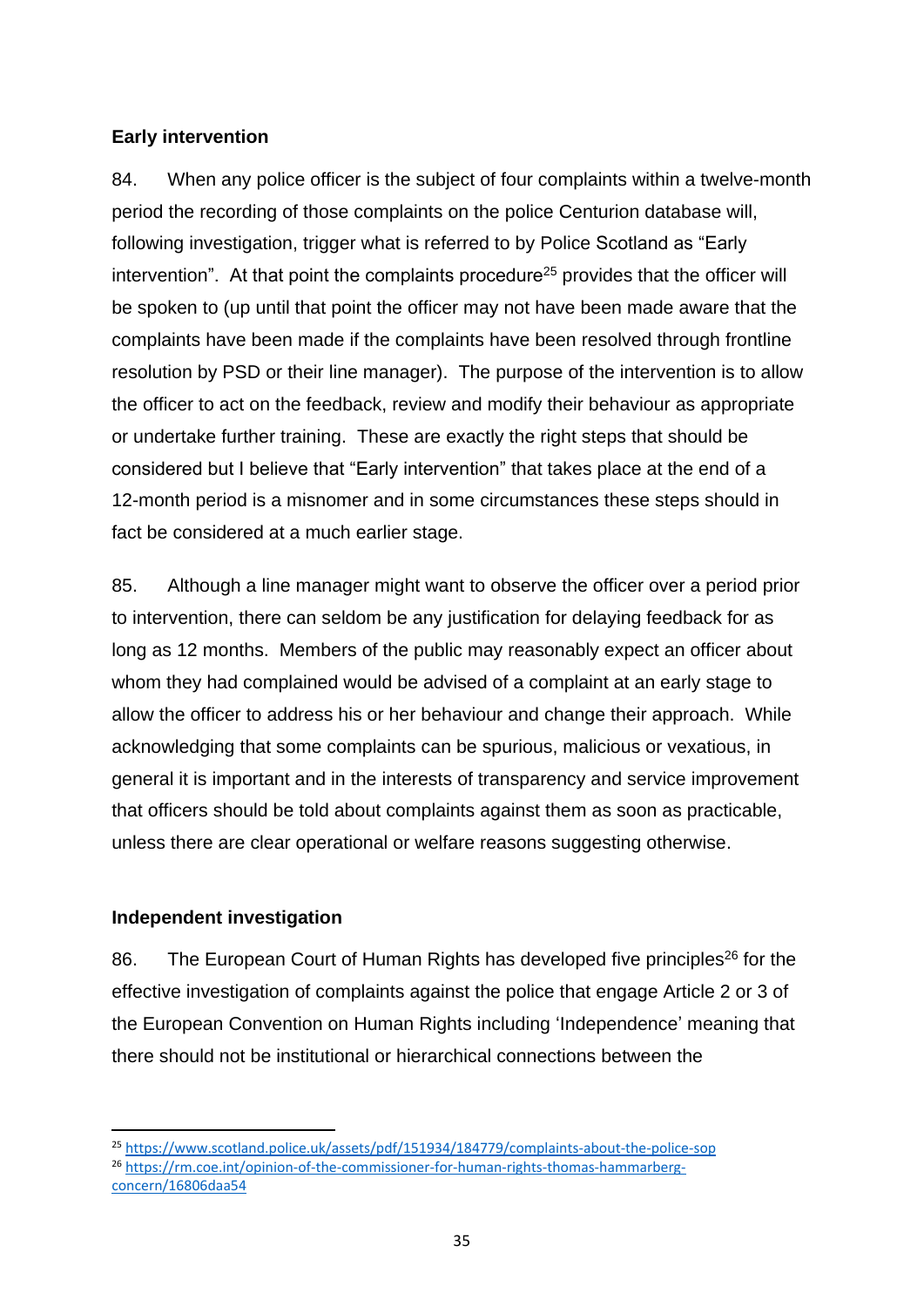**Early intervention**

84. When any police officer is the subject of four complaints within a twelve-month period the recording of those complaints on the police Centurion database will, following investigation, trigger what is referred to by Police Scotland as "Early intervention". At that point the complaints procedure[25] provides that the officer will be spoken to (up until that point the officer may not have been made aware that the complaints have been made if the complaints have been resolved through frontline resolution by PSD or their line manager). The purpose of the intervention is to allow the officer to act on the feedback, review and modify their behaviour as appropriate or undertake further training. These are exactly the right steps that should be considered but I believe that "Early intervention" that takes place at the end of a 12-month period is a misnomer and in some circumstances these steps should in fact be considered at a much earlier stage.

85. Although a line manager might want to observe the officer over a period prior to intervention, there can seldom be any justification for delaying feedback for as long as 12 months. Members of the public may reasonably expect an officer about whom they had complained would be advised of a complaint at an early stage to allow the officer to address his or her behaviour and change their approach. While acknowledging that some complaints can be spurious, malicious or vexatious, in general it is important and in the interests of transparency and service improvement that officers should be told about complaints against them as soon as practicable, unless there are clear operational or welfare reasons suggesting otherwise.

**Independent investigation**

86. The European Court of Human Rights has developed five principles[26] for the effective investigation of complaints against the police that engage Article 2 or 3 of the European Convention on Human Rights including 'Independence' meaning that there should not be institutional or hierarchical connections between the

---

[25] https://www.scotland.police.uk/assets/pdf/151934/184779/complaints-about-the-police-sop

[26] https://rm.coe.int/opinion-of-the-commissioner-for-human-rights-thomas-hammarberg-concern/16806daa54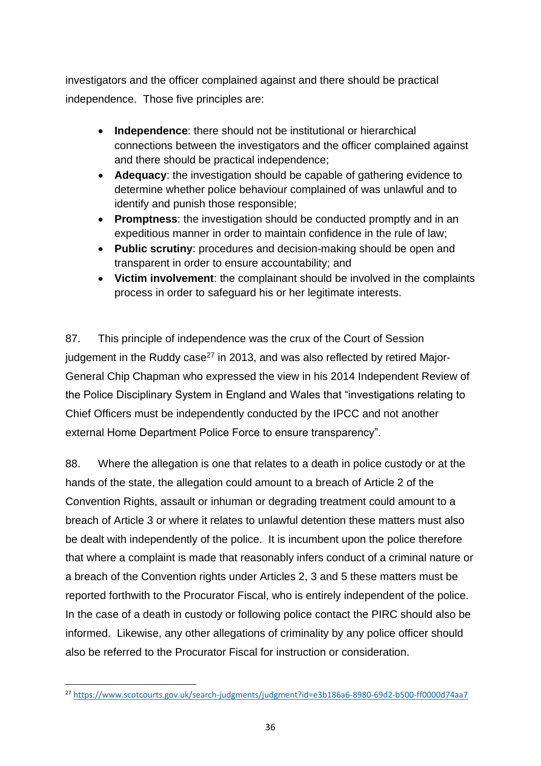investigators and the officer complained against and there should be practical independence. Those five principles are:

- **Independence**: there should not be institutional or hierarchical connections between the investigators and the officer complained against and there should be practical independence;
- **Adequacy**: the investigation should be capable of gathering evidence to determine whether police behaviour complained of was unlawful and to identify and punish those responsible;
- **Promptness**: the investigation should be conducted promptly and in an expeditious manner in order to maintain confidence in the rule of law;
- **Public scrutiny**: procedures and decision-making should be open and transparent in order to ensure accountability; and
- **Victim involvement**: the complainant should be involved in the complaints process in order to safeguard his or her legitimate interests.

87. This principle of independence was the crux of the Court of Session judgement in the Ruddy case[27] in 2013, and was also reflected by retired Major-General Chip Chapman who expressed the view in his 2014 Independent Review of the Police Disciplinary System in England and Wales that "investigations relating to Chief Officers must be independently conducted by the IPCC and not another external Home Department Police Force to ensure transparency".

88. Where the allegation is one that relates to a death in police custody or at the hands of the state, the allegation could amount to a breach of Article 2 of the Convention Rights, assault or inhuman or degrading treatment could amount to a breach of Article 3 or where it relates to unlawful detention these matters must also be dealt with independently of the police. It is incumbent upon the police therefore that where a complaint is made that reasonably infers conduct of a criminal nature or a breach of the Convention rights under Articles 2, 3 and 5 these matters must be reported forthwith to the Procurator Fiscal, who is entirely independent of the police. In the case of a death in custody or following police contact the PIRC should also be informed. Likewise, any other allegations of criminality by any police officer should also be referred to the Procurator Fiscal for instruction or consideration.

[27] https://www.scotcourts.gov.uk/search-judgments/judgment?id=e3b186a6-8980-69d2-b500-ff0000d74aa7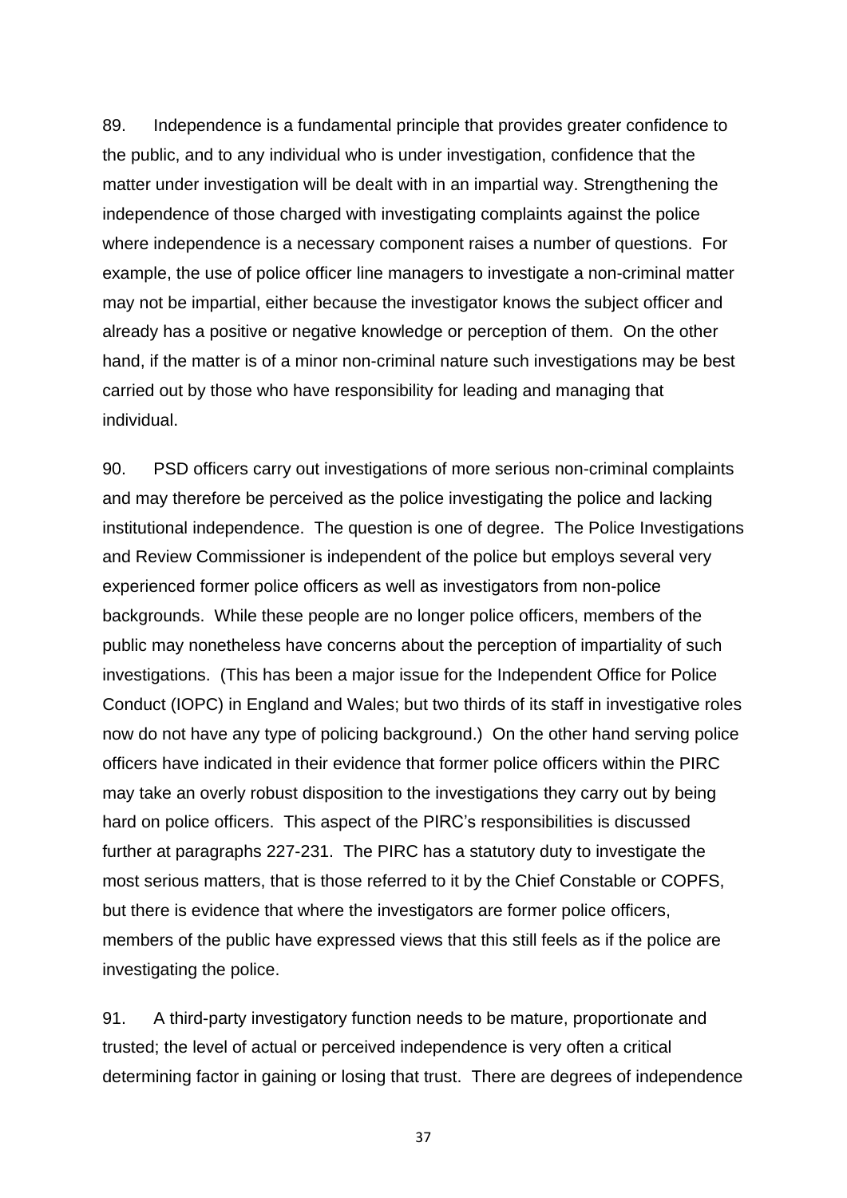89. Independence is a fundamental principle that provides greater confidence to the public, and to any individual who is under investigation, confidence that the matter under investigation will be dealt with in an impartial way. Strengthening the independence of those charged with investigating complaints against the police where independence is a necessary component raises a number of questions. For example, the use of police officer line managers to investigate a non-criminal matter may not be impartial, either because the investigator knows the subject officer and already has a positive or negative knowledge or perception of them. On the other hand, if the matter is of a minor non-criminal nature such investigations may be best carried out by those who have responsibility for leading and managing that individual.

90. PSD officers carry out investigations of more serious non-criminal complaints and may therefore be perceived as the police investigating the police and lacking institutional independence. The question is one of degree. The Police Investigations and Review Commissioner is independent of the police but employs several very experienced former police officers as well as investigators from non-police backgrounds. While these people are no longer police officers, members of the public may nonetheless have concerns about the perception of impartiality of such investigations. (This has been a major issue for the Independent Office for Police Conduct (IOPC) in England and Wales; but two thirds of its staff in investigative roles now do not have any type of policing background.) On the other hand serving police officers have indicated in their evidence that former police officers within the PIRC may take an overly robust disposition to the investigations they carry out by being hard on police officers. This aspect of the PIRC's responsibilities is discussed further at paragraphs 227-231. The PIRC has a statutory duty to investigate the most serious matters, that is those referred to it by the Chief Constable or COPFS, but there is evidence that where the investigators are former police officers, members of the public have expressed views that this still feels as if the police are investigating the police.

91. A third-party investigatory function needs to be mature, proportionate and trusted; the level of actual or perceived independence is very often a critical determining factor in gaining or losing that trust. There are degrees of independence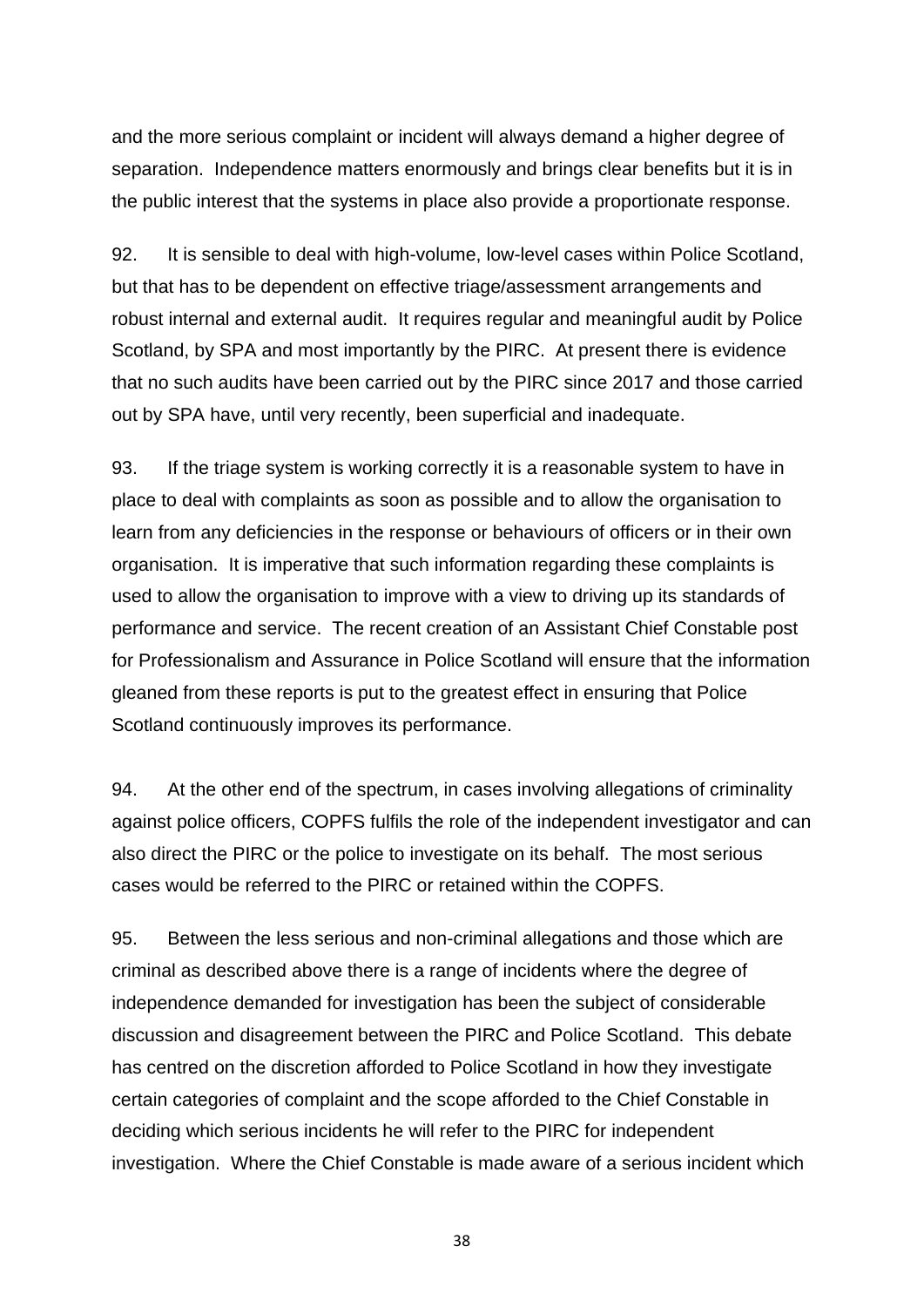and the more serious complaint or incident will always demand a higher degree of separation. Independence matters enormously and brings clear benefits but it is in the public interest that the systems in place also provide a proportionate response.

92. It is sensible to deal with high-volume, low-level cases within Police Scotland, but that has to be dependent on effective triage/assessment arrangements and robust internal and external audit. It requires regular and meaningful audit by Police Scotland, by SPA and most importantly by the PIRC. At present there is evidence that no such audits have been carried out by the PIRC since 2017 and those carried out by SPA have, until very recently, been superficial and inadequate.

93. If the triage system is working correctly it is a reasonable system to have in place to deal with complaints as soon as possible and to allow the organisation to learn from any deficiencies in the response or behaviours of officers or in their own organisation. It is imperative that such information regarding these complaints is used to allow the organisation to improve with a view to driving up its standards of performance and service. The recent creation of an Assistant Chief Constable post for Professionalism and Assurance in Police Scotland will ensure that the information gleaned from these reports is put to the greatest effect in ensuring that Police Scotland continuously improves its performance.

94. At the other end of the spectrum, in cases involving allegations of criminality against police officers, COPFS fulfils the role of the independent investigator and can also direct the PIRC or the police to investigate on its behalf. The most serious cases would be referred to the PIRC or retained within the COPFS.

95. Between the less serious and non-criminal allegations and those which are criminal as described above there is a range of incidents where the degree of independence demanded for investigation has been the subject of considerable discussion and disagreement between the PIRC and Police Scotland. This debate has centred on the discretion afforded to Police Scotland in how they investigate certain categories of complaint and the scope afforded to the Chief Constable in deciding which serious incidents he will refer to the PIRC for independent investigation. Where the Chief Constable is made aware of a serious incident which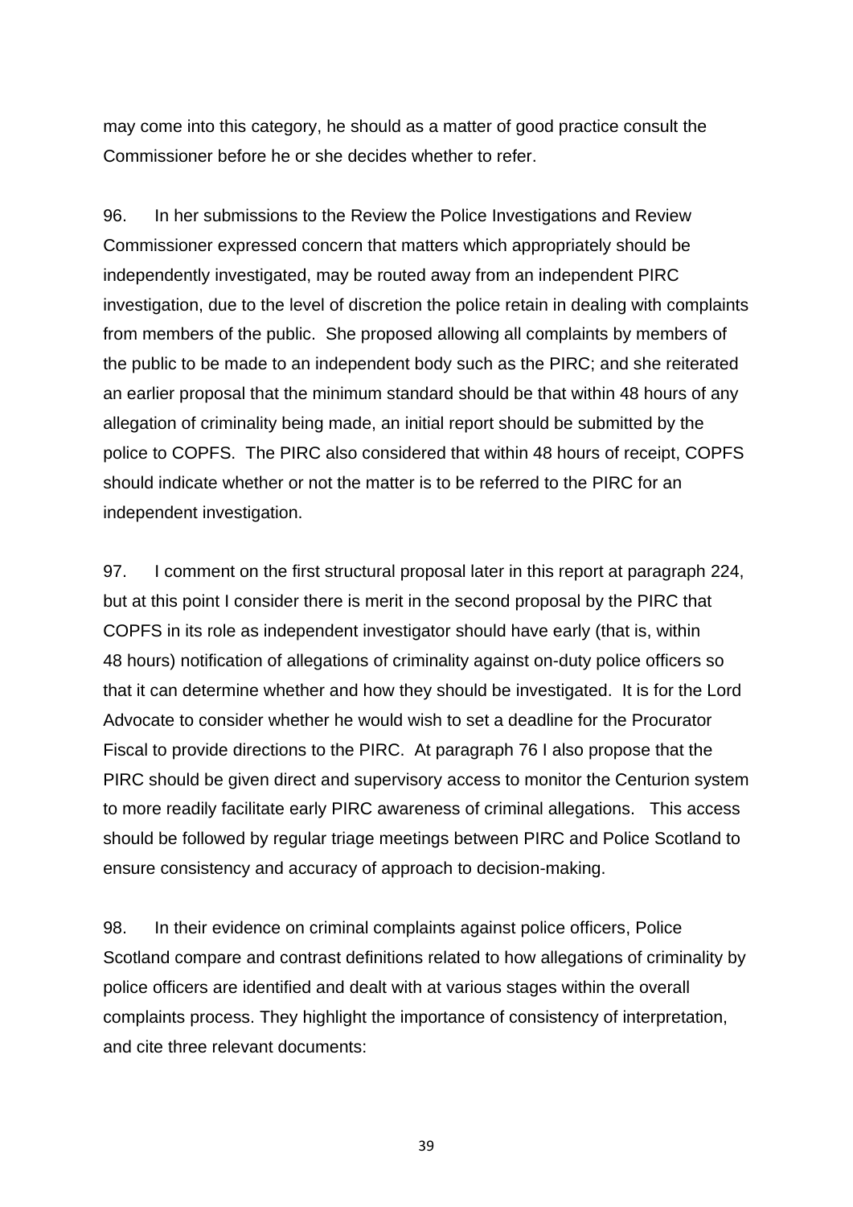may come into this category, he should as a matter of good practice consult the Commissioner before he or she decides whether to refer.

96. In her submissions to the Review the Police Investigations and Review Commissioner expressed concern that matters which appropriately should be independently investigated, may be routed away from an independent PIRC investigation, due to the level of discretion the police retain in dealing with complaints from members of the public. She proposed allowing all complaints by members of the public to be made to an independent body such as the PIRC; and she reiterated an earlier proposal that the minimum standard should be that within 48 hours of any allegation of criminality being made, an initial report should be submitted by the police to COPFS. The PIRC also considered that within 48 hours of receipt, COPFS should indicate whether or not the matter is to be referred to the PIRC for an independent investigation.

97. I comment on the first structural proposal later in this report at paragraph 224, but at this point I consider there is merit in the second proposal by the PIRC that COPFS in its role as independent investigator should have early (that is, within 48 hours) notification of allegations of criminality against on-duty police officers so that it can determine whether and how they should be investigated. It is for the Lord Advocate to consider whether he would wish to set a deadline for the Procurator Fiscal to provide directions to the PIRC. At paragraph 76 I also propose that the PIRC should be given direct and supervisory access to monitor the Centurion system to more readily facilitate early PIRC awareness of criminal allegations. This access should be followed by regular triage meetings between PIRC and Police Scotland to ensure consistency and accuracy of approach to decision-making.

98. In their evidence on criminal complaints against police officers, Police Scotland compare and contrast definitions related to how allegations of criminality by police officers are identified and dealt with at various stages within the overall complaints process. They highlight the importance of consistency of interpretation, and cite three relevant documents: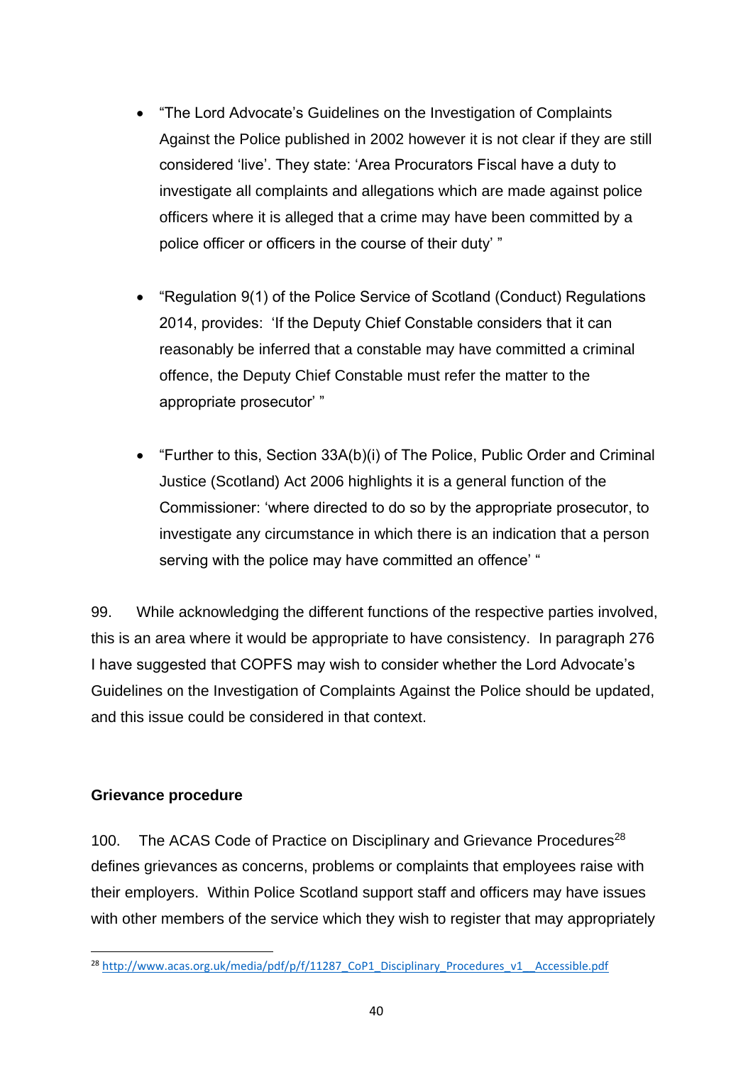- "The Lord Advocate's Guidelines on the Investigation of Complaints Against the Police published in 2002 however it is not clear if they are still considered 'live'. They state: 'Area Procurators Fiscal have a duty to investigate all complaints and allegations which are made against police officers where it is alleged that a crime may have been committed by a police officer or officers in the course of their duty' "

- "Regulation 9(1) of the Police Service of Scotland (Conduct) Regulations 2014, provides: 'If the Deputy Chief Constable considers that it can reasonably be inferred that a constable may have committed a criminal offence, the Deputy Chief Constable must refer the matter to the appropriate prosecutor' "

- "Further to this, Section 33A(b)(i) of The Police, Public Order and Criminal Justice (Scotland) Act 2006 highlights it is a general function of the Commissioner: 'where directed to do so by the appropriate prosecutor, to investigate any circumstance in which there is an indication that a person serving with the police may have committed an offence' "

99. While acknowledging the different functions of the respective parties involved, this is an area where it would be appropriate to have consistency. In paragraph 276 I have suggested that COPFS may wish to consider whether the Lord Advocate's Guidelines on the Investigation of Complaints Against the Police should be updated, and this issue could be considered in that context.

**Grievance procedure**

100. The ACAS Code of Practice on Disciplinary and Grievance Procedures[28] defines grievances as concerns, problems or complaints that employees raise with their employers. Within Police Scotland support staff and officers may have issues with other members of the service which they wish to register that may appropriately

[28] http://www.acas.org.uk/media/pdf/p/f/11287_CoP1_Disciplinary_Procedures_v1__Accessible.pdf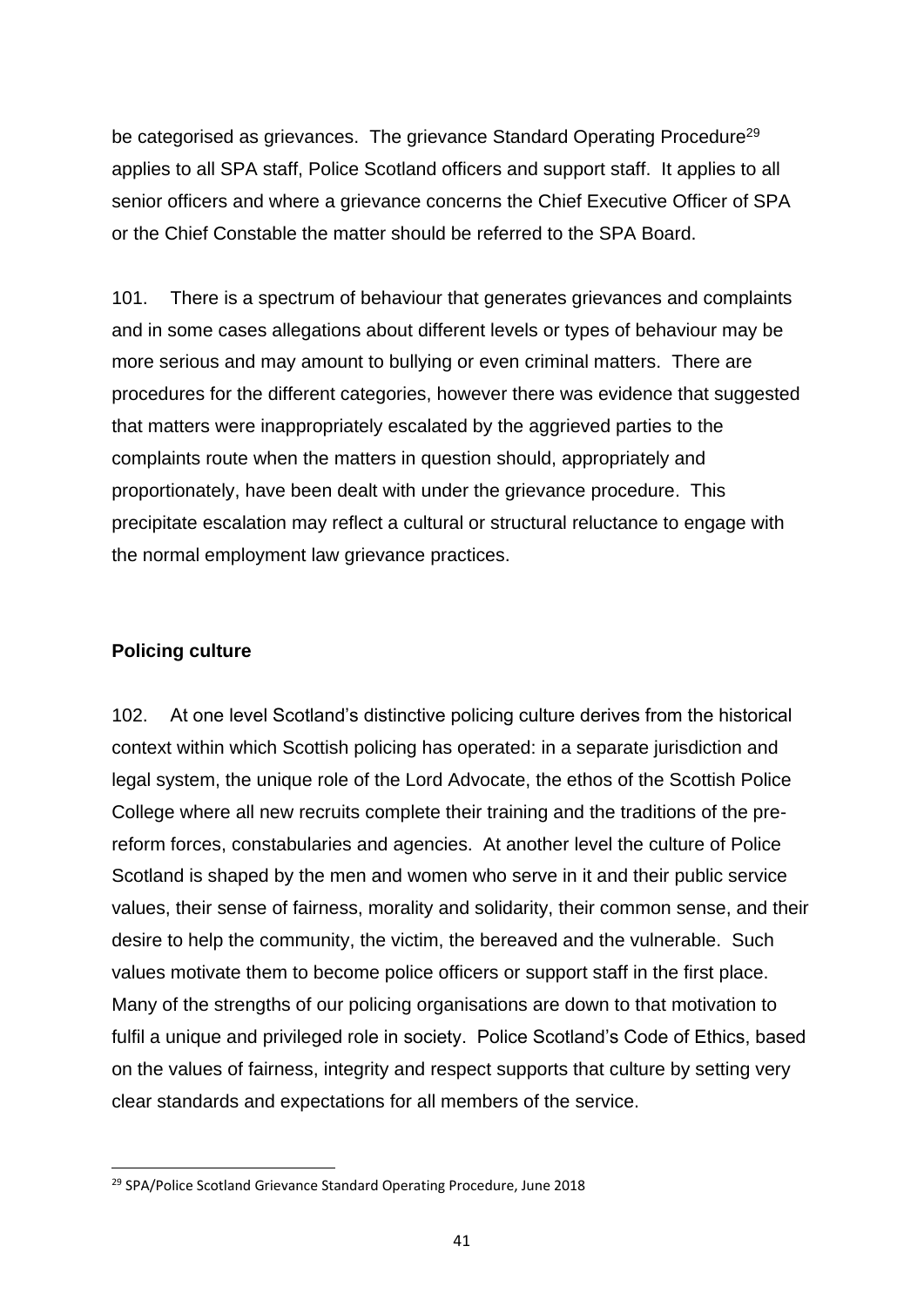be categorised as grievances. The grievance Standard Operating Procedure[29] applies to all SPA staff, Police Scotland officers and support staff. It applies to all senior officers and where a grievance concerns the Chief Executive Officer of SPA or the Chief Constable the matter should be referred to the SPA Board.

101. There is a spectrum of behaviour that generates grievances and complaints and in some cases allegations about different levels or types of behaviour may be more serious and may amount to bullying or even criminal matters. There are procedures for the different categories, however there was evidence that suggested that matters were inappropriately escalated by the aggrieved parties to the complaints route when the matters in question should, appropriately and proportionately, have been dealt with under the grievance procedure. This precipitate escalation may reflect a cultural or structural reluctance to engage with the normal employment law grievance practices.

**Policing culture**

102. At one level Scotland's distinctive policing culture derives from the historical context within which Scottish policing has operated: in a separate jurisdiction and legal system, the unique role of the Lord Advocate, the ethos of the Scottish Police College where all new recruits complete their training and the traditions of the pre-reform forces, constabularies and agencies. At another level the culture of Police Scotland is shaped by the men and women who serve in it and their public service values, their sense of fairness, morality and solidarity, their common sense, and their desire to help the community, the victim, the bereaved and the vulnerable. Such values motivate them to become police officers or support staff in the first place. Many of the strengths of our policing organisations are down to that motivation to fulfil a unique and privileged role in society. Police Scotland's Code of Ethics, based on the values of fairness, integrity and respect supports that culture by setting very clear standards and expectations for all members of the service.

[29] SPA/Police Scotland Grievance Standard Operating Procedure, June 2018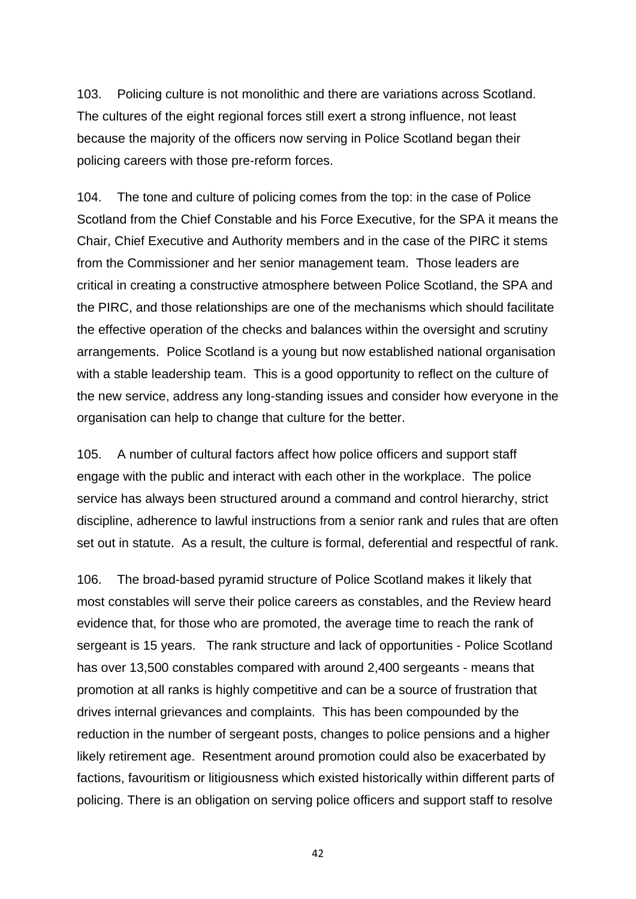103. Policing culture is not monolithic and there are variations across Scotland. The cultures of the eight regional forces still exert a strong influence, not least because the majority of the officers now serving in Police Scotland began their policing careers with those pre-reform forces.

104. The tone and culture of policing comes from the top: in the case of Police Scotland from the Chief Constable and his Force Executive, for the SPA it means the Chair, Chief Executive and Authority members and in the case of the PIRC it stems from the Commissioner and her senior management team. Those leaders are critical in creating a constructive atmosphere between Police Scotland, the SPA and the PIRC, and those relationships are one of the mechanisms which should facilitate the effective operation of the checks and balances within the oversight and scrutiny arrangements. Police Scotland is a young but now established national organisation with a stable leadership team. This is a good opportunity to reflect on the culture of the new service, address any long-standing issues and consider how everyone in the organisation can help to change that culture for the better.

105. A number of cultural factors affect how police officers and support staff engage with the public and interact with each other in the workplace. The police service has always been structured around a command and control hierarchy, strict discipline, adherence to lawful instructions from a senior rank and rules that are often set out in statute. As a result, the culture is formal, deferential and respectful of rank.

106. The broad-based pyramid structure of Police Scotland makes it likely that most constables will serve their police careers as constables, and the Review heard evidence that, for those who are promoted, the average time to reach the rank of sergeant is 15 years. The rank structure and lack of opportunities - Police Scotland has over 13,500 constables compared with around 2,400 sergeants - means that promotion at all ranks is highly competitive and can be a source of frustration that drives internal grievances and complaints. This has been compounded by the reduction in the number of sergeant posts, changes to police pensions and a higher likely retirement age. Resentment around promotion could also be exacerbated by factions, favouritism or litigiousness which existed historically within different parts of policing. There is an obligation on serving police officers and support staff to resolve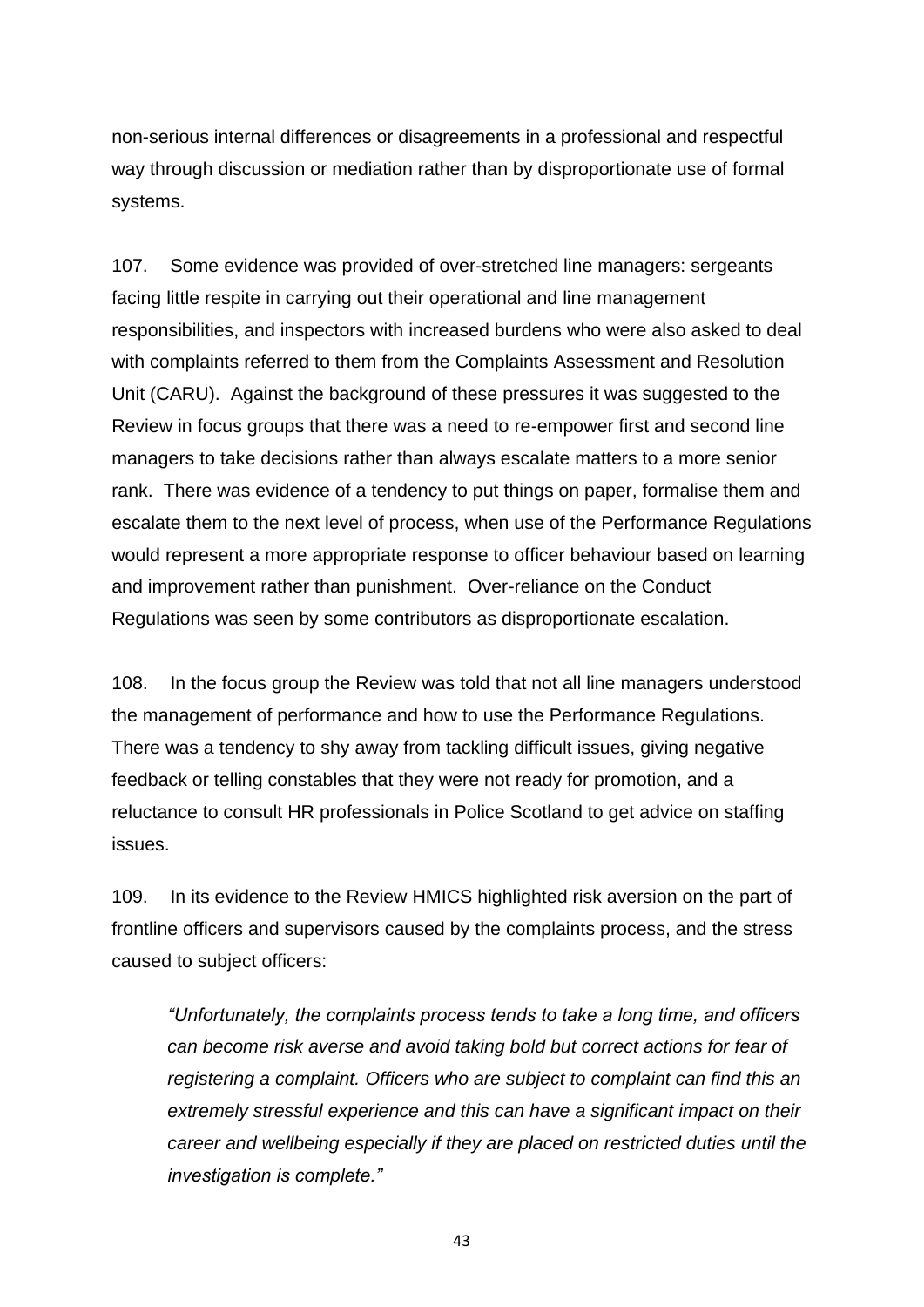non-serious internal differences or disagreements in a professional and respectful way through discussion or mediation rather than by disproportionate use of formal systems.

107. Some evidence was provided of over-stretched line managers: sergeants facing little respite in carrying out their operational and line management responsibilities, and inspectors with increased burdens who were also asked to deal with complaints referred to them from the Complaints Assessment and Resolution Unit (CARU). Against the background of these pressures it was suggested to the Review in focus groups that there was a need to re-empower first and second line managers to take decisions rather than always escalate matters to a more senior rank. There was evidence of a tendency to put things on paper, formalise them and escalate them to the next level of process, when use of the Performance Regulations would represent a more appropriate response to officer behaviour based on learning and improvement rather than punishment. Over-reliance on the Conduct Regulations was seen by some contributors as disproportionate escalation.

108. In the focus group the Review was told that not all line managers understood the management of performance and how to use the Performance Regulations. There was a tendency to shy away from tackling difficult issues, giving negative feedback or telling constables that they were not ready for promotion, and a reluctance to consult HR professionals in Police Scotland to get advice on staffing issues.

109. In its evidence to the Review HMICS highlighted risk aversion on the part of frontline officers and supervisors caused by the complaints process, and the stress caused to subject officers:

> *"Unfortunately, the complaints process tends to take a long time, and officers can become risk averse and avoid taking bold but correct actions for fear of registering a complaint. Officers who are subject to complaint can find this an extremely stressful experience and this can have a significant impact on their career and wellbeing especially if they are placed on restricted duties until the investigation is complete."*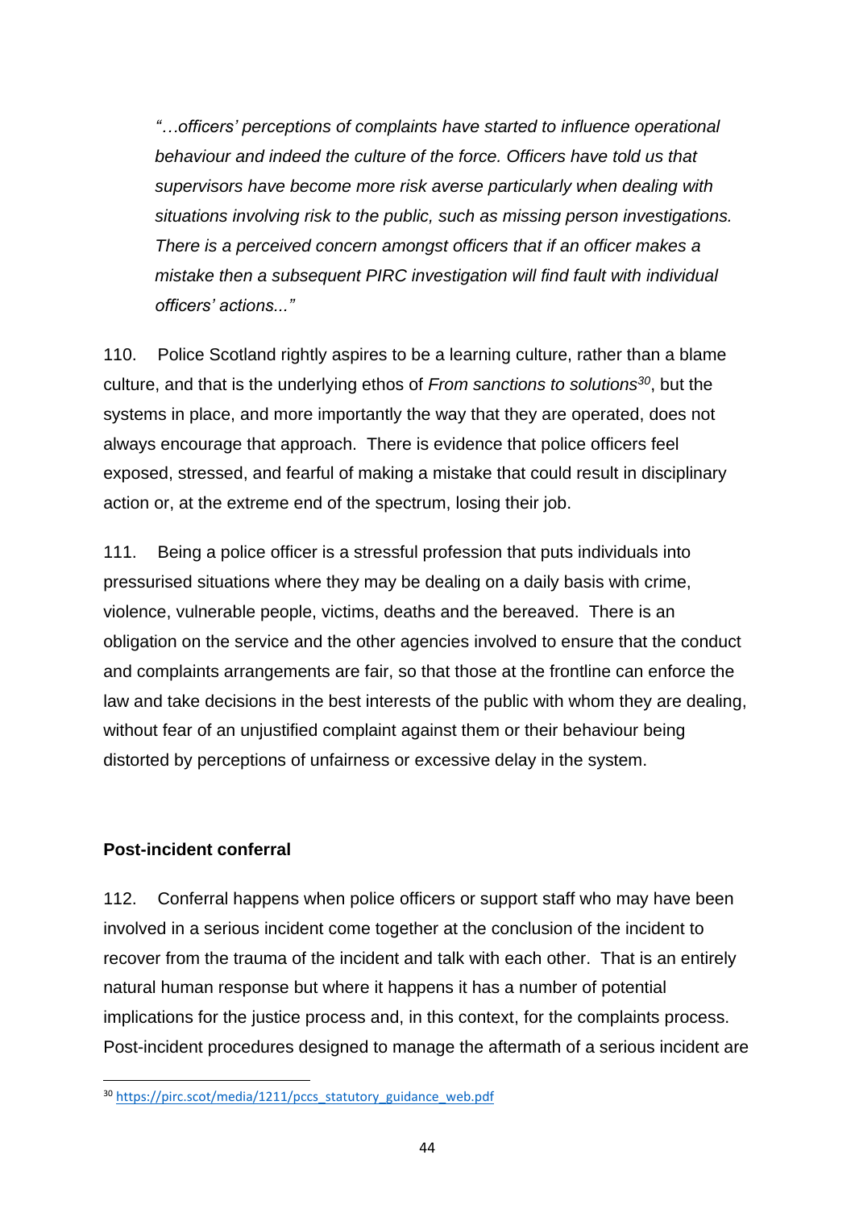> *"…officers' perceptions of complaints have started to influence operational behaviour and indeed the culture of the force. Officers have told us that supervisors have become more risk averse particularly when dealing with situations involving risk to the public, such as missing person investigations. There is a perceived concern amongst officers that if an officer makes a mistake then a subsequent PIRC investigation will find fault with individual officers' actions..."*

110. Police Scotland rightly aspires to be a learning culture, rather than a blame culture, and that is the underlying ethos of *From sanctions to solutions*[30], but the systems in place, and more importantly the way that they are operated, does not always encourage that approach. There is evidence that police officers feel exposed, stressed, and fearful of making a mistake that could result in disciplinary action or, at the extreme end of the spectrum, losing their job.

111. Being a police officer is a stressful profession that puts individuals into pressurised situations where they may be dealing on a daily basis with crime, violence, vulnerable people, victims, deaths and the bereaved. There is an obligation on the service and the other agencies involved to ensure that the conduct and complaints arrangements are fair, so that those at the frontline can enforce the law and take decisions in the best interests of the public with whom they are dealing, without fear of an unjustified complaint against them or their behaviour being distorted by perceptions of unfairness or excessive delay in the system.

**Post-incident conferral**

112. Conferral happens when police officers or support staff who may have been involved in a serious incident come together at the conclusion of the incident to recover from the trauma of the incident and talk with each other. That is an entirely natural human response but where it happens it has a number of potential implications for the justice process and, in this context, for the complaints process. Post-incident procedures designed to manage the aftermath of a serious incident are

[30] https://pirc.scot/media/1211/pccs_statutory_guidance_web.pdf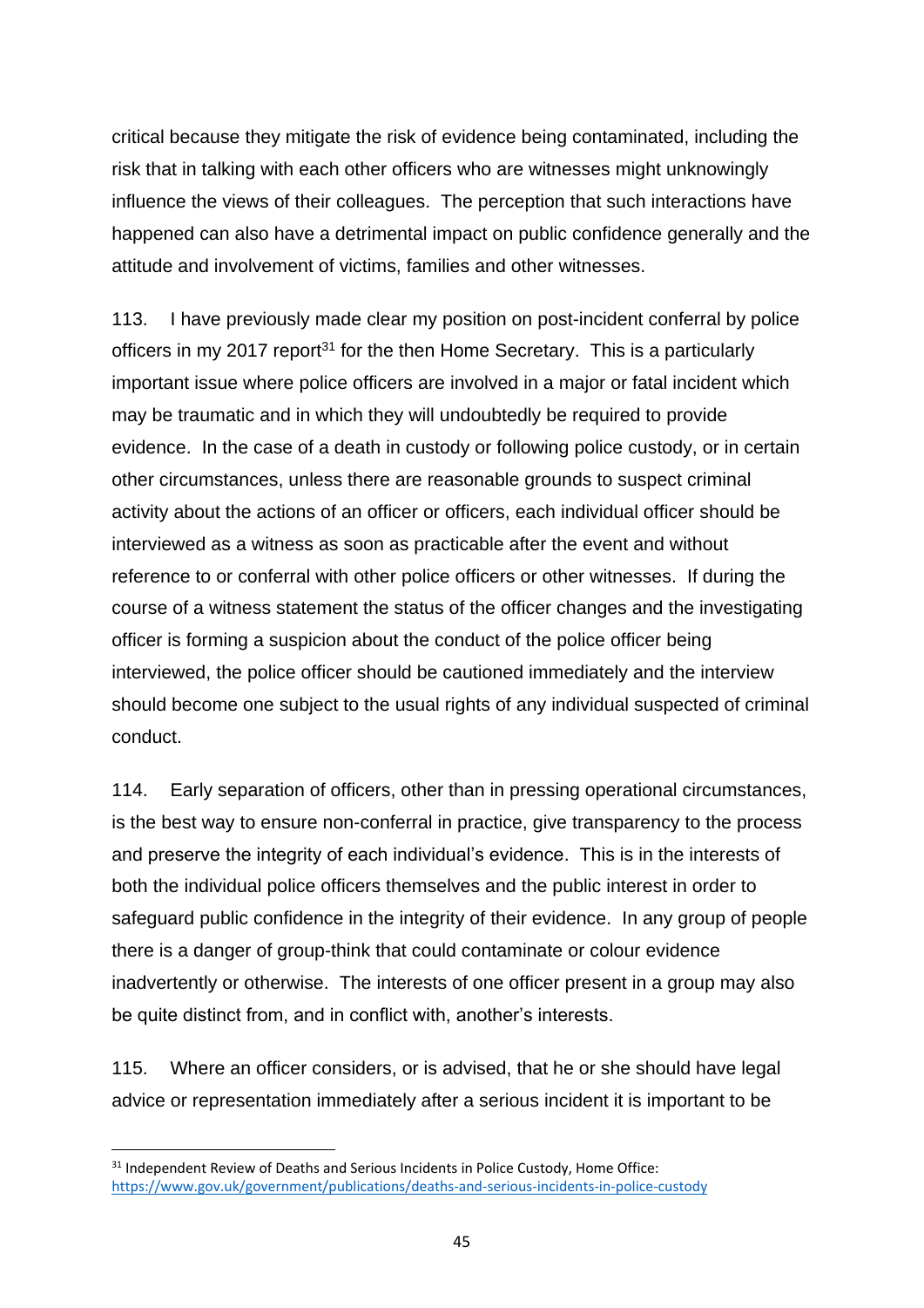critical because they mitigate the risk of evidence being contaminated, including the risk that in talking with each other officers who are witnesses might unknowingly influence the views of their colleagues. The perception that such interactions have happened can also have a detrimental impact on public confidence generally and the attitude and involvement of victims, families and other witnesses.

113. I have previously made clear my position on post-incident conferral by police officers in my 2017 report[31] for the then Home Secretary. This is a particularly important issue where police officers are involved in a major or fatal incident which may be traumatic and in which they will undoubtedly be required to provide evidence. In the case of a death in custody or following police custody, or in certain other circumstances, unless there are reasonable grounds to suspect criminal activity about the actions of an officer or officers, each individual officer should be interviewed as a witness as soon as practicable after the event and without reference to or conferral with other police officers or other witnesses. If during the course of a witness statement the status of the officer changes and the investigating officer is forming a suspicion about the conduct of the police officer being interviewed, the police officer should be cautioned immediately and the interview should become one subject to the usual rights of any individual suspected of criminal conduct.

114. Early separation of officers, other than in pressing operational circumstances, is the best way to ensure non-conferral in practice, give transparency to the process and preserve the integrity of each individual's evidence. This is in the interests of both the individual police officers themselves and the public interest in order to safeguard public confidence in the integrity of their evidence. In any group of people there is a danger of group-think that could contaminate or colour evidence inadvertently or otherwise. The interests of one officer present in a group may also be quite distinct from, and in conflict with, another's interests.

115. Where an officer considers, or is advised, that he or she should have legal advice or representation immediately after a serious incident it is important to be

---

[31] Independent Review of Deaths and Serious Incidents in Police Custody, Home Office: https://www.gov.uk/government/publications/deaths-and-serious-incidents-in-police-custody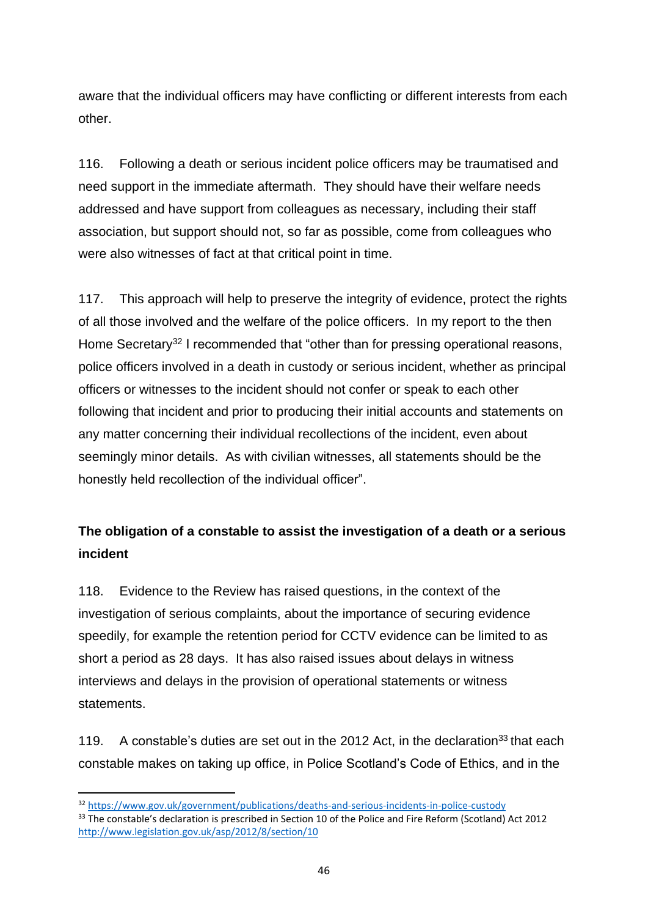aware that the individual officers may have conflicting or different interests from each other.

116. Following a death or serious incident police officers may be traumatised and need support in the immediate aftermath. They should have their welfare needs addressed and have support from colleagues as necessary, including their staff association, but support should not, so far as possible, come from colleagues who were also witnesses of fact at that critical point in time.

117. This approach will help to preserve the integrity of evidence, protect the rights of all those involved and the welfare of the police officers. In my report to the then Home Secretary[32] I recommended that "other than for pressing operational reasons, police officers involved in a death in custody or serious incident, whether as principal officers or witnesses to the incident should not confer or speak to each other following that incident and prior to producing their initial accounts and statements on any matter concerning their individual recollections of the incident, even about seemingly minor details. As with civilian witnesses, all statements should be the honestly held recollection of the individual officer".

**The obligation of a constable to assist the investigation of a death or a serious incident**

118. Evidence to the Review has raised questions, in the context of the investigation of serious complaints, about the importance of securing evidence speedily, for example the retention period for CCTV evidence can be limited to as short a period as 28 days. It has also raised issues about delays in witness interviews and delays in the provision of operational statements or witness statements.

119. A constable's duties are set out in the 2012 Act, in the declaration[33] that each constable makes on taking up office, in Police Scotland's Code of Ethics, and in the

---

[32] https://www.gov.uk/government/publications/deaths-and-serious-incidents-in-police-custody

[33] The constable's declaration is prescribed in Section 10 of the Police and Fire Reform (Scotland) Act 2012 http://www.legislation.gov.uk/asp/2012/8/section/10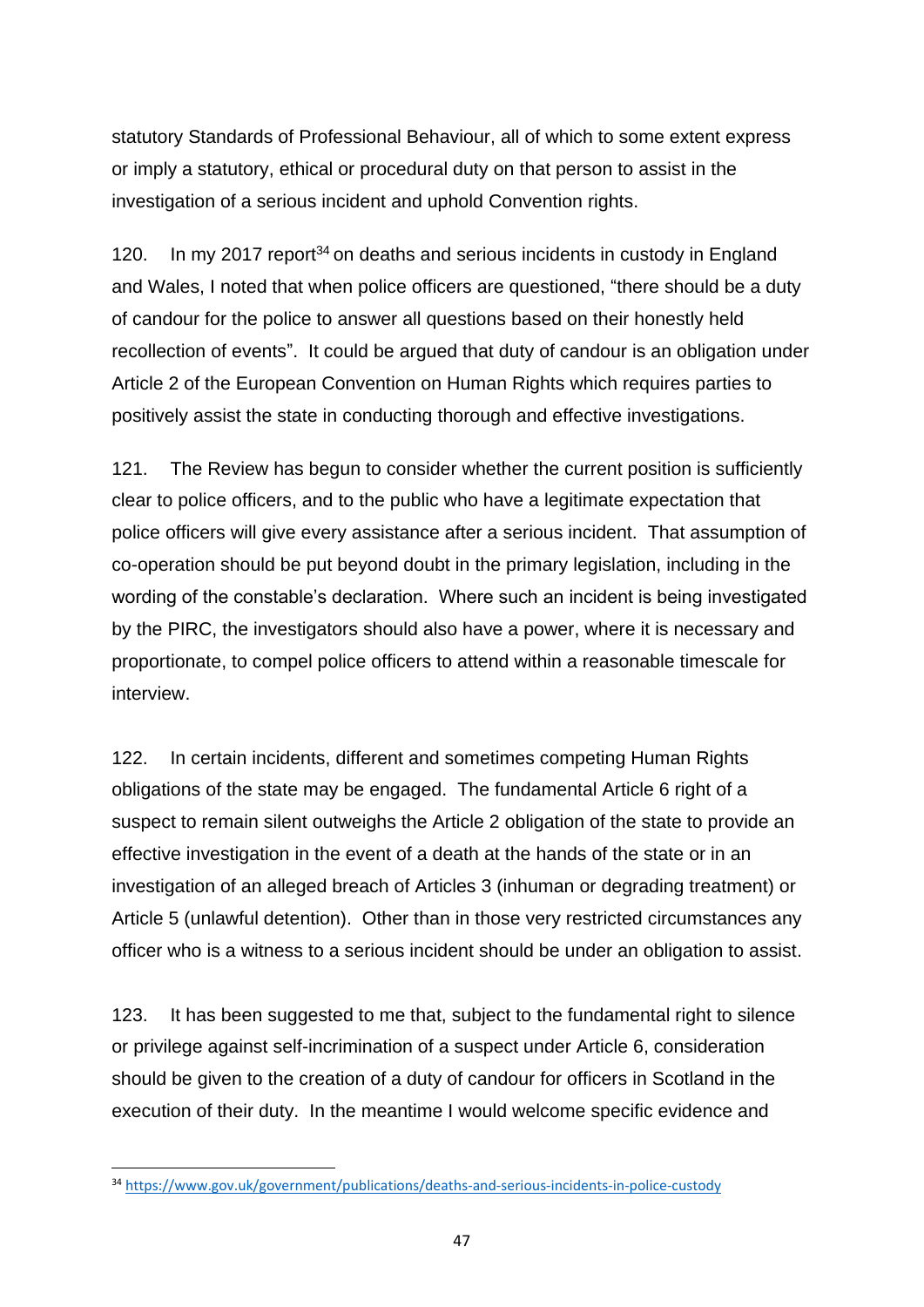statutory Standards of Professional Behaviour, all of which to some extent express or imply a statutory, ethical or procedural duty on that person to assist in the investigation of a serious incident and uphold Convention rights.

120. In my 2017 report[34] on deaths and serious incidents in custody in England and Wales, I noted that when police officers are questioned, "there should be a duty of candour for the police to answer all questions based on their honestly held recollection of events". It could be argued that duty of candour is an obligation under Article 2 of the European Convention on Human Rights which requires parties to positively assist the state in conducting thorough and effective investigations.

121. The Review has begun to consider whether the current position is sufficiently clear to police officers, and to the public who have a legitimate expectation that police officers will give every assistance after a serious incident. That assumption of co-operation should be put beyond doubt in the primary legislation, including in the wording of the constable's declaration. Where such an incident is being investigated by the PIRC, the investigators should also have a power, where it is necessary and proportionate, to compel police officers to attend within a reasonable timescale for interview.

122. In certain incidents, different and sometimes competing Human Rights obligations of the state may be engaged. The fundamental Article 6 right of a suspect to remain silent outweighs the Article 2 obligation of the state to provide an effective investigation in the event of a death at the hands of the state or in an investigation of an alleged breach of Articles 3 (inhuman or degrading treatment) or Article 5 (unlawful detention). Other than in those very restricted circumstances any officer who is a witness to a serious incident should be under an obligation to assist.

123. It has been suggested to me that, subject to the fundamental right to silence or privilege against self-incrimination of a suspect under Article 6, consideration should be given to the creation of a duty of candour for officers in Scotland in the execution of their duty. In the meantime I would welcome specific evidence and

---

[34] https://www.gov.uk/government/publications/deaths-and-serious-incidents-in-police-custody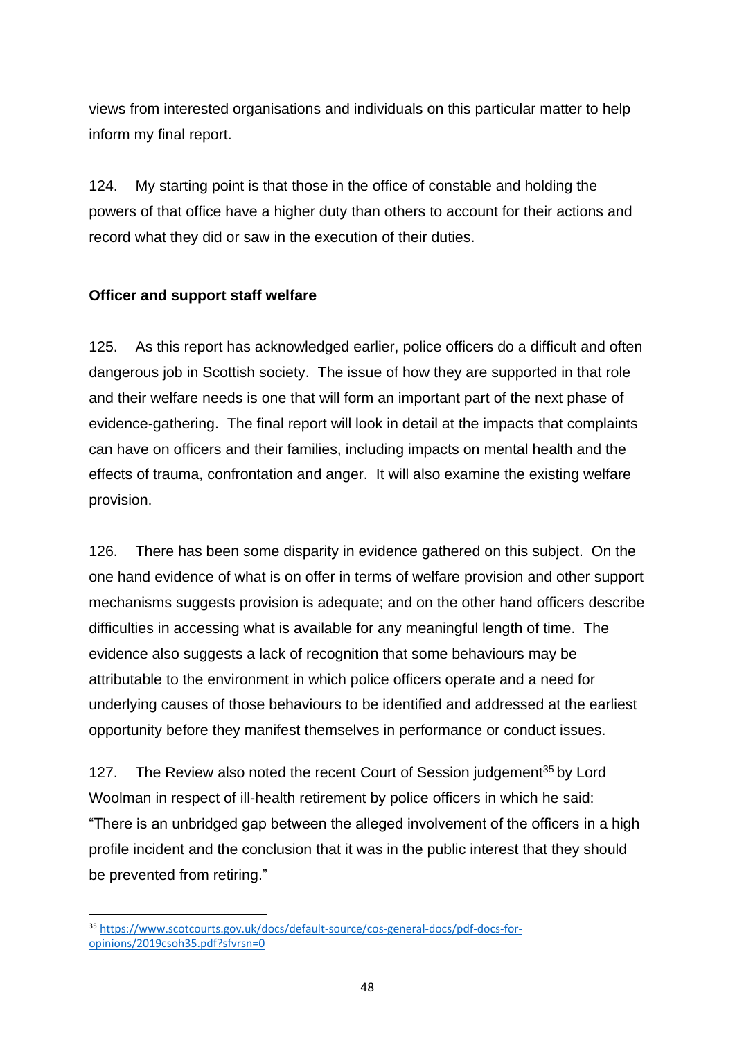views from interested organisations and individuals on this particular matter to help inform my final report.

124. My starting point is that those in the office of constable and holding the powers of that office have a higher duty than others to account for their actions and record what they did or saw in the execution of their duties.

**Officer and support staff welfare**

125. As this report has acknowledged earlier, police officers do a difficult and often dangerous job in Scottish society. The issue of how they are supported in that role and their welfare needs is one that will form an important part of the next phase of evidence-gathering. The final report will look in detail at the impacts that complaints can have on officers and their families, including impacts on mental health and the effects of trauma, confrontation and anger. It will also examine the existing welfare provision.

126. There has been some disparity in evidence gathered on this subject. On the one hand evidence of what is on offer in terms of welfare provision and other support mechanisms suggests provision is adequate; and on the other hand officers describe difficulties in accessing what is available for any meaningful length of time. The evidence also suggests a lack of recognition that some behaviours may be attributable to the environment in which police officers operate and a need for underlying causes of those behaviours to be identified and addressed at the earliest opportunity before they manifest themselves in performance or conduct issues.

127. The Review also noted the recent Court of Session judgement[35] by Lord Woolman in respect of ill-health retirement by police officers in which he said: "There is an unbridged gap between the alleged involvement of the officers in a high profile incident and the conclusion that it was in the public interest that they should be prevented from retiring."

---

[35] https://www.scotcourts.gov.uk/docs/default-source/cos-general-docs/pdf-docs-for-opinions/2019csoh35.pdf?sfvrsn=0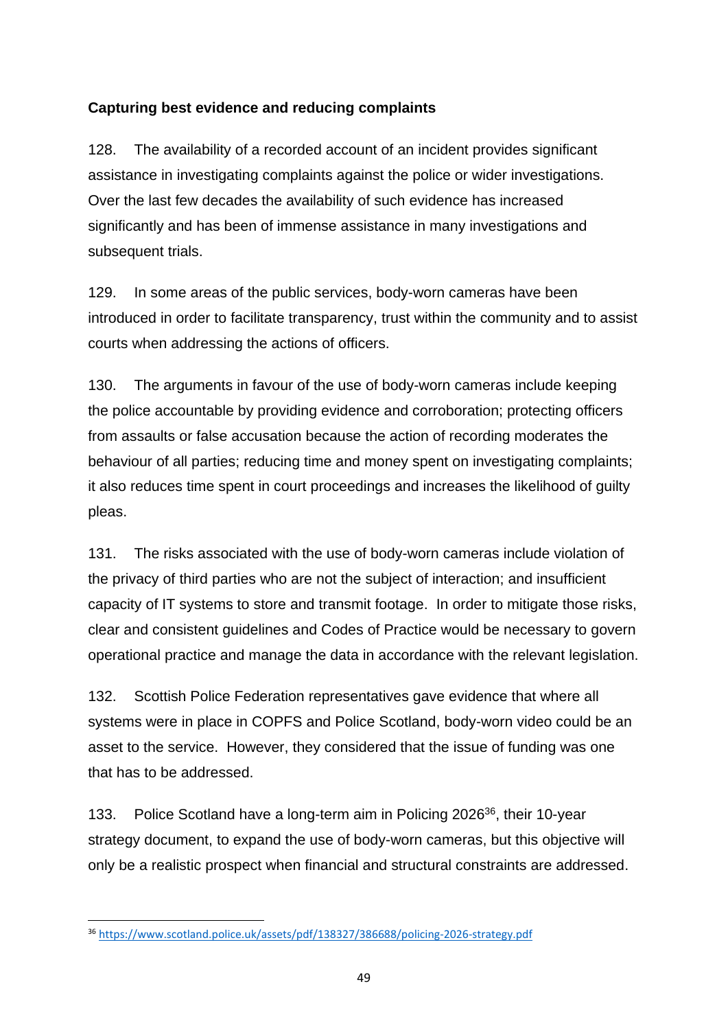**Capturing best evidence and reducing complaints**

128. The availability of a recorded account of an incident provides significant assistance in investigating complaints against the police or wider investigations. Over the last few decades the availability of such evidence has increased significantly and has been of immense assistance in many investigations and subsequent trials.

129. In some areas of the public services, body-worn cameras have been introduced in order to facilitate transparency, trust within the community and to assist courts when addressing the actions of officers.

130. The arguments in favour of the use of body-worn cameras include keeping the police accountable by providing evidence and corroboration; protecting officers from assaults or false accusation because the action of recording moderates the behaviour of all parties; reducing time and money spent on investigating complaints; it also reduces time spent in court proceedings and increases the likelihood of guilty pleas.

131. The risks associated with the use of body-worn cameras include violation of the privacy of third parties who are not the subject of interaction; and insufficient capacity of IT systems to store and transmit footage. In order to mitigate those risks, clear and consistent guidelines and Codes of Practice would be necessary to govern operational practice and manage the data in accordance with the relevant legislation.

132. Scottish Police Federation representatives gave evidence that where all systems were in place in COPFS and Police Scotland, body-worn video could be an asset to the service. However, they considered that the issue of funding was one that has to be addressed.

133. Police Scotland have a long-term aim in Policing 2026[36], their 10-year strategy document, to expand the use of body-worn cameras, but this objective will only be a realistic prospect when financial and structural constraints are addressed.

[36] https://www.scotland.police.uk/assets/pdf/138327/386688/policing-2026-strategy.pdf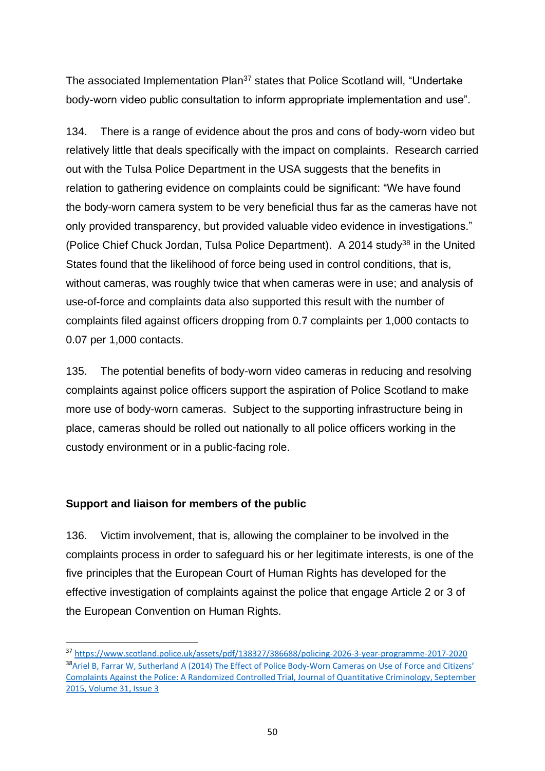The associated Implementation Plan[37] states that Police Scotland will, "Undertake body-worn video public consultation to inform appropriate implementation and use".

134. There is a range of evidence about the pros and cons of body-worn video but relatively little that deals specifically with the impact on complaints. Research carried out with the Tulsa Police Department in the USA suggests that the benefits in relation to gathering evidence on complaints could be significant: "We have found the body-worn camera system to be very beneficial thus far as the cameras have not only provided transparency, but provided valuable video evidence in investigations." (Police Chief Chuck Jordan, Tulsa Police Department). A 2014 study[38] in the United States found that the likelihood of force being used in control conditions, that is, without cameras, was roughly twice that when cameras were in use; and analysis of use-of-force and complaints data also supported this result with the number of complaints filed against officers dropping from 0.7 complaints per 1,000 contacts to 0.07 per 1,000 contacts.

135. The potential benefits of body-worn video cameras in reducing and resolving complaints against police officers support the aspiration of Police Scotland to make more use of body-worn cameras. Subject to the supporting infrastructure being in place, cameras should be rolled out nationally to all police officers working in the custody environment or in a public-facing role.

**Support and liaison for members of the public**

136. Victim involvement, that is, allowing the complainer to be involved in the complaints process in order to safeguard his or her legitimate interests, is one of the five principles that the European Court of Human Rights has developed for the effective investigation of complaints against the police that engage Article 2 or 3 of the European Convention on Human Rights.

---

[37] https://www.scotland.police.uk/assets/pdf/138327/386688/policing-2026-3-year-programme-2017-2020

[38] Ariel B, Farrar W, Sutherland A (2014) The Effect of Police Body-Worn Cameras on Use of Force and Citizens' Complaints Against the Police: A Randomized Controlled Trial, Journal of Quantitative Criminology, September 2015, Volume 31, Issue 3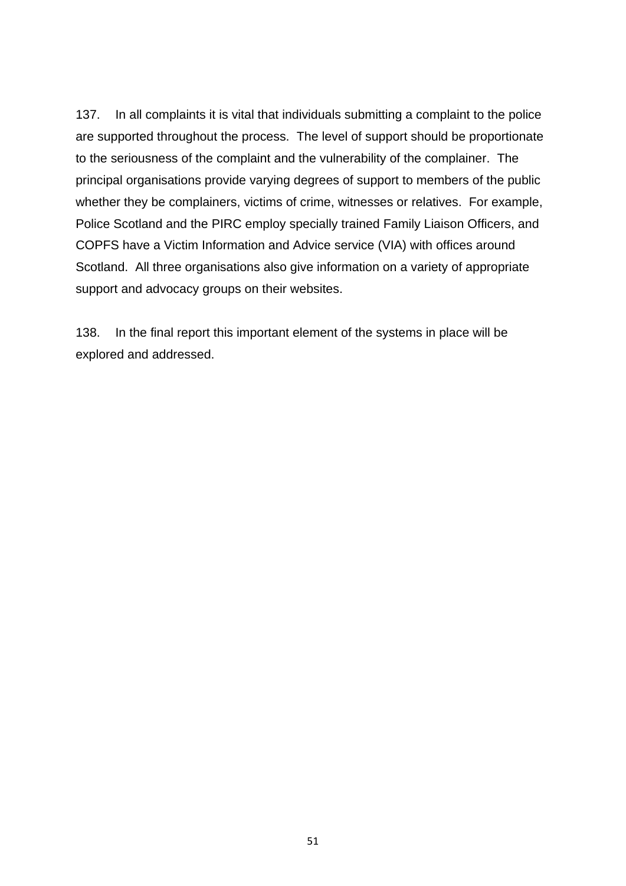137. In all complaints it is vital that individuals submitting a complaint to the police are supported throughout the process. The level of support should be proportionate to the seriousness of the complaint and the vulnerability of the complainer. The principal organisations provide varying degrees of support to members of the public whether they be complainers, victims of crime, witnesses or relatives. For example, Police Scotland and the PIRC employ specially trained Family Liaison Officers, and COPFS have a Victim Information and Advice service (VIA) with offices around Scotland. All three organisations also give information on a variety of appropriate support and advocacy groups on their websites.

138. In the final report this important element of the systems in place will be explored and addressed.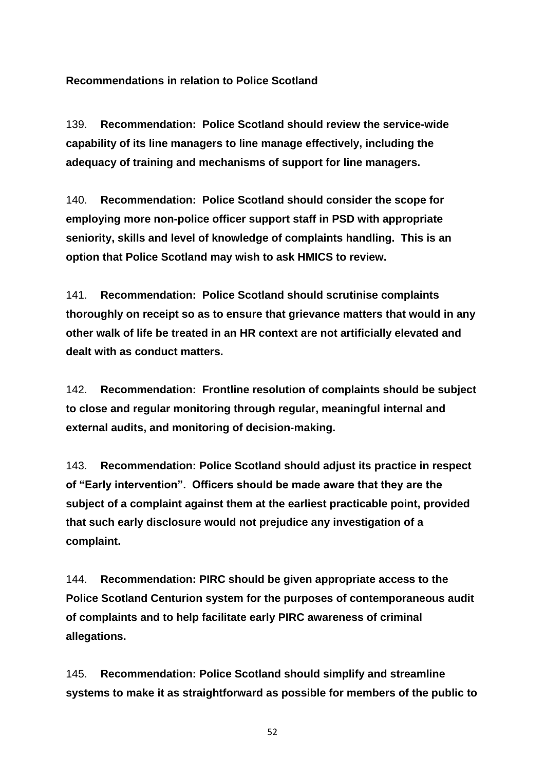**Recommendations in relation to Police Scotland**

139. **Recommendation: Police Scotland should review the service-wide capability of its line managers to line manage effectively, including the adequacy of training and mechanisms of support for line managers.**

140. **Recommendation: Police Scotland should consider the scope for employing more non-police officer support staff in PSD with appropriate seniority, skills and level of knowledge of complaints handling. This is an option that Police Scotland may wish to ask HMICS to review.**

141. **Recommendation: Police Scotland should scrutinise complaints thoroughly on receipt so as to ensure that grievance matters that would in any other walk of life be treated in an HR context are not artificially elevated and dealt with as conduct matters.**

142. **Recommendation: Frontline resolution of complaints should be subject to close and regular monitoring through regular, meaningful internal and external audits, and monitoring of decision-making.**

143. **Recommendation: Police Scotland should adjust its practice in respect of "Early intervention". Officers should be made aware that they are the subject of a complaint against them at the earliest practicable point, provided that such early disclosure would not prejudice any investigation of a complaint.**

144. **Recommendation: PIRC should be given appropriate access to the Police Scotland Centurion system for the purposes of contemporaneous audit of complaints and to help facilitate early PIRC awareness of criminal allegations.**

145. **Recommendation: Police Scotland should simplify and streamline systems to make it as straightforward as possible for members of the public to**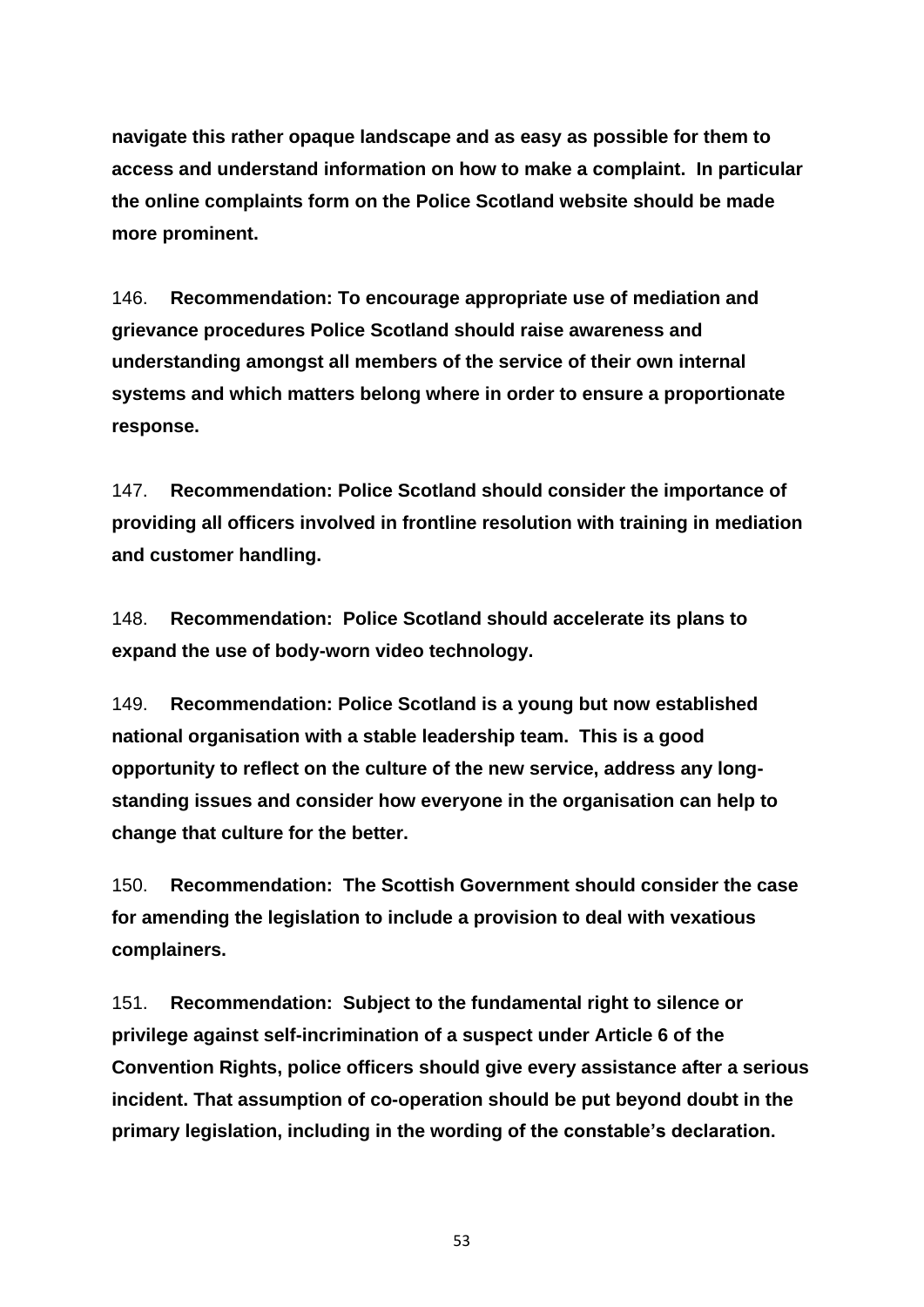**navigate this rather opaque landscape and as easy as possible for them to access and understand information on how to make a complaint. In particular the online complaints form on the Police Scotland website should be made more prominent.**

146. **Recommendation: To encourage appropriate use of mediation and grievance procedures Police Scotland should raise awareness and understanding amongst all members of the service of their own internal systems and which matters belong where in order to ensure a proportionate response.**

147. **Recommendation: Police Scotland should consider the importance of providing all officers involved in frontline resolution with training in mediation and customer handling.**

148. **Recommendation: Police Scotland should accelerate its plans to expand the use of body-worn video technology.**

149. **Recommendation: Police Scotland is a young but now established national organisation with a stable leadership team. This is a good opportunity to reflect on the culture of the new service, address any long-standing issues and consider how everyone in the organisation can help to change that culture for the better.**

150. **Recommendation: The Scottish Government should consider the case for amending the legislation to include a provision to deal with vexatious complainers.**

151. **Recommendation: Subject to the fundamental right to silence or privilege against self-incrimination of a suspect under Article 6 of the Convention Rights, police officers should give every assistance after a serious incident. That assumption of co-operation should be put beyond doubt in the primary legislation, including in the wording of the constable's declaration.**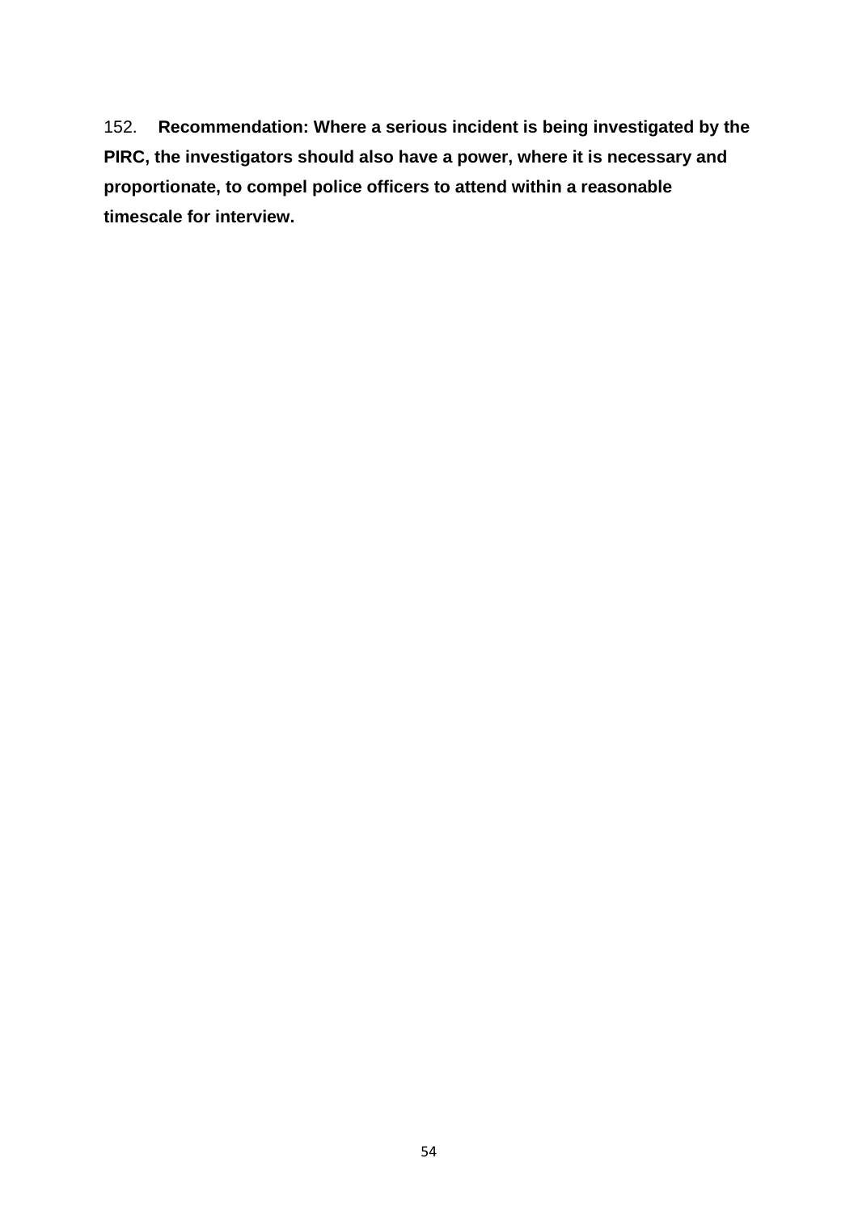152. **Recommendation: Where a serious incident is being investigated by the PIRC, the investigators should also have a power, where it is necessary and proportionate, to compel police officers to attend within a reasonable timescale for interview.**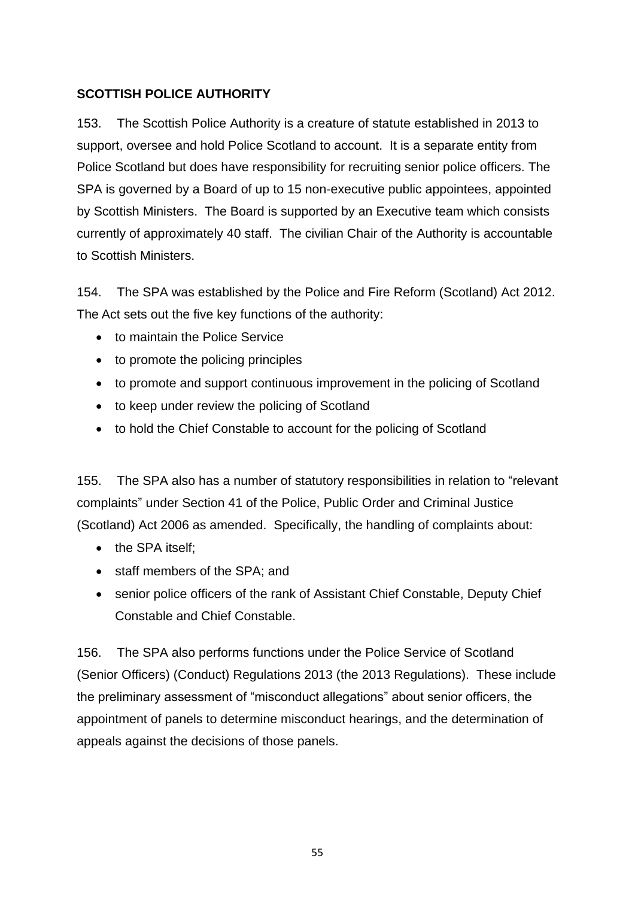## SCOTTISH POLICE AUTHORITY

153. The Scottish Police Authority is a creature of statute established in 2013 to support, oversee and hold Police Scotland to account. It is a separate entity from Police Scotland but does have responsibility for recruiting senior police officers. The SPA is governed by a Board of up to 15 non-executive public appointees, appointed by Scottish Ministers. The Board is supported by an Executive team which consists currently of approximately 40 staff. The civilian Chair of the Authority is accountable to Scottish Ministers.

154. The SPA was established by the Police and Fire Reform (Scotland) Act 2012. The Act sets out the five key functions of the authority:

- to maintain the Police Service
- to promote the policing principles
- to promote and support continuous improvement in the policing of Scotland
- to keep under review the policing of Scotland
- to hold the Chief Constable to account for the policing of Scotland

155. The SPA also has a number of statutory responsibilities in relation to "relevant complaints" under Section 41 of the Police, Public Order and Criminal Justice (Scotland) Act 2006 as amended. Specifically, the handling of complaints about:

- the SPA itself;
- staff members of the SPA; and
- senior police officers of the rank of Assistant Chief Constable, Deputy Chief Constable and Chief Constable.

156. The SPA also performs functions under the Police Service of Scotland (Senior Officers) (Conduct) Regulations 2013 (the 2013 Regulations). These include the preliminary assessment of "misconduct allegations" about senior officers, the appointment of panels to determine misconduct hearings, and the determination of appeals against the decisions of those panels.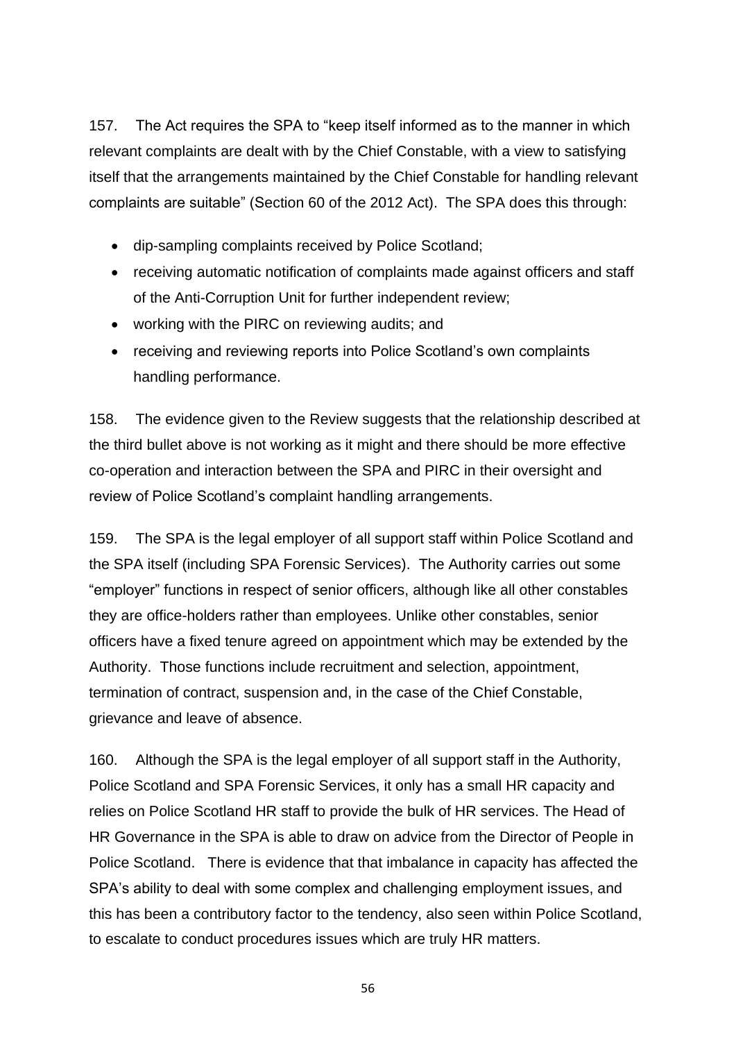157. The Act requires the SPA to "keep itself informed as to the manner in which relevant complaints are dealt with by the Chief Constable, with a view to satisfying itself that the arrangements maintained by the Chief Constable for handling relevant complaints are suitable" (Section 60 of the 2012 Act). The SPA does this through:

- dip-sampling complaints received by Police Scotland;
- receiving automatic notification of complaints made against officers and staff of the Anti-Corruption Unit for further independent review;
- working with the PIRC on reviewing audits; and
- receiving and reviewing reports into Police Scotland's own complaints handling performance.

158. The evidence given to the Review suggests that the relationship described at the third bullet above is not working as it might and there should be more effective co-operation and interaction between the SPA and PIRC in their oversight and review of Police Scotland's complaint handling arrangements.

159. The SPA is the legal employer of all support staff within Police Scotland and the SPA itself (including SPA Forensic Services). The Authority carries out some "employer" functions in respect of senior officers, although like all other constables they are office-holders rather than employees. Unlike other constables, senior officers have a fixed tenure agreed on appointment which may be extended by the Authority. Those functions include recruitment and selection, appointment, termination of contract, suspension and, in the case of the Chief Constable, grievance and leave of absence.

160. Although the SPA is the legal employer of all support staff in the Authority, Police Scotland and SPA Forensic Services, it only has a small HR capacity and relies on Police Scotland HR staff to provide the bulk of HR services. The Head of HR Governance in the SPA is able to draw on advice from the Director of People in Police Scotland. There is evidence that that imbalance in capacity has affected the SPA's ability to deal with some complex and challenging employment issues, and this has been a contributory factor to the tendency, also seen within Police Scotland, to escalate to conduct procedures issues which are truly HR matters.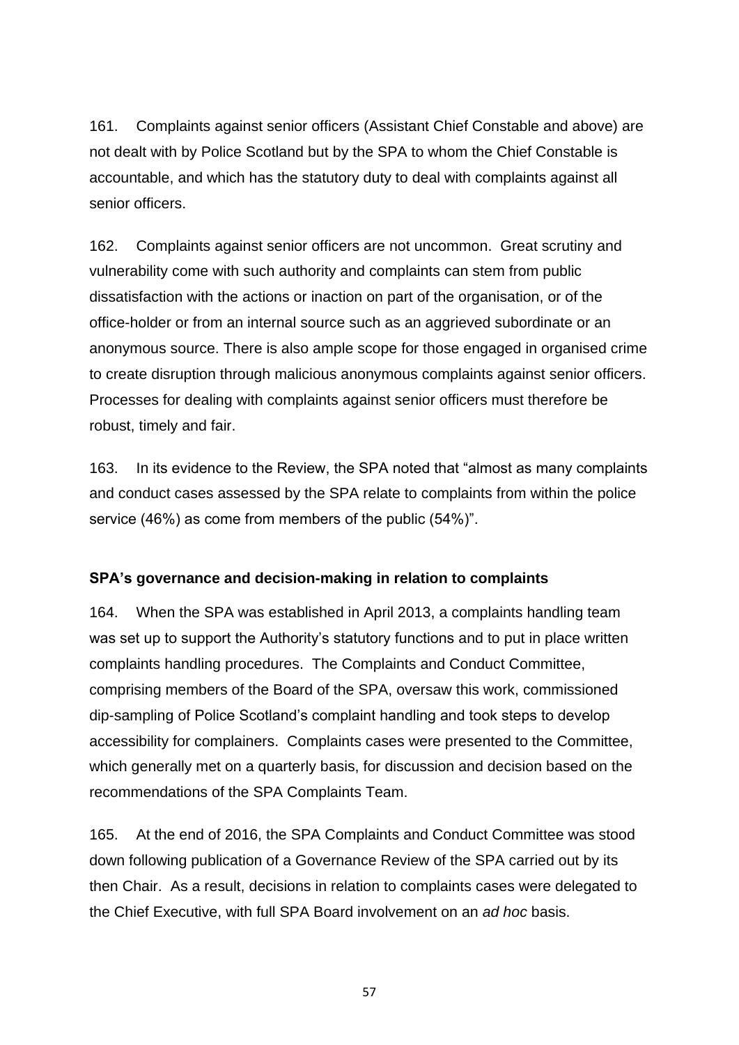161. Complaints against senior officers (Assistant Chief Constable and above) are not dealt with by Police Scotland but by the SPA to whom the Chief Constable is accountable, and which has the statutory duty to deal with complaints against all senior officers.

162. Complaints against senior officers are not uncommon. Great scrutiny and vulnerability come with such authority and complaints can stem from public dissatisfaction with the actions or inaction on part of the organisation, or of the office-holder or from an internal source such as an aggrieved subordinate or an anonymous source. There is also ample scope for those engaged in organised crime to create disruption through malicious anonymous complaints against senior officers. Processes for dealing with complaints against senior officers must therefore be robust, timely and fair.

163. In its evidence to the Review, the SPA noted that "almost as many complaints and conduct cases assessed by the SPA relate to complaints from within the police service (46%) as come from members of the public (54%)".

**SPA's governance and decision-making in relation to complaints**

164. When the SPA was established in April 2013, a complaints handling team was set up to support the Authority's statutory functions and to put in place written complaints handling procedures. The Complaints and Conduct Committee, comprising members of the Board of the SPA, oversaw this work, commissioned dip-sampling of Police Scotland's complaint handling and took steps to develop accessibility for complainers. Complaints cases were presented to the Committee, which generally met on a quarterly basis, for discussion and decision based on the recommendations of the SPA Complaints Team.

165. At the end of 2016, the SPA Complaints and Conduct Committee was stood down following publication of a Governance Review of the SPA carried out by its then Chair. As a result, decisions in relation to complaints cases were delegated to the Chief Executive, with full SPA Board involvement on an *ad hoc* basis.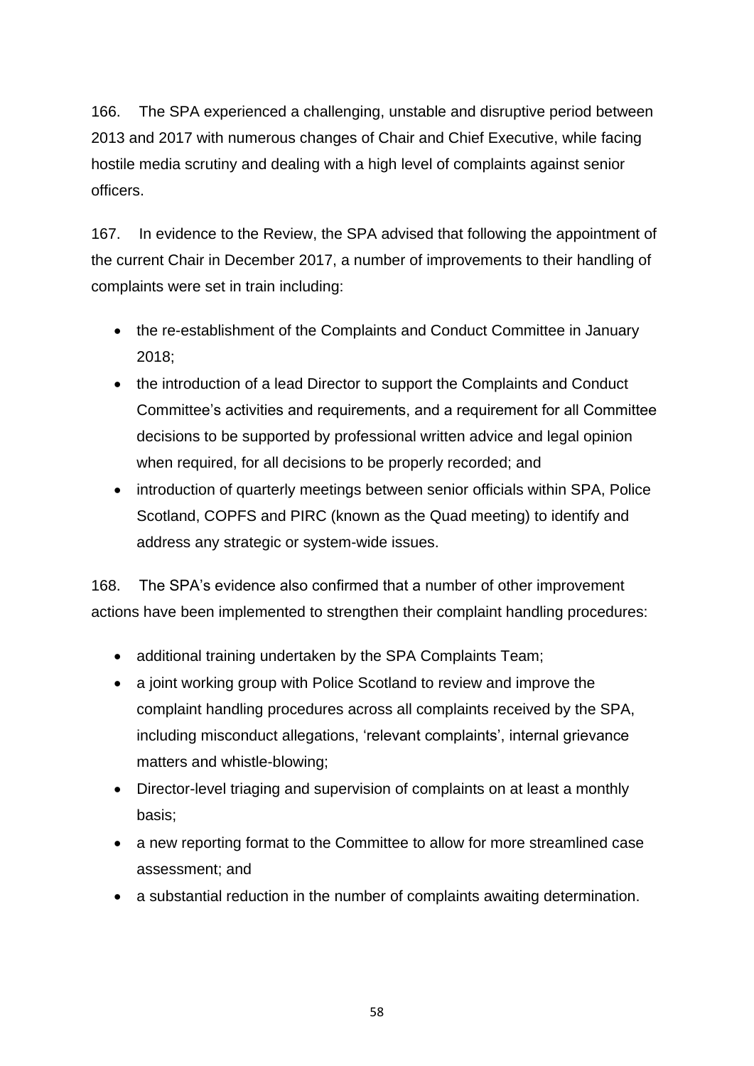166. The SPA experienced a challenging, unstable and disruptive period between 2013 and 2017 with numerous changes of Chair and Chief Executive, while facing hostile media scrutiny and dealing with a high level of complaints against senior officers.

167. In evidence to the Review, the SPA advised that following the appointment of the current Chair in December 2017, a number of improvements to their handling of complaints were set in train including:

- the re-establishment of the Complaints and Conduct Committee in January 2018;
- the introduction of a lead Director to support the Complaints and Conduct Committee's activities and requirements, and a requirement for all Committee decisions to be supported by professional written advice and legal opinion when required, for all decisions to be properly recorded; and
- introduction of quarterly meetings between senior officials within SPA, Police Scotland, COPFS and PIRC (known as the Quad meeting) to identify and address any strategic or system-wide issues.

168. The SPA's evidence also confirmed that a number of other improvement actions have been implemented to strengthen their complaint handling procedures:

- additional training undertaken by the SPA Complaints Team;
- a joint working group with Police Scotland to review and improve the complaint handling procedures across all complaints received by the SPA, including misconduct allegations, 'relevant complaints', internal grievance matters and whistle-blowing;
- Director-level triaging and supervision of complaints on at least a monthly basis;
- a new reporting format to the Committee to allow for more streamlined case assessment; and
- a substantial reduction in the number of complaints awaiting determination.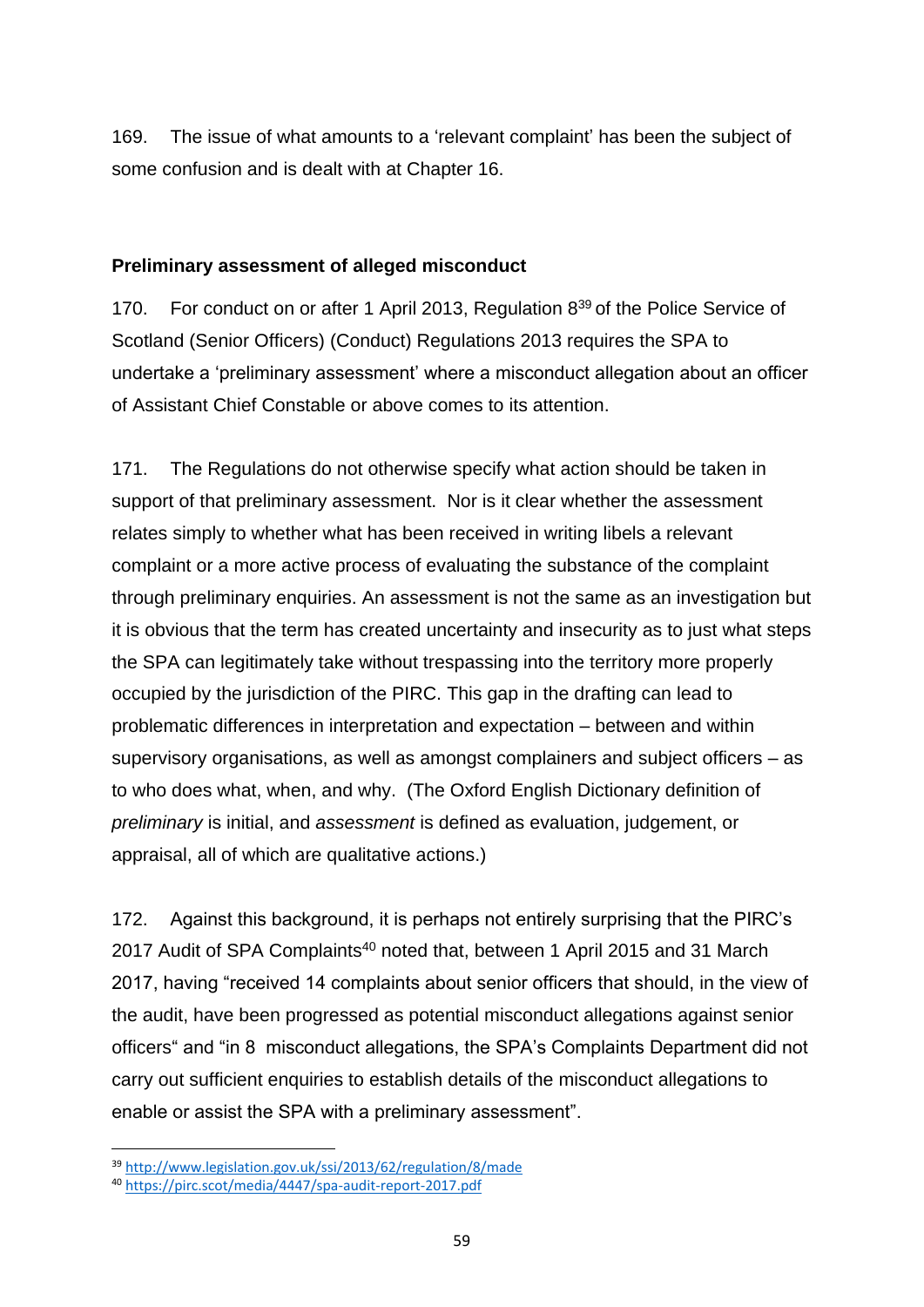169. The issue of what amounts to a 'relevant complaint' has been the subject of some confusion and is dealt with at Chapter 16.

**Preliminary assessment of alleged misconduct**

170. For conduct on or after 1 April 2013, Regulation 8[39] of the Police Service of Scotland (Senior Officers) (Conduct) Regulations 2013 requires the SPA to undertake a 'preliminary assessment' where a misconduct allegation about an officer of Assistant Chief Constable or above comes to its attention.

171. The Regulations do not otherwise specify what action should be taken in support of that preliminary assessment. Nor is it clear whether the assessment relates simply to whether what has been received in writing libels a relevant complaint or a more active process of evaluating the substance of the complaint through preliminary enquiries. An assessment is not the same as an investigation but it is obvious that the term has created uncertainty and insecurity as to just what steps the SPA can legitimately take without trespassing into the territory more properly occupied by the jurisdiction of the PIRC. This gap in the drafting can lead to problematic differences in interpretation and expectation – between and within supervisory organisations, as well as amongst complainers and subject officers – as to who does what, when, and why. (The Oxford English Dictionary definition of *preliminary* is initial, and *assessment* is defined as evaluation, judgement, or appraisal, all of which are qualitative actions.)

172. Against this background, it is perhaps not entirely surprising that the PIRC's 2017 Audit of SPA Complaints[40] noted that, between 1 April 2015 and 31 March 2017, having "received 14 complaints about senior officers that should, in the view of the audit, have been progressed as potential misconduct allegations against senior officers" and "in 8 misconduct allegations, the SPA's Complaints Department did not carry out sufficient enquiries to establish details of the misconduct allegations to enable or assist the SPA with a preliminary assessment".

---

[39] http://www.legislation.gov.uk/ssi/2013/62/regulation/8/made

[40] https://pirc.scot/media/4447/spa-audit-report-2017.pdf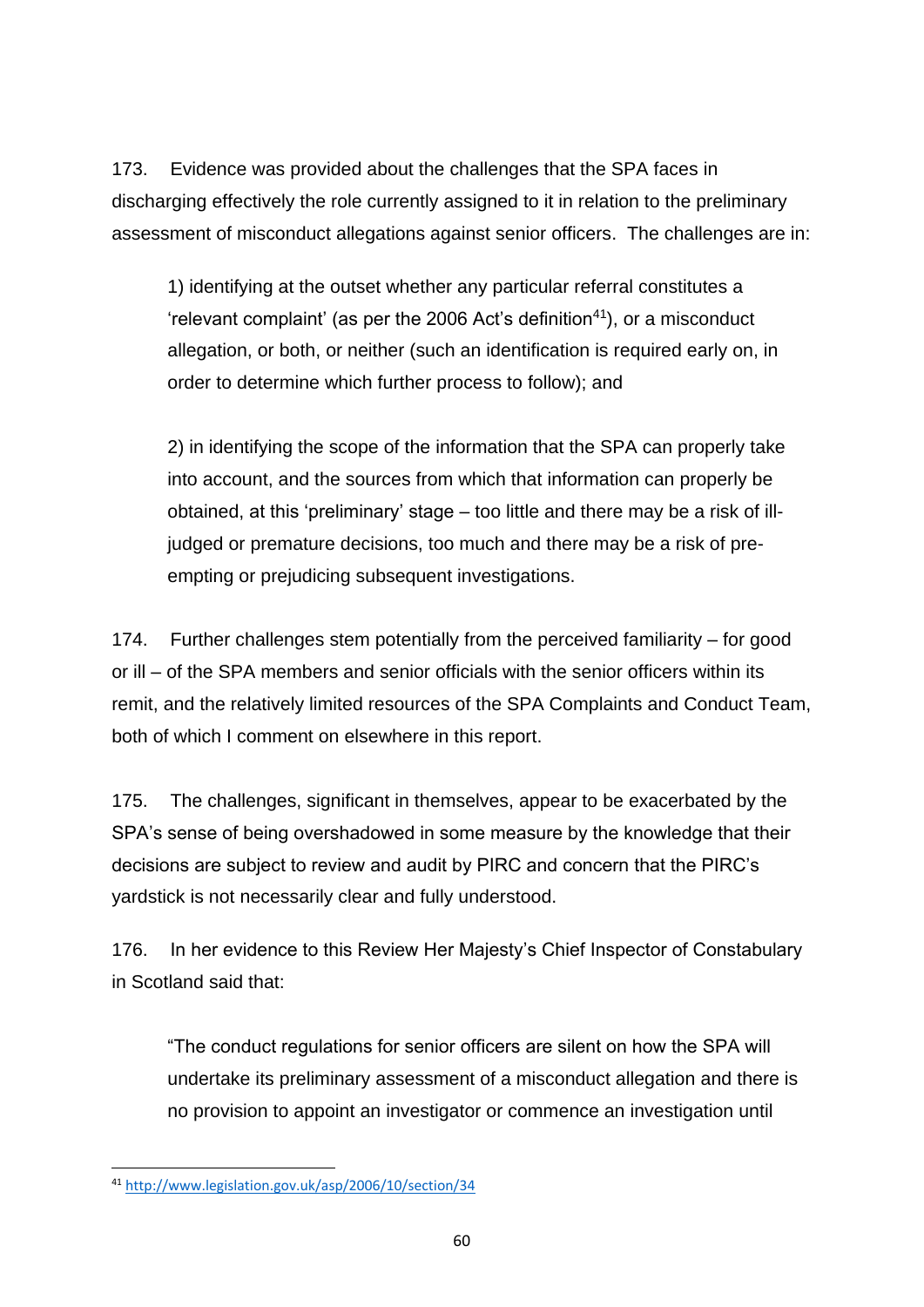173. Evidence was provided about the challenges that the SPA faces in discharging effectively the role currently assigned to it in relation to the preliminary assessment of misconduct allegations against senior officers. The challenges are in:

> 1) identifying at the outset whether any particular referral constitutes a 'relevant complaint' (as per the 2006 Act's definition[41]), or a misconduct allegation, or both, or neither (such an identification is required early on, in order to determine which further process to follow); and
>
> 2) in identifying the scope of the information that the SPA can properly take into account, and the sources from which that information can properly be obtained, at this 'preliminary' stage – too little and there may be a risk of ill-judged or premature decisions, too much and there may be a risk of pre-empting or prejudicing subsequent investigations.

174. Further challenges stem potentially from the perceived familiarity – for good or ill – of the SPA members and senior officials with the senior officers within its remit, and the relatively limited resources of the SPA Complaints and Conduct Team, both of which I comment on elsewhere in this report.

175. The challenges, significant in themselves, appear to be exacerbated by the SPA's sense of being overshadowed in some measure by the knowledge that their decisions are subject to review and audit by PIRC and concern that the PIRC's yardstick is not necessarily clear and fully understood.

176. In her evidence to this Review Her Majesty's Chief Inspector of Constabulary in Scotland said that:

> "The conduct regulations for senior officers are silent on how the SPA will undertake its preliminary assessment of a misconduct allegation and there is no provision to appoint an investigator or commence an investigation until

---

[41] http://www.legislation.gov.uk/asp/2006/10/section/34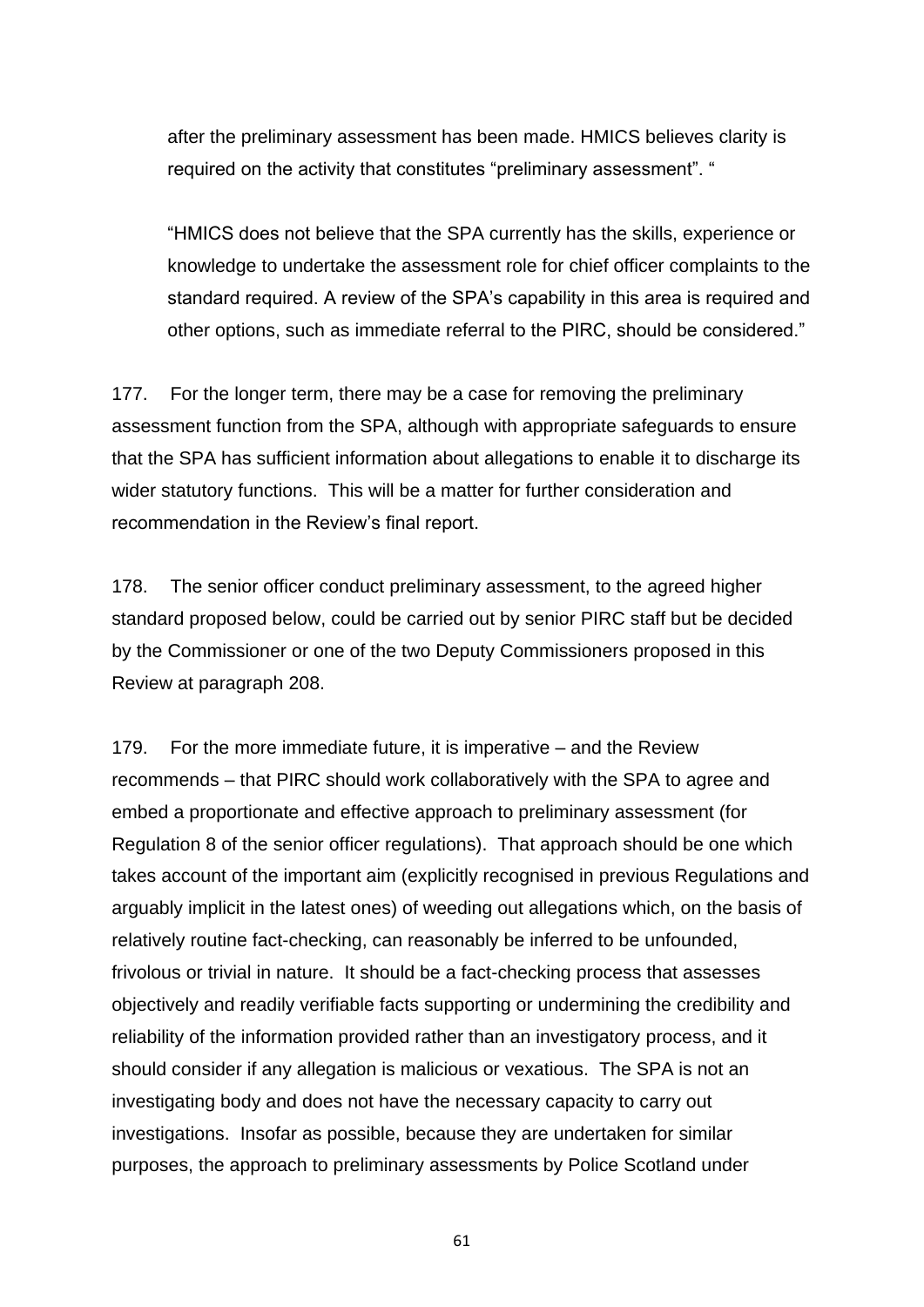> after the preliminary assessment has been made. HMICS believes clarity is required on the activity that constitutes "preliminary assessment". "
>
> "HMICS does not believe that the SPA currently has the skills, experience or knowledge to undertake the assessment role for chief officer complaints to the standard required. A review of the SPA's capability in this area is required and other options, such as immediate referral to the PIRC, should be considered."

177. For the longer term, there may be a case for removing the preliminary assessment function from the SPA, although with appropriate safeguards to ensure that the SPA has sufficient information about allegations to enable it to discharge its wider statutory functions. This will be a matter for further consideration and recommendation in the Review's final report.

178. The senior officer conduct preliminary assessment, to the agreed higher standard proposed below, could be carried out by senior PIRC staff but be decided by the Commissioner or one of the two Deputy Commissioners proposed in this Review at paragraph 208.

179. For the more immediate future, it is imperative – and the Review recommends – that PIRC should work collaboratively with the SPA to agree and embed a proportionate and effective approach to preliminary assessment (for Regulation 8 of the senior officer regulations). That approach should be one which takes account of the important aim (explicitly recognised in previous Regulations and arguably implicit in the latest ones) of weeding out allegations which, on the basis of relatively routine fact-checking, can reasonably be inferred to be unfounded, frivolous or trivial in nature. It should be a fact-checking process that assesses objectively and readily verifiable facts supporting or undermining the credibility and reliability of the information provided rather than an investigatory process, and it should consider if any allegation is malicious or vexatious. The SPA is not an investigating body and does not have the necessary capacity to carry out investigations. Insofar as possible, because they are undertaken for similar purposes, the approach to preliminary assessments by Police Scotland under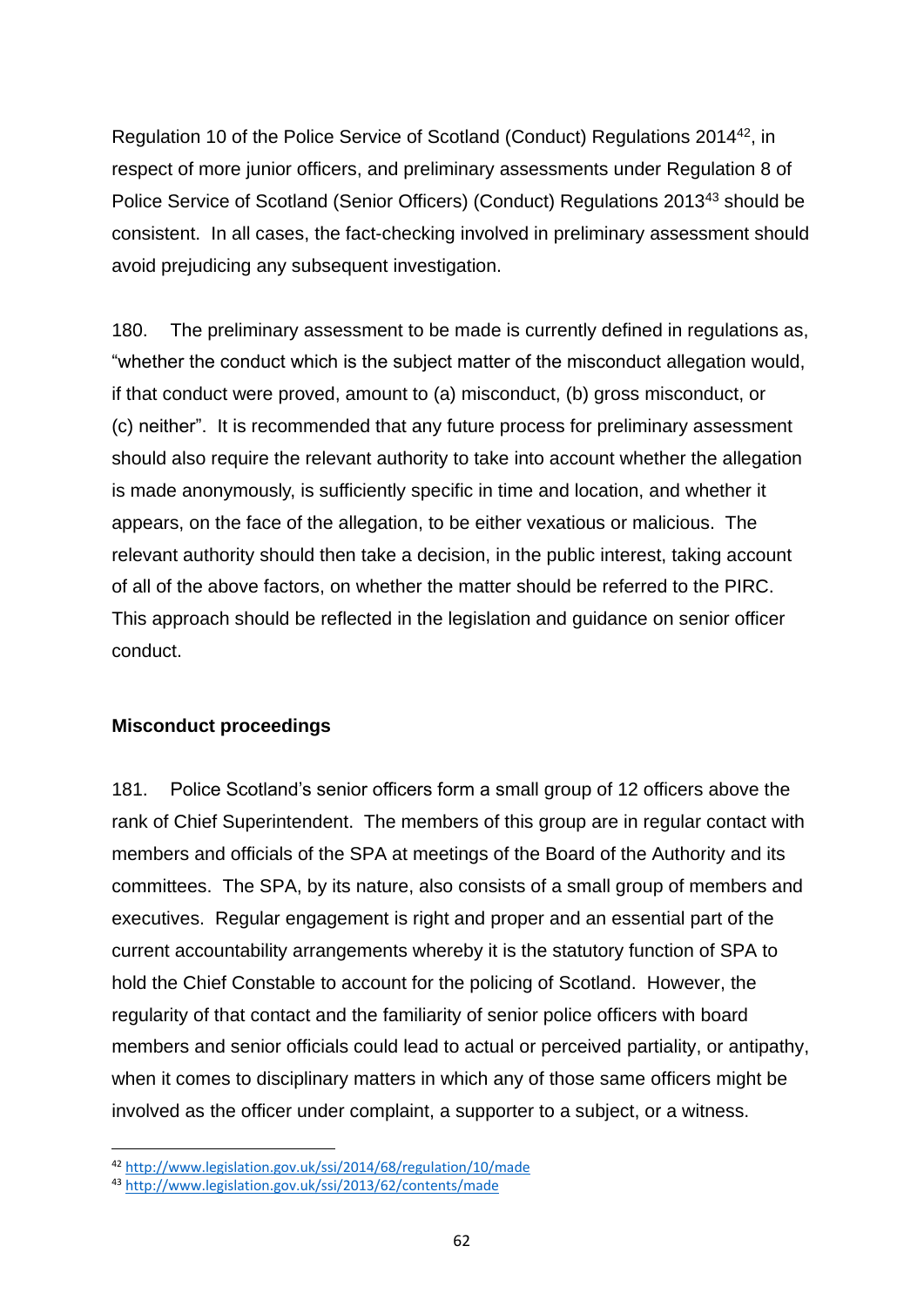Regulation 10 of the Police Service of Scotland (Conduct) Regulations 2014[42], in respect of more junior officers, and preliminary assessments under Regulation 8 of Police Service of Scotland (Senior Officers) (Conduct) Regulations 2013[43] should be consistent. In all cases, the fact-checking involved in preliminary assessment should avoid prejudicing any subsequent investigation.

180. The preliminary assessment to be made is currently defined in regulations as, "whether the conduct which is the subject matter of the misconduct allegation would, if that conduct were proved, amount to (a) misconduct, (b) gross misconduct, or (c) neither". It is recommended that any future process for preliminary assessment should also require the relevant authority to take into account whether the allegation is made anonymously, is sufficiently specific in time and location, and whether it appears, on the face of the allegation, to be either vexatious or malicious. The relevant authority should then take a decision, in the public interest, taking account of all of the above factors, on whether the matter should be referred to the PIRC. This approach should be reflected in the legislation and guidance on senior officer conduct.

**Misconduct proceedings**

181. Police Scotland's senior officers form a small group of 12 officers above the rank of Chief Superintendent. The members of this group are in regular contact with members and officials of the SPA at meetings of the Board of the Authority and its committees. The SPA, by its nature, also consists of a small group of members and executives. Regular engagement is right and proper and an essential part of the current accountability arrangements whereby it is the statutory function of SPA to hold the Chief Constable to account for the policing of Scotland. However, the regularity of that contact and the familiarity of senior police officers with board members and senior officials could lead to actual or perceived partiality, or antipathy, when it comes to disciplinary matters in which any of those same officers might be involved as the officer under complaint, a supporter to a subject, or a witness.

---

[42] http://www.legislation.gov.uk/ssi/2014/68/regulation/10/made

[43] http://www.legislation.gov.uk/ssi/2013/62/contents/made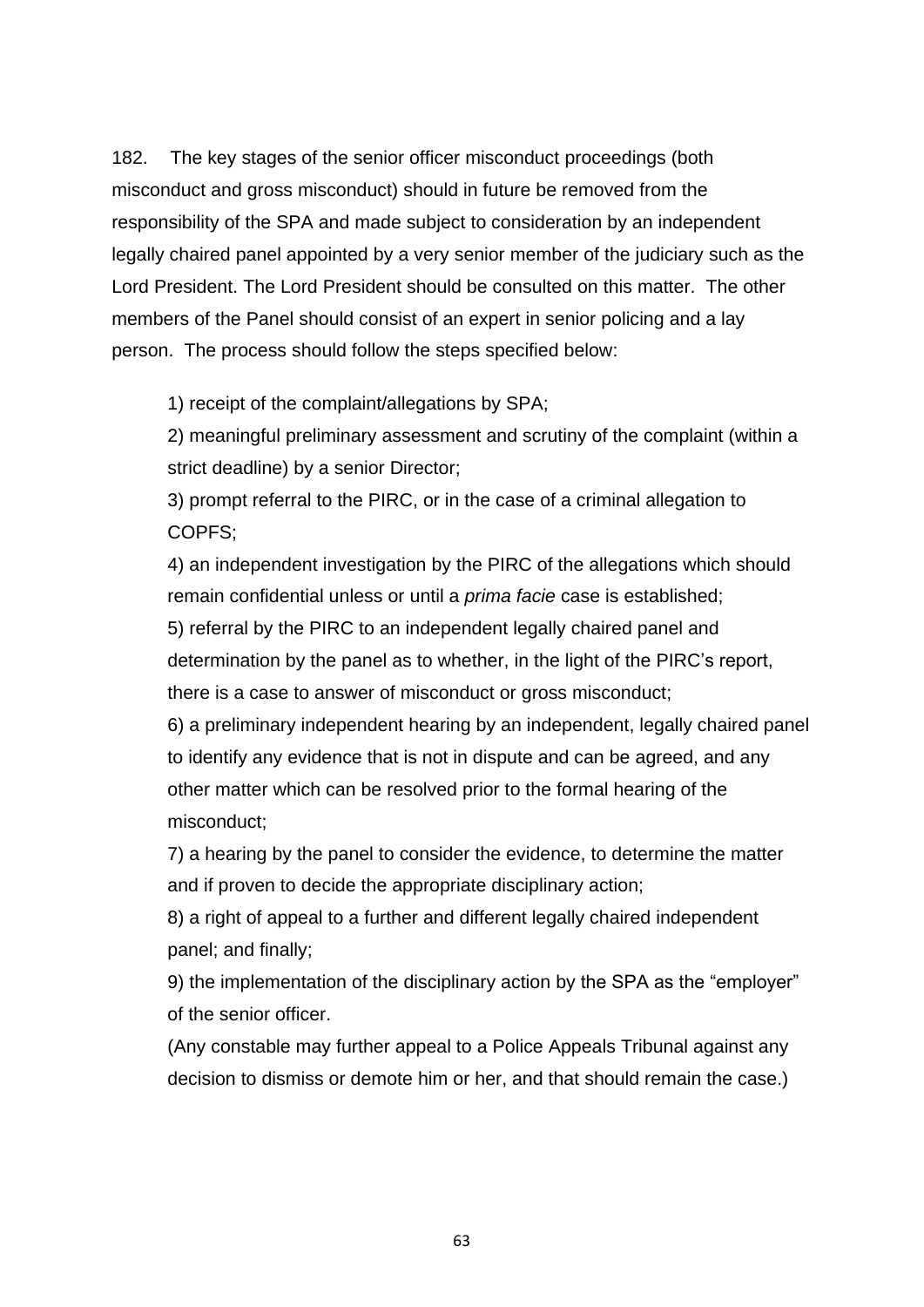182. The key stages of the senior officer misconduct proceedings (both misconduct and gross misconduct) should in future be removed from the responsibility of the SPA and made subject to consideration by an independent legally chaired panel appointed by a very senior member of the judiciary such as the Lord President. The Lord President should be consulted on this matter. The other members of the Panel should consist of an expert in senior policing and a lay person. The process should follow the steps specified below:

1) receipt of the complaint/allegations by SPA;

2) meaningful preliminary assessment and scrutiny of the complaint (within a strict deadline) by a senior Director;

3) prompt referral to the PIRC, or in the case of a criminal allegation to COPFS;

4) an independent investigation by the PIRC of the allegations which should remain confidential unless or until a *prima facie* case is established;

5) referral by the PIRC to an independent legally chaired panel and determination by the panel as to whether, in the light of the PIRC's report, there is a case to answer of misconduct or gross misconduct;

6) a preliminary independent hearing by an independent, legally chaired panel to identify any evidence that is not in dispute and can be agreed, and any other matter which can be resolved prior to the formal hearing of the misconduct;

7) a hearing by the panel to consider the evidence, to determine the matter and if proven to decide the appropriate disciplinary action;

8) a right of appeal to a further and different legally chaired independent panel; and finally;

9) the implementation of the disciplinary action by the SPA as the "employer" of the senior officer.

(Any constable may further appeal to a Police Appeals Tribunal against any decision to dismiss or demote him or her, and that should remain the case.)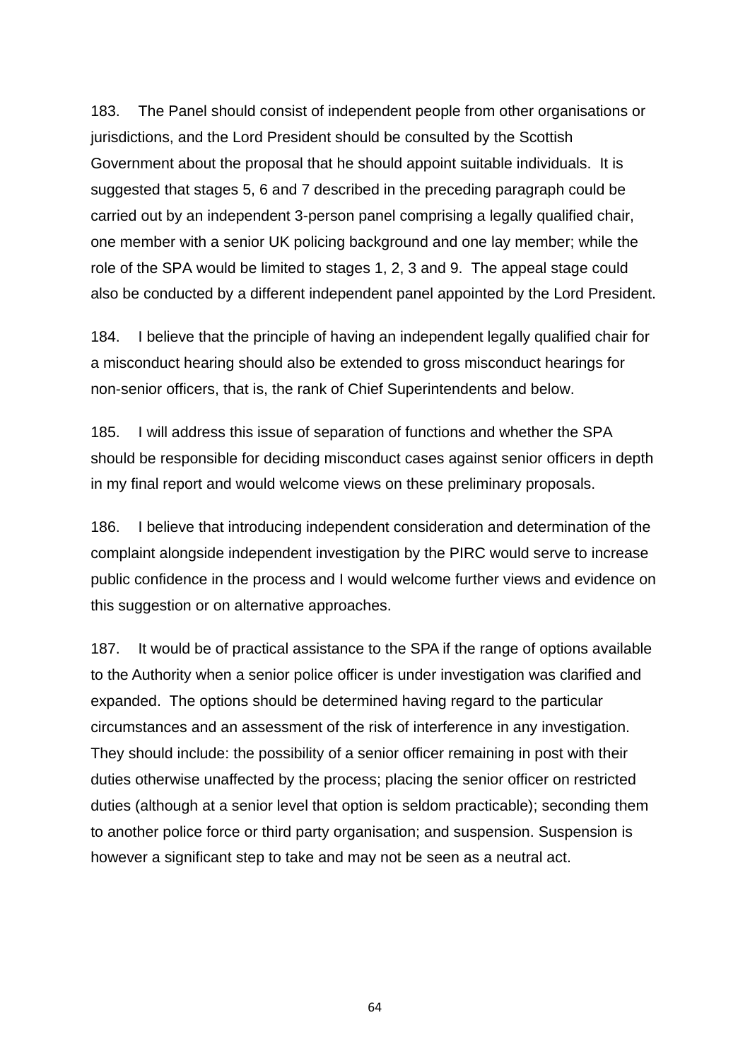183. The Panel should consist of independent people from other organisations or jurisdictions, and the Lord President should be consulted by the Scottish Government about the proposal that he should appoint suitable individuals. It is suggested that stages 5, 6 and 7 described in the preceding paragraph could be carried out by an independent 3-person panel comprising a legally qualified chair, one member with a senior UK policing background and one lay member; while the role of the SPA would be limited to stages 1, 2, 3 and 9. The appeal stage could also be conducted by a different independent panel appointed by the Lord President.

184. I believe that the principle of having an independent legally qualified chair for a misconduct hearing should also be extended to gross misconduct hearings for non-senior officers, that is, the rank of Chief Superintendents and below.

185. I will address this issue of separation of functions and whether the SPA should be responsible for deciding misconduct cases against senior officers in depth in my final report and would welcome views on these preliminary proposals.

186. I believe that introducing independent consideration and determination of the complaint alongside independent investigation by the PIRC would serve to increase public confidence in the process and I would welcome further views and evidence on this suggestion or on alternative approaches.

187. It would be of practical assistance to the SPA if the range of options available to the Authority when a senior police officer is under investigation was clarified and expanded. The options should be determined having regard to the particular circumstances and an assessment of the risk of interference in any investigation. They should include: the possibility of a senior officer remaining in post with their duties otherwise unaffected by the process; placing the senior officer on restricted duties (although at a senior level that option is seldom practicable); seconding them to another police force or third party organisation; and suspension. Suspension is however a significant step to take and may not be seen as a neutral act.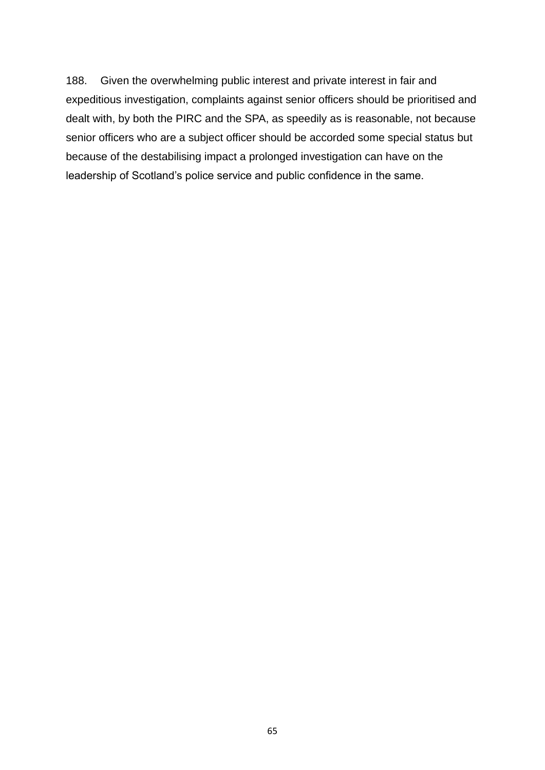188. Given the overwhelming public interest and private interest in fair and expeditious investigation, complaints against senior officers should be prioritised and dealt with, by both the PIRC and the SPA, as speedily as is reasonable, not because senior officers who are a subject officer should be accorded some special status but because of the destabilising impact a prolonged investigation can have on the leadership of Scotland's police service and public confidence in the same.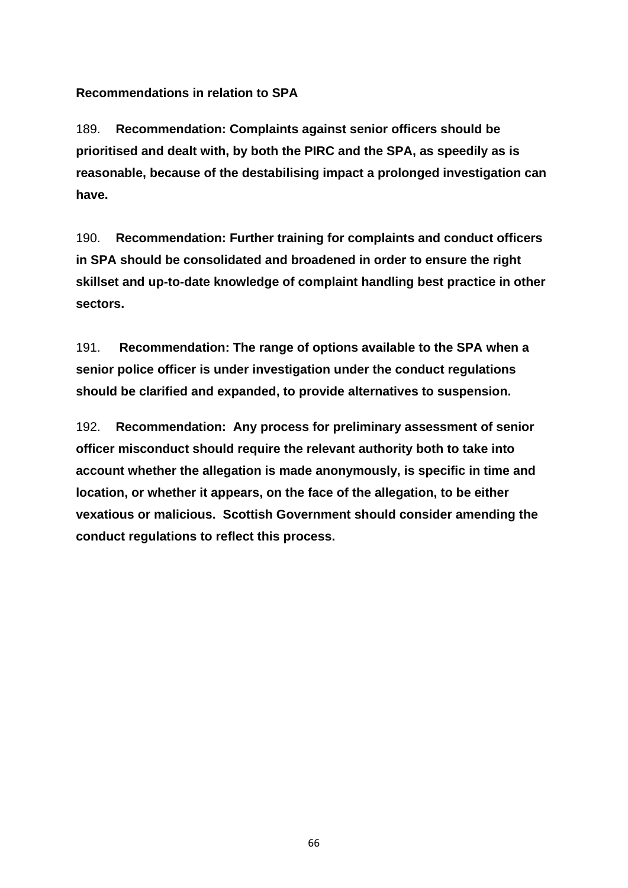**Recommendations in relation to SPA**

189. **Recommendation: Complaints against senior officers should be prioritised and dealt with, by both the PIRC and the SPA, as speedily as is reasonable, because of the destabilising impact a prolonged investigation can have.**

190. **Recommendation: Further training for complaints and conduct officers in SPA should be consolidated and broadened in order to ensure the right skillset and up-to-date knowledge of complaint handling best practice in other sectors.**

191. **Recommendation: The range of options available to the SPA when a senior police officer is under investigation under the conduct regulations should be clarified and expanded, to provide alternatives to suspension.**

192. **Recommendation: Any process for preliminary assessment of senior officer misconduct should require the relevant authority both to take into account whether the allegation is made anonymously, is specific in time and location, or whether it appears, on the face of the allegation, to be either vexatious or malicious. Scottish Government should consider amending the conduct regulations to reflect this process.**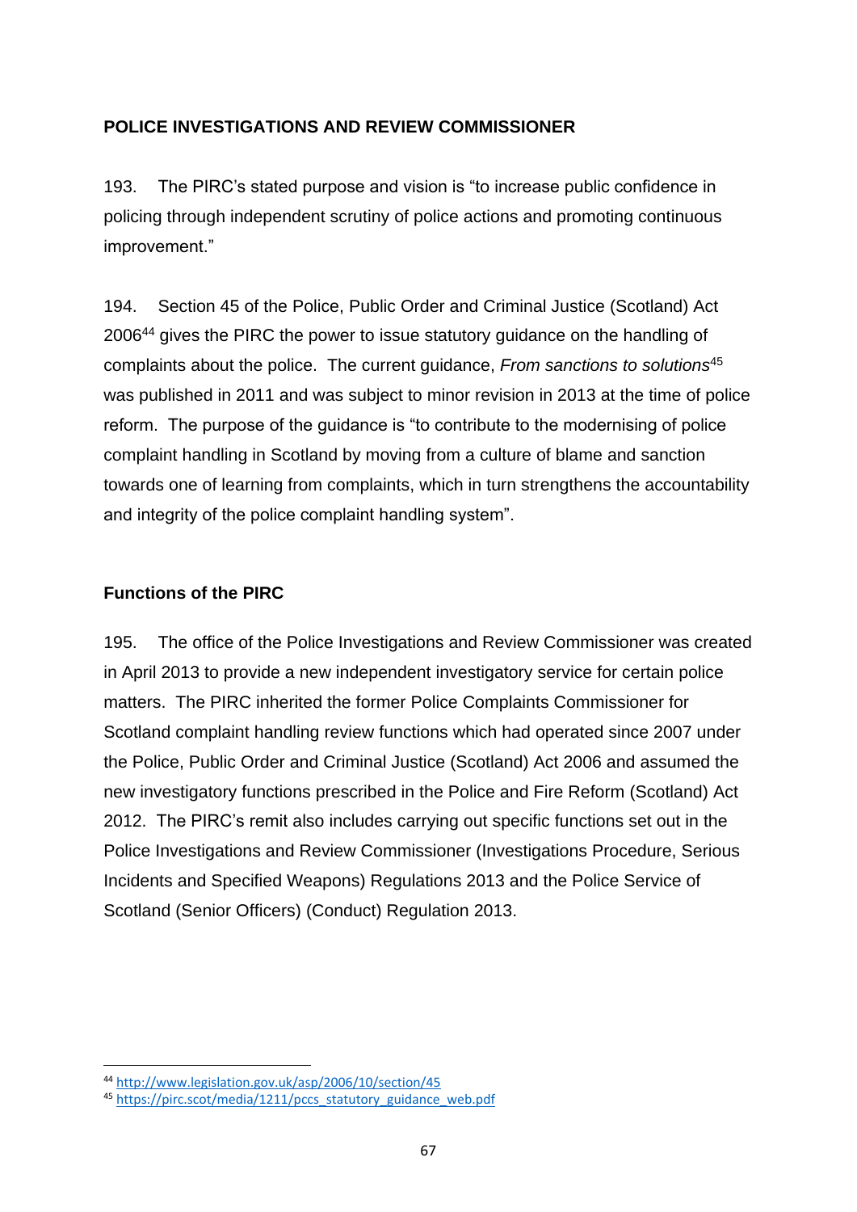## POLICE INVESTIGATIONS AND REVIEW COMMISSIONER

193. The PIRC's stated purpose and vision is "to increase public confidence in policing through independent scrutiny of police actions and promoting continuous improvement."

194. Section 45 of the Police, Public Order and Criminal Justice (Scotland) Act 2006[44] gives the PIRC the power to issue statutory guidance on the handling of complaints about the police. The current guidance, *From sanctions to solutions*[45] was published in 2011 and was subject to minor revision in 2013 at the time of police reform. The purpose of the guidance is "to contribute to the modernising of police complaint handling in Scotland by moving from a culture of blame and sanction towards one of learning from complaints, which in turn strengthens the accountability and integrity of the police complaint handling system".

### Functions of the PIRC

195. The office of the Police Investigations and Review Commissioner was created in April 2013 to provide a new independent investigatory service for certain police matters. The PIRC inherited the former Police Complaints Commissioner for Scotland complaint handling review functions which had operated since 2007 under the Police, Public Order and Criminal Justice (Scotland) Act 2006 and assumed the new investigatory functions prescribed in the Police and Fire Reform (Scotland) Act 2012. The PIRC's remit also includes carrying out specific functions set out in the Police Investigations and Review Commissioner (Investigations Procedure, Serious Incidents and Specified Weapons) Regulations 2013 and the Police Service of Scotland (Senior Officers) (Conduct) Regulation 2013.

---

[44] http://www.legislation.gov.uk/asp/2006/10/section/45

[45] https://pirc.scot/media/1211/pccs_statutory_guidance_web.pdf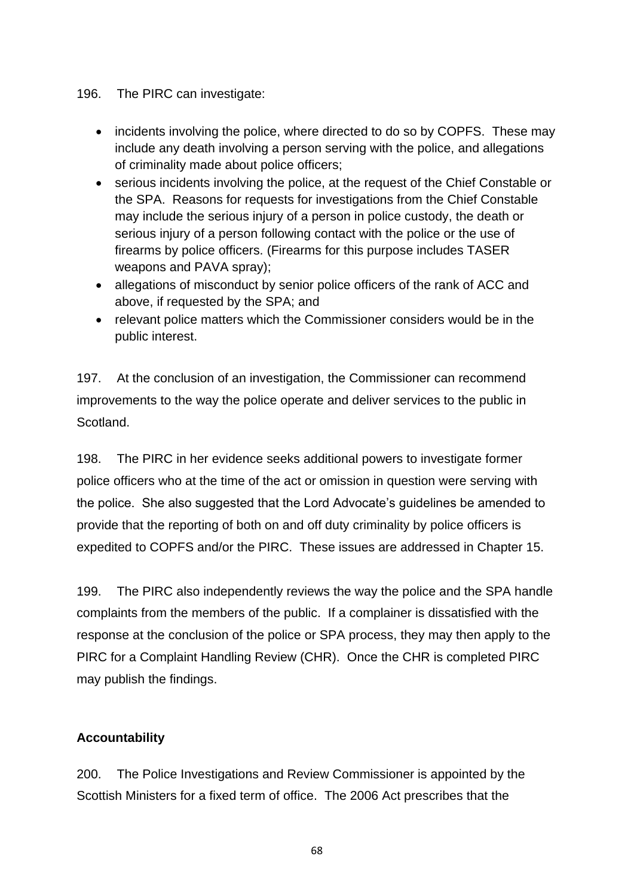196. The PIRC can investigate:

- incidents involving the police, where directed to do so by COPFS. These may include any death involving a person serving with the police, and allegations of criminality made about police officers;
- serious incidents involving the police, at the request of the Chief Constable or the SPA. Reasons for requests for investigations from the Chief Constable may include the serious injury of a person in police custody, the death or serious injury of a person following contact with the police or the use of firearms by police officers. (Firearms for this purpose includes TASER weapons and PAVA spray);
- allegations of misconduct by senior police officers of the rank of ACC and above, if requested by the SPA; and
- relevant police matters which the Commissioner considers would be in the public interest.

197. At the conclusion of an investigation, the Commissioner can recommend improvements to the way the police operate and deliver services to the public in Scotland.

198. The PIRC in her evidence seeks additional powers to investigate former police officers who at the time of the act or omission in question were serving with the police. She also suggested that the Lord Advocate's guidelines be amended to provide that the reporting of both on and off duty criminality by police officers is expedited to COPFS and/or the PIRC. These issues are addressed in Chapter 15.

199. The PIRC also independently reviews the way the police and the SPA handle complaints from the members of the public. If a complainer is dissatisfied with the response at the conclusion of the police or SPA process, they may then apply to the PIRC for a Complaint Handling Review (CHR). Once the CHR is completed PIRC may publish the findings.

**Accountability**

200. The Police Investigations and Review Commissioner is appointed by the Scottish Ministers for a fixed term of office. The 2006 Act prescribes that the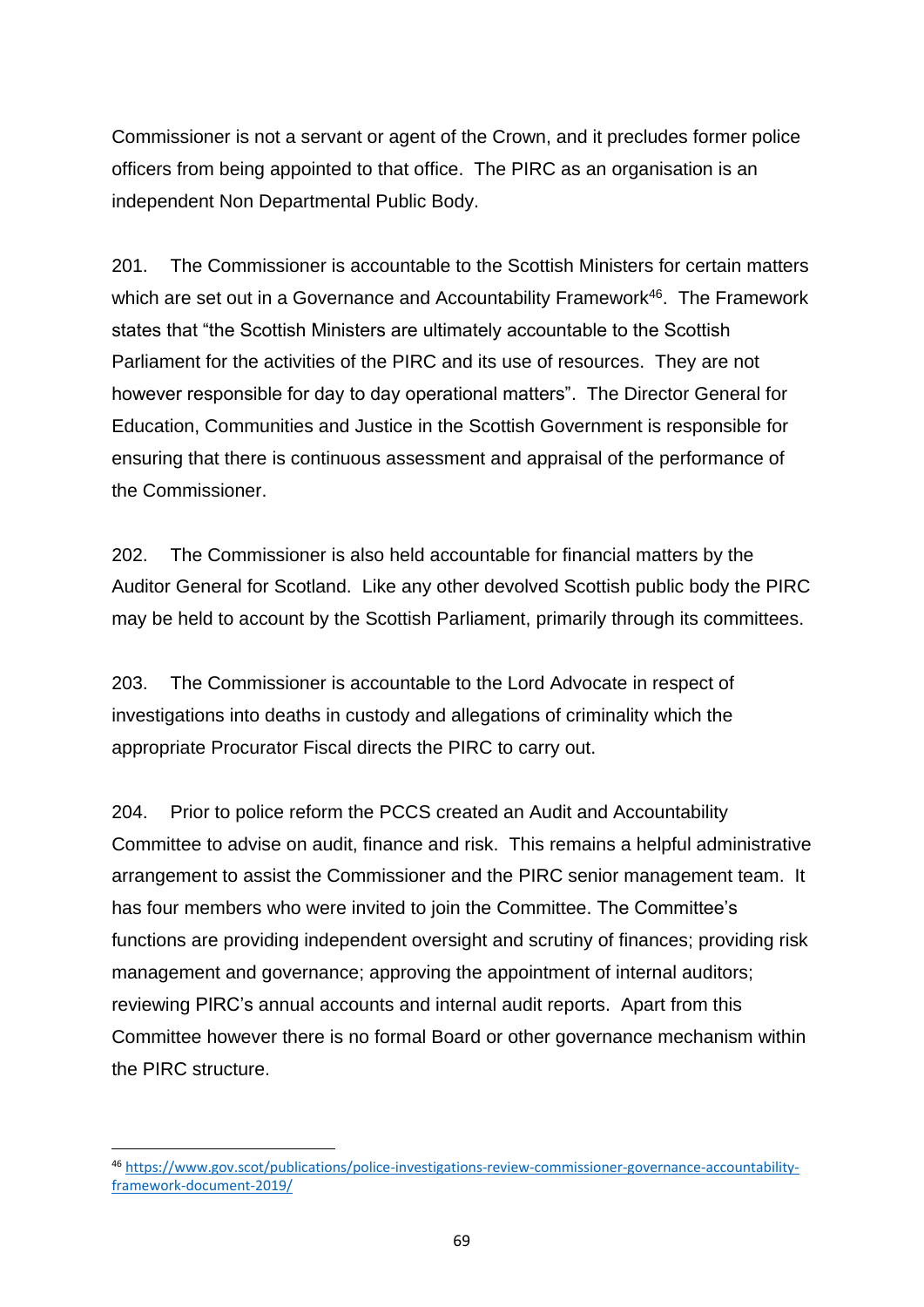Commissioner is not a servant or agent of the Crown, and it precludes former police officers from being appointed to that office. The PIRC as an organisation is an independent Non Departmental Public Body.

201. The Commissioner is accountable to the Scottish Ministers for certain matters which are set out in a Governance and Accountability Framework[46]. The Framework states that "the Scottish Ministers are ultimately accountable to the Scottish Parliament for the activities of the PIRC and its use of resources. They are not however responsible for day to day operational matters". The Director General for Education, Communities and Justice in the Scottish Government is responsible for ensuring that there is continuous assessment and appraisal of the performance of the Commissioner.

202. The Commissioner is also held accountable for financial matters by the Auditor General for Scotland. Like any other devolved Scottish public body the PIRC may be held to account by the Scottish Parliament, primarily through its committees.

203. The Commissioner is accountable to the Lord Advocate in respect of investigations into deaths in custody and allegations of criminality which the appropriate Procurator Fiscal directs the PIRC to carry out.

204. Prior to police reform the PCCS created an Audit and Accountability Committee to advise on audit, finance and risk. This remains a helpful administrative arrangement to assist the Commissioner and the PIRC senior management team. It has four members who were invited to join the Committee. The Committee's functions are providing independent oversight and scrutiny of finances; providing risk management and governance; approving the appointment of internal auditors; reviewing PIRC's annual accounts and internal audit reports. Apart from this Committee however there is no formal Board or other governance mechanism within the PIRC structure.

---

[46] https://www.gov.scot/publications/police-investigations-review-commissioner-governance-accountability-framework-document-2019/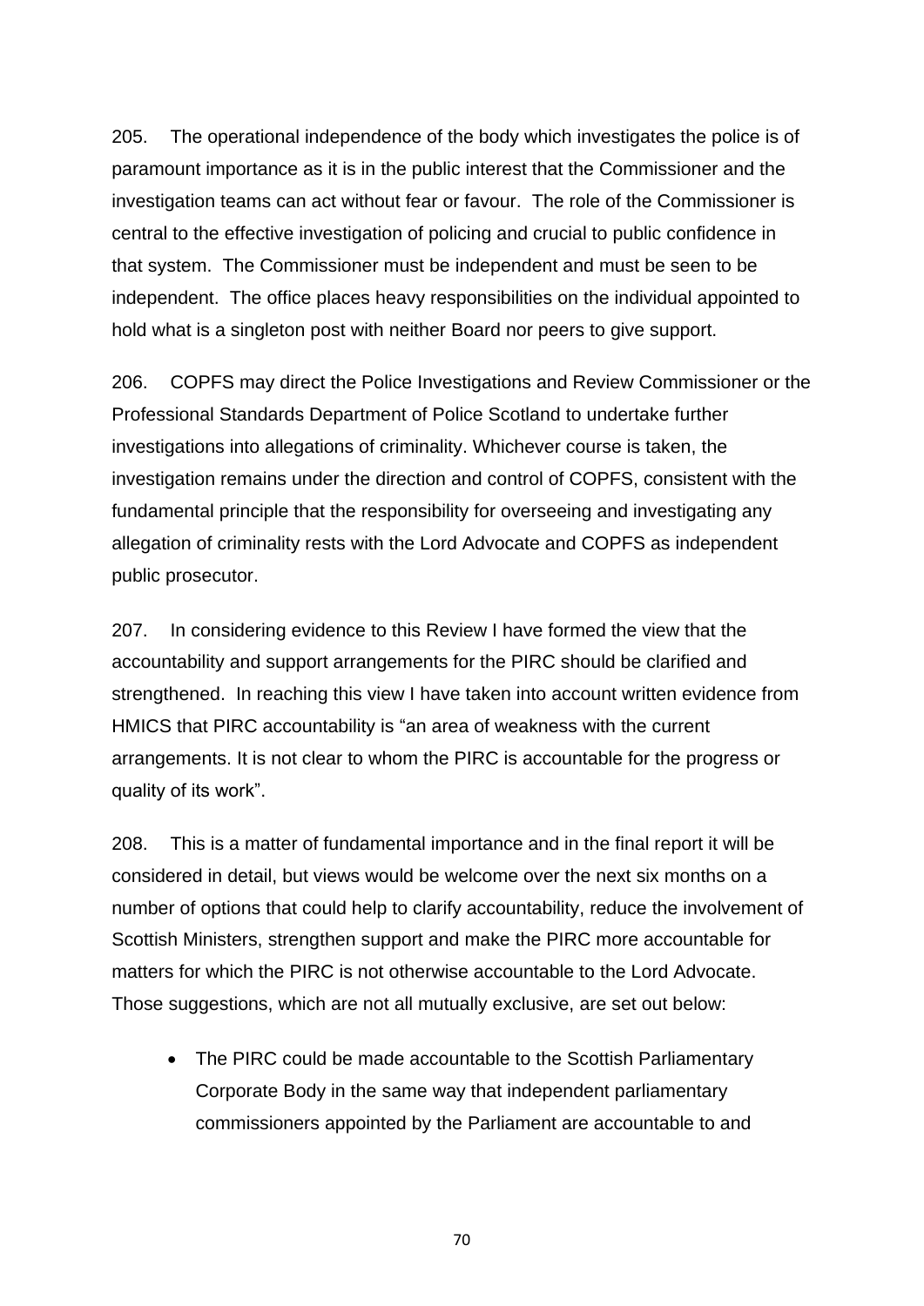205. The operational independence of the body which investigates the police is of paramount importance as it is in the public interest that the Commissioner and the investigation teams can act without fear or favour. The role of the Commissioner is central to the effective investigation of policing and crucial to public confidence in that system. The Commissioner must be independent and must be seen to be independent. The office places heavy responsibilities on the individual appointed to hold what is a singleton post with neither Board nor peers to give support.

206. COPFS may direct the Police Investigations and Review Commissioner or the Professional Standards Department of Police Scotland to undertake further investigations into allegations of criminality. Whichever course is taken, the investigation remains under the direction and control of COPFS, consistent with the fundamental principle that the responsibility for overseeing and investigating any allegation of criminality rests with the Lord Advocate and COPFS as independent public prosecutor.

207. In considering evidence to this Review I have formed the view that the accountability and support arrangements for the PIRC should be clarified and strengthened. In reaching this view I have taken into account written evidence from HMICS that PIRC accountability is "an area of weakness with the current arrangements. It is not clear to whom the PIRC is accountable for the progress or quality of its work".

208. This is a matter of fundamental importance and in the final report it will be considered in detail, but views would be welcome over the next six months on a number of options that could help to clarify accountability, reduce the involvement of Scottish Ministers, strengthen support and make the PIRC more accountable for matters for which the PIRC is not otherwise accountable to the Lord Advocate. Those suggestions, which are not all mutually exclusive, are set out below:

- The PIRC could be made accountable to the Scottish Parliamentary Corporate Body in the same way that independent parliamentary commissioners appointed by the Parliament are accountable to and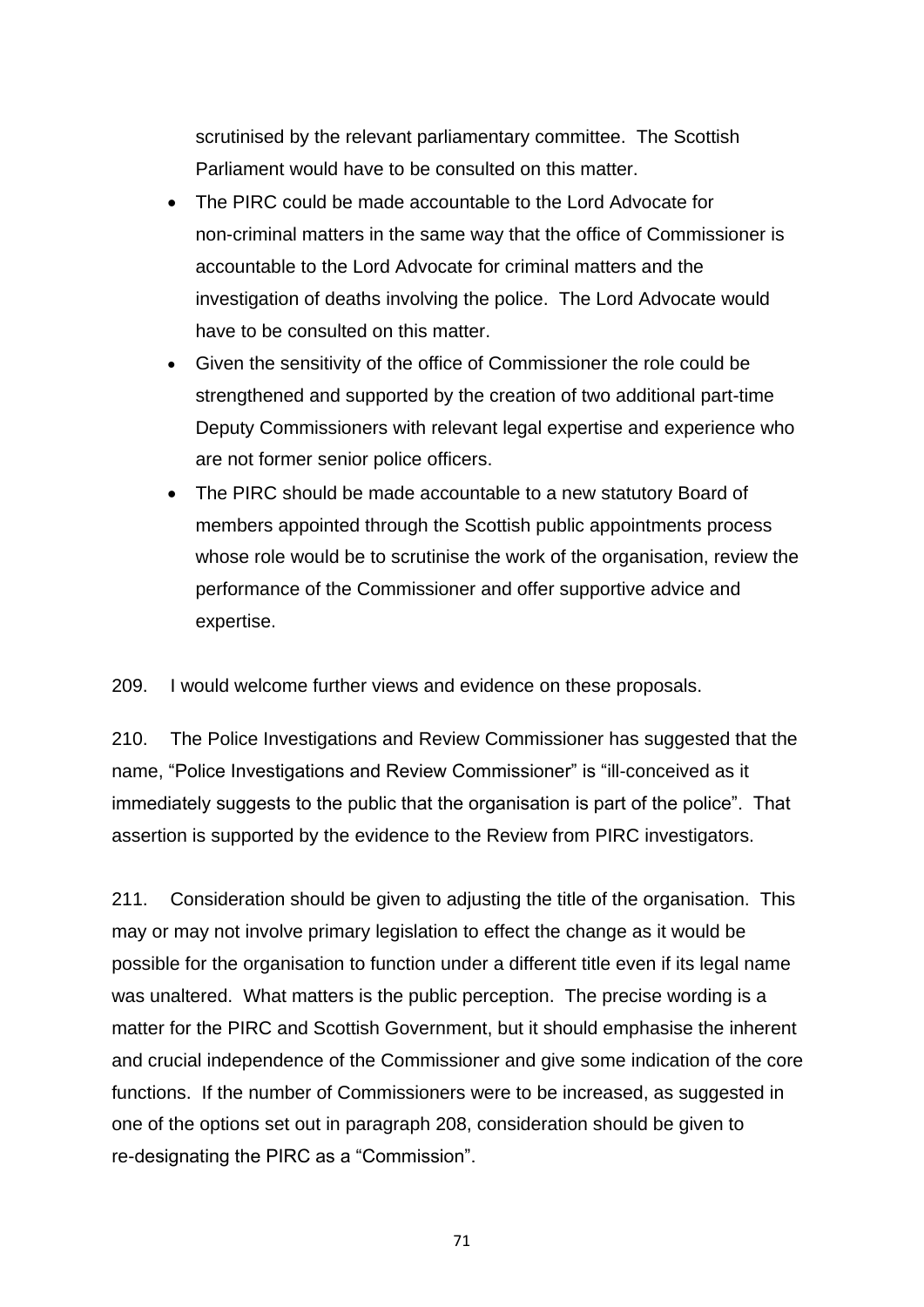scrutinised by the relevant parliamentary committee. The Scottish Parliament would have to be consulted on this matter.

- The PIRC could be made accountable to the Lord Advocate for non-criminal matters in the same way that the office of Commissioner is accountable to the Lord Advocate for criminal matters and the investigation of deaths involving the police. The Lord Advocate would have to be consulted on this matter.
- Given the sensitivity of the office of Commissioner the role could be strengthened and supported by the creation of two additional part-time Deputy Commissioners with relevant legal expertise and experience who are not former senior police officers.
- The PIRC should be made accountable to a new statutory Board of members appointed through the Scottish public appointments process whose role would be to scrutinise the work of the organisation, review the performance of the Commissioner and offer supportive advice and expertise.

209. I would welcome further views and evidence on these proposals.

210. The Police Investigations and Review Commissioner has suggested that the name, "Police Investigations and Review Commissioner" is "ill-conceived as it immediately suggests to the public that the organisation is part of the police". That assertion is supported by the evidence to the Review from PIRC investigators.

211. Consideration should be given to adjusting the title of the organisation. This may or may not involve primary legislation to effect the change as it would be possible for the organisation to function under a different title even if its legal name was unaltered. What matters is the public perception. The precise wording is a matter for the PIRC and Scottish Government, but it should emphasise the inherent and crucial independence of the Commissioner and give some indication of the core functions. If the number of Commissioners were to be increased, as suggested in one of the options set out in paragraph 208, consideration should be given to re-designating the PIRC as a "Commission".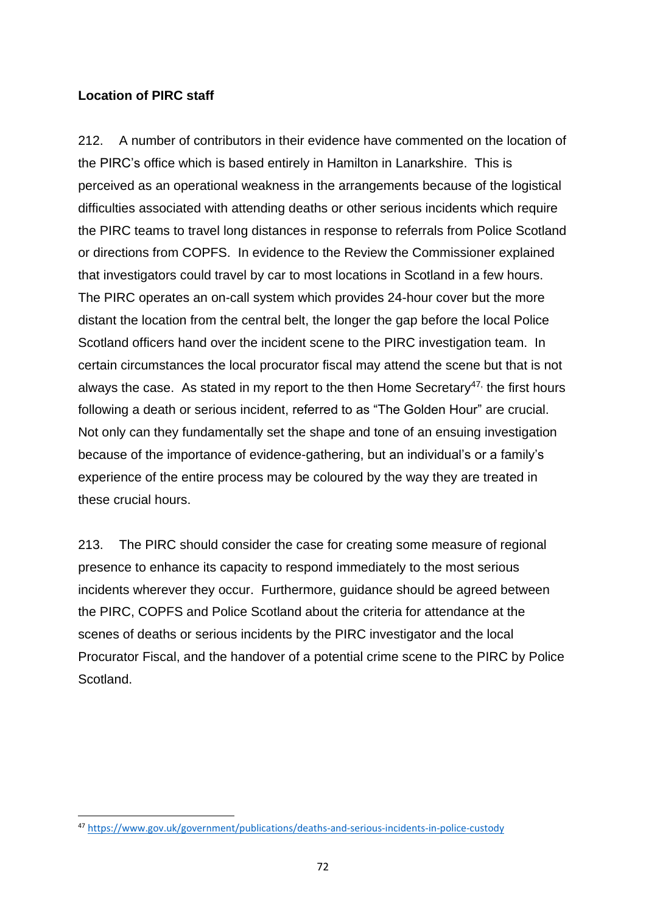**Location of PIRC staff**

212. A number of contributors in their evidence have commented on the location of the PIRC's office which is based entirely in Hamilton in Lanarkshire. This is perceived as an operational weakness in the arrangements because of the logistical difficulties associated with attending deaths or other serious incidents which require the PIRC teams to travel long distances in response to referrals from Police Scotland or directions from COPFS. In evidence to the Review the Commissioner explained that investigators could travel by car to most locations in Scotland in a few hours. The PIRC operates an on-call system which provides 24-hour cover but the more distant the location from the central belt, the longer the gap before the local Police Scotland officers hand over the incident scene to the PIRC investigation team. In certain circumstances the local procurator fiscal may attend the scene but that is not always the case. As stated in my report to the then Home Secretary[47], the first hours following a death or serious incident, referred to as "The Golden Hour" are crucial. Not only can they fundamentally set the shape and tone of an ensuing investigation because of the importance of evidence-gathering, but an individual's or a family's experience of the entire process may be coloured by the way they are treated in these crucial hours.

213. The PIRC should consider the case for creating some measure of regional presence to enhance its capacity to respond immediately to the most serious incidents wherever they occur. Furthermore, guidance should be agreed between the PIRC, COPFS and Police Scotland about the criteria for attendance at the scenes of deaths or serious incidents by the PIRC investigator and the local Procurator Fiscal, and the handover of a potential crime scene to the PIRC by Police Scotland.

---

[47] https://www.gov.uk/government/publications/deaths-and-serious-incidents-in-police-custody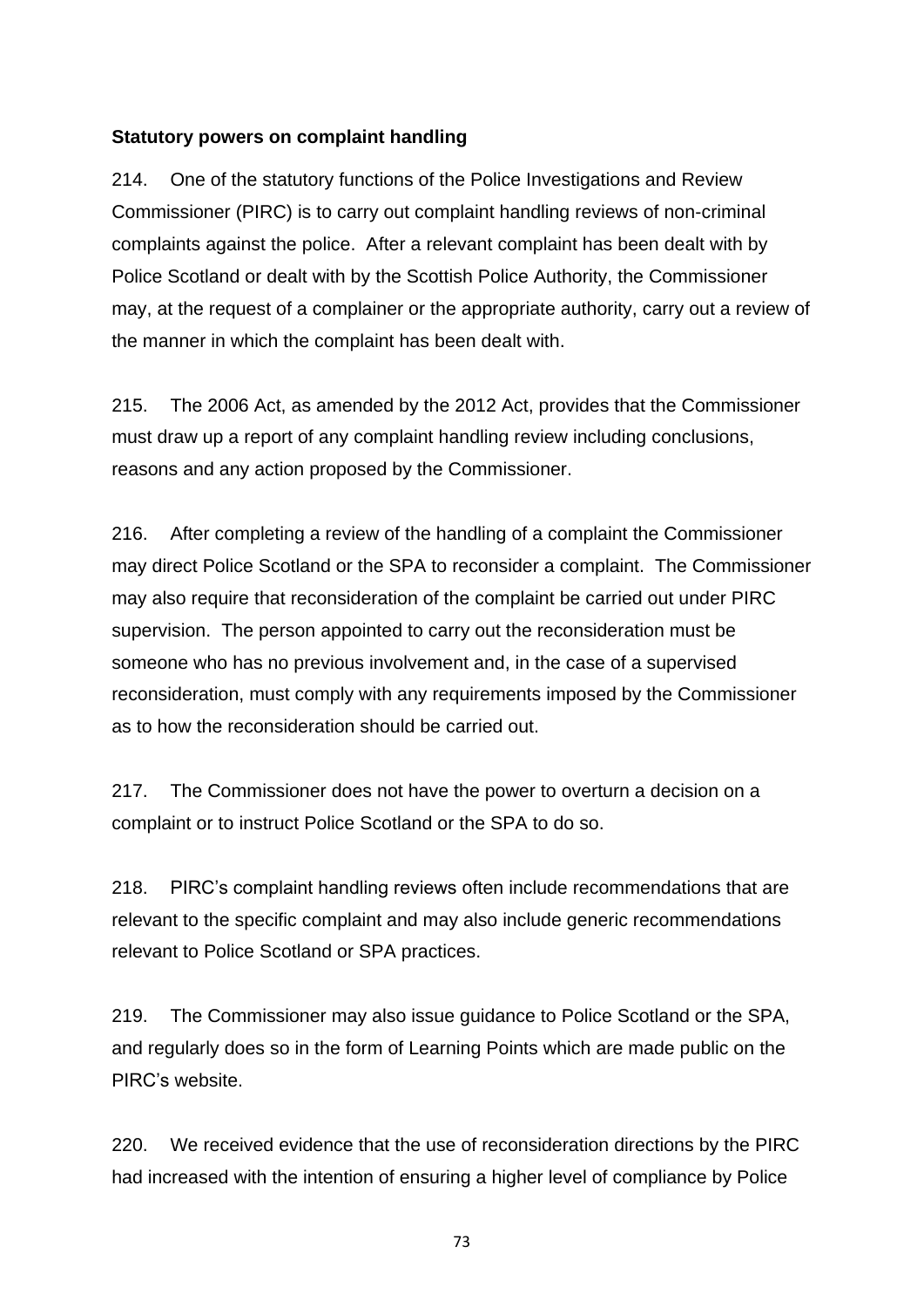**Statutory powers on complaint handling**

214. One of the statutory functions of the Police Investigations and Review Commissioner (PIRC) is to carry out complaint handling reviews of non-criminal complaints against the police. After a relevant complaint has been dealt with by Police Scotland or dealt with by the Scottish Police Authority, the Commissioner may, at the request of a complainer or the appropriate authority, carry out a review of the manner in which the complaint has been dealt with.

215. The 2006 Act, as amended by the 2012 Act, provides that the Commissioner must draw up a report of any complaint handling review including conclusions, reasons and any action proposed by the Commissioner.

216. After completing a review of the handling of a complaint the Commissioner may direct Police Scotland or the SPA to reconsider a complaint. The Commissioner may also require that reconsideration of the complaint be carried out under PIRC supervision. The person appointed to carry out the reconsideration must be someone who has no previous involvement and, in the case of a supervised reconsideration, must comply with any requirements imposed by the Commissioner as to how the reconsideration should be carried out.

217. The Commissioner does not have the power to overturn a decision on a complaint or to instruct Police Scotland or the SPA to do so.

218. PIRC's complaint handling reviews often include recommendations that are relevant to the specific complaint and may also include generic recommendations relevant to Police Scotland or SPA practices.

219. The Commissioner may also issue guidance to Police Scotland or the SPA, and regularly does so in the form of Learning Points which are made public on the PIRC's website.

220. We received evidence that the use of reconsideration directions by the PIRC had increased with the intention of ensuring a higher level of compliance by Police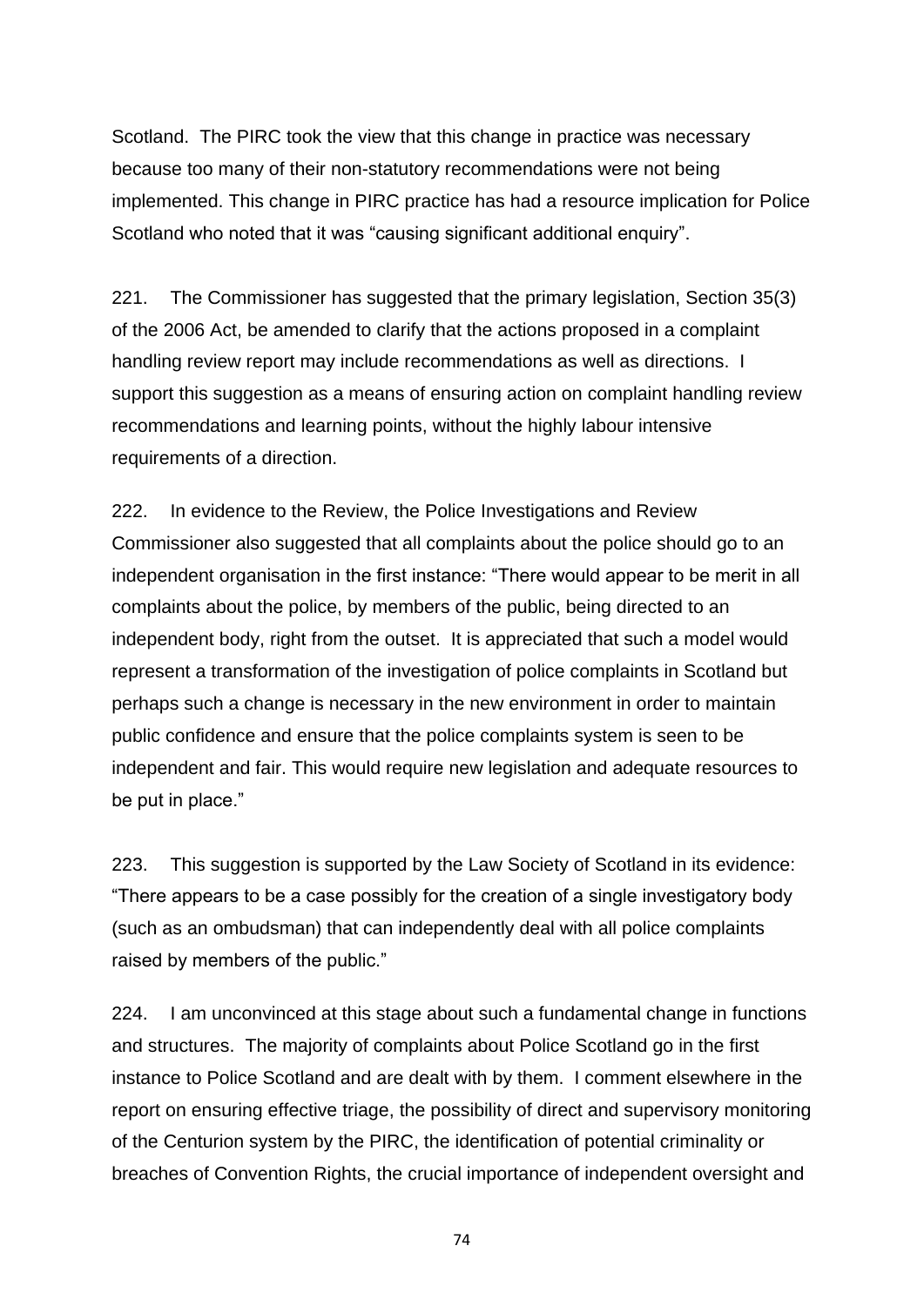Scotland. The PIRC took the view that this change in practice was necessary because too many of their non-statutory recommendations were not being implemented. This change in PIRC practice has had a resource implication for Police Scotland who noted that it was "causing significant additional enquiry".

221. The Commissioner has suggested that the primary legislation, Section 35(3) of the 2006 Act, be amended to clarify that the actions proposed in a complaint handling review report may include recommendations as well as directions. I support this suggestion as a means of ensuring action on complaint handling review recommendations and learning points, without the highly labour intensive requirements of a direction.

222. In evidence to the Review, the Police Investigations and Review Commissioner also suggested that all complaints about the police should go to an independent organisation in the first instance: "There would appear to be merit in all complaints about the police, by members of the public, being directed to an independent body, right from the outset. It is appreciated that such a model would represent a transformation of the investigation of police complaints in Scotland but perhaps such a change is necessary in the new environment in order to maintain public confidence and ensure that the police complaints system is seen to be independent and fair. This would require new legislation and adequate resources to be put in place."

223. This suggestion is supported by the Law Society of Scotland in its evidence: "There appears to be a case possibly for the creation of a single investigatory body (such as an ombudsman) that can independently deal with all police complaints raised by members of the public."

224. I am unconvinced at this stage about such a fundamental change in functions and structures. The majority of complaints about Police Scotland go in the first instance to Police Scotland and are dealt with by them. I comment elsewhere in the report on ensuring effective triage, the possibility of direct and supervisory monitoring of the Centurion system by the PIRC, the identification of potential criminality or breaches of Convention Rights, the crucial importance of independent oversight and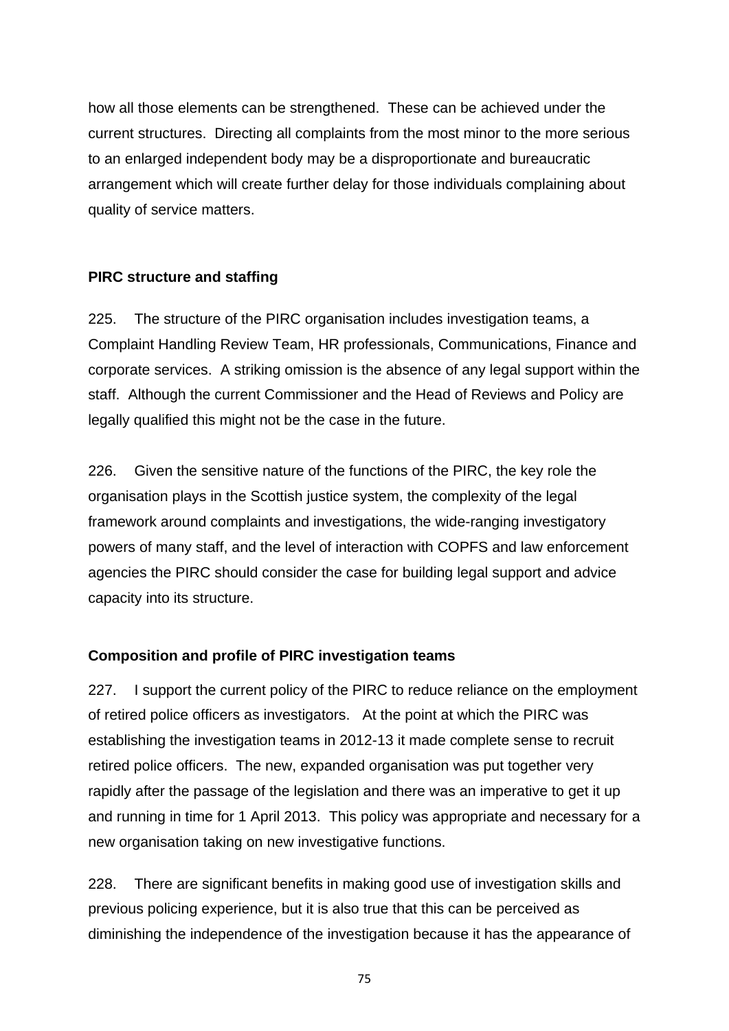how all those elements can be strengthened. These can be achieved under the current structures. Directing all complaints from the most minor to the more serious to an enlarged independent body may be a disproportionate and bureaucratic arrangement which will create further delay for those individuals complaining about quality of service matters.

**PIRC structure and staffing**

225. The structure of the PIRC organisation includes investigation teams, a Complaint Handling Review Team, HR professionals, Communications, Finance and corporate services. A striking omission is the absence of any legal support within the staff. Although the current Commissioner and the Head of Reviews and Policy are legally qualified this might not be the case in the future.

226. Given the sensitive nature of the functions of the PIRC, the key role the organisation plays in the Scottish justice system, the complexity of the legal framework around complaints and investigations, the wide-ranging investigatory powers of many staff, and the level of interaction with COPFS and law enforcement agencies the PIRC should consider the case for building legal support and advice capacity into its structure.

**Composition and profile of PIRC investigation teams**

227. I support the current policy of the PIRC to reduce reliance on the employment of retired police officers as investigators. At the point at which the PIRC was establishing the investigation teams in 2012-13 it made complete sense to recruit retired police officers. The new, expanded organisation was put together very rapidly after the passage of the legislation and there was an imperative to get it up and running in time for 1 April 2013. This policy was appropriate and necessary for a new organisation taking on new investigative functions.

228. There are significant benefits in making good use of investigation skills and previous policing experience, but it is also true that this can be perceived as diminishing the independence of the investigation because it has the appearance of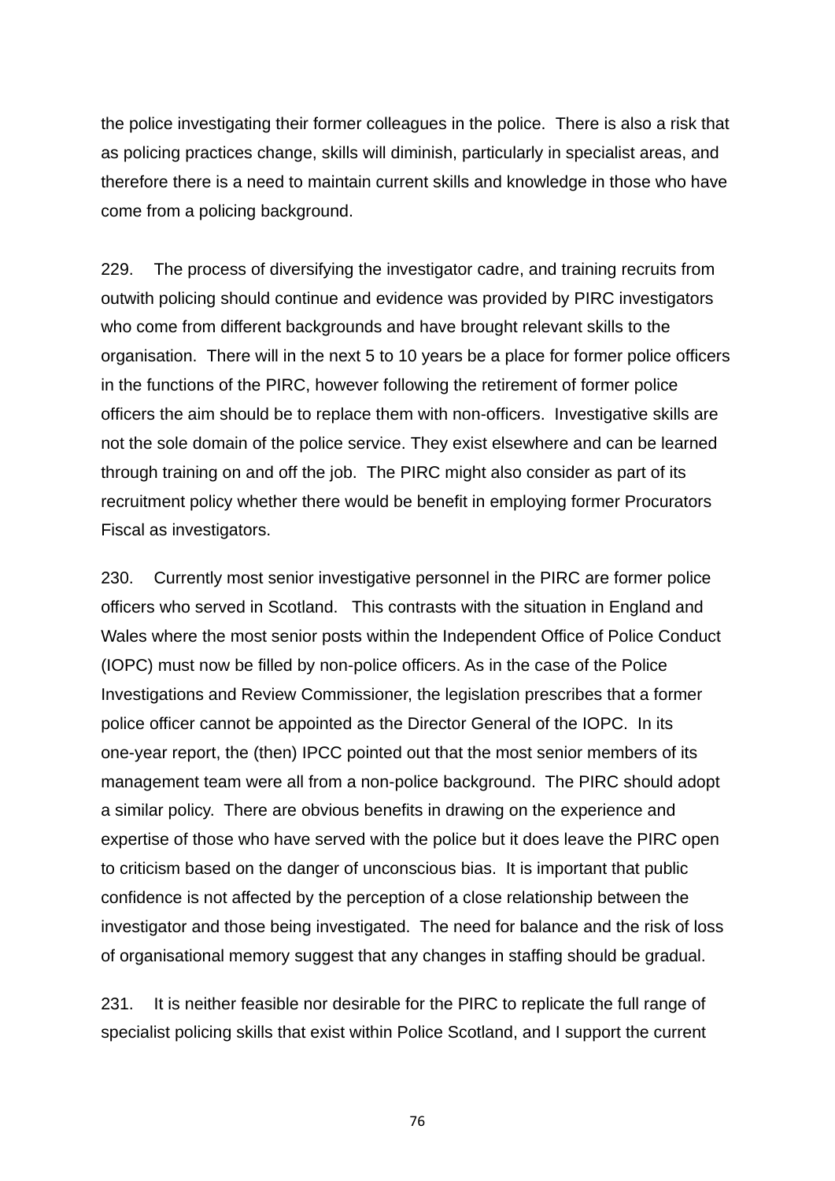the police investigating their former colleagues in the police. There is also a risk that as policing practices change, skills will diminish, particularly in specialist areas, and therefore there is a need to maintain current skills and knowledge in those who have come from a policing background.

229. The process of diversifying the investigator cadre, and training recruits from outwith policing should continue and evidence was provided by PIRC investigators who come from different backgrounds and have brought relevant skills to the organisation. There will in the next 5 to 10 years be a place for former police officers in the functions of the PIRC, however following the retirement of former police officers the aim should be to replace them with non-officers. Investigative skills are not the sole domain of the police service. They exist elsewhere and can be learned through training on and off the job. The PIRC might also consider as part of its recruitment policy whether there would be benefit in employing former Procurators Fiscal as investigators.

230. Currently most senior investigative personnel in the PIRC are former police officers who served in Scotland. This contrasts with the situation in England and Wales where the most senior posts within the Independent Office of Police Conduct (IOPC) must now be filled by non-police officers. As in the case of the Police Investigations and Review Commissioner, the legislation prescribes that a former police officer cannot be appointed as the Director General of the IOPC. In its one-year report, the (then) IPCC pointed out that the most senior members of its management team were all from a non-police background. The PIRC should adopt a similar policy. There are obvious benefits in drawing on the experience and expertise of those who have served with the police but it does leave the PIRC open to criticism based on the danger of unconscious bias. It is important that public confidence is not affected by the perception of a close relationship between the investigator and those being investigated. The need for balance and the risk of loss of organisational memory suggest that any changes in staffing should be gradual.

231. It is neither feasible nor desirable for the PIRC to replicate the full range of specialist policing skills that exist within Police Scotland, and I support the current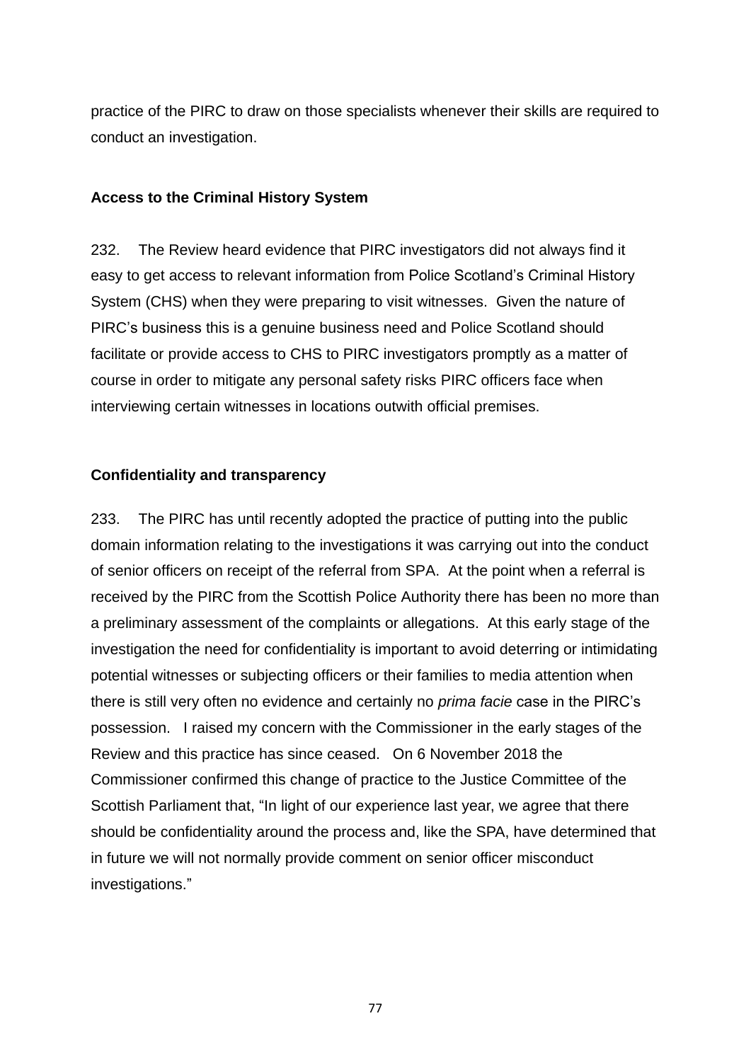practice of the PIRC to draw on those specialists whenever their skills are required to conduct an investigation.

**Access to the Criminal History System**

232. The Review heard evidence that PIRC investigators did not always find it easy to get access to relevant information from Police Scotland's Criminal History System (CHS) when they were preparing to visit witnesses. Given the nature of PIRC's business this is a genuine business need and Police Scotland should facilitate or provide access to CHS to PIRC investigators promptly as a matter of course in order to mitigate any personal safety risks PIRC officers face when interviewing certain witnesses in locations outwith official premises.

**Confidentiality and transparency**

233. The PIRC has until recently adopted the practice of putting into the public domain information relating to the investigations it was carrying out into the conduct of senior officers on receipt of the referral from SPA. At the point when a referral is received by the PIRC from the Scottish Police Authority there has been no more than a preliminary assessment of the complaints or allegations. At this early stage of the investigation the need for confidentiality is important to avoid deterring or intimidating potential witnesses or subjecting officers or their families to media attention when there is still very often no evidence and certainly no *prima facie* case in the PIRC's possession. I raised my concern with the Commissioner in the early stages of the Review and this practice has since ceased. On 6 November 2018 the Commissioner confirmed this change of practice to the Justice Committee of the Scottish Parliament that, "In light of our experience last year, we agree that there should be confidentiality around the process and, like the SPA, have determined that in future we will not normally provide comment on senior officer misconduct investigations."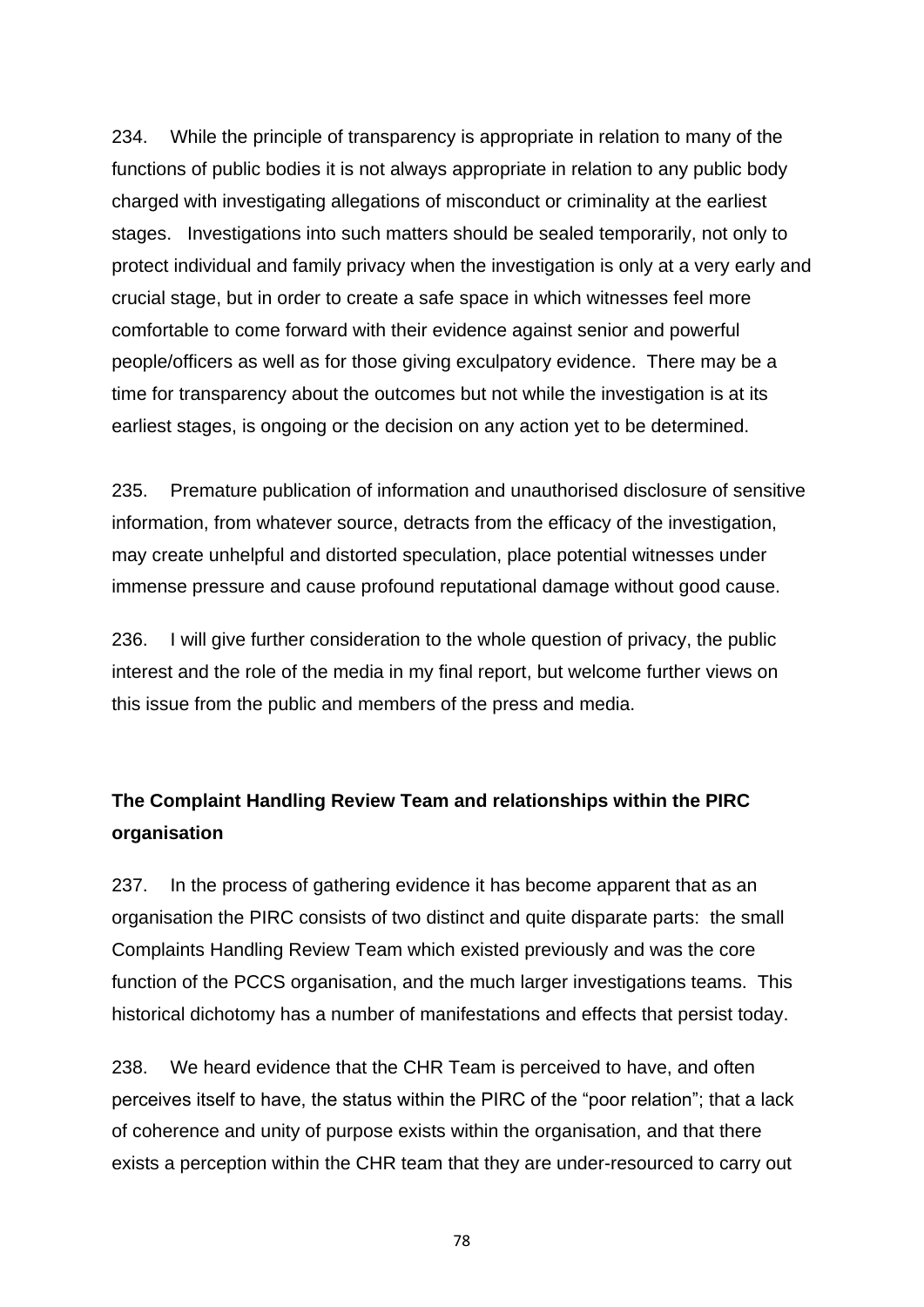234. While the principle of transparency is appropriate in relation to many of the functions of public bodies it is not always appropriate in relation to any public body charged with investigating allegations of misconduct or criminality at the earliest stages. Investigations into such matters should be sealed temporarily, not only to protect individual and family privacy when the investigation is only at a very early and crucial stage, but in order to create a safe space in which witnesses feel more comfortable to come forward with their evidence against senior and powerful people/officers as well as for those giving exculpatory evidence. There may be a time for transparency about the outcomes but not while the investigation is at its earliest stages, is ongoing or the decision on any action yet to be determined.

235. Premature publication of information and unauthorised disclosure of sensitive information, from whatever source, detracts from the efficacy of the investigation, may create unhelpful and distorted speculation, place potential witnesses under immense pressure and cause profound reputational damage without good cause.

236. I will give further consideration to the whole question of privacy, the public interest and the role of the media in my final report, but welcome further views on this issue from the public and members of the press and media.

**The Complaint Handling Review Team and relationships within the PIRC organisation**

237. In the process of gathering evidence it has become apparent that as an organisation the PIRC consists of two distinct and quite disparate parts: the small Complaints Handling Review Team which existed previously and was the core function of the PCCS organisation, and the much larger investigations teams. This historical dichotomy has a number of manifestations and effects that persist today.

238. We heard evidence that the CHR Team is perceived to have, and often perceives itself to have, the status within the PIRC of the "poor relation"; that a lack of coherence and unity of purpose exists within the organisation, and that there exists a perception within the CHR team that they are under-resourced to carry out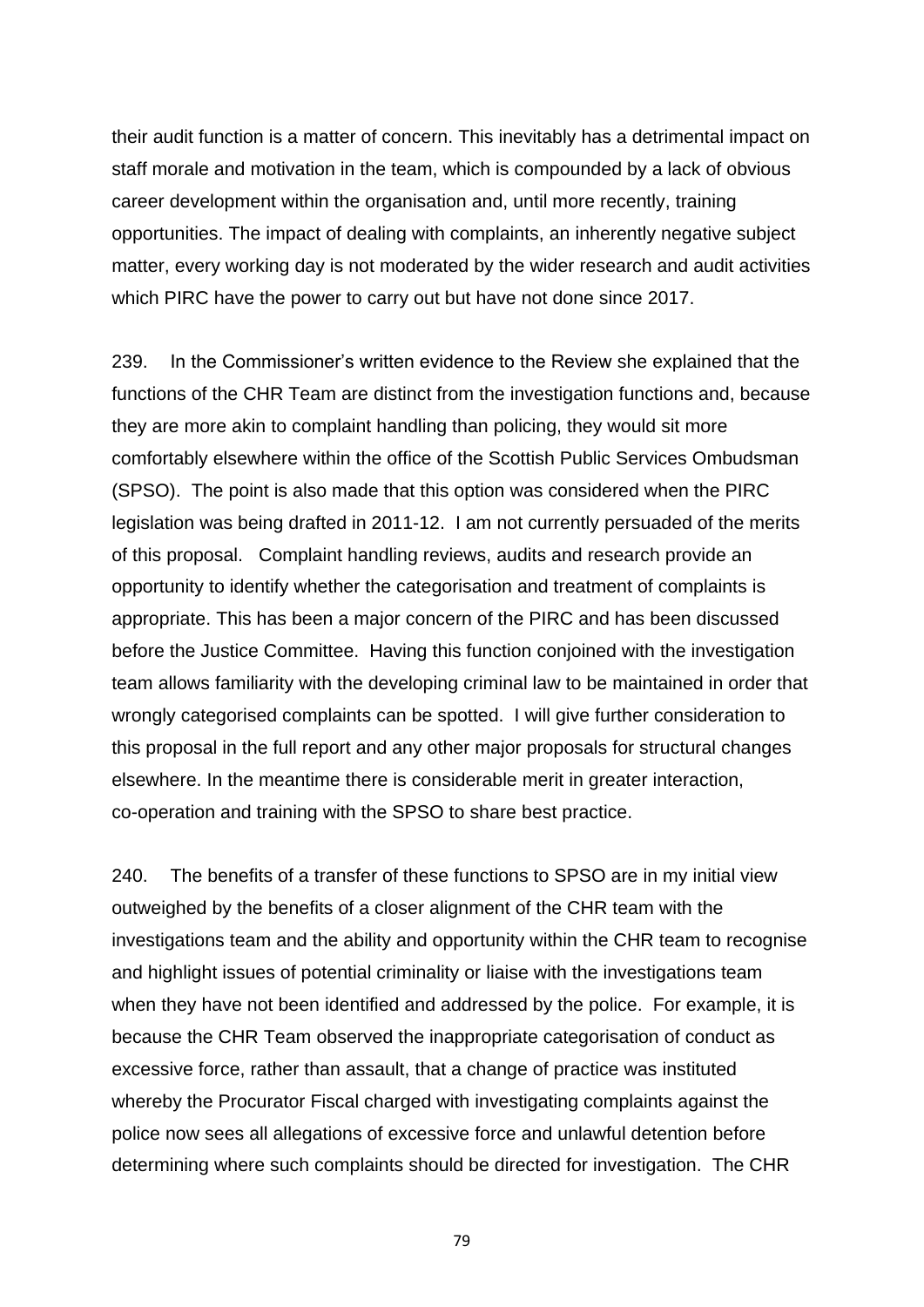their audit function is a matter of concern. This inevitably has a detrimental impact on staff morale and motivation in the team, which is compounded by a lack of obvious career development within the organisation and, until more recently, training opportunities. The impact of dealing with complaints, an inherently negative subject matter, every working day is not moderated by the wider research and audit activities which PIRC have the power to carry out but have not done since 2017.

239. In the Commissioner's written evidence to the Review she explained that the functions of the CHR Team are distinct from the investigation functions and, because they are more akin to complaint handling than policing, they would sit more comfortably elsewhere within the office of the Scottish Public Services Ombudsman (SPSO). The point is also made that this option was considered when the PIRC legislation was being drafted in 2011-12. I am not currently persuaded of the merits of this proposal. Complaint handling reviews, audits and research provide an opportunity to identify whether the categorisation and treatment of complaints is appropriate. This has been a major concern of the PIRC and has been discussed before the Justice Committee. Having this function conjoined with the investigation team allows familiarity with the developing criminal law to be maintained in order that wrongly categorised complaints can be spotted. I will give further consideration to this proposal in the full report and any other major proposals for structural changes elsewhere. In the meantime there is considerable merit in greater interaction, co-operation and training with the SPSO to share best practice.

240. The benefits of a transfer of these functions to SPSO are in my initial view outweighed by the benefits of a closer alignment of the CHR team with the investigations team and the ability and opportunity within the CHR team to recognise and highlight issues of potential criminality or liaise with the investigations team when they have not been identified and addressed by the police. For example, it is because the CHR Team observed the inappropriate categorisation of conduct as excessive force, rather than assault, that a change of practice was instituted whereby the Procurator Fiscal charged with investigating complaints against the police now sees all allegations of excessive force and unlawful detention before determining where such complaints should be directed for investigation. The CHR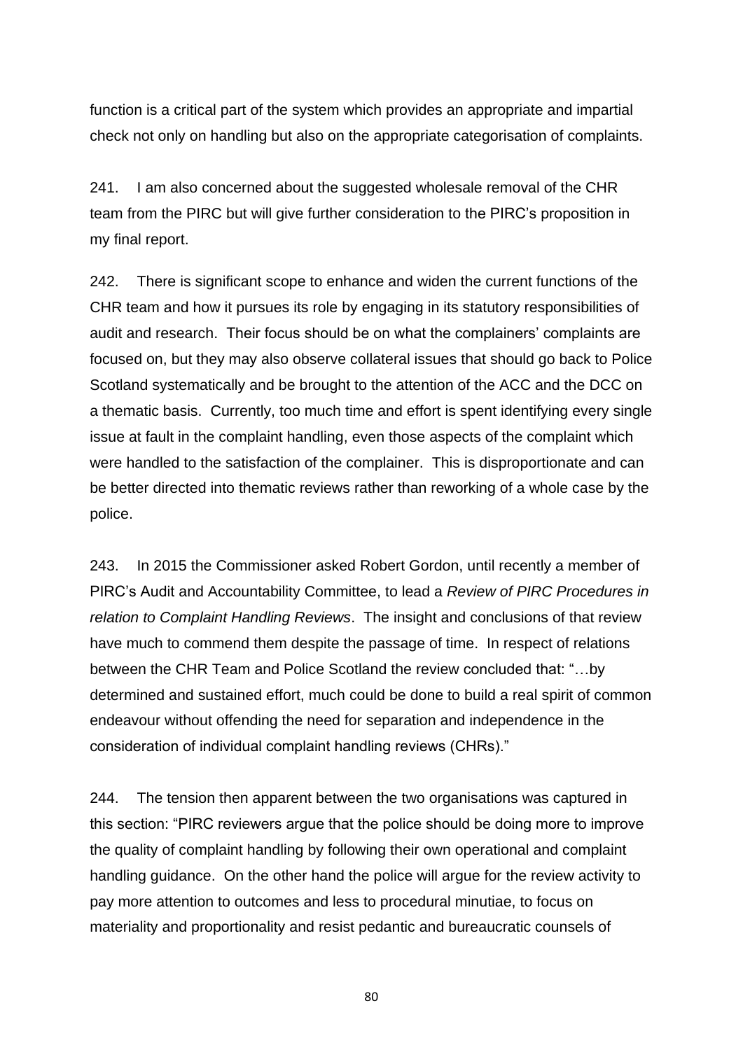function is a critical part of the system which provides an appropriate and impartial check not only on handling but also on the appropriate categorisation of complaints.

241. I am also concerned about the suggested wholesale removal of the CHR team from the PIRC but will give further consideration to the PIRC's proposition in my final report.

242. There is significant scope to enhance and widen the current functions of the CHR team and how it pursues its role by engaging in its statutory responsibilities of audit and research. Their focus should be on what the complainers' complaints are focused on, but they may also observe collateral issues that should go back to Police Scotland systematically and be brought to the attention of the ACC and the DCC on a thematic basis. Currently, too much time and effort is spent identifying every single issue at fault in the complaint handling, even those aspects of the complaint which were handled to the satisfaction of the complainer. This is disproportionate and can be better directed into thematic reviews rather than reworking of a whole case by the police.

243. In 2015 the Commissioner asked Robert Gordon, until recently a member of PIRC's Audit and Accountability Committee, to lead a *Review of PIRC Procedures in relation to Complaint Handling Reviews*. The insight and conclusions of that review have much to commend them despite the passage of time. In respect of relations between the CHR Team and Police Scotland the review concluded that: "…by determined and sustained effort, much could be done to build a real spirit of common endeavour without offending the need for separation and independence in the consideration of individual complaint handling reviews (CHRs)."

244. The tension then apparent between the two organisations was captured in this section: "PIRC reviewers argue that the police should be doing more to improve the quality of complaint handling by following their own operational and complaint handling guidance. On the other hand the police will argue for the review activity to pay more attention to outcomes and less to procedural minutiae, to focus on materiality and proportionality and resist pedantic and bureaucratic counsels of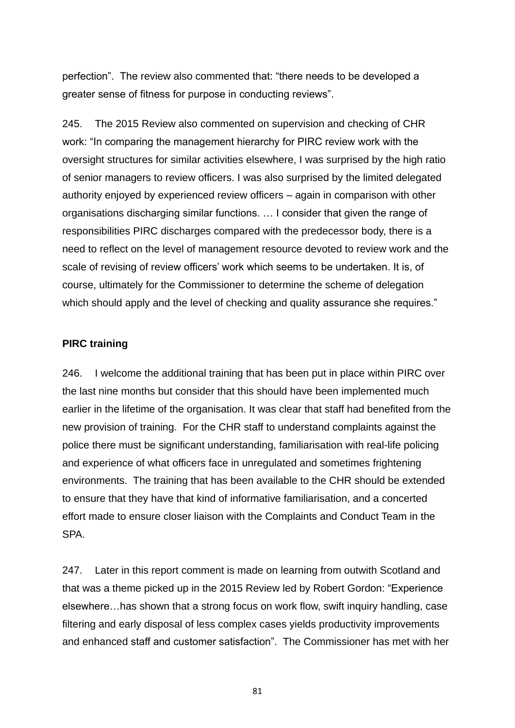perfection". The review also commented that: "there needs to be developed a greater sense of fitness for purpose in conducting reviews".

245. The 2015 Review also commented on supervision and checking of CHR work: "In comparing the management hierarchy for PIRC review work with the oversight structures for similar activities elsewhere, I was surprised by the high ratio of senior managers to review officers. I was also surprised by the limited delegated authority enjoyed by experienced review officers – again in comparison with other organisations discharging similar functions. … I consider that given the range of responsibilities PIRC discharges compared with the predecessor body, there is a need to reflect on the level of management resource devoted to review work and the scale of revising of review officers' work which seems to be undertaken. It is, of course, ultimately for the Commissioner to determine the scheme of delegation which should apply and the level of checking and quality assurance she requires."

**PIRC training**

246. I welcome the additional training that has been put in place within PIRC over the last nine months but consider that this should have been implemented much earlier in the lifetime of the organisation. It was clear that staff had benefited from the new provision of training. For the CHR staff to understand complaints against the police there must be significant understanding, familiarisation with real-life policing and experience of what officers face in unregulated and sometimes frightening environments. The training that has been available to the CHR should be extended to ensure that they have that kind of informative familiarisation, and a concerted effort made to ensure closer liaison with the Complaints and Conduct Team in the SPA.

247. Later in this report comment is made on learning from outwith Scotland and that was a theme picked up in the 2015 Review led by Robert Gordon: "Experience elsewhere…has shown that a strong focus on work flow, swift inquiry handling, case filtering and early disposal of less complex cases yields productivity improvements and enhanced staff and customer satisfaction". The Commissioner has met with her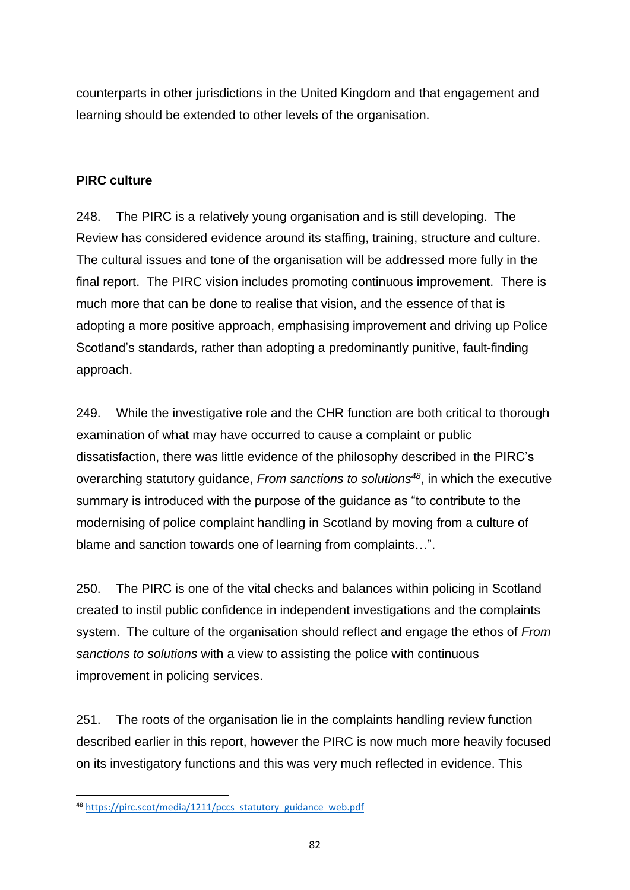counterparts in other jurisdictions in the United Kingdom and that engagement and learning should be extended to other levels of the organisation.

**PIRC culture**

248. The PIRC is a relatively young organisation and is still developing. The Review has considered evidence around its staffing, training, structure and culture. The cultural issues and tone of the organisation will be addressed more fully in the final report. The PIRC vision includes promoting continuous improvement. There is much more that can be done to realise that vision, and the essence of that is adopting a more positive approach, emphasising improvement and driving up Police Scotland's standards, rather than adopting a predominantly punitive, fault-finding approach.

249. While the investigative role and the CHR function are both critical to thorough examination of what may have occurred to cause a complaint or public dissatisfaction, there was little evidence of the philosophy described in the PIRC's overarching statutory guidance, *From sanctions to solutions*[48], in which the executive summary is introduced with the purpose of the guidance as "to contribute to the modernising of police complaint handling in Scotland by moving from a culture of blame and sanction towards one of learning from complaints…".

250. The PIRC is one of the vital checks and balances within policing in Scotland created to instil public confidence in independent investigations and the complaints system. The culture of the organisation should reflect and engage the ethos of *From sanctions to solutions* with a view to assisting the police with continuous improvement in policing services.

251. The roots of the organisation lie in the complaints handling review function described earlier in this report, however the PIRC is now much more heavily focused on its investigatory functions and this was very much reflected in evidence. This

[48] https://pirc.scot/media/1211/pccs_statutory_guidance_web.pdf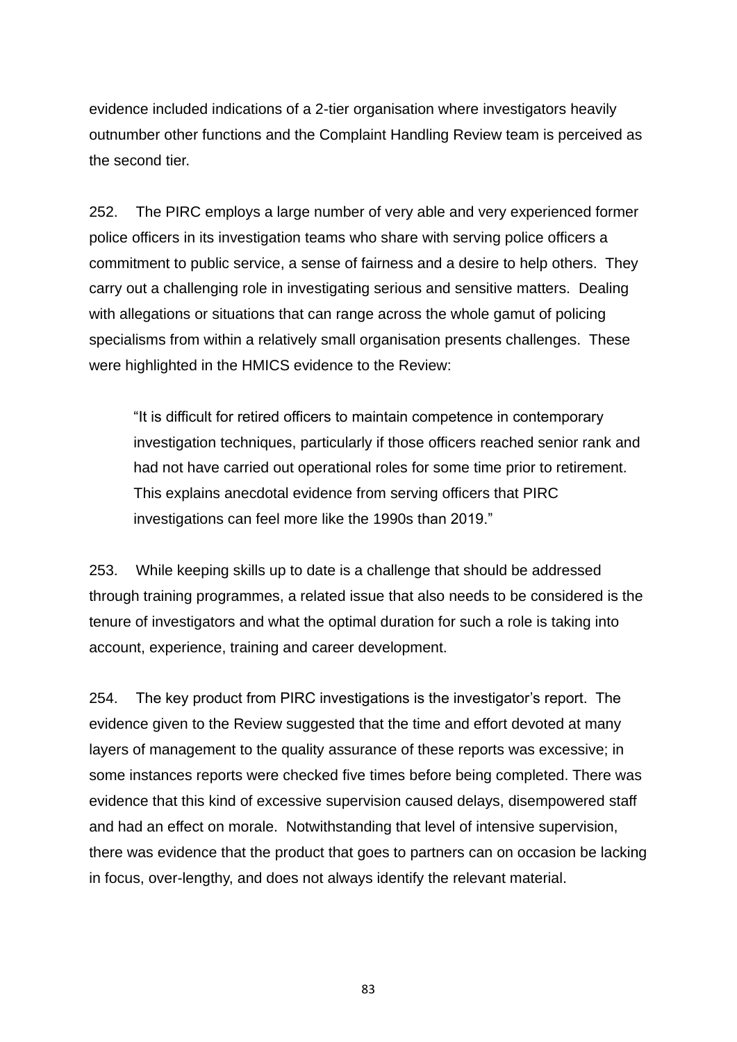evidence included indications of a 2-tier organisation where investigators heavily outnumber other functions and the Complaint Handling Review team is perceived as the second tier.

252. The PIRC employs a large number of very able and very experienced former police officers in its investigation teams who share with serving police officers a commitment to public service, a sense of fairness and a desire to help others. They carry out a challenging role in investigating serious and sensitive matters. Dealing with allegations or situations that can range across the whole gamut of policing specialisms from within a relatively small organisation presents challenges. These were highlighted in the HMICS evidence to the Review:

> "It is difficult for retired officers to maintain competence in contemporary investigation techniques, particularly if those officers reached senior rank and had not have carried out operational roles for some time prior to retirement. This explains anecdotal evidence from serving officers that PIRC investigations can feel more like the 1990s than 2019."

253. While keeping skills up to date is a challenge that should be addressed through training programmes, a related issue that also needs to be considered is the tenure of investigators and what the optimal duration for such a role is taking into account, experience, training and career development.

254. The key product from PIRC investigations is the investigator's report. The evidence given to the Review suggested that the time and effort devoted at many layers of management to the quality assurance of these reports was excessive; in some instances reports were checked five times before being completed. There was evidence that this kind of excessive supervision caused delays, disempowered staff and had an effect on morale. Notwithstanding that level of intensive supervision, there was evidence that the product that goes to partners can on occasion be lacking in focus, over-lengthy, and does not always identify the relevant material.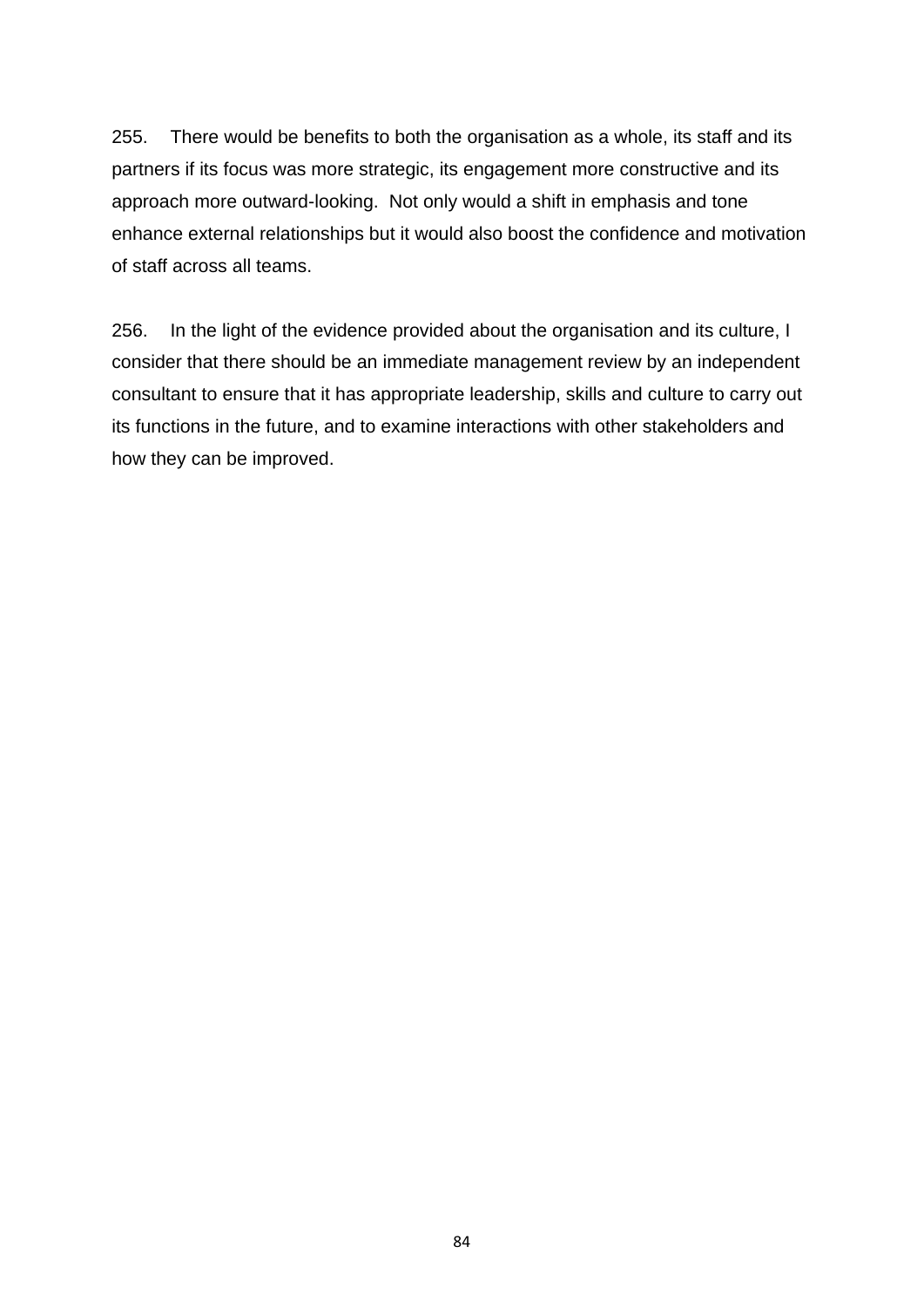255. There would be benefits to both the organisation as a whole, its staff and its partners if its focus was more strategic, its engagement more constructive and its approach more outward-looking. Not only would a shift in emphasis and tone enhance external relationships but it would also boost the confidence and motivation of staff across all teams.

256. In the light of the evidence provided about the organisation and its culture, I consider that there should be an immediate management review by an independent consultant to ensure that it has appropriate leadership, skills and culture to carry out its functions in the future, and to examine interactions with other stakeholders and how they can be improved.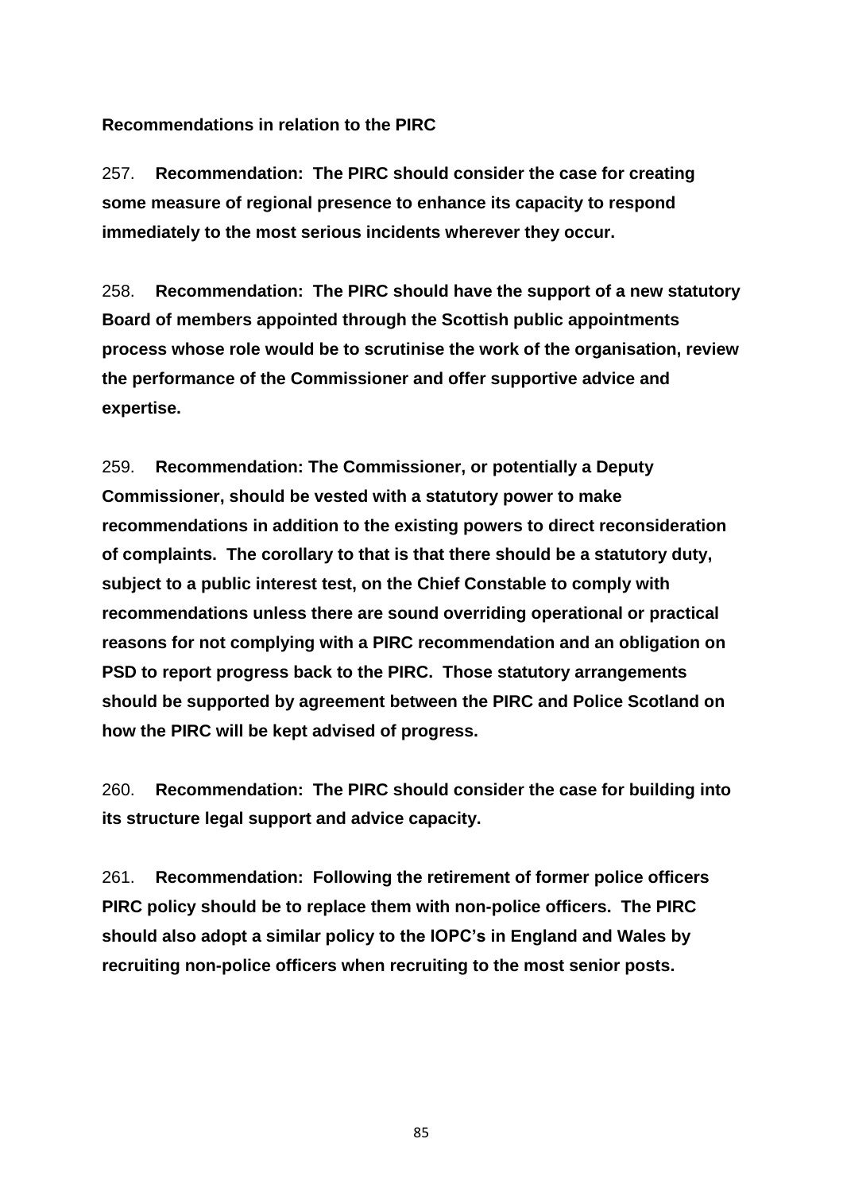**Recommendations in relation to the PIRC**

257. **Recommendation: The PIRC should consider the case for creating some measure of regional presence to enhance its capacity to respond immediately to the most serious incidents wherever they occur.**

258. **Recommendation: The PIRC should have the support of a new statutory Board of members appointed through the Scottish public appointments process whose role would be to scrutinise the work of the organisation, review the performance of the Commissioner and offer supportive advice and expertise.**

259. **Recommendation: The Commissioner, or potentially a Deputy Commissioner, should be vested with a statutory power to make recommendations in addition to the existing powers to direct reconsideration of complaints. The corollary to that is that there should be a statutory duty, subject to a public interest test, on the Chief Constable to comply with recommendations unless there are sound overriding operational or practical reasons for not complying with a PIRC recommendation and an obligation on PSD to report progress back to the PIRC. Those statutory arrangements should be supported by agreement between the PIRC and Police Scotland on how the PIRC will be kept advised of progress.**

260. **Recommendation: The PIRC should consider the case for building into its structure legal support and advice capacity.**

261. **Recommendation: Following the retirement of former police officers PIRC policy should be to replace them with non-police officers. The PIRC should also adopt a similar policy to the IOPC's in England and Wales by recruiting non-police officers when recruiting to the most senior posts.**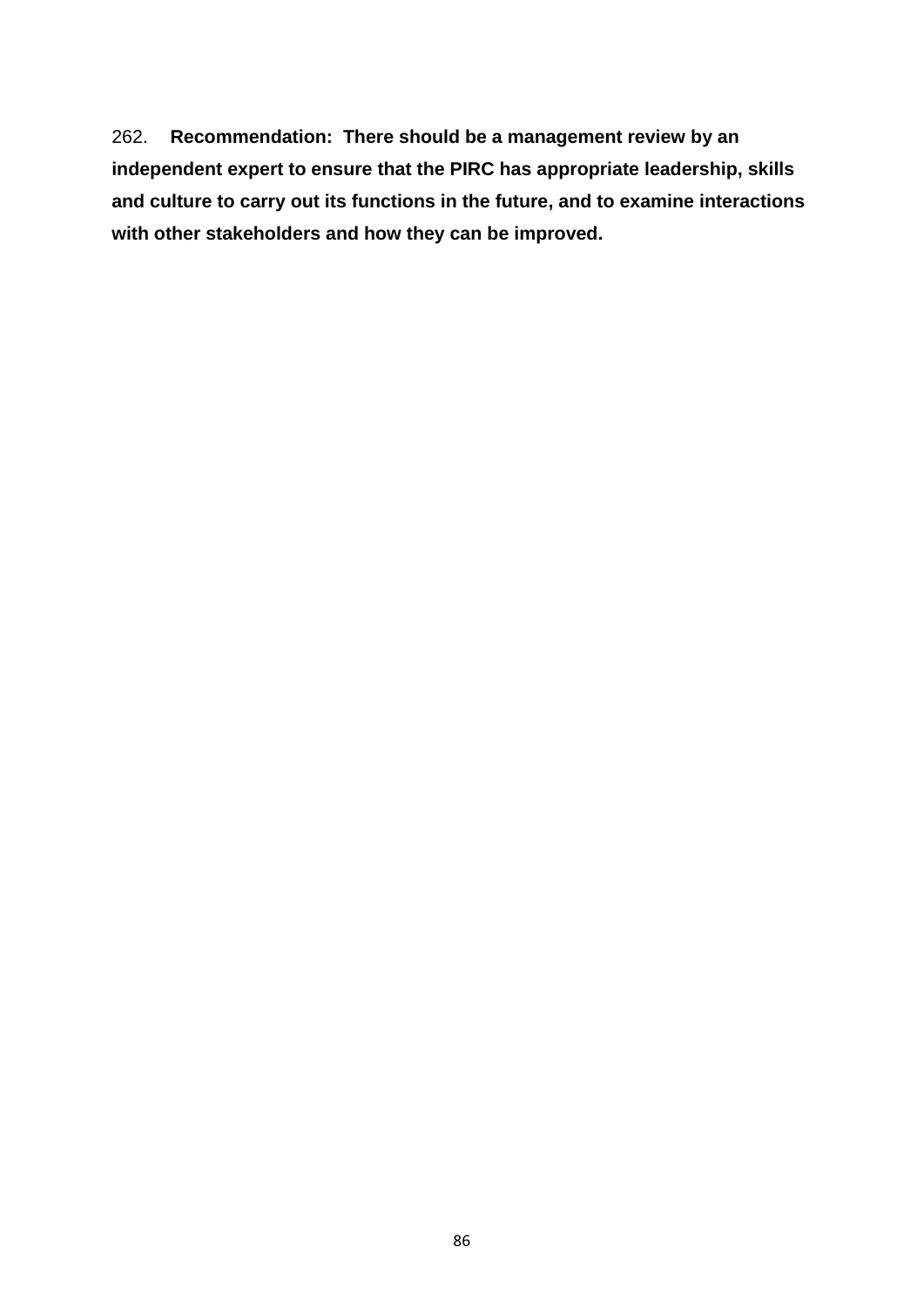262. **Recommendation: There should be a management review by an independent expert to ensure that the PIRC has appropriate leadership, skills and culture to carry out its functions in the future, and to examine interactions with other stakeholders and how they can be improved.**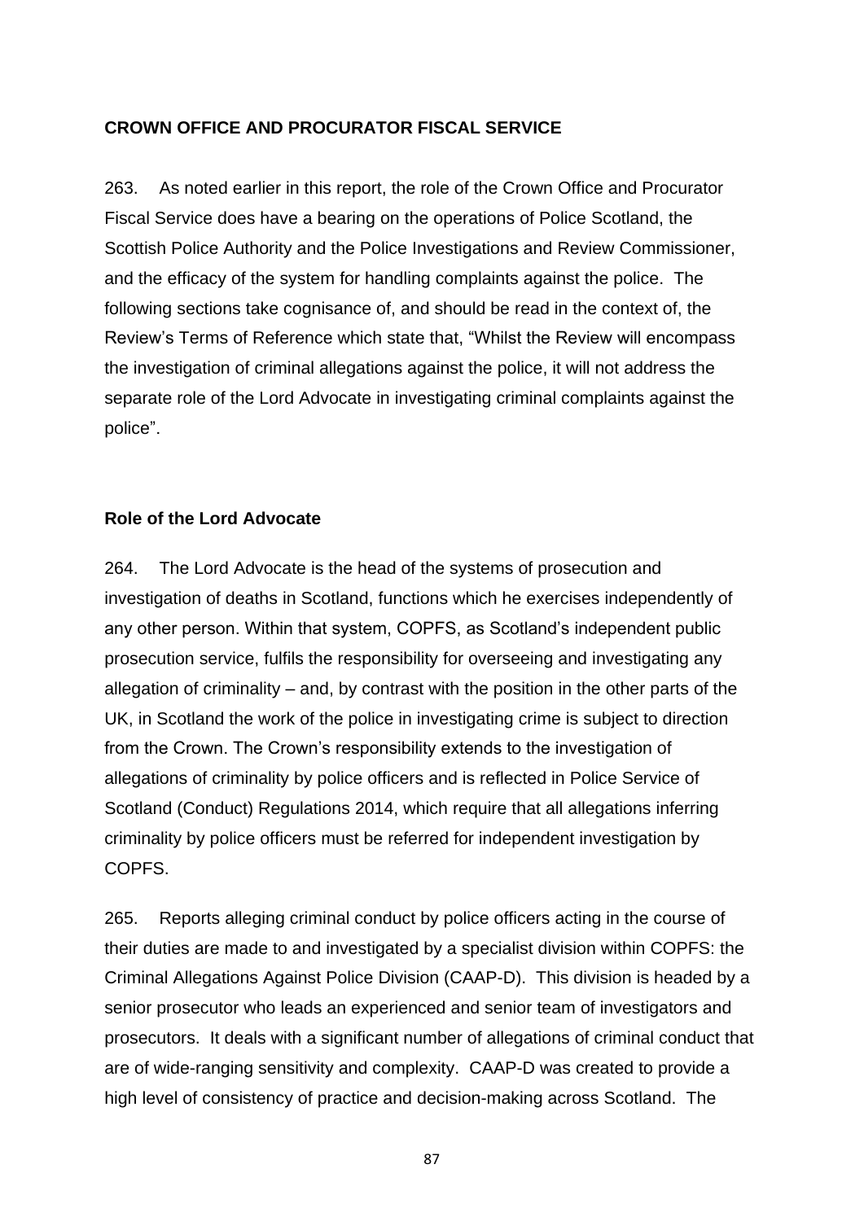## CROWN OFFICE AND PROCURATOR FISCAL SERVICE

263. As noted earlier in this report, the role of the Crown Office and Procurator Fiscal Service does have a bearing on the operations of Police Scotland, the Scottish Police Authority and the Police Investigations and Review Commissioner, and the efficacy of the system for handling complaints against the police. The following sections take cognisance of, and should be read in the context of, the Review's Terms of Reference which state that, "Whilst the Review will encompass the investigation of criminal allegations against the police, it will not address the separate role of the Lord Advocate in investigating criminal complaints against the police".

### Role of the Lord Advocate

264. The Lord Advocate is the head of the systems of prosecution and investigation of deaths in Scotland, functions which he exercises independently of any other person. Within that system, COPFS, as Scotland's independent public prosecution service, fulfils the responsibility for overseeing and investigating any allegation of criminality – and, by contrast with the position in the other parts of the UK, in Scotland the work of the police in investigating crime is subject to direction from the Crown. The Crown's responsibility extends to the investigation of allegations of criminality by police officers and is reflected in Police Service of Scotland (Conduct) Regulations 2014, which require that all allegations inferring criminality by police officers must be referred for independent investigation by COPFS.

265. Reports alleging criminal conduct by police officers acting in the course of their duties are made to and investigated by a specialist division within COPFS: the Criminal Allegations Against Police Division (CAAP-D). This division is headed by a senior prosecutor who leads an experienced and senior team of investigators and prosecutors. It deals with a significant number of allegations of criminal conduct that are of wide-ranging sensitivity and complexity. CAAP-D was created to provide a high level of consistency of practice and decision-making across Scotland. The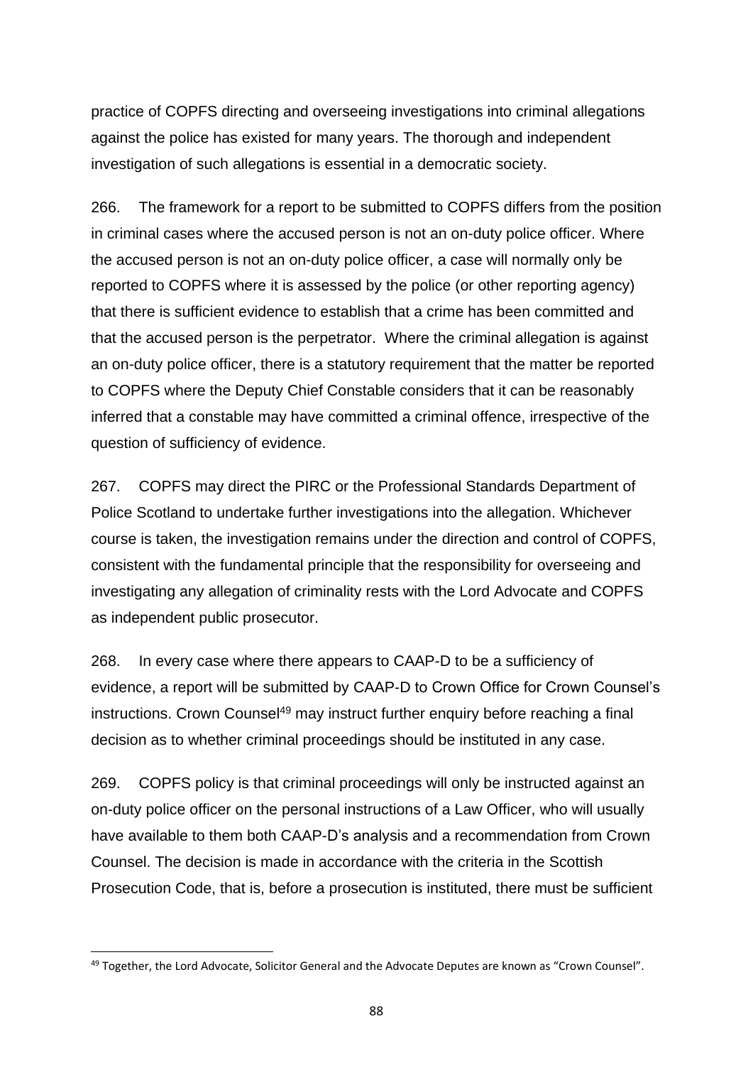practice of COPFS directing and overseeing investigations into criminal allegations against the police has existed for many years. The thorough and independent investigation of such allegations is essential in a democratic society.

266. The framework for a report to be submitted to COPFS differs from the position in criminal cases where the accused person is not an on-duty police officer. Where the accused person is not an on-duty police officer, a case will normally only be reported to COPFS where it is assessed by the police (or other reporting agency) that there is sufficient evidence to establish that a crime has been committed and that the accused person is the perpetrator. Where the criminal allegation is against an on-duty police officer, there is a statutory requirement that the matter be reported to COPFS where the Deputy Chief Constable considers that it can be reasonably inferred that a constable may have committed a criminal offence, irrespective of the question of sufficiency of evidence.

267. COPFS may direct the PIRC or the Professional Standards Department of Police Scotland to undertake further investigations into the allegation. Whichever course is taken, the investigation remains under the direction and control of COPFS, consistent with the fundamental principle that the responsibility for overseeing and investigating any allegation of criminality rests with the Lord Advocate and COPFS as independent public prosecutor.

268. In every case where there appears to CAAP-D to be a sufficiency of evidence, a report will be submitted by CAAP-D to Crown Office for Crown Counsel's instructions. Crown Counsel[49] may instruct further enquiry before reaching a final decision as to whether criminal proceedings should be instituted in any case.

269. COPFS policy is that criminal proceedings will only be instructed against an on-duty police officer on the personal instructions of a Law Officer, who will usually have available to them both CAAP-D's analysis and a recommendation from Crown Counsel. The decision is made in accordance with the criteria in the Scottish Prosecution Code, that is, before a prosecution is instituted, there must be sufficient

[49] Together, the Lord Advocate, Solicitor General and the Advocate Deputes are known as "Crown Counsel".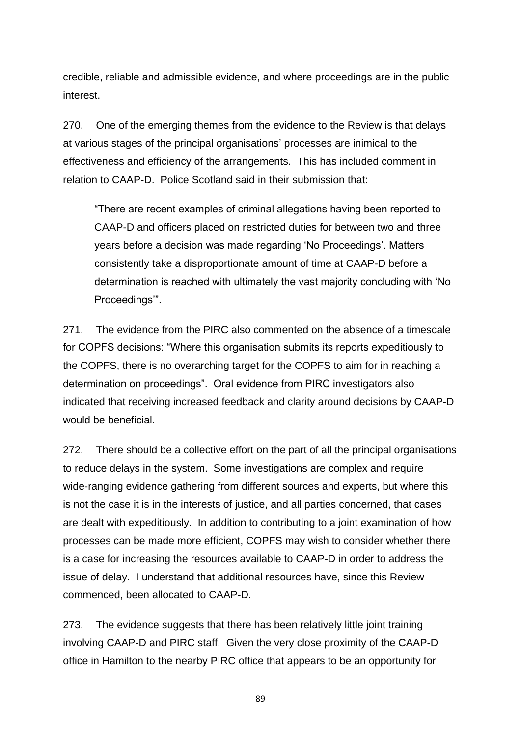credible, reliable and admissible evidence, and where proceedings are in the public interest.

270. One of the emerging themes from the evidence to the Review is that delays at various stages of the principal organisations' processes are inimical to the effectiveness and efficiency of the arrangements. This has included comment in relation to CAAP-D. Police Scotland said in their submission that:

> "There are recent examples of criminal allegations having been reported to CAAP-D and officers placed on restricted duties for between two and three years before a decision was made regarding 'No Proceedings'. Matters consistently take a disproportionate amount of time at CAAP-D before a determination is reached with ultimately the vast majority concluding with 'No Proceedings'".

271. The evidence from the PIRC also commented on the absence of a timescale for COPFS decisions: "Where this organisation submits its reports expeditiously to the COPFS, there is no overarching target for the COPFS to aim for in reaching a determination on proceedings". Oral evidence from PIRC investigators also indicated that receiving increased feedback and clarity around decisions by CAAP-D would be beneficial.

272. There should be a collective effort on the part of all the principal organisations to reduce delays in the system. Some investigations are complex and require wide-ranging evidence gathering from different sources and experts, but where this is not the case it is in the interests of justice, and all parties concerned, that cases are dealt with expeditiously. In addition to contributing to a joint examination of how processes can be made more efficient, COPFS may wish to consider whether there is a case for increasing the resources available to CAAP-D in order to address the issue of delay. I understand that additional resources have, since this Review commenced, been allocated to CAAP-D.

273. The evidence suggests that there has been relatively little joint training involving CAAP-D and PIRC staff. Given the very close proximity of the CAAP-D office in Hamilton to the nearby PIRC office that appears to be an opportunity for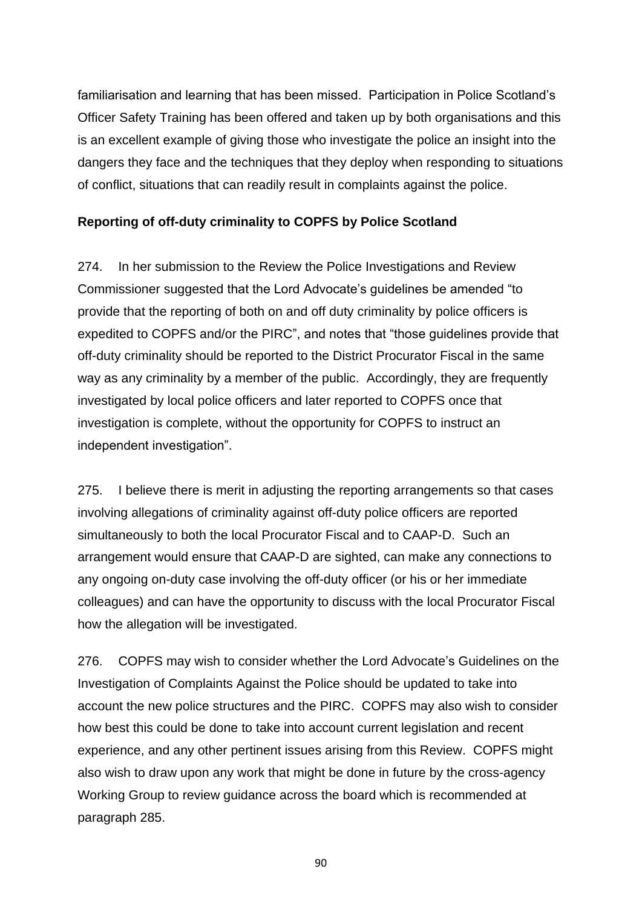familiarisation and learning that has been missed. Participation in Police Scotland's Officer Safety Training has been offered and taken up by both organisations and this is an excellent example of giving those who investigate the police an insight into the dangers they face and the techniques that they deploy when responding to situations of conflict, situations that can readily result in complaints against the police.

**Reporting of off-duty criminality to COPFS by Police Scotland**

274. In her submission to the Review the Police Investigations and Review Commissioner suggested that the Lord Advocate's guidelines be amended "to provide that the reporting of both on and off duty criminality by police officers is expedited to COPFS and/or the PIRC", and notes that "those guidelines provide that off-duty criminality should be reported to the District Procurator Fiscal in the same way as any criminality by a member of the public. Accordingly, they are frequently investigated by local police officers and later reported to COPFS once that investigation is complete, without the opportunity for COPFS to instruct an independent investigation".

275. I believe there is merit in adjusting the reporting arrangements so that cases involving allegations of criminality against off-duty police officers are reported simultaneously to both the local Procurator Fiscal and to CAAP-D. Such an arrangement would ensure that CAAP-D are sighted, can make any connections to any ongoing on-duty case involving the off-duty officer (or his or her immediate colleagues) and can have the opportunity to discuss with the local Procurator Fiscal how the allegation will be investigated.

276. COPFS may wish to consider whether the Lord Advocate's Guidelines on the Investigation of Complaints Against the Police should be updated to take into account the new police structures and the PIRC. COPFS may also wish to consider how best this could be done to take into account current legislation and recent experience, and any other pertinent issues arising from this Review. COPFS might also wish to draw upon any work that might be done in future by the cross-agency Working Group to review guidance across the board which is recommended at paragraph 285.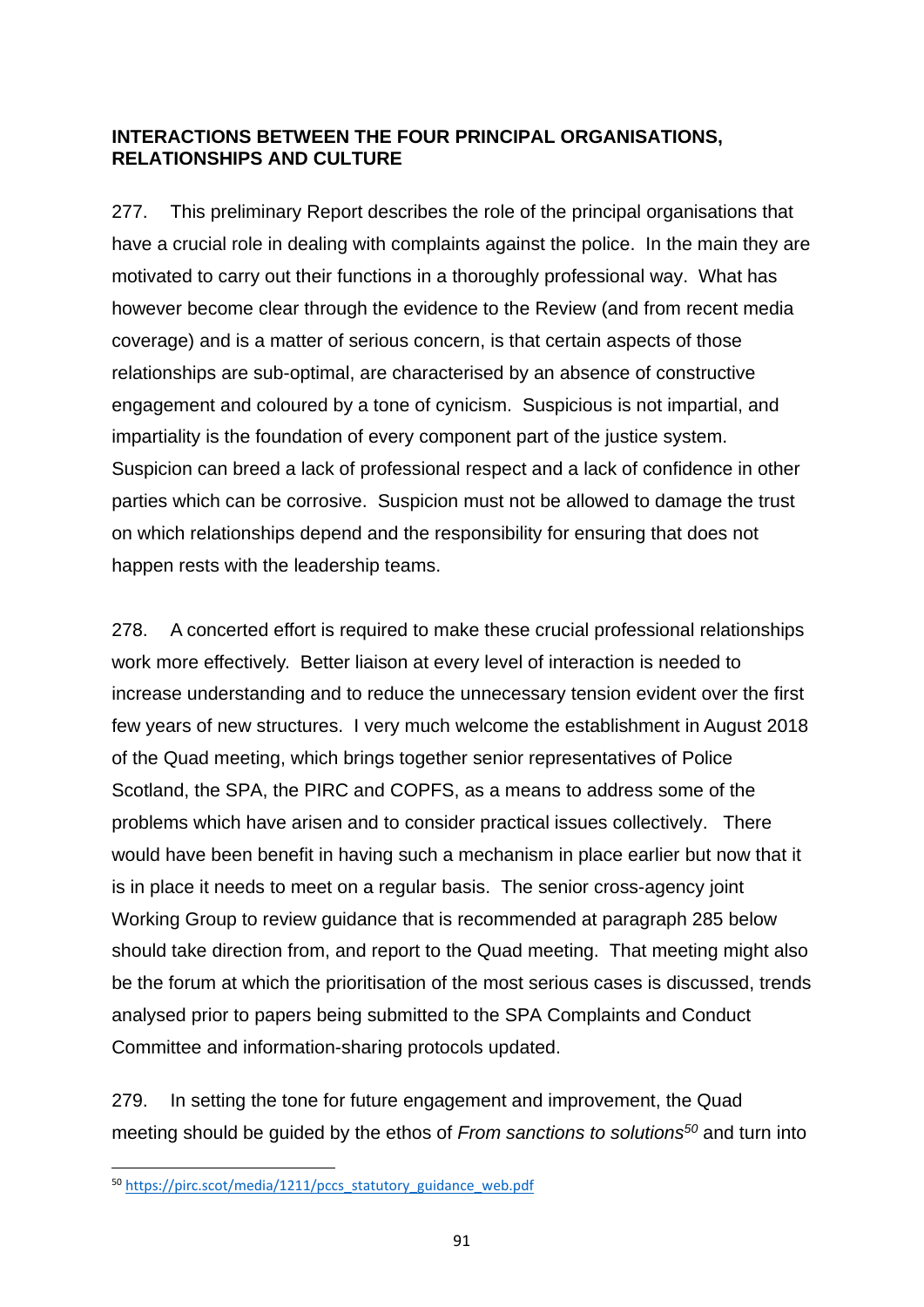## INTERACTIONS BETWEEN THE FOUR PRINCIPAL ORGANISATIONS, RELATIONSHIPS AND CULTURE

277. This preliminary Report describes the role of the principal organisations that have a crucial role in dealing with complaints against the police. In the main they are motivated to carry out their functions in a thoroughly professional way. What has however become clear through the evidence to the Review (and from recent media coverage) and is a matter of serious concern, is that certain aspects of those relationships are sub-optimal, are characterised by an absence of constructive engagement and coloured by a tone of cynicism. Suspicious is not impartial, and impartiality is the foundation of every component part of the justice system. Suspicion can breed a lack of professional respect and a lack of confidence in other parties which can be corrosive. Suspicion must not be allowed to damage the trust on which relationships depend and the responsibility for ensuring that does not happen rests with the leadership teams.

278. A concerted effort is required to make these crucial professional relationships work more effectively. Better liaison at every level of interaction is needed to increase understanding and to reduce the unnecessary tension evident over the first few years of new structures. I very much welcome the establishment in August 2018 of the Quad meeting, which brings together senior representatives of Police Scotland, the SPA, the PIRC and COPFS, as a means to address some of the problems which have arisen and to consider practical issues collectively. There would have been benefit in having such a mechanism in place earlier but now that it is in place it needs to meet on a regular basis. The senior cross-agency joint Working Group to review guidance that is recommended at paragraph 285 below should take direction from, and report to the Quad meeting. That meeting might also be the forum at which the prioritisation of the most serious cases is discussed, trends analysed prior to papers being submitted to the SPA Complaints and Conduct Committee and information-sharing protocols updated.

279. In setting the tone for future engagement and improvement, the Quad meeting should be guided by the ethos of *From sanctions to solutions*[50] and turn into

[50] https://pirc.scot/media/1211/pccs_statutory_guidance_web.pdf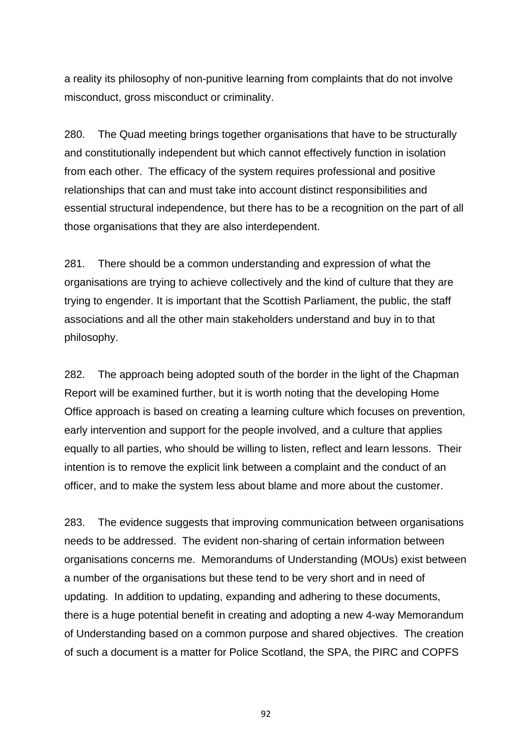a reality its philosophy of non-punitive learning from complaints that do not involve misconduct, gross misconduct or criminality.

280. The Quad meeting brings together organisations that have to be structurally and constitutionally independent but which cannot effectively function in isolation from each other. The efficacy of the system requires professional and positive relationships that can and must take into account distinct responsibilities and essential structural independence, but there has to be a recognition on the part of all those organisations that they are also interdependent.

281. There should be a common understanding and expression of what the organisations are trying to achieve collectively and the kind of culture that they are trying to engender. It is important that the Scottish Parliament, the public, the staff associations and all the other main stakeholders understand and buy in to that philosophy.

282. The approach being adopted south of the border in the light of the Chapman Report will be examined further, but it is worth noting that the developing Home Office approach is based on creating a learning culture which focuses on prevention, early intervention and support for the people involved, and a culture that applies equally to all parties, who should be willing to listen, reflect and learn lessons. Their intention is to remove the explicit link between a complaint and the conduct of an officer, and to make the system less about blame and more about the customer.

283. The evidence suggests that improving communication between organisations needs to be addressed. The evident non-sharing of certain information between organisations concerns me. Memorandums of Understanding (MOUs) exist between a number of the organisations but these tend to be very short and in need of updating. In addition to updating, expanding and adhering to these documents, there is a huge potential benefit in creating and adopting a new 4-way Memorandum of Understanding based on a common purpose and shared objectives. The creation of such a document is a matter for Police Scotland, the SPA, the PIRC and COPFS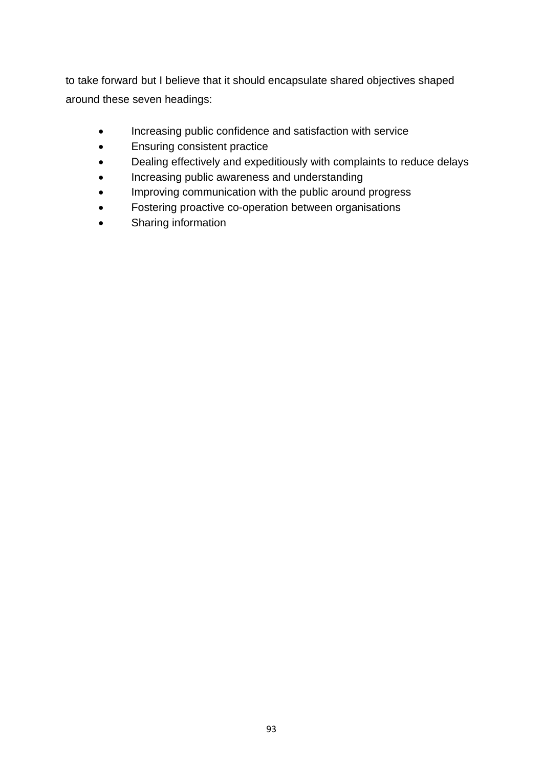to take forward but I believe that it should encapsulate shared objectives shaped around these seven headings:

- Increasing public confidence and satisfaction with service
- Ensuring consistent practice
- Dealing effectively and expeditiously with complaints to reduce delays
- Increasing public awareness and understanding
- Improving communication with the public around progress
- Fostering proactive co-operation between organisations
- Sharing information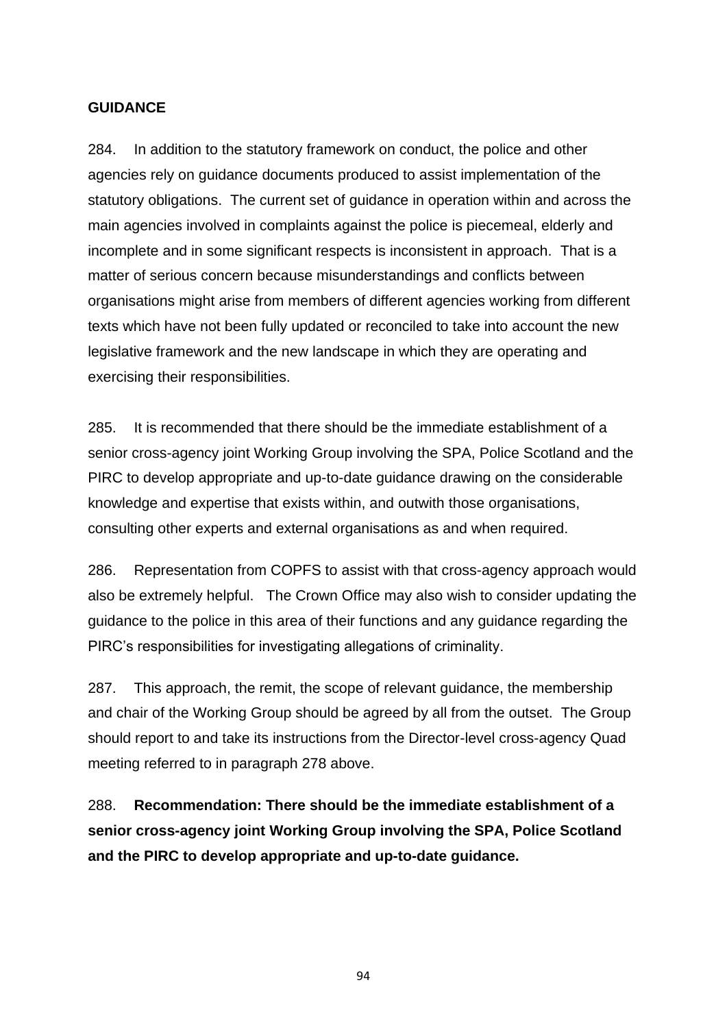## GUIDANCE

284. In addition to the statutory framework on conduct, the police and other agencies rely on guidance documents produced to assist implementation of the statutory obligations. The current set of guidance in operation within and across the main agencies involved in complaints against the police is piecemeal, elderly and incomplete and in some significant respects is inconsistent in approach. That is a matter of serious concern because misunderstandings and conflicts between organisations might arise from members of different agencies working from different texts which have not been fully updated or reconciled to take into account the new legislative framework and the new landscape in which they are operating and exercising their responsibilities.

285. It is recommended that there should be the immediate establishment of a senior cross-agency joint Working Group involving the SPA, Police Scotland and the PIRC to develop appropriate and up-to-date guidance drawing on the considerable knowledge and expertise that exists within, and outwith those organisations, consulting other experts and external organisations as and when required.

286. Representation from COPFS to assist with that cross-agency approach would also be extremely helpful. The Crown Office may also wish to consider updating the guidance to the police in this area of their functions and any guidance regarding the PIRC's responsibilities for investigating allegations of criminality.

287. This approach, the remit, the scope of relevant guidance, the membership and chair of the Working Group should be agreed by all from the outset. The Group should report to and take its instructions from the Director-level cross-agency Quad meeting referred to in paragraph 278 above.

288. **Recommendation: There should be the immediate establishment of a senior cross-agency joint Working Group involving the SPA, Police Scotland and the PIRC to develop appropriate and up-to-date guidance.**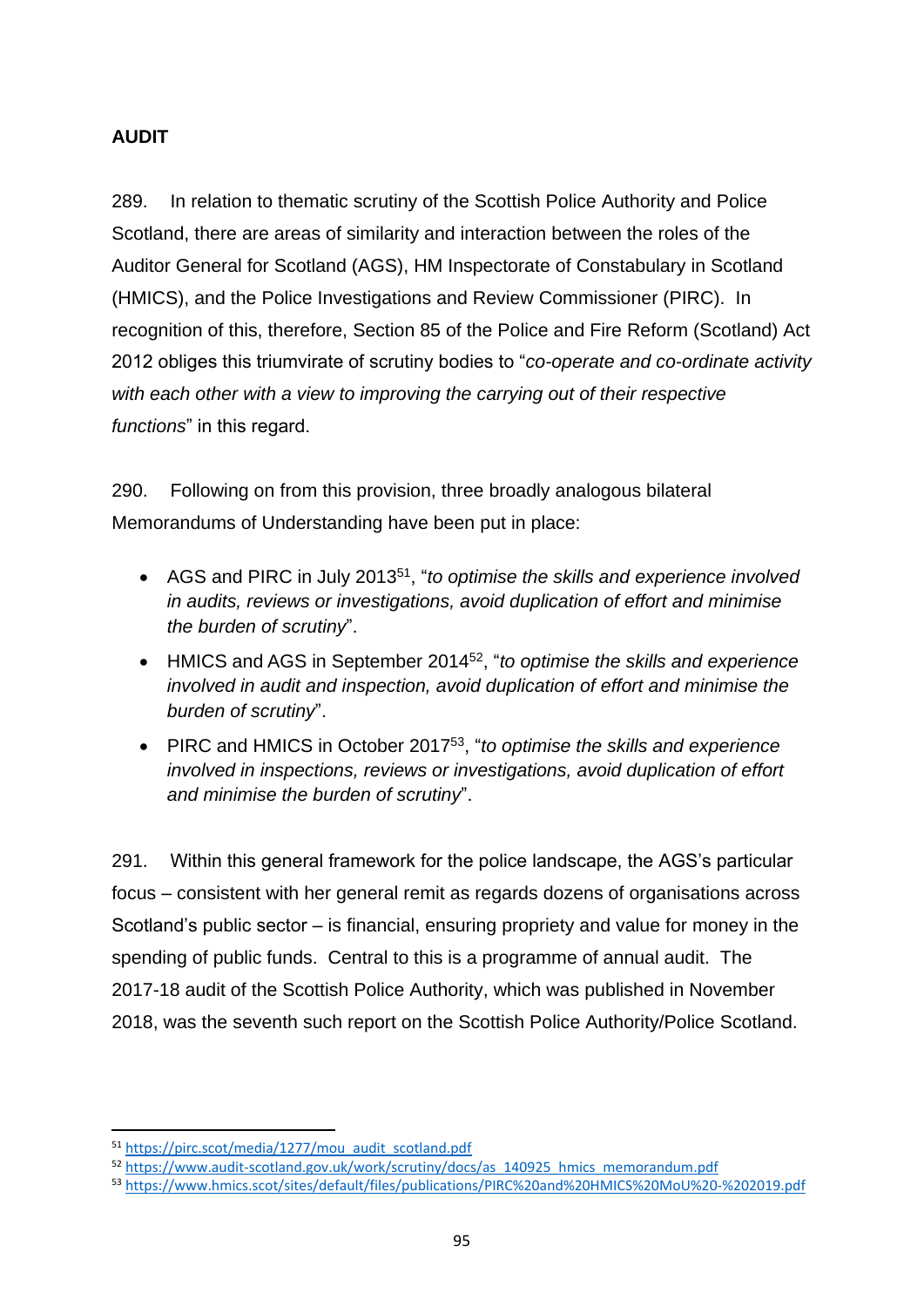## AUDIT

289. In relation to thematic scrutiny of the Scottish Police Authority and Police Scotland, there are areas of similarity and interaction between the roles of the Auditor General for Scotland (AGS), HM Inspectorate of Constabulary in Scotland (HMICS), and the Police Investigations and Review Commissioner (PIRC). In recognition of this, therefore, Section 85 of the Police and Fire Reform (Scotland) Act 2012 obliges this triumvirate of scrutiny bodies to "*co-operate and co-ordinate activity with each other with a view to improving the carrying out of their respective functions*" in this regard.

290. Following on from this provision, three broadly analogous bilateral Memorandums of Understanding have been put in place:

- AGS and PIRC in July 2013[51], "*to optimise the skills and experience involved in audits, reviews or investigations, avoid duplication of effort and minimise the burden of scrutiny*".
- HMICS and AGS in September 2014[52], "*to optimise the skills and experience involved in audit and inspection, avoid duplication of effort and minimise the burden of scrutiny*".
- PIRC and HMICS in October 2017[53], "*to optimise the skills and experience involved in inspections, reviews or investigations, avoid duplication of effort and minimise the burden of scrutiny*".

291. Within this general framework for the police landscape, the AGS's particular focus – consistent with her general remit as regards dozens of organisations across Scotland's public sector – is financial, ensuring propriety and value for money in the spending of public funds. Central to this is a programme of annual audit. The 2017-18 audit of the Scottish Police Authority, which was published in November 2018, was the seventh such report on the Scottish Police Authority/Police Scotland.

---

[51] https://pirc.scot/media/1277/mou_audit_scotland.pdf

[52] https://www.audit-scotland.gov.uk/work/scrutiny/docs/as_140925_hmics_memorandum.pdf

[53] https://www.hmics.scot/sites/default/files/publications/PIRC%20and%20HMICS%20MoU%20-%202019.pdf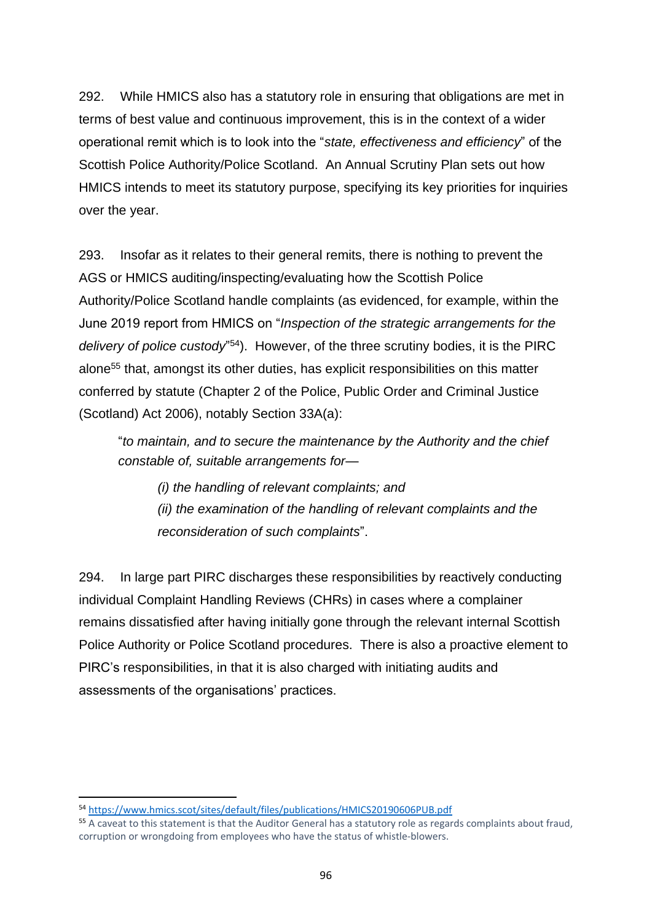292. While HMICS also has a statutory role in ensuring that obligations are met in terms of best value and continuous improvement, this is in the context of a wider operational remit which is to look into the "*state, effectiveness and efficiency*" of the Scottish Police Authority/Police Scotland. An Annual Scrutiny Plan sets out how HMICS intends to meet its statutory purpose, specifying its key priorities for inquiries over the year.

293. Insofar as it relates to their general remits, there is nothing to prevent the AGS or HMICS auditing/inspecting/evaluating how the Scottish Police Authority/Police Scotland handle complaints (as evidenced, for example, within the June 2019 report from HMICS on "*Inspection of the strategic arrangements for the delivery of police custody*"[54]). However, of the three scrutiny bodies, it is the PIRC alone[55] that, amongst its other duties, has explicit responsibilities on this matter conferred by statute (Chapter 2 of the Police, Public Order and Criminal Justice (Scotland) Act 2006), notably Section 33A(a):

> "*to maintain, and to secure the maintenance by the Authority and the chief constable of, suitable arrangements for—*
>
> > *(i) the handling of relevant complaints; and*
> > *(ii) the examination of the handling of relevant complaints and the reconsideration of such complaints*".

294. In large part PIRC discharges these responsibilities by reactively conducting individual Complaint Handling Reviews (CHRs) in cases where a complainer remains dissatisfied after having initially gone through the relevant internal Scottish Police Authority or Police Scotland procedures. There is also a proactive element to PIRC's responsibilities, in that it is also charged with initiating audits and assessments of the organisations' practices.

---

[54] https://www.hmics.scot/sites/default/files/publications/HMICS20190606PUB.pdf

[55] A caveat to this statement is that the Auditor General has a statutory role as regards complaints about fraud, corruption or wrongdoing from employees who have the status of whistle-blowers.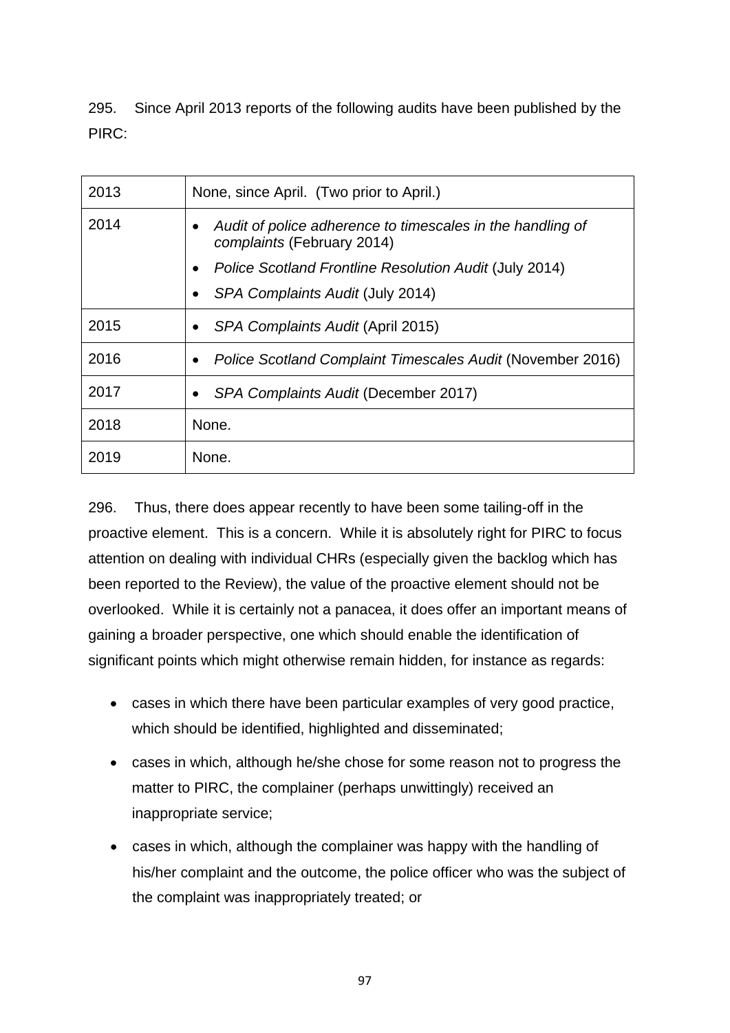295. Since April 2013 reports of the following audits have been published by the PIRC:

| | |
|---|---|
| 2013 | None, since April. (Two prior to April.) |
| 2014 | • *Audit of police adherence to timescales in the handling of complaints* (February 2014)<br>• *Police Scotland Frontline Resolution Audit* (July 2014)<br>• *SPA Complaints Audit* (July 2014) |
| 2015 | • *SPA Complaints Audit* (April 2015) |
| 2016 | • *Police Scotland Complaint Timescales Audit* (November 2016) |
| 2017 | • *SPA Complaints Audit* (December 2017) |
| 2018 | None. |
| 2019 | None. |

296. Thus, there does appear recently to have been some tailing-off in the proactive element. This is a concern. While it is absolutely right for PIRC to focus attention on dealing with individual CHRs (especially given the backlog which has been reported to the Review), the value of the proactive element should not be overlooked. While it is certainly not a panacea, it does offer an important means of gaining a broader perspective, one which should enable the identification of significant points which might otherwise remain hidden, for instance as regards:

- cases in which there have been particular examples of very good practice, which should be identified, highlighted and disseminated;
- cases in which, although he/she chose for some reason not to progress the matter to PIRC, the complainer (perhaps unwittingly) received an inappropriate service;
- cases in which, although the complainer was happy with the handling of his/her complaint and the outcome, the police officer who was the subject of the complaint was inappropriately treated; or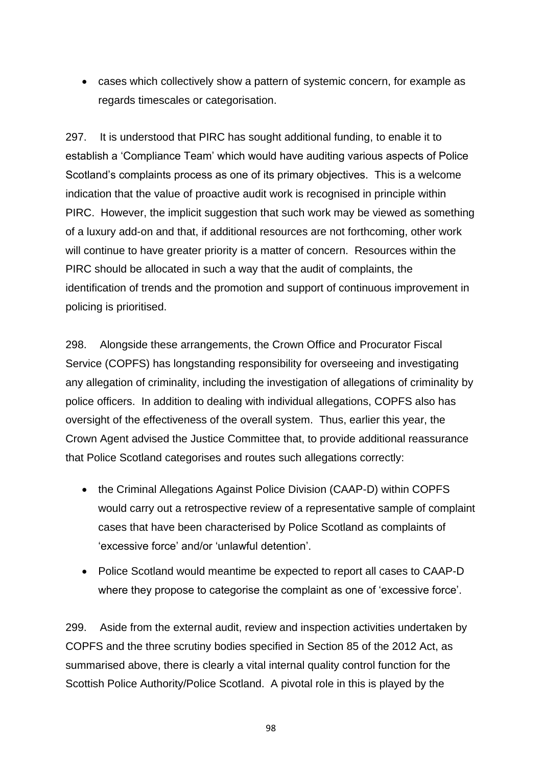- cases which collectively show a pattern of systemic concern, for example as regards timescales or categorisation.

297. It is understood that PIRC has sought additional funding, to enable it to establish a 'Compliance Team' which would have auditing various aspects of Police Scotland's complaints process as one of its primary objectives. This is a welcome indication that the value of proactive audit work is recognised in principle within PIRC. However, the implicit suggestion that such work may be viewed as something of a luxury add-on and that, if additional resources are not forthcoming, other work will continue to have greater priority is a matter of concern. Resources within the PIRC should be allocated in such a way that the audit of complaints, the identification of trends and the promotion and support of continuous improvement in policing is prioritised.

298. Alongside these arrangements, the Crown Office and Procurator Fiscal Service (COPFS) has longstanding responsibility for overseeing and investigating any allegation of criminality, including the investigation of allegations of criminality by police officers. In addition to dealing with individual allegations, COPFS also has oversight of the effectiveness of the overall system. Thus, earlier this year, the Crown Agent advised the Justice Committee that, to provide additional reassurance that Police Scotland categorises and routes such allegations correctly:

- the Criminal Allegations Against Police Division (CAAP-D) within COPFS would carry out a retrospective review of a representative sample of complaint cases that have been characterised by Police Scotland as complaints of 'excessive force' and/or 'unlawful detention'.
- Police Scotland would meantime be expected to report all cases to CAAP-D where they propose to categorise the complaint as one of 'excessive force'.

299. Aside from the external audit, review and inspection activities undertaken by COPFS and the three scrutiny bodies specified in Section 85 of the 2012 Act, as summarised above, there is clearly a vital internal quality control function for the Scottish Police Authority/Police Scotland. A pivotal role in this is played by the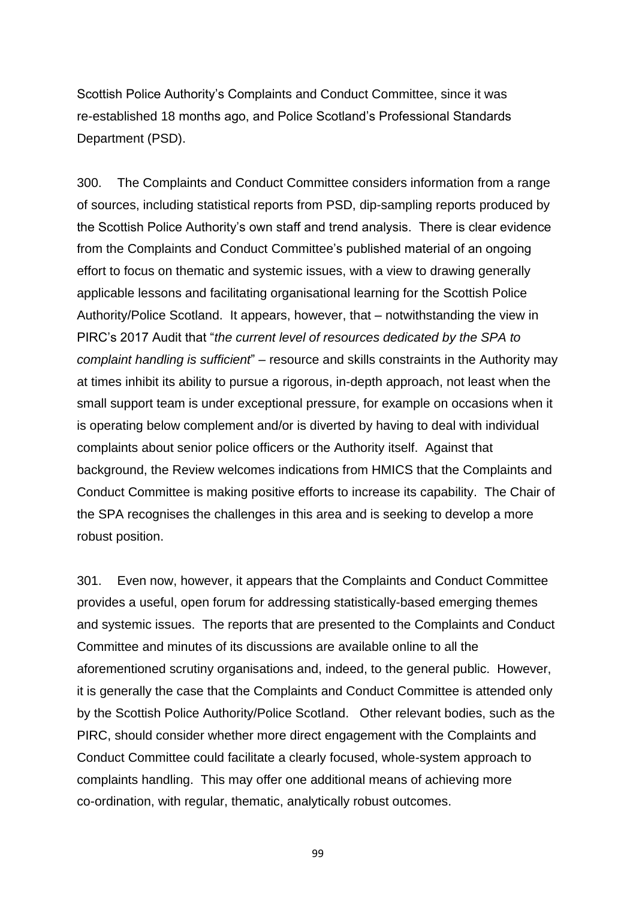Scottish Police Authority's Complaints and Conduct Committee, since it was re-established 18 months ago, and Police Scotland's Professional Standards Department (PSD).

300. The Complaints and Conduct Committee considers information from a range of sources, including statistical reports from PSD, dip-sampling reports produced by the Scottish Police Authority's own staff and trend analysis. There is clear evidence from the Complaints and Conduct Committee's published material of an ongoing effort to focus on thematic and systemic issues, with a view to drawing generally applicable lessons and facilitating organisational learning for the Scottish Police Authority/Police Scotland. It appears, however, that – notwithstanding the view in PIRC's 2017 Audit that "*the current level of resources dedicated by the SPA to complaint handling is sufficient*" – resource and skills constraints in the Authority may at times inhibit its ability to pursue a rigorous, in-depth approach, not least when the small support team is under exceptional pressure, for example on occasions when it is operating below complement and/or is diverted by having to deal with individual complaints about senior police officers or the Authority itself. Against that background, the Review welcomes indications from HMICS that the Complaints and Conduct Committee is making positive efforts to increase its capability. The Chair of the SPA recognises the challenges in this area and is seeking to develop a more robust position.

301. Even now, however, it appears that the Complaints and Conduct Committee provides a useful, open forum for addressing statistically-based emerging themes and systemic issues. The reports that are presented to the Complaints and Conduct Committee and minutes of its discussions are available online to all the aforementioned scrutiny organisations and, indeed, to the general public. However, it is generally the case that the Complaints and Conduct Committee is attended only by the Scottish Police Authority/Police Scotland. Other relevant bodies, such as the PIRC, should consider whether more direct engagement with the Complaints and Conduct Committee could facilitate a clearly focused, whole-system approach to complaints handling. This may offer one additional means of achieving more co-ordination, with regular, thematic, analytically robust outcomes.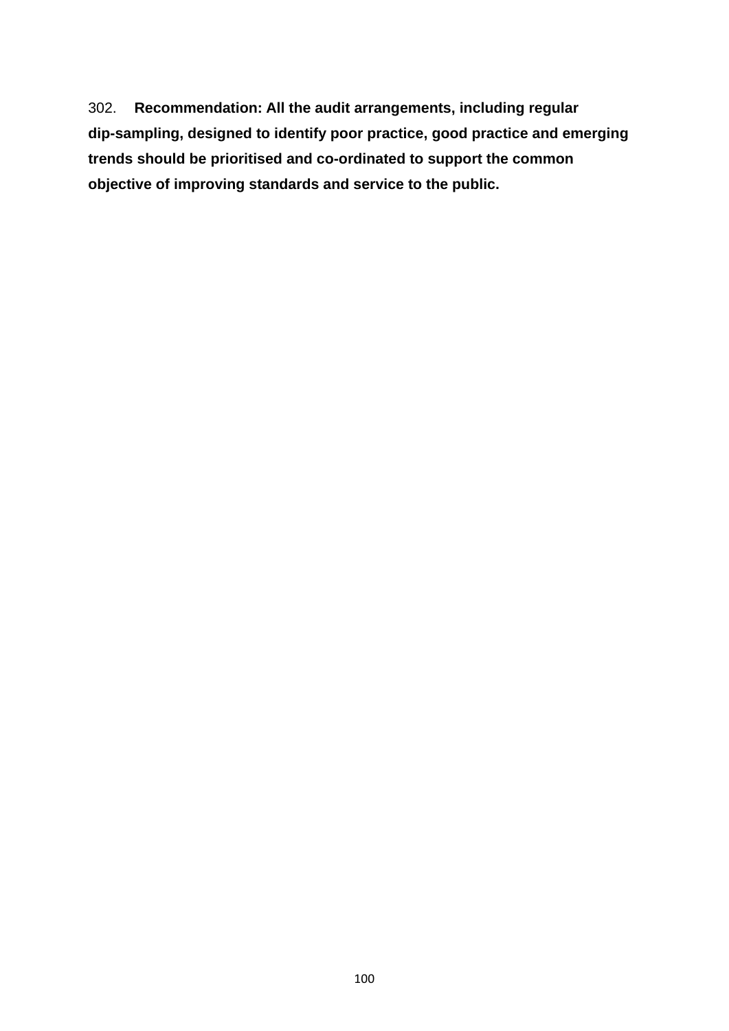302. **Recommendation: All the audit arrangements, including regular dip-sampling, designed to identify poor practice, good practice and emerging trends should be prioritised and co-ordinated to support the common objective of improving standards and service to the public.**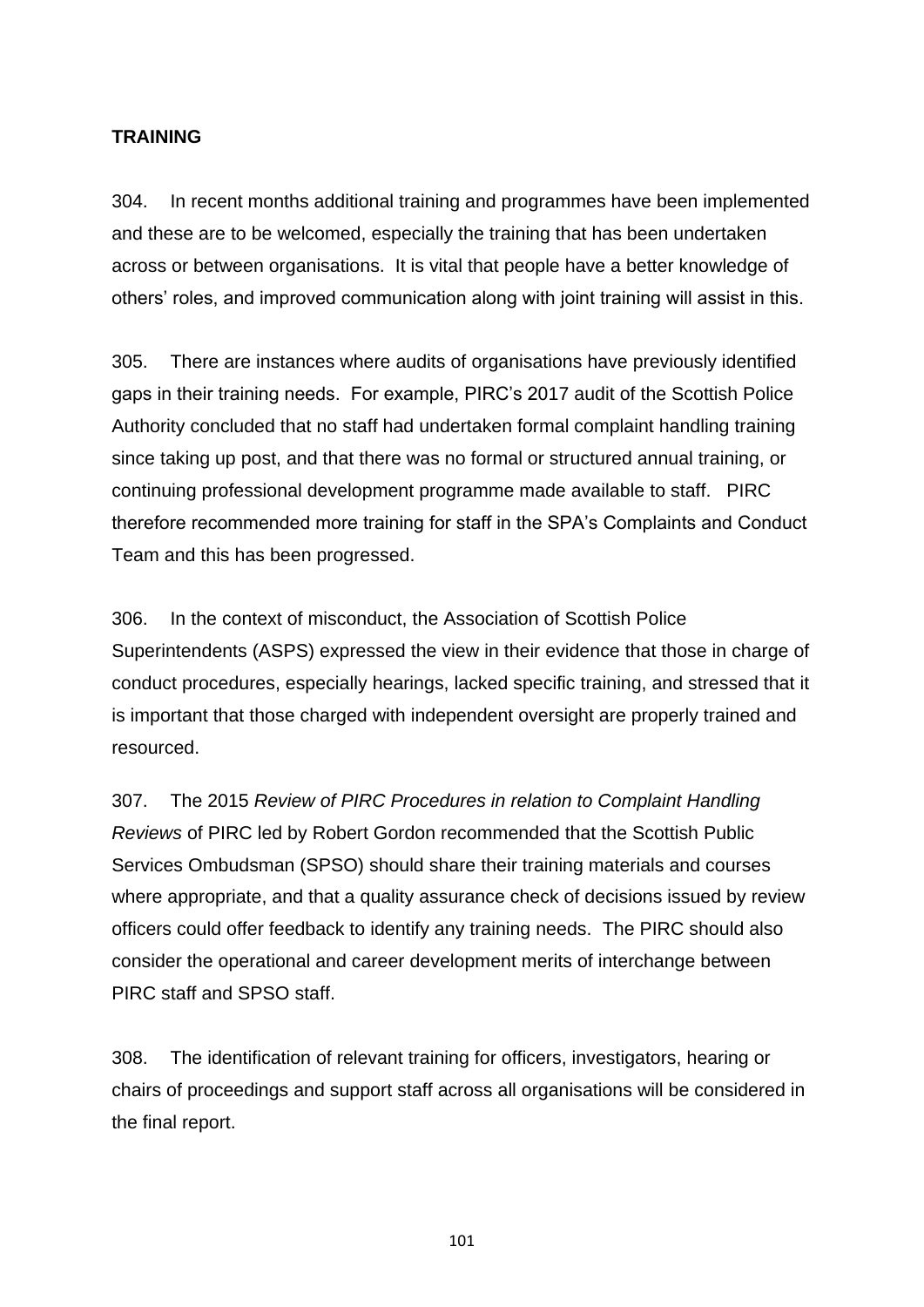**TRAINING**

304. In recent months additional training and programmes have been implemented and these are to be welcomed, especially the training that has been undertaken across or between organisations. It is vital that people have a better knowledge of others' roles, and improved communication along with joint training will assist in this.

305. There are instances where audits of organisations have previously identified gaps in their training needs. For example, PIRC's 2017 audit of the Scottish Police Authority concluded that no staff had undertaken formal complaint handling training since taking up post, and that there was no formal or structured annual training, or continuing professional development programme made available to staff. PIRC therefore recommended more training for staff in the SPA's Complaints and Conduct Team and this has been progressed.

306. In the context of misconduct, the Association of Scottish Police Superintendents (ASPS) expressed the view in their evidence that those in charge of conduct procedures, especially hearings, lacked specific training, and stressed that it is important that those charged with independent oversight are properly trained and resourced.

307. The 2015 *Review of PIRC Procedures in relation to Complaint Handling Reviews* of PIRC led by Robert Gordon recommended that the Scottish Public Services Ombudsman (SPSO) should share their training materials and courses where appropriate, and that a quality assurance check of decisions issued by review officers could offer feedback to identify any training needs. The PIRC should also consider the operational and career development merits of interchange between PIRC staff and SPSO staff.

308. The identification of relevant training for officers, investigators, hearing or chairs of proceedings and support staff across all organisations will be considered in the final report.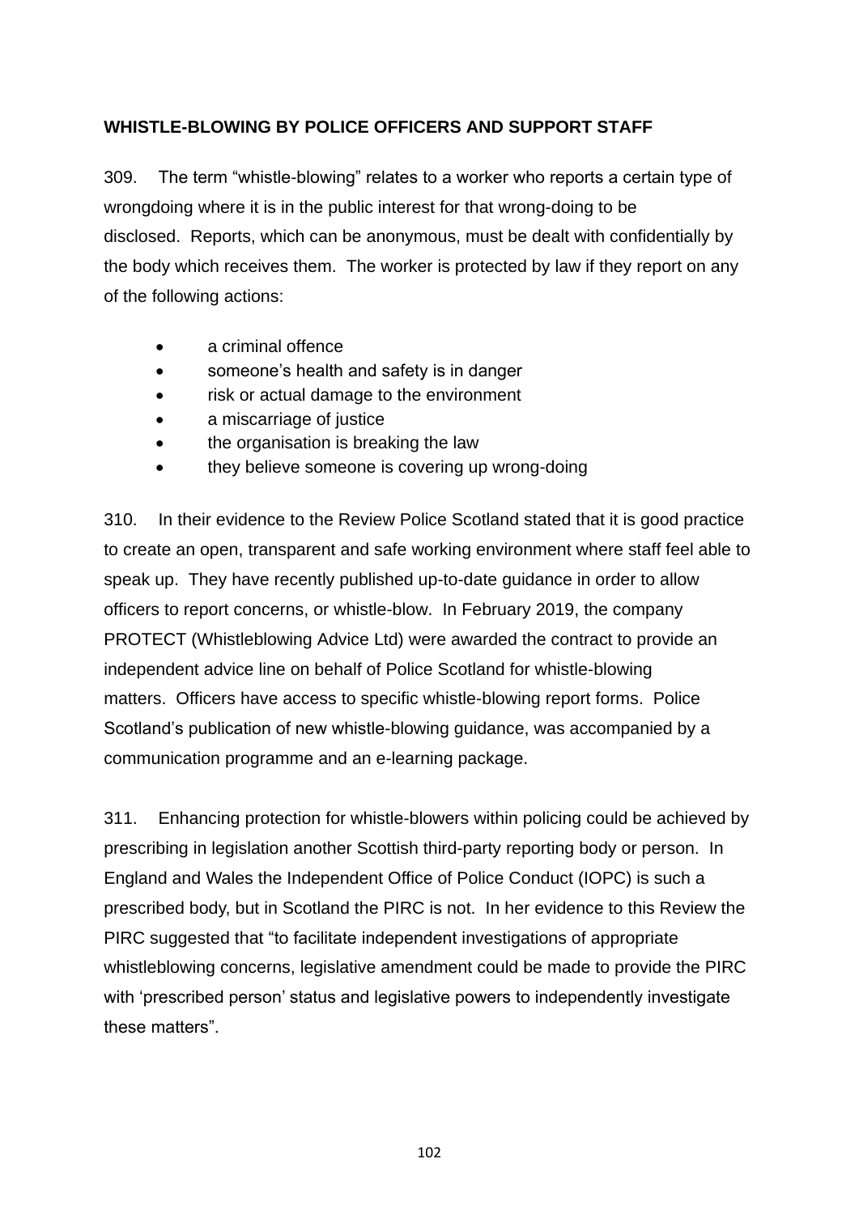## WHISTLE-BLOWING BY POLICE OFFICERS AND SUPPORT STAFF

309. The term "whistle-blowing" relates to a worker who reports a certain type of wrongdoing where it is in the public interest for that wrong-doing to be disclosed. Reports, which can be anonymous, must be dealt with confidentially by the body which receives them. The worker is protected by law if they report on any of the following actions:

- a criminal offence
- someone's health and safety is in danger
- risk or actual damage to the environment
- a miscarriage of justice
- the organisation is breaking the law
- they believe someone is covering up wrong-doing

310. In their evidence to the Review Police Scotland stated that it is good practice to create an open, transparent and safe working environment where staff feel able to speak up. They have recently published up-to-date guidance in order to allow officers to report concerns, or whistle-blow. In February 2019, the company PROTECT (Whistleblowing Advice Ltd) were awarded the contract to provide an independent advice line on behalf of Police Scotland for whistle-blowing matters. Officers have access to specific whistle-blowing report forms. Police Scotland's publication of new whistle-blowing guidance, was accompanied by a communication programme and an e-learning package.

311. Enhancing protection for whistle-blowers within policing could be achieved by prescribing in legislation another Scottish third-party reporting body or person. In England and Wales the Independent Office of Police Conduct (IOPC) is such a prescribed body, but in Scotland the PIRC is not. In her evidence to this Review the PIRC suggested that "to facilitate independent investigations of appropriate whistleblowing concerns, legislative amendment could be made to provide the PIRC with 'prescribed person' status and legislative powers to independently investigate these matters".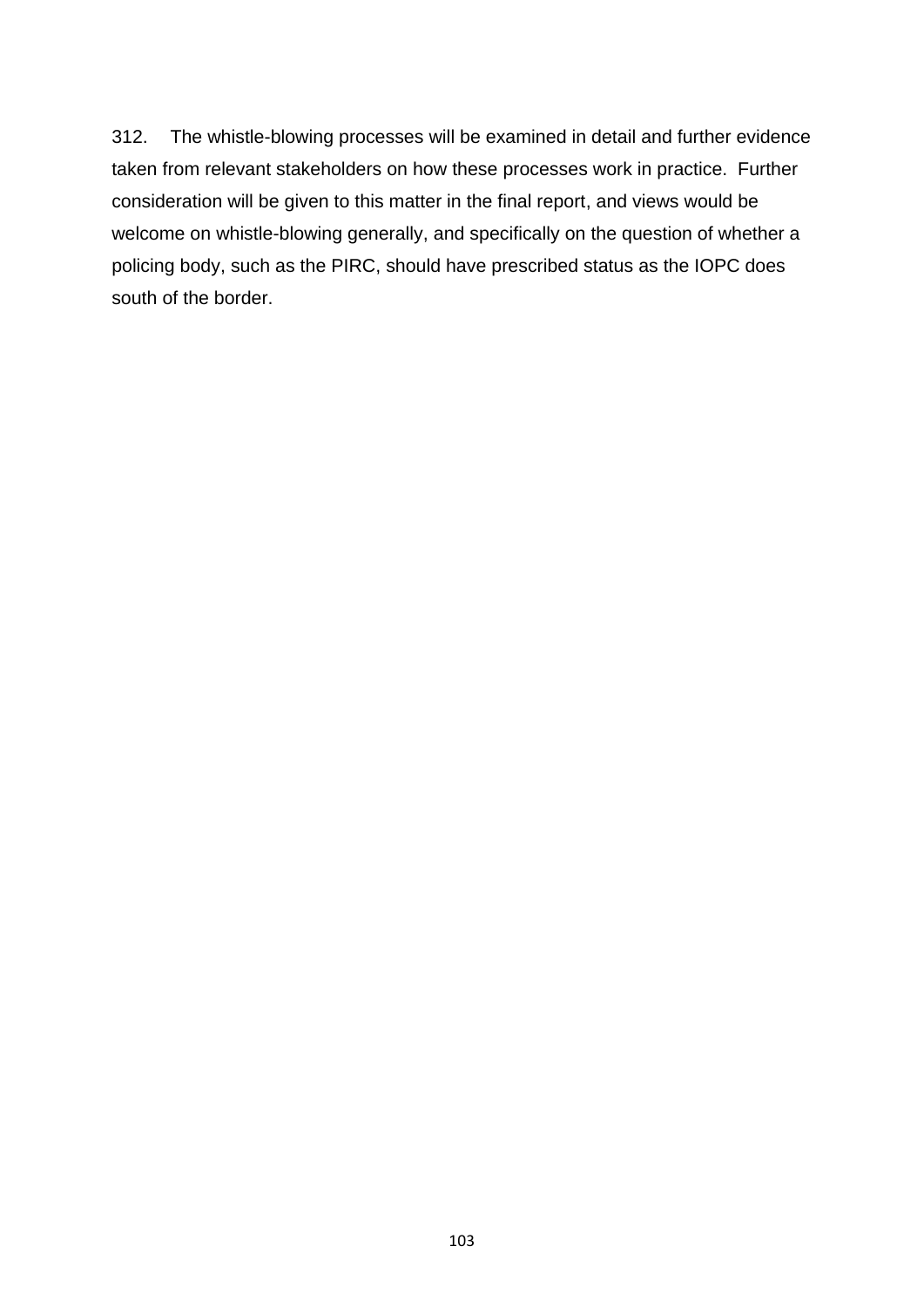312. The whistle-blowing processes will be examined in detail and further evidence taken from relevant stakeholders on how these processes work in practice. Further consideration will be given to this matter in the final report, and views would be welcome on whistle-blowing generally, and specifically on the question of whether a policing body, such as the PIRC, should have prescribed status as the IOPC does south of the border.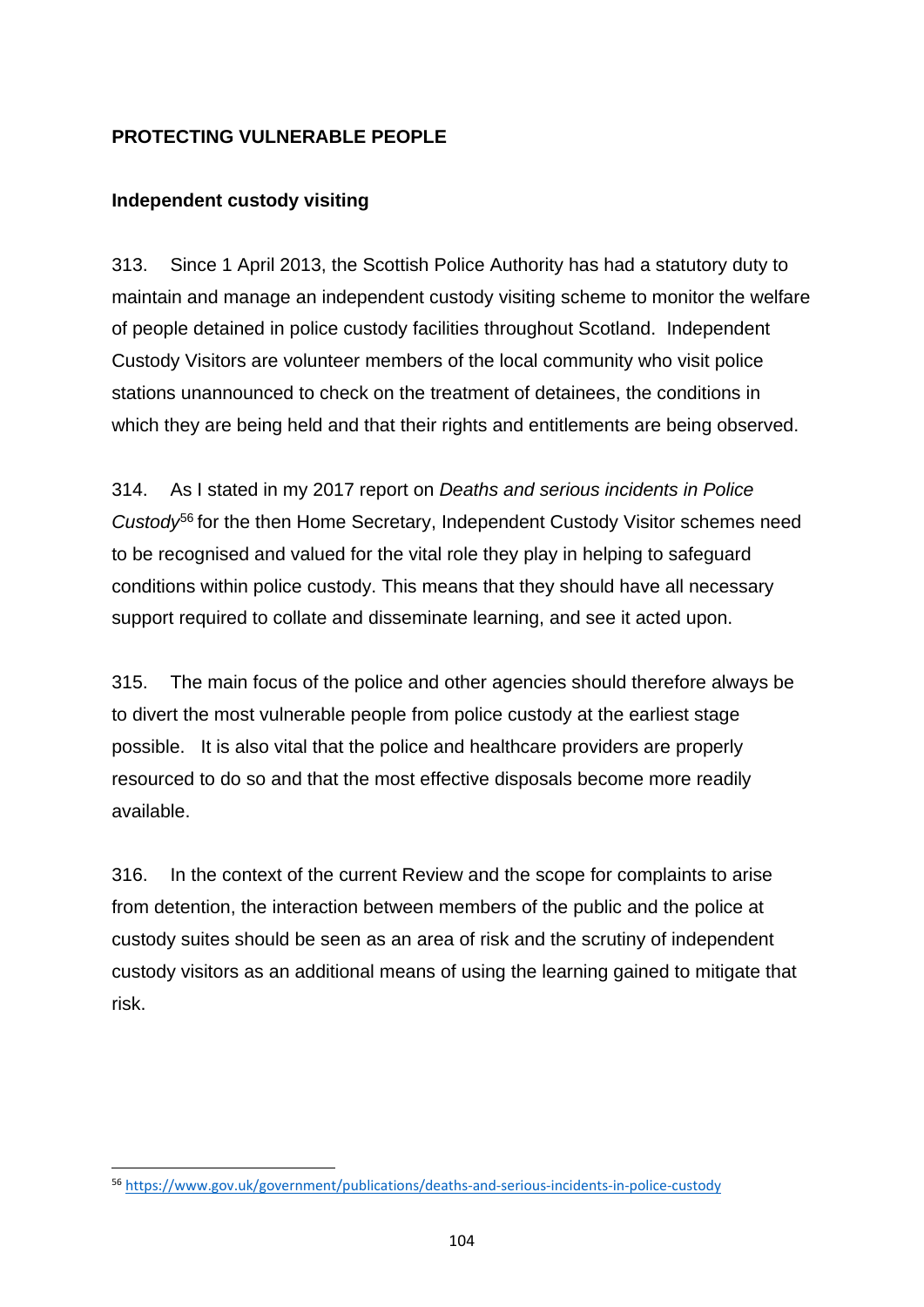## PROTECTING VULNERABLE PEOPLE

### Independent custody visiting

313. Since 1 April 2013, the Scottish Police Authority has had a statutory duty to maintain and manage an independent custody visiting scheme to monitor the welfare of people detained in police custody facilities throughout Scotland. Independent Custody Visitors are volunteer members of the local community who visit police stations unannounced to check on the treatment of detainees, the conditions in which they are being held and that their rights and entitlements are being observed.

314. As I stated in my 2017 report on *Deaths and serious incidents in Police Custody*[56] for the then Home Secretary, Independent Custody Visitor schemes need to be recognised and valued for the vital role they play in helping to safeguard conditions within police custody. This means that they should have all necessary support required to collate and disseminate learning, and see it acted upon.

315. The main focus of the police and other agencies should therefore always be to divert the most vulnerable people from police custody at the earliest stage possible. It is also vital that the police and healthcare providers are properly resourced to do so and that the most effective disposals become more readily available.

316. In the context of the current Review and the scope for complaints to arise from detention, the interaction between members of the public and the police at custody suites should be seen as an area of risk and the scrutiny of independent custody visitors as an additional means of using the learning gained to mitigate that risk.

---

[56] https://www.gov.uk/government/publications/deaths-and-serious-incidents-in-police-custody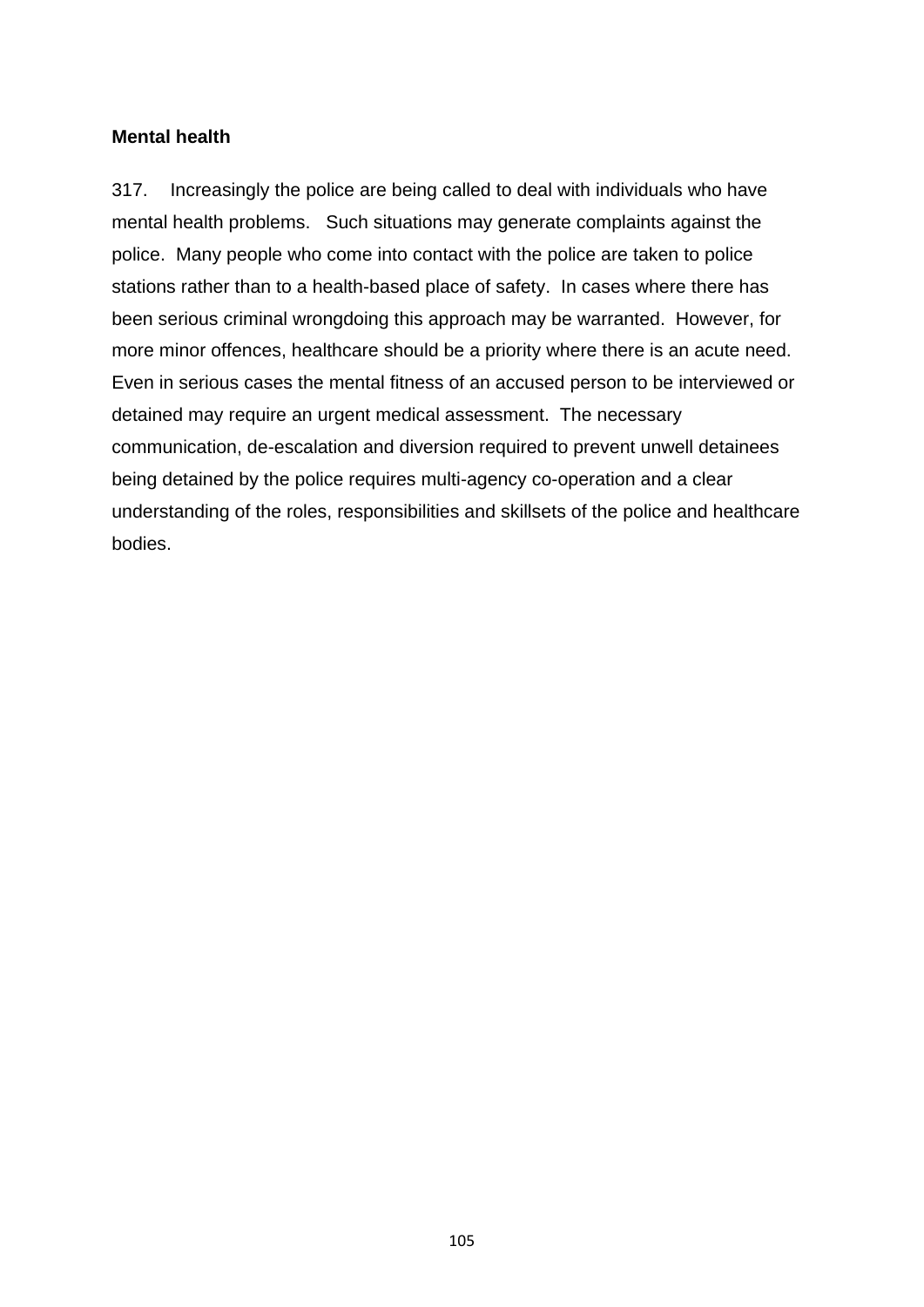**Mental health**

317. Increasingly the police are being called to deal with individuals who have mental health problems. Such situations may generate complaints against the police. Many people who come into contact with the police are taken to police stations rather than to a health-based place of safety. In cases where there has been serious criminal wrongdoing this approach may be warranted. However, for more minor offences, healthcare should be a priority where there is an acute need. Even in serious cases the mental fitness of an accused person to be interviewed or detained may require an urgent medical assessment. The necessary communication, de-escalation and diversion required to prevent unwell detainees being detained by the police requires multi-agency co-operation and a clear understanding of the roles, responsibilities and skillsets of the police and healthcare bodies.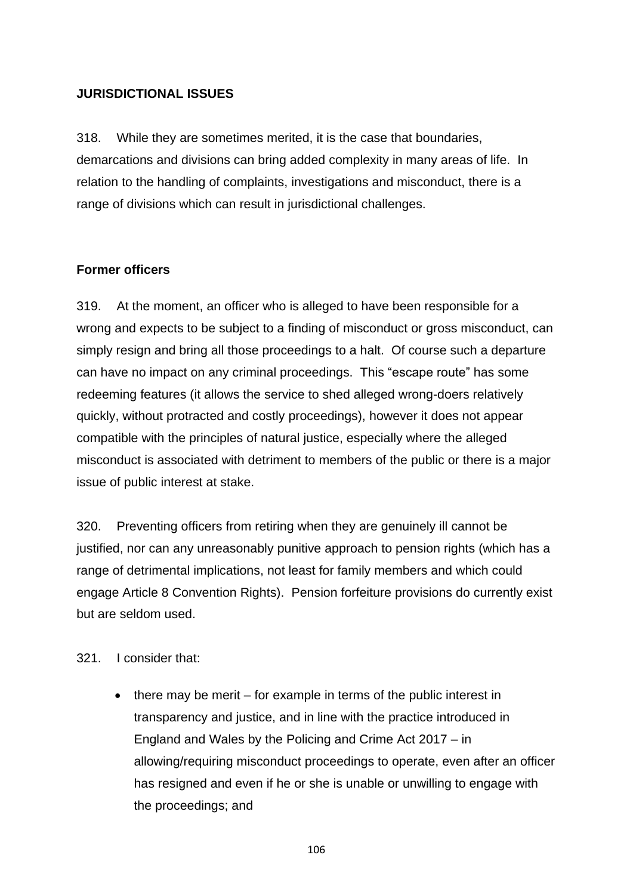## JURISDICTIONAL ISSUES

318. While they are sometimes merited, it is the case that boundaries, demarcations and divisions can bring added complexity in many areas of life. In relation to the handling of complaints, investigations and misconduct, there is a range of divisions which can result in jurisdictional challenges.

### Former officers

319. At the moment, an officer who is alleged to have been responsible for a wrong and expects to be subject to a finding of misconduct or gross misconduct, can simply resign and bring all those proceedings to a halt. Of course such a departure can have no impact on any criminal proceedings. This "escape route" has some redeeming features (it allows the service to shed alleged wrong-doers relatively quickly, without protracted and costly proceedings), however it does not appear compatible with the principles of natural justice, especially where the alleged misconduct is associated with detriment to members of the public or there is a major issue of public interest at stake.

320. Preventing officers from retiring when they are genuinely ill cannot be justified, nor can any unreasonably punitive approach to pension rights (which has a range of detrimental implications, not least for family members and which could engage Article 8 Convention Rights). Pension forfeiture provisions do currently exist but are seldom used.

321. I consider that:

- there may be merit – for example in terms of the public interest in transparency and justice, and in line with the practice introduced in England and Wales by the Policing and Crime Act 2017 – in allowing/requiring misconduct proceedings to operate, even after an officer has resigned and even if he or she is unable or unwilling to engage with the proceedings; and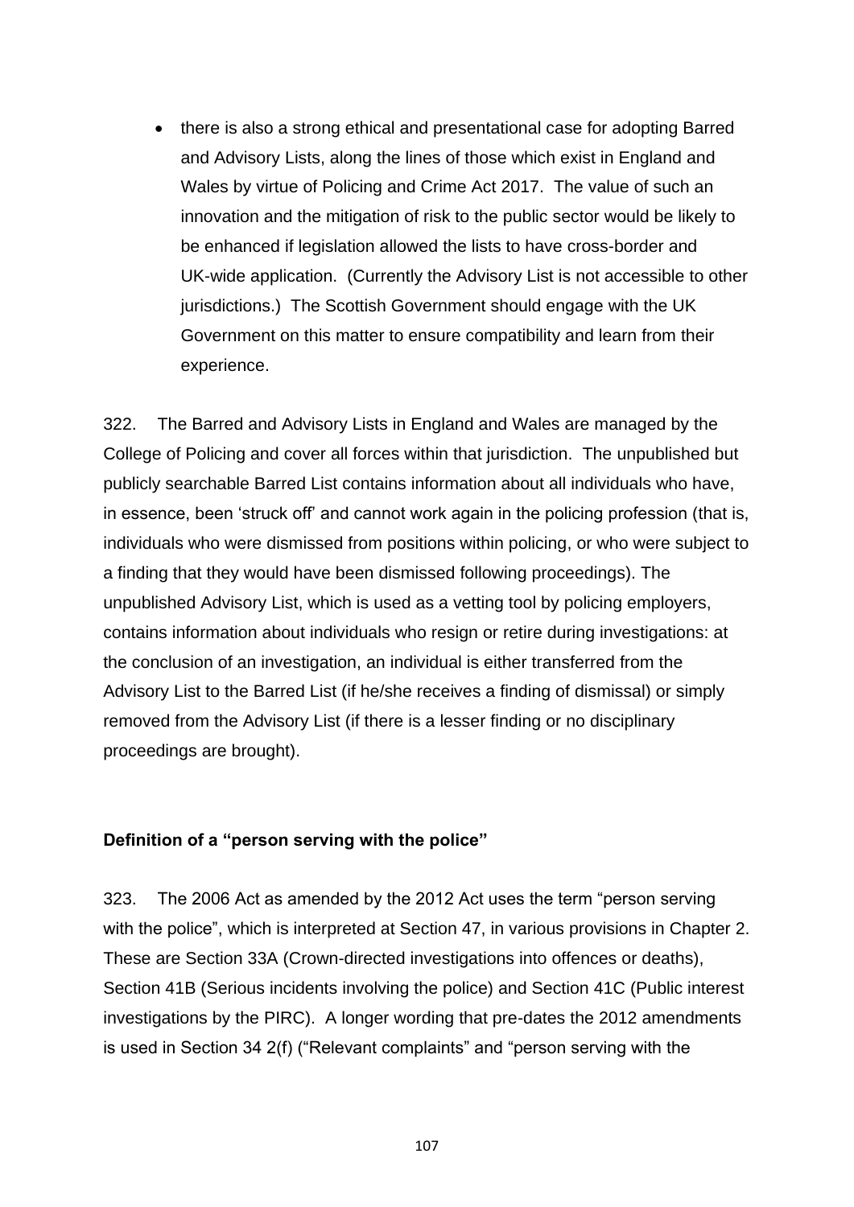- there is also a strong ethical and presentational case for adopting Barred and Advisory Lists, along the lines of those which exist in England and Wales by virtue of Policing and Crime Act 2017. The value of such an innovation and the mitigation of risk to the public sector would be likely to be enhanced if legislation allowed the lists to have cross-border and UK-wide application. (Currently the Advisory List is not accessible to other jurisdictions.) The Scottish Government should engage with the UK Government on this matter to ensure compatibility and learn from their experience.

322. The Barred and Advisory Lists in England and Wales are managed by the College of Policing and cover all forces within that jurisdiction. The unpublished but publicly searchable Barred List contains information about all individuals who have, in essence, been 'struck off' and cannot work again in the policing profession (that is, individuals who were dismissed from positions within policing, or who were subject to a finding that they would have been dismissed following proceedings). The unpublished Advisory List, which is used as a vetting tool by policing employers, contains information about individuals who resign or retire during investigations: at the conclusion of an investigation, an individual is either transferred from the Advisory List to the Barred List (if he/she receives a finding of dismissal) or simply removed from the Advisory List (if there is a lesser finding or no disciplinary proceedings are brought).

**Definition of a "person serving with the police"**

323. The 2006 Act as amended by the 2012 Act uses the term "person serving with the police", which is interpreted at Section 47, in various provisions in Chapter 2. These are Section 33A (Crown-directed investigations into offences or deaths), Section 41B (Serious incidents involving the police) and Section 41C (Public interest investigations by the PIRC). A longer wording that pre-dates the 2012 amendments is used in Section 34 2(f) ("Relevant complaints" and "person serving with the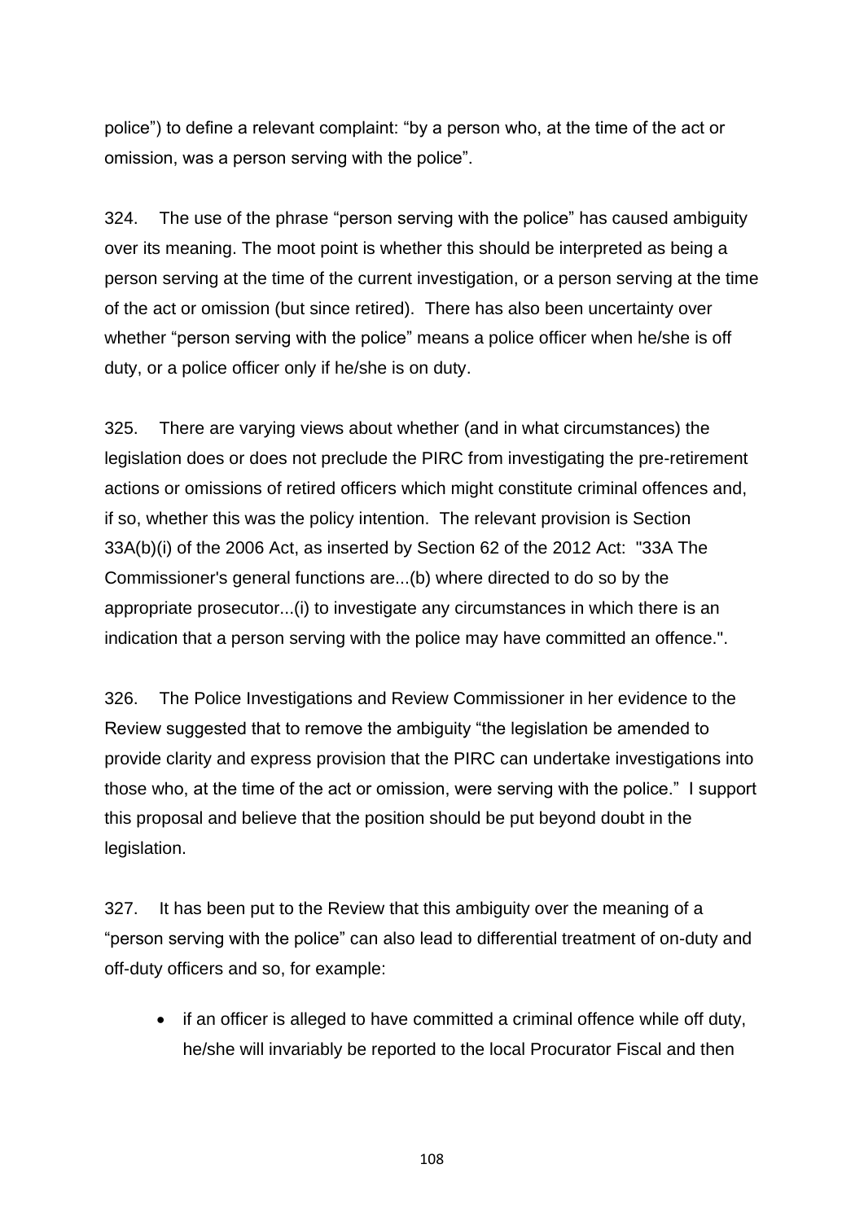police") to define a relevant complaint: "by a person who, at the time of the act or omission, was a person serving with the police".

324. The use of the phrase "person serving with the police" has caused ambiguity over its meaning. The moot point is whether this should be interpreted as being a person serving at the time of the current investigation, or a person serving at the time of the act or omission (but since retired). There has also been uncertainty over whether "person serving with the police" means a police officer when he/she is off duty, or a police officer only if he/she is on duty.

325. There are varying views about whether (and in what circumstances) the legislation does or does not preclude the PIRC from investigating the pre-retirement actions or omissions of retired officers which might constitute criminal offences and, if so, whether this was the policy intention. The relevant provision is Section 33A(b)(i) of the 2006 Act, as inserted by Section 62 of the 2012 Act: "33A The Commissioner's general functions are...(b) where directed to do so by the appropriate prosecutor...(i) to investigate any circumstances in which there is an indication that a person serving with the police may have committed an offence.".

326. The Police Investigations and Review Commissioner in her evidence to the Review suggested that to remove the ambiguity "the legislation be amended to provide clarity and express provision that the PIRC can undertake investigations into those who, at the time of the act or omission, were serving with the police." I support this proposal and believe that the position should be put beyond doubt in the legislation.

327. It has been put to the Review that this ambiguity over the meaning of a "person serving with the police" can also lead to differential treatment of on-duty and off-duty officers and so, for example:

- if an officer is alleged to have committed a criminal offence while off duty, he/she will invariably be reported to the local Procurator Fiscal and then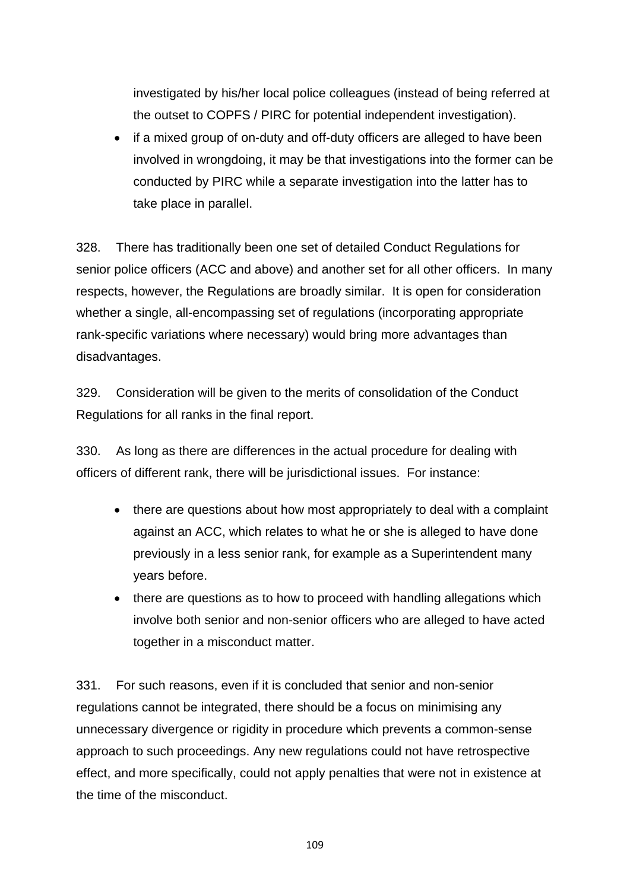investigated by his/her local police colleagues (instead of being referred at the outset to COPFS / PIRC for potential independent investigation).

- if a mixed group of on-duty and off-duty officers are alleged to have been involved in wrongdoing, it may be that investigations into the former can be conducted by PIRC while a separate investigation into the latter has to take place in parallel.

328. There has traditionally been one set of detailed Conduct Regulations for senior police officers (ACC and above) and another set for all other officers. In many respects, however, the Regulations are broadly similar. It is open for consideration whether a single, all-encompassing set of regulations (incorporating appropriate rank-specific variations where necessary) would bring more advantages than disadvantages.

329. Consideration will be given to the merits of consolidation of the Conduct Regulations for all ranks in the final report.

330. As long as there are differences in the actual procedure for dealing with officers of different rank, there will be jurisdictional issues. For instance:

- there are questions about how most appropriately to deal with a complaint against an ACC, which relates to what he or she is alleged to have done previously in a less senior rank, for example as a Superintendent many years before.
- there are questions as to how to proceed with handling allegations which involve both senior and non-senior officers who are alleged to have acted together in a misconduct matter.

331. For such reasons, even if it is concluded that senior and non-senior regulations cannot be integrated, there should be a focus on minimising any unnecessary divergence or rigidity in procedure which prevents a common-sense approach to such proceedings. Any new regulations could not have retrospective effect, and more specifically, could not apply penalties that were not in existence at the time of the misconduct.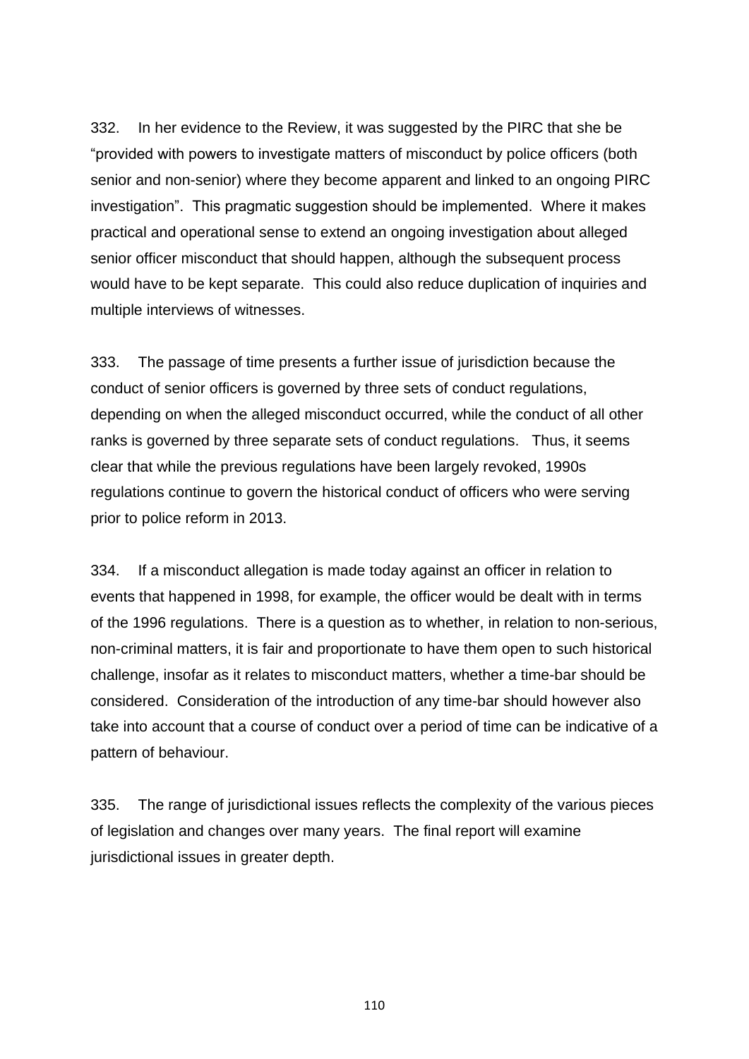332. In her evidence to the Review, it was suggested by the PIRC that she be "provided with powers to investigate matters of misconduct by police officers (both senior and non-senior) where they become apparent and linked to an ongoing PIRC investigation". This pragmatic suggestion should be implemented. Where it makes practical and operational sense to extend an ongoing investigation about alleged senior officer misconduct that should happen, although the subsequent process would have to be kept separate. This could also reduce duplication of inquiries and multiple interviews of witnesses.

333. The passage of time presents a further issue of jurisdiction because the conduct of senior officers is governed by three sets of conduct regulations, depending on when the alleged misconduct occurred, while the conduct of all other ranks is governed by three separate sets of conduct regulations. Thus, it seems clear that while the previous regulations have been largely revoked, 1990s regulations continue to govern the historical conduct of officers who were serving prior to police reform in 2013.

334. If a misconduct allegation is made today against an officer in relation to events that happened in 1998, for example, the officer would be dealt with in terms of the 1996 regulations. There is a question as to whether, in relation to non-serious, non-criminal matters, it is fair and proportionate to have them open to such historical challenge, insofar as it relates to misconduct matters, whether a time-bar should be considered. Consideration of the introduction of any time-bar should however also take into account that a course of conduct over a period of time can be indicative of a pattern of behaviour.

335. The range of jurisdictional issues reflects the complexity of the various pieces of legislation and changes over many years. The final report will examine jurisdictional issues in greater depth.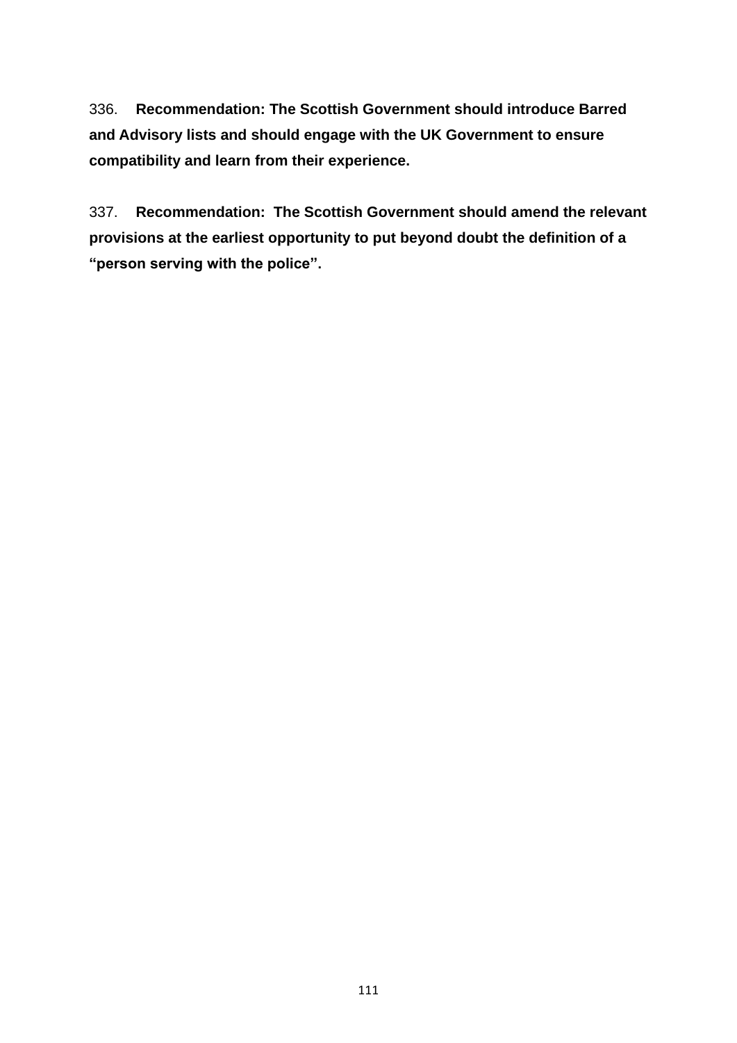336. **Recommendation: The Scottish Government should introduce Barred and Advisory lists and should engage with the UK Government to ensure compatibility and learn from their experience.**

337. **Recommendation: The Scottish Government should amend the relevant provisions at the earliest opportunity to put beyond doubt the definition of a "person serving with the police".**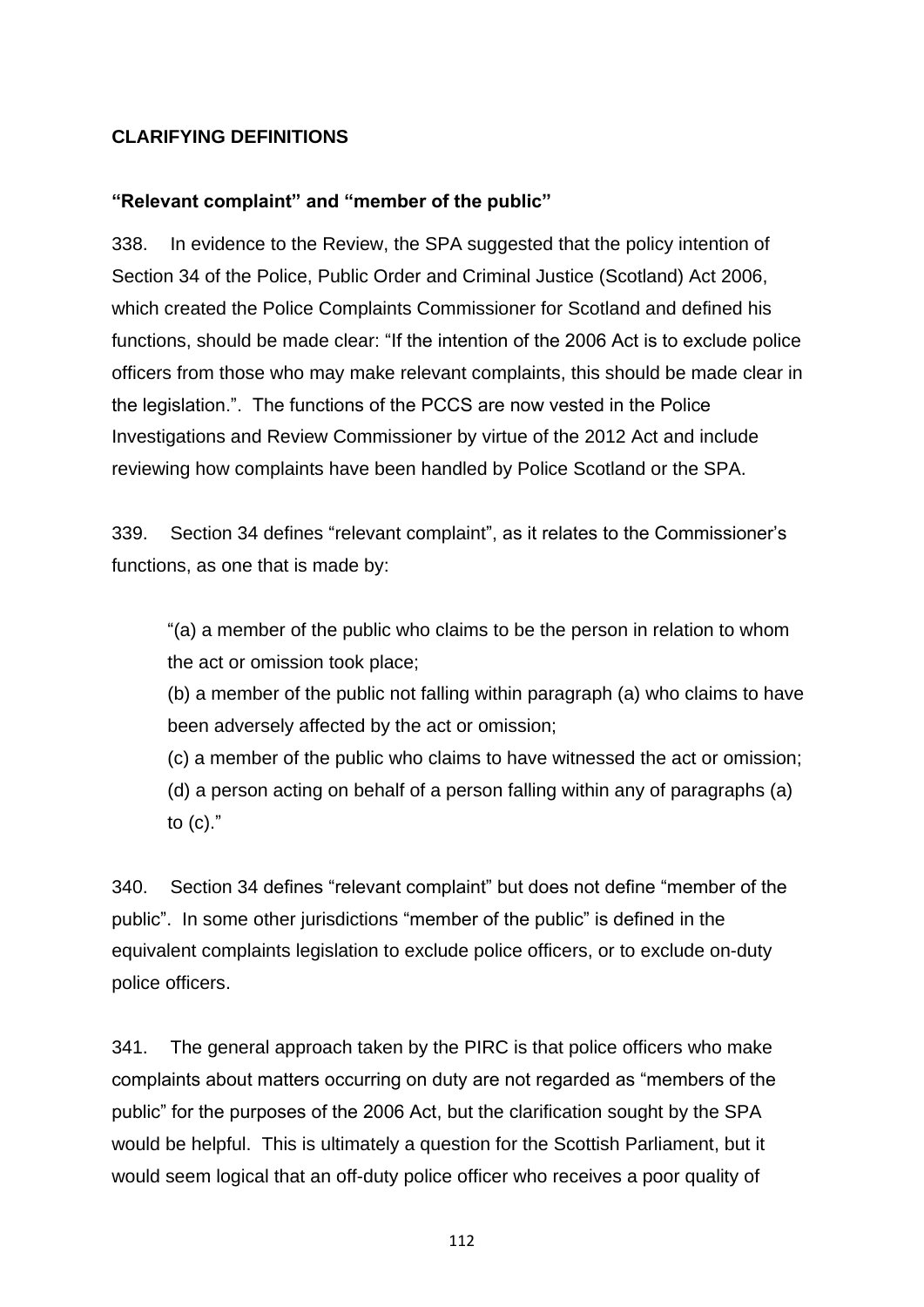## CLARIFYING DEFINITIONS

### "Relevant complaint" and "member of the public"

338. In evidence to the Review, the SPA suggested that the policy intention of Section 34 of the Police, Public Order and Criminal Justice (Scotland) Act 2006, which created the Police Complaints Commissioner for Scotland and defined his functions, should be made clear: "If the intention of the 2006 Act is to exclude police officers from those who may make relevant complaints, this should be made clear in the legislation.". The functions of the PCCS are now vested in the Police Investigations and Review Commissioner by virtue of the 2012 Act and include reviewing how complaints have been handled by Police Scotland or the SPA.

339. Section 34 defines "relevant complaint", as it relates to the Commissioner's functions, as one that is made by:

> "(a) a member of the public who claims to be the person in relation to whom the act or omission took place;
> (b) a member of the public not falling within paragraph (a) who claims to have been adversely affected by the act or omission;
> (c) a member of the public who claims to have witnessed the act or omission;
> (d) a person acting on behalf of a person falling within any of paragraphs (a) to (c)."

340. Section 34 defines "relevant complaint" but does not define "member of the public". In some other jurisdictions "member of the public" is defined in the equivalent complaints legislation to exclude police officers, or to exclude on-duty police officers.

341. The general approach taken by the PIRC is that police officers who make complaints about matters occurring on duty are not regarded as "members of the public" for the purposes of the 2006 Act, but the clarification sought by the SPA would be helpful. This is ultimately a question for the Scottish Parliament, but it would seem logical that an off-duty police officer who receives a poor quality of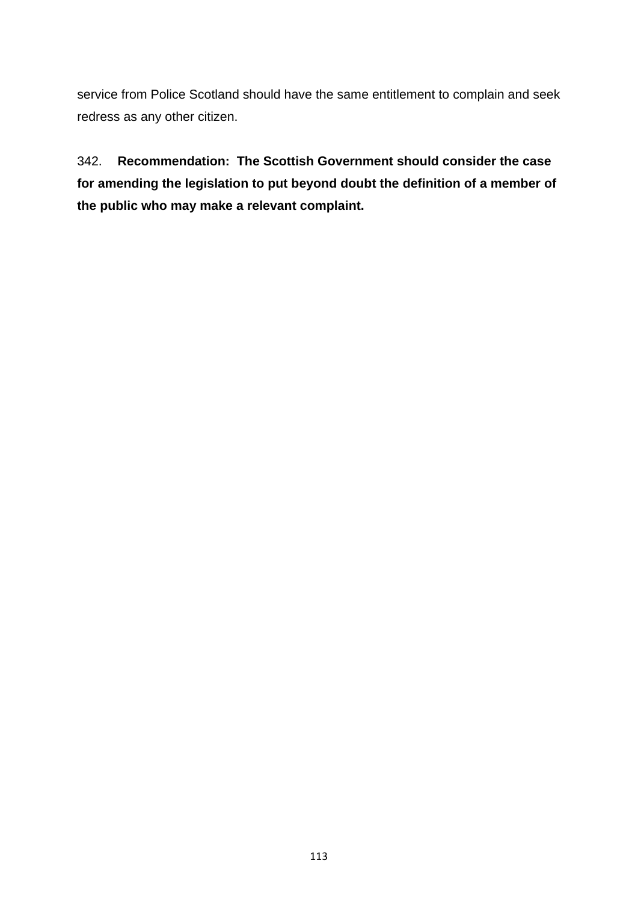service from Police Scotland should have the same entitlement to complain and seek redress as any other citizen.

342. **Recommendation: The Scottish Government should consider the case for amending the legislation to put beyond doubt the definition of a member of the public who may make a relevant complaint.**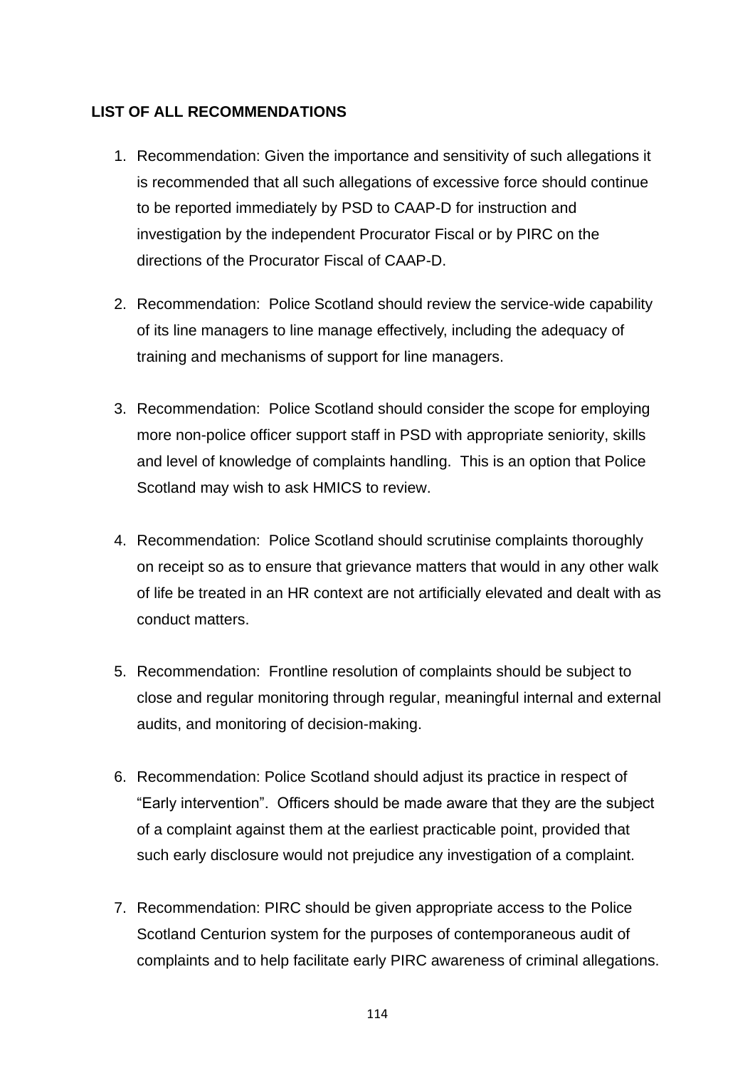## LIST OF ALL RECOMMENDATIONS

1. Recommendation: Given the importance and sensitivity of such allegations it is recommended that all such allegations of excessive force should continue to be reported immediately by PSD to CAAP-D for instruction and investigation by the independent Procurator Fiscal or by PIRC on the directions of the Procurator Fiscal of CAAP-D.

2. Recommendation: Police Scotland should review the service-wide capability of its line managers to line manage effectively, including the adequacy of training and mechanisms of support for line managers.

3. Recommendation: Police Scotland should consider the scope for employing more non-police officer support staff in PSD with appropriate seniority, skills and level of knowledge of complaints handling. This is an option that Police Scotland may wish to ask HMICS to review.

4. Recommendation: Police Scotland should scrutinise complaints thoroughly on receipt so as to ensure that grievance matters that would in any other walk of life be treated in an HR context are not artificially elevated and dealt with as conduct matters.

5. Recommendation: Frontline resolution of complaints should be subject to close and regular monitoring through regular, meaningful internal and external audits, and monitoring of decision-making.

6. Recommendation: Police Scotland should adjust its practice in respect of "Early intervention". Officers should be made aware that they are the subject of a complaint against them at the earliest practicable point, provided that such early disclosure would not prejudice any investigation of a complaint.

7. Recommendation: PIRC should be given appropriate access to the Police Scotland Centurion system for the purposes of contemporaneous audit of complaints and to help facilitate early PIRC awareness of criminal allegations.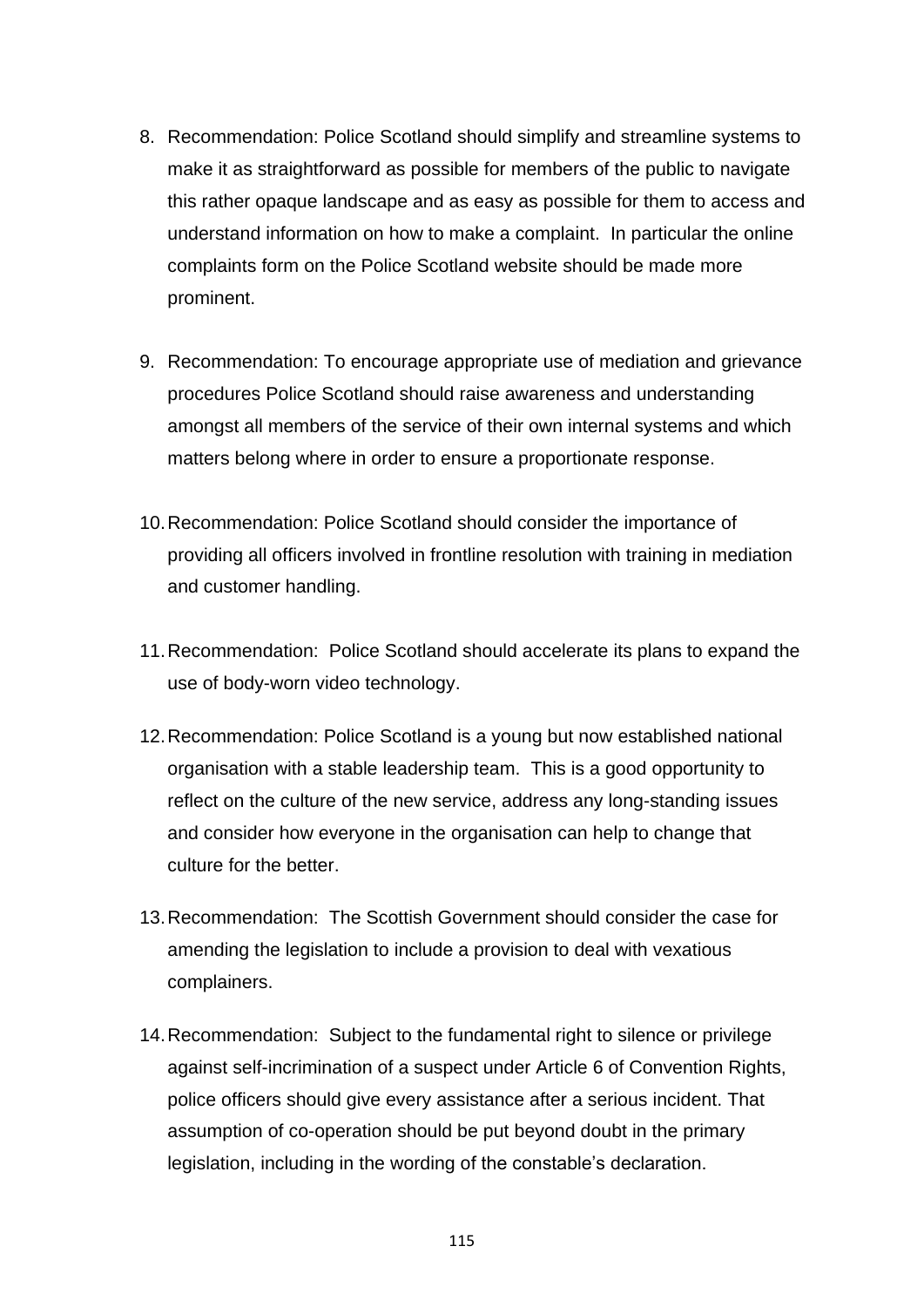8. Recommendation: Police Scotland should simplify and streamline systems to make it as straightforward as possible for members of the public to navigate this rather opaque landscape and as easy as possible for them to access and understand information on how to make a complaint. In particular the online complaints form on the Police Scotland website should be made more prominent.

9. Recommendation: To encourage appropriate use of mediation and grievance procedures Police Scotland should raise awareness and understanding amongst all members of the service of their own internal systems and which matters belong where in order to ensure a proportionate response.

10. Recommendation: Police Scotland should consider the importance of providing all officers involved in frontline resolution with training in mediation and customer handling.

11. Recommendation: Police Scotland should accelerate its plans to expand the use of body-worn video technology.

12. Recommendation: Police Scotland is a young but now established national organisation with a stable leadership team. This is a good opportunity to reflect on the culture of the new service, address any long-standing issues and consider how everyone in the organisation can help to change that culture for the better.

13. Recommendation: The Scottish Government should consider the case for amending the legislation to include a provision to deal with vexatious complainers.

14. Recommendation: Subject to the fundamental right to silence or privilege against self-incrimination of a suspect under Article 6 of Convention Rights, police officers should give every assistance after a serious incident. That assumption of co-operation should be put beyond doubt in the primary legislation, including in the wording of the constable's declaration.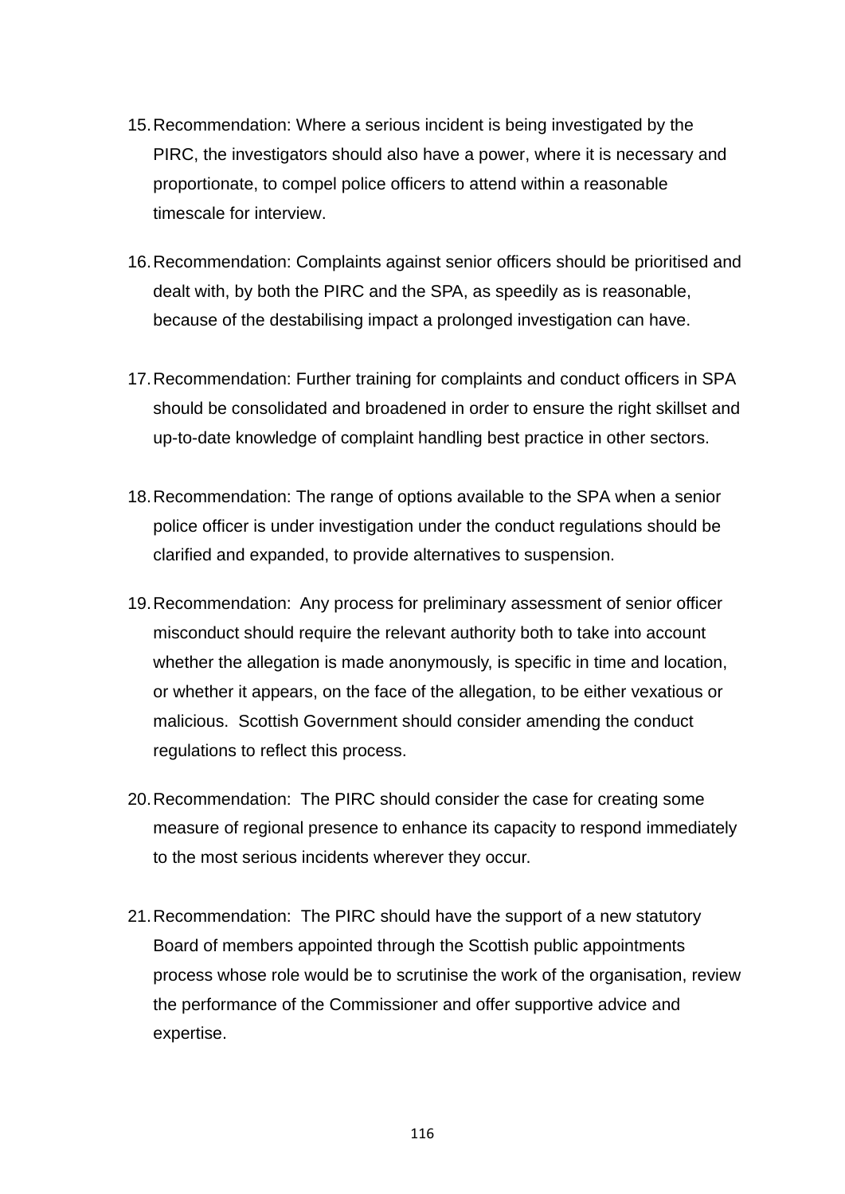15. Recommendation: Where a serious incident is being investigated by the PIRC, the investigators should also have a power, where it is necessary and proportionate, to compel police officers to attend within a reasonable timescale for interview.

16. Recommendation: Complaints against senior officers should be prioritised and dealt with, by both the PIRC and the SPA, as speedily as is reasonable, because of the destabilising impact a prolonged investigation can have.

17. Recommendation: Further training for complaints and conduct officers in SPA should be consolidated and broadened in order to ensure the right skillset and up-to-date knowledge of complaint handling best practice in other sectors.

18. Recommendation: The range of options available to the SPA when a senior police officer is under investigation under the conduct regulations should be clarified and expanded, to provide alternatives to suspension.

19. Recommendation: Any process for preliminary assessment of senior officer misconduct should require the relevant authority both to take into account whether the allegation is made anonymously, is specific in time and location, or whether it appears, on the face of the allegation, to be either vexatious or malicious. Scottish Government should consider amending the conduct regulations to reflect this process.

20. Recommendation: The PIRC should consider the case for creating some measure of regional presence to enhance its capacity to respond immediately to the most serious incidents wherever they occur.

21. Recommendation: The PIRC should have the support of a new statutory Board of members appointed through the Scottish public appointments process whose role would be to scrutinise the work of the organisation, review the performance of the Commissioner and offer supportive advice and expertise.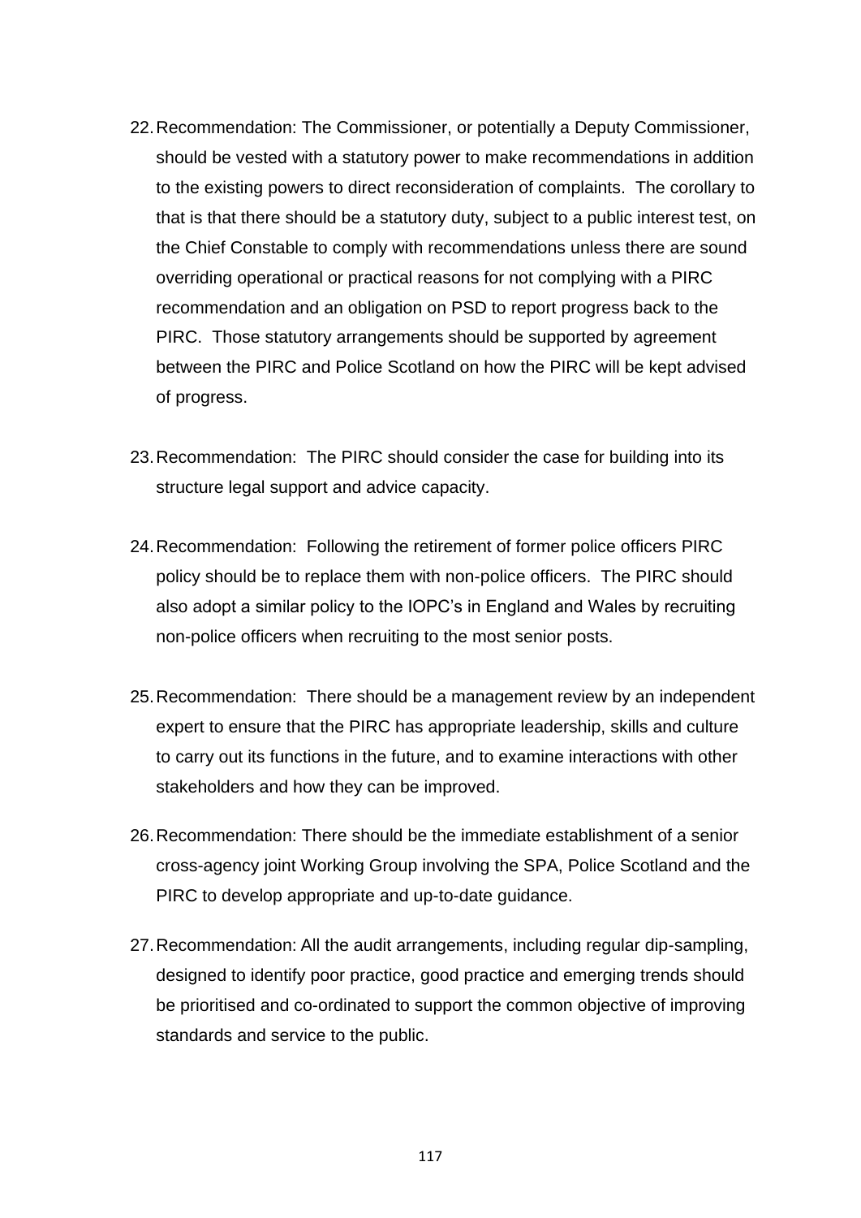22. Recommendation: The Commissioner, or potentially a Deputy Commissioner, should be vested with a statutory power to make recommendations in addition to the existing powers to direct reconsideration of complaints. The corollary to that is that there should be a statutory duty, subject to a public interest test, on the Chief Constable to comply with recommendations unless there are sound overriding operational or practical reasons for not complying with a PIRC recommendation and an obligation on PSD to report progress back to the PIRC. Those statutory arrangements should be supported by agreement between the PIRC and Police Scotland on how the PIRC will be kept advised of progress.

23. Recommendation: The PIRC should consider the case for building into its structure legal support and advice capacity.

24. Recommendation: Following the retirement of former police officers PIRC policy should be to replace them with non-police officers. The PIRC should also adopt a similar policy to the IOPC's in England and Wales by recruiting non-police officers when recruiting to the most senior posts.

25. Recommendation: There should be a management review by an independent expert to ensure that the PIRC has appropriate leadership, skills and culture to carry out its functions in the future, and to examine interactions with other stakeholders and how they can be improved.

26. Recommendation: There should be the immediate establishment of a senior cross-agency joint Working Group involving the SPA, Police Scotland and the PIRC to develop appropriate and up-to-date guidance.

27. Recommendation: All the audit arrangements, including regular dip-sampling, designed to identify poor practice, good practice and emerging trends should be prioritised and co-ordinated to support the common objective of improving standards and service to the public.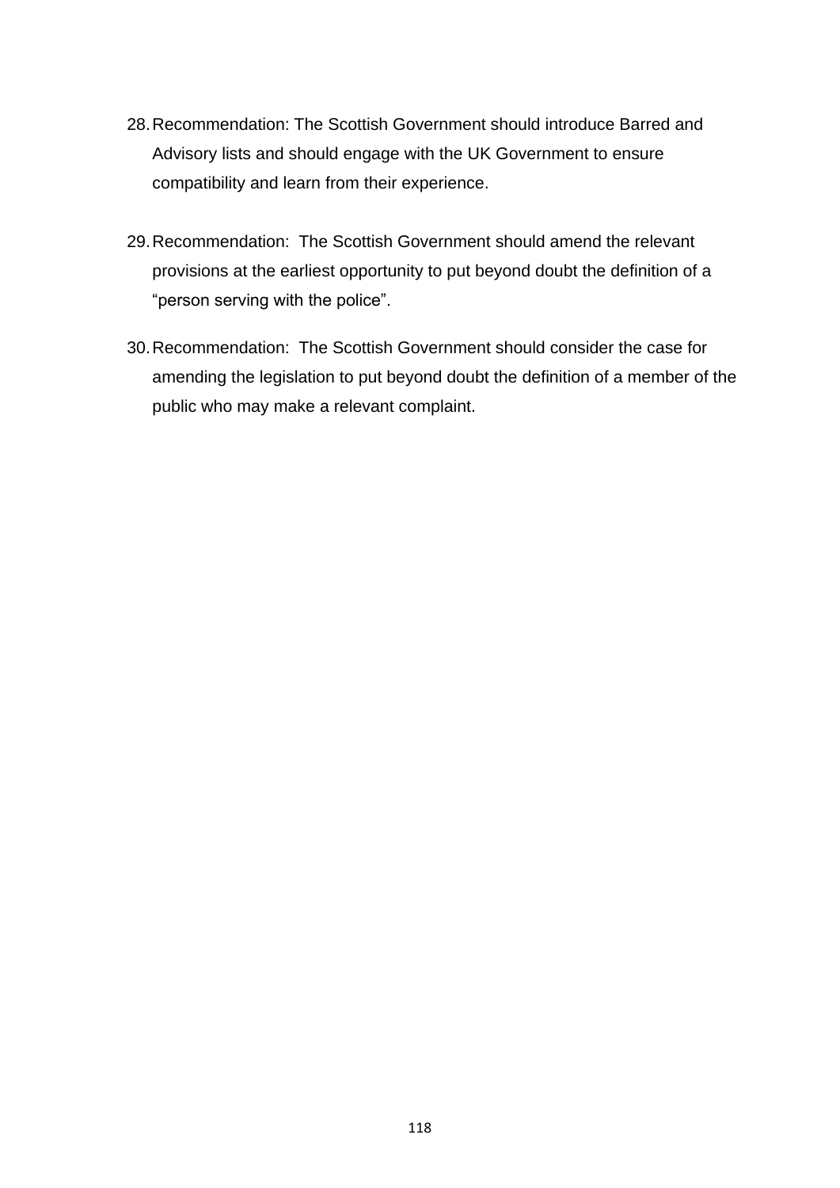28. Recommendation: The Scottish Government should introduce Barred and Advisory lists and should engage with the UK Government to ensure compatibility and learn from their experience.

29. Recommendation: The Scottish Government should amend the relevant provisions at the earliest opportunity to put beyond doubt the definition of a “person serving with the police”.

30. Recommendation: The Scottish Government should consider the case for amending the legislation to put beyond doubt the definition of a member of the public who may make a relevant complaint.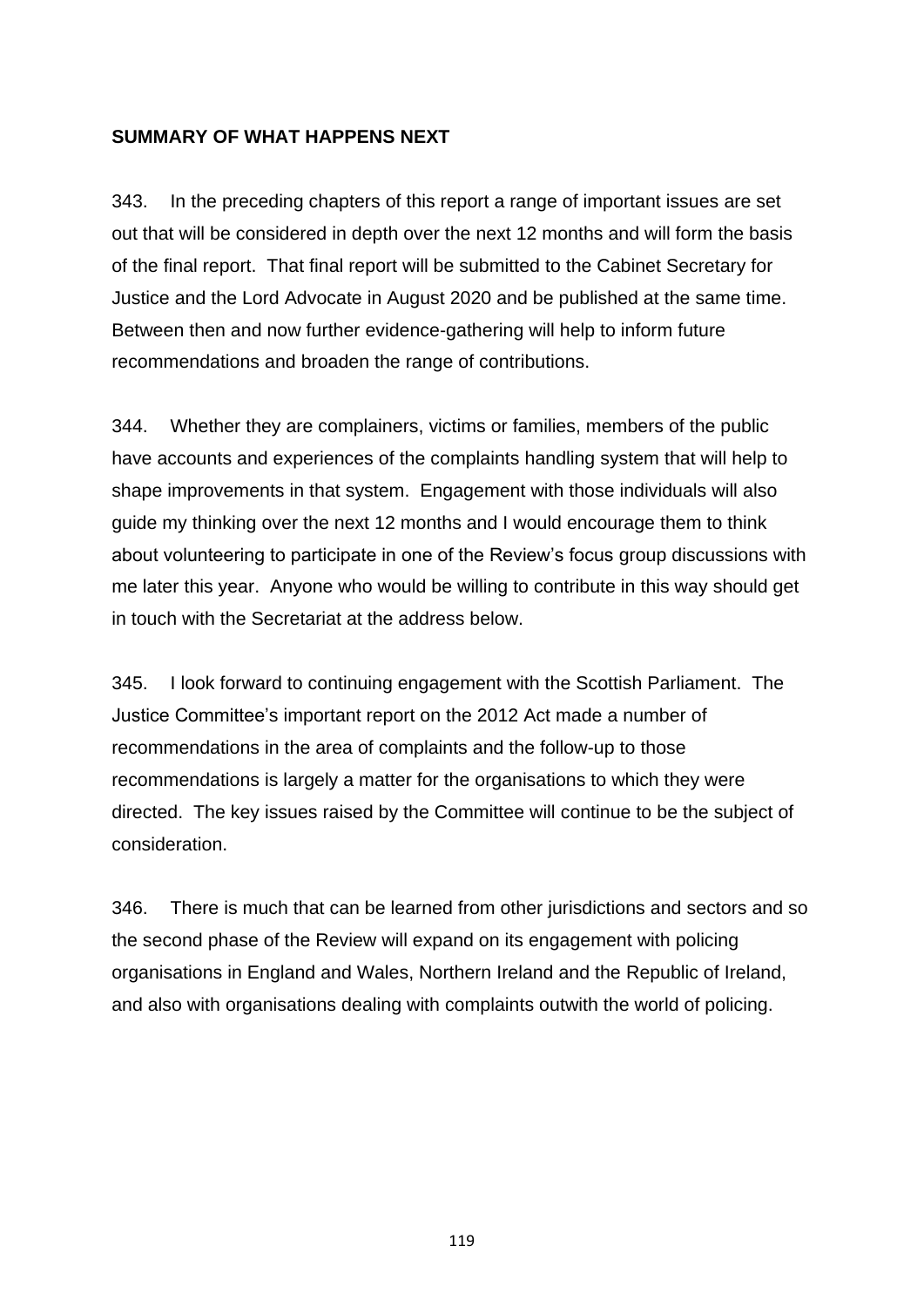**SUMMARY OF WHAT HAPPENS NEXT**

343. In the preceding chapters of this report a range of important issues are set out that will be considered in depth over the next 12 months and will form the basis of the final report. That final report will be submitted to the Cabinet Secretary for Justice and the Lord Advocate in August 2020 and be published at the same time. Between then and now further evidence-gathering will help to inform future recommendations and broaden the range of contributions.

344. Whether they are complainers, victims or families, members of the public have accounts and experiences of the complaints handling system that will help to shape improvements in that system. Engagement with those individuals will also guide my thinking over the next 12 months and I would encourage them to think about volunteering to participate in one of the Review's focus group discussions with me later this year. Anyone who would be willing to contribute in this way should get in touch with the Secretariat at the address below.

345. I look forward to continuing engagement with the Scottish Parliament. The Justice Committee's important report on the 2012 Act made a number of recommendations in the area of complaints and the follow-up to those recommendations is largely a matter for the organisations to which they were directed. The key issues raised by the Committee will continue to be the subject of consideration.

346. There is much that can be learned from other jurisdictions and sectors and so the second phase of the Review will expand on its engagement with policing organisations in England and Wales, Northern Ireland and the Republic of Ireland, and also with organisations dealing with complaints outwith the world of policing.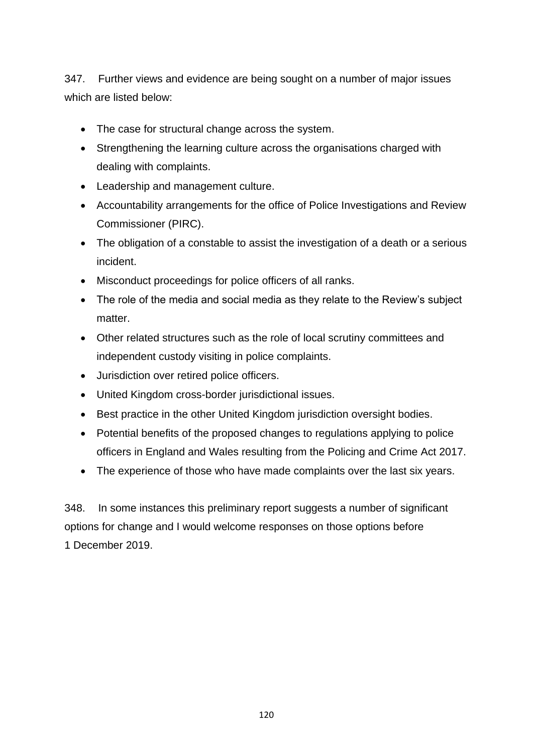347. Further views and evidence are being sought on a number of major issues which are listed below:

- The case for structural change across the system.
- Strengthening the learning culture across the organisations charged with dealing with complaints.
- Leadership and management culture.
- Accountability arrangements for the office of Police Investigations and Review Commissioner (PIRC).
- The obligation of a constable to assist the investigation of a death or a serious incident.
- Misconduct proceedings for police officers of all ranks.
- The role of the media and social media as they relate to the Review's subject matter.
- Other related structures such as the role of local scrutiny committees and independent custody visiting in police complaints.
- Jurisdiction over retired police officers.
- United Kingdom cross-border jurisdictional issues.
- Best practice in the other United Kingdom jurisdiction oversight bodies.
- Potential benefits of the proposed changes to regulations applying to police officers in England and Wales resulting from the Policing and Crime Act 2017.
- The experience of those who have made complaints over the last six years.

348. In some instances this preliminary report suggests a number of significant options for change and I would welcome responses on those options before 1 December 2019.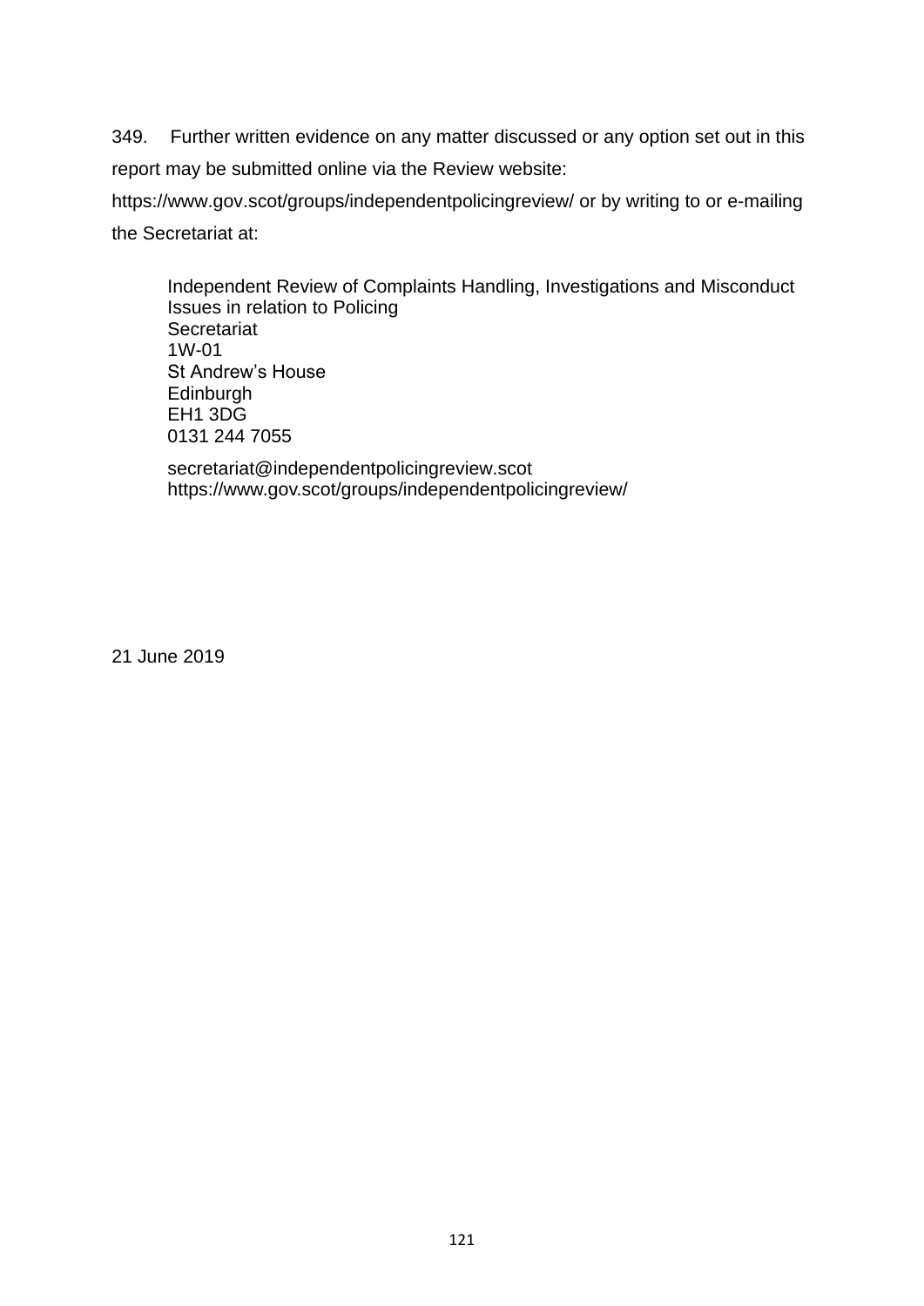349. Further written evidence on any matter discussed or any option set out in this report may be submitted online via the Review website: https://www.gov.scot/groups/independentpolicingreview/ or by writing to or e-mailing the Secretariat at:

> Independent Review of Complaints Handling, Investigations and Misconduct Issues in relation to Policing  
> Secretariat  
> 1W-01  
> St Andrew's House  
> Edinburgh  
> EH1 3DG  
> 0131 244 7055
>
> secretariat@independentpolicingreview.scot  
> https://www.gov.scot/groups/independentpolicingreview/

21 June 2019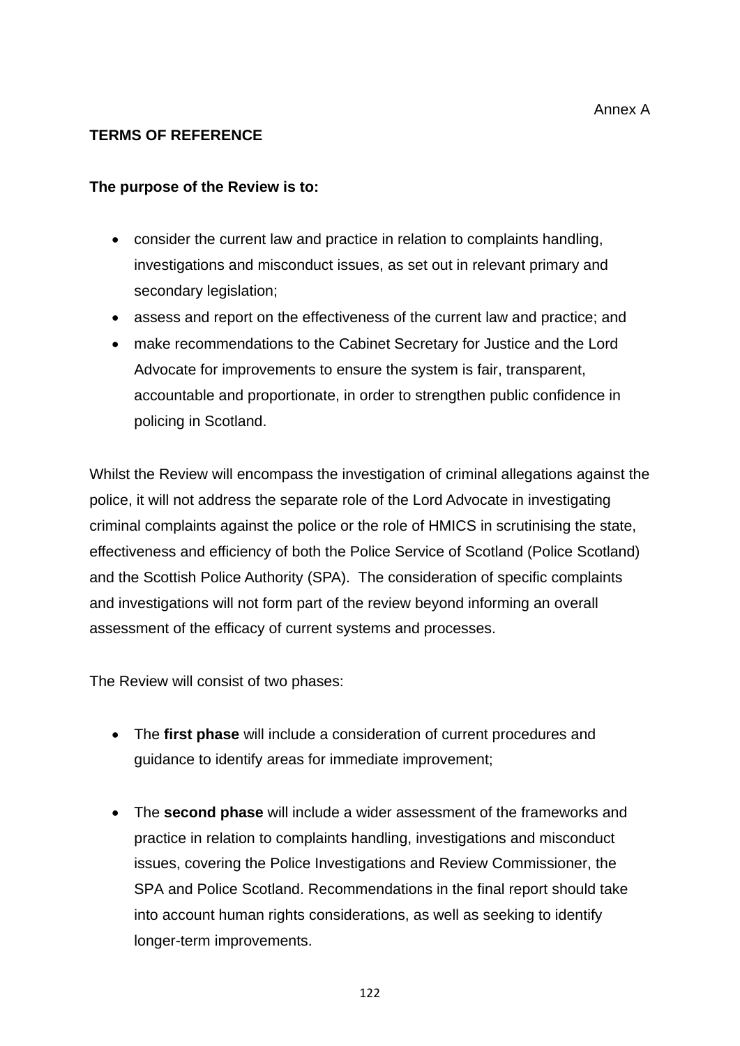Annex A

**TERMS OF REFERENCE**

**The purpose of the Review is to:**

- consider the current law and practice in relation to complaints handling, investigations and misconduct issues, as set out in relevant primary and secondary legislation;
- assess and report on the effectiveness of the current law and practice; and
- make recommendations to the Cabinet Secretary for Justice and the Lord Advocate for improvements to ensure the system is fair, transparent, accountable and proportionate, in order to strengthen public confidence in policing in Scotland.

Whilst the Review will encompass the investigation of criminal allegations against the police, it will not address the separate role of the Lord Advocate in investigating criminal complaints against the police or the role of HMICS in scrutinising the state, effectiveness and efficiency of both the Police Service of Scotland (Police Scotland) and the Scottish Police Authority (SPA). The consideration of specific complaints and investigations will not form part of the review beyond informing an overall assessment of the efficacy of current systems and processes.

The Review will consist of two phases:

- The **first phase** will include a consideration of current procedures and guidance to identify areas for immediate improvement;

- The **second phase** will include a wider assessment of the frameworks and practice in relation to complaints handling, investigations and misconduct issues, covering the Police Investigations and Review Commissioner, the SPA and Police Scotland. Recommendations in the final report should take into account human rights considerations, as well as seeking to identify longer-term improvements.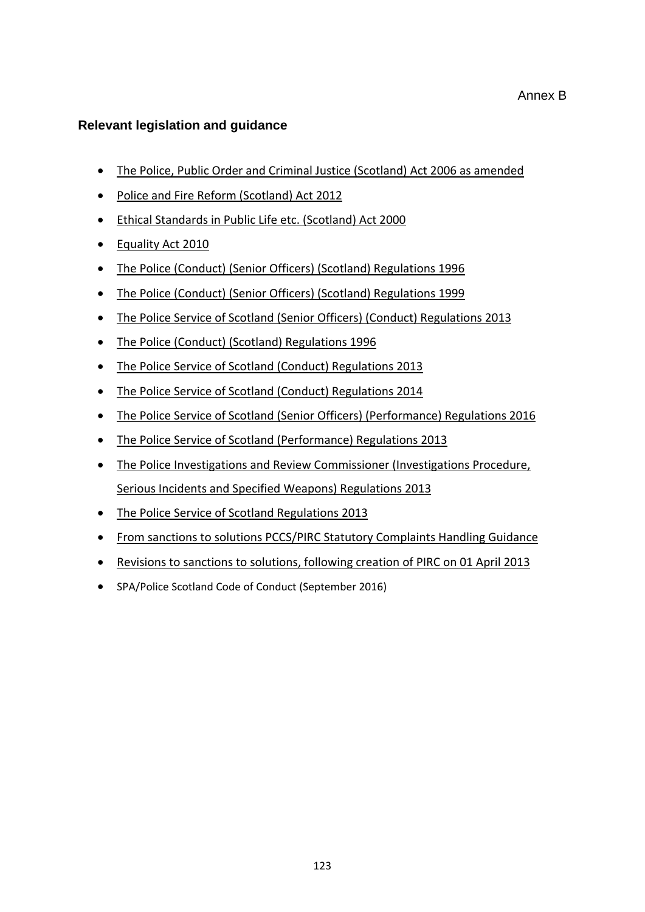Annex B

## Relevant legislation and guidance

- The Police, Public Order and Criminal Justice (Scotland) Act 2006 as amended
- Police and Fire Reform (Scotland) Act 2012
- Ethical Standards in Public Life etc. (Scotland) Act 2000
- Equality Act 2010
- The Police (Conduct) (Senior Officers) (Scotland) Regulations 1996
- The Police (Conduct) (Senior Officers) (Scotland) Regulations 1999
- The Police Service of Scotland (Senior Officers) (Conduct) Regulations 2013
- The Police (Conduct) (Scotland) Regulations 1996
- The Police Service of Scotland (Conduct) Regulations 2013
- The Police Service of Scotland (Conduct) Regulations 2014
- The Police Service of Scotland (Senior Officers) (Performance) Regulations 2016
- The Police Service of Scotland (Performance) Regulations 2013
- The Police Investigations and Review Commissioner (Investigations Procedure, Serious Incidents and Specified Weapons) Regulations 2013
- The Police Service of Scotland Regulations 2013
- From sanctions to solutions PCCS/PIRC Statutory Complaints Handling Guidance
- Revisions to sanctions to solutions, following creation of PIRC on 01 April 2013
- SPA/Police Scotland Code of Conduct (September 2016)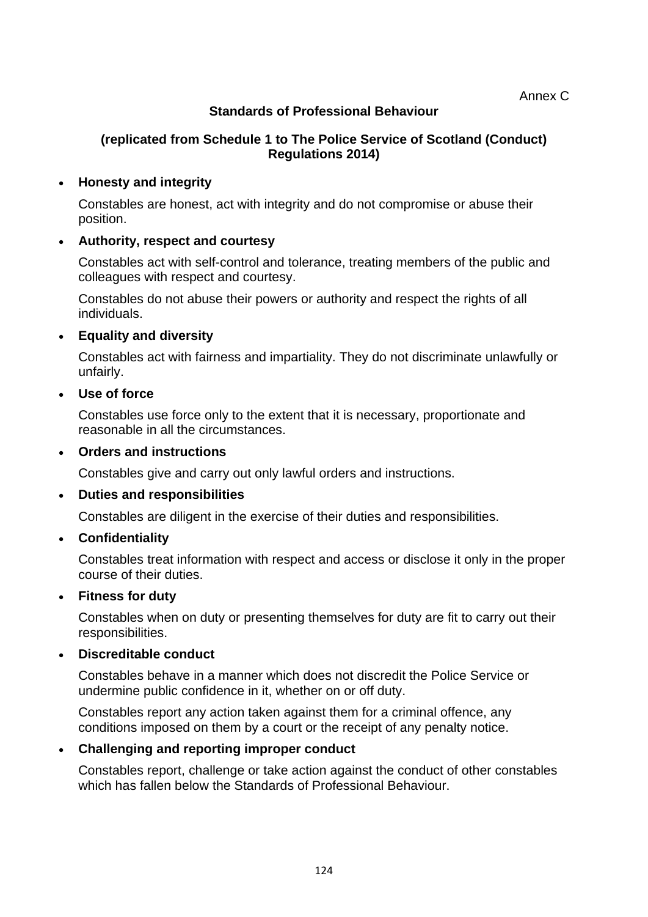Annex C

## Standards of Professional Behaviour

**(replicated from Schedule 1 to The Police Service of Scotland (Conduct) Regulations 2014)**

- **Honesty and integrity**

  Constables are honest, act with integrity and do not compromise or abuse their position.

- **Authority, respect and courtesy**

  Constables act with self-control and tolerance, treating members of the public and colleagues with respect and courtesy.

  Constables do not abuse their powers or authority and respect the rights of all individuals.

- **Equality and diversity**

  Constables act with fairness and impartiality. They do not discriminate unlawfully or unfairly.

- **Use of force**

  Constables use force only to the extent that it is necessary, proportionate and reasonable in all the circumstances.

- **Orders and instructions**

  Constables give and carry out only lawful orders and instructions.

- **Duties and responsibilities**

  Constables are diligent in the exercise of their duties and responsibilities.

- **Confidentiality**

  Constables treat information with respect and access or disclose it only in the proper course of their duties.

- **Fitness for duty**

  Constables when on duty or presenting themselves for duty are fit to carry out their responsibilities.

- **Discreditable conduct**

  Constables behave in a manner which does not discredit the Police Service or undermine public confidence in it, whether on or off duty.

  Constables report any action taken against them for a criminal offence, any conditions imposed on them by a court or the receipt of any penalty notice.

- **Challenging and reporting improper conduct**

  Constables report, challenge or take action against the conduct of other constables which has fallen below the Standards of Professional Behaviour.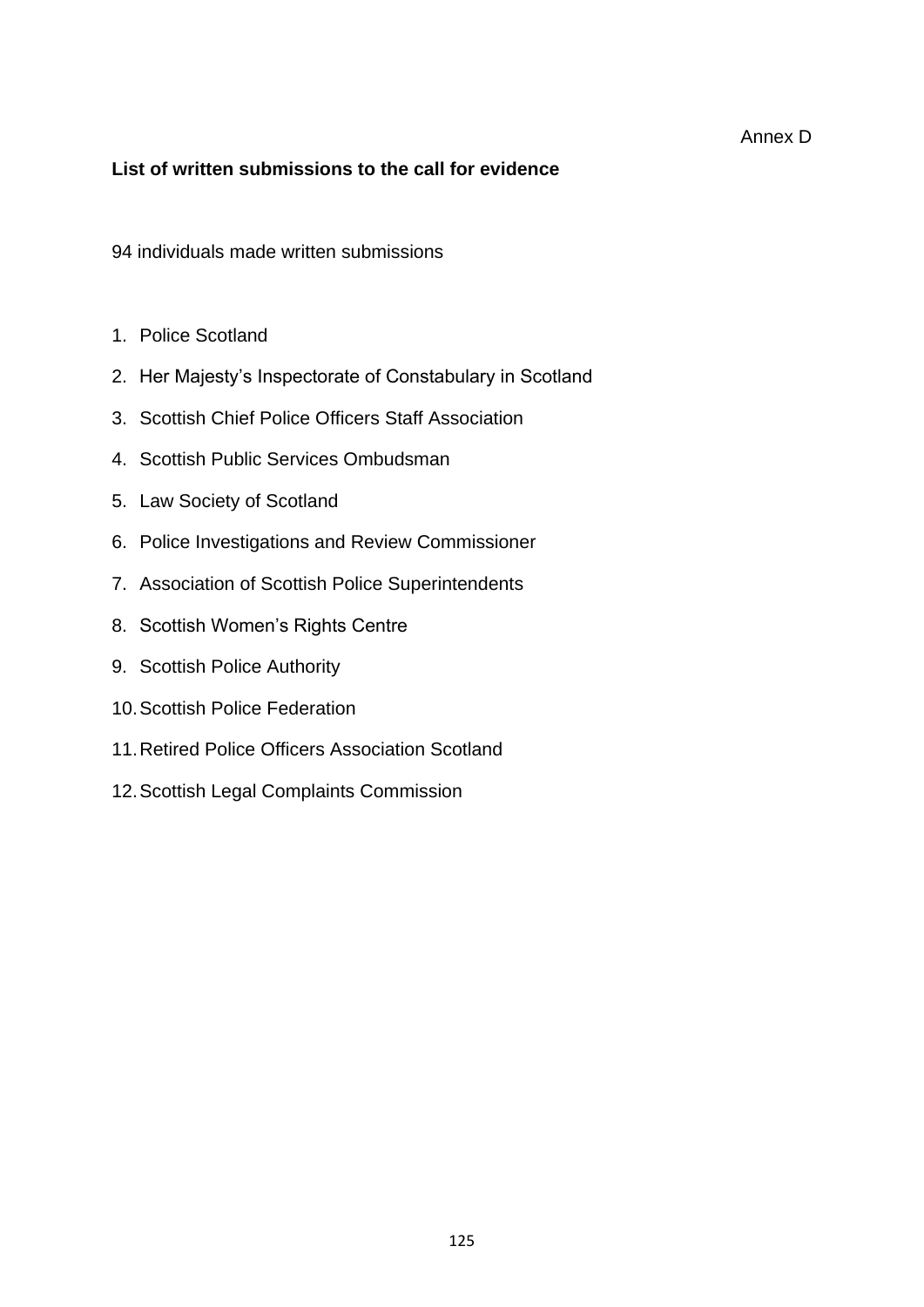Annex D

**List of written submissions to the call for evidence**

94 individuals made written submissions

1. Police Scotland
2. Her Majesty's Inspectorate of Constabulary in Scotland
3. Scottish Chief Police Officers Staff Association
4. Scottish Public Services Ombudsman
5. Law Society of Scotland
6. Police Investigations and Review Commissioner
7. Association of Scottish Police Superintendents
8. Scottish Women's Rights Centre
9. Scottish Police Authority
10. Scottish Police Federation
11. Retired Police Officers Association Scotland
12. Scottish Legal Complaints Commission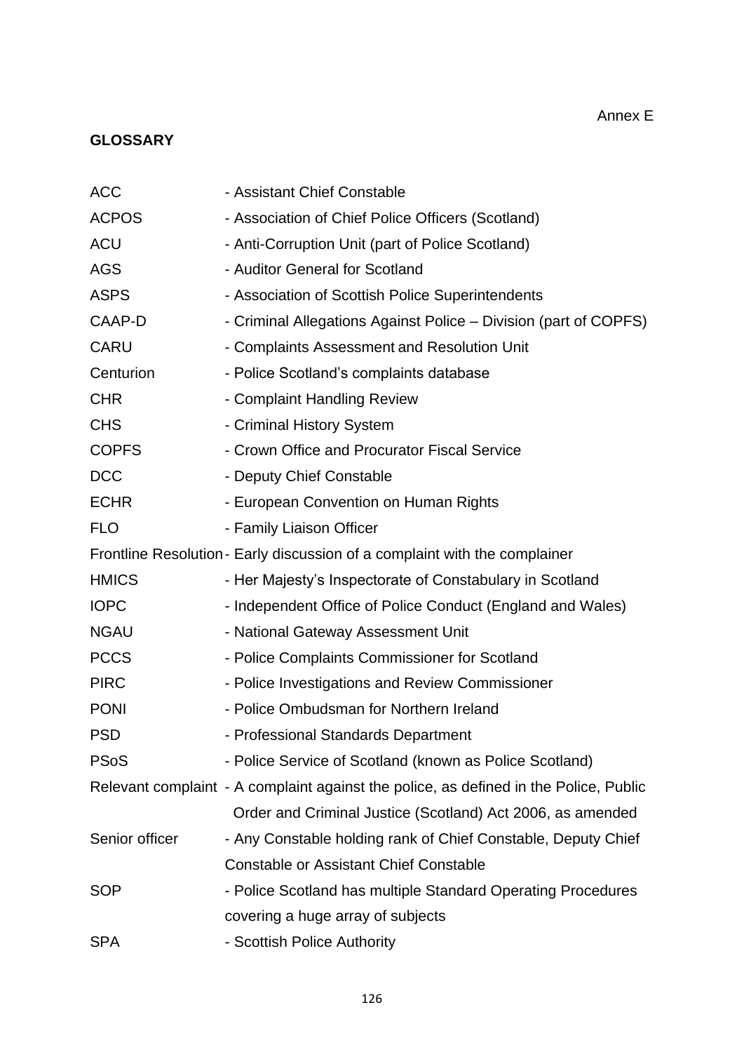Annex E

**GLOSSARY**

| | |
|---|---|
| ACC | - Assistant Chief Constable |
| ACPOS | - Association of Chief Police Officers (Scotland) |
| ACU | - Anti-Corruption Unit (part of Police Scotland) |
| AGS | - Auditor General for Scotland |
| ASPS | - Association of Scottish Police Superintendents |
| CAAP-D | - Criminal Allegations Against Police – Division (part of COPFS) |
| CARU | - Complaints Assessment and Resolution Unit |
| Centurion | - Police Scotland's complaints database |
| CHR | - Complaint Handling Review |
| CHS | - Criminal History System |
| COPFS | - Crown Office and Procurator Fiscal Service |
| DCC | - Deputy Chief Constable |
| ECHR | - European Convention on Human Rights |
| FLO | - Family Liaison Officer |
| Frontline Resolution | - Early discussion of a complaint with the complainer |
| HMICS | - Her Majesty's Inspectorate of Constabulary in Scotland |
| IOPC | - Independent Office of Police Conduct (England and Wales) |
| NGAU | - National Gateway Assessment Unit |
| PCCS | - Police Complaints Commissioner for Scotland |
| PIRC | - Police Investigations and Review Commissioner |
| PONI | - Police Ombudsman for Northern Ireland |
| PSD | - Professional Standards Department |
| PSoS | - Police Service of Scotland (known as Police Scotland) |
| Relevant complaint | - A complaint against the police, as defined in the Police, Public Order and Criminal Justice (Scotland) Act 2006, as amended |
| Senior officer | - Any Constable holding rank of Chief Constable, Deputy Chief Constable or Assistant Chief Constable |
| SOP | - Police Scotland has multiple Standard Operating Procedures covering a huge array of subjects |
| SPA | - Scottish Police Authority |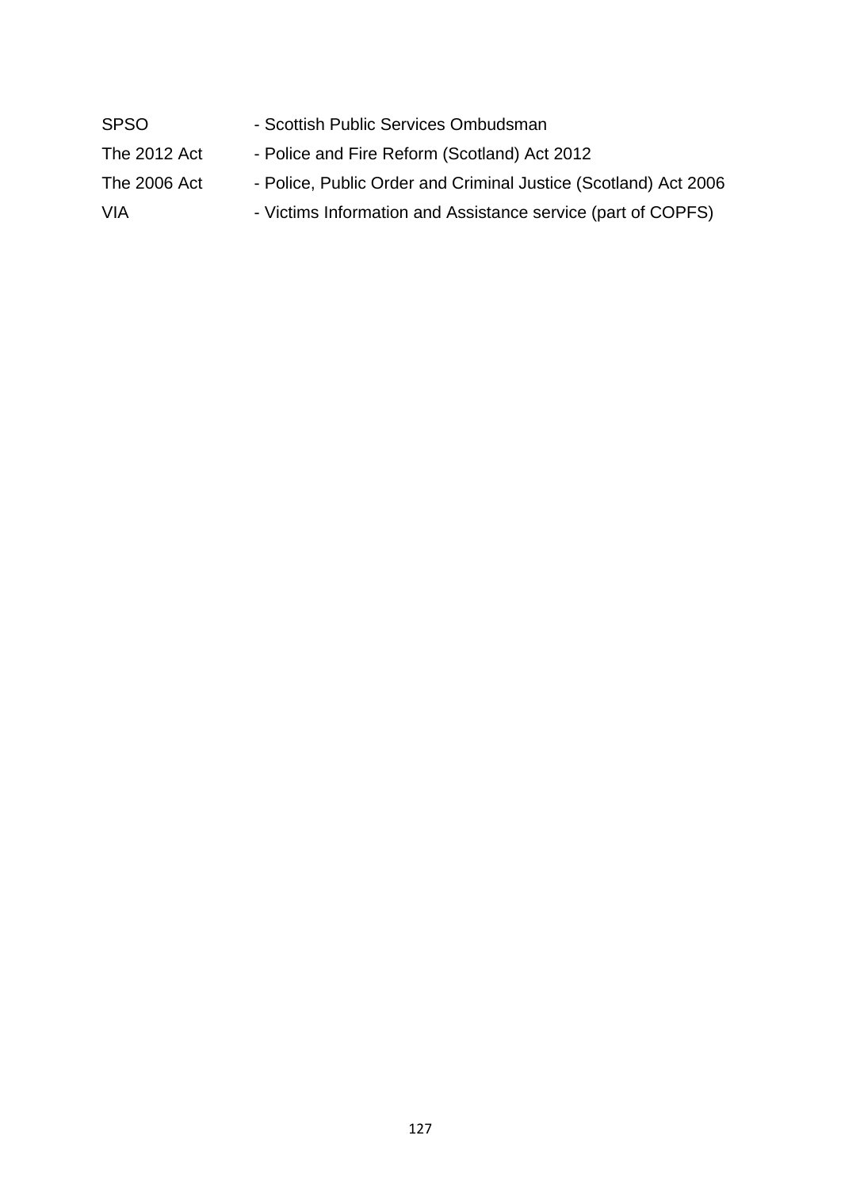SPSO - Scottish Public Services Ombudsman

The 2012 Act - Police and Fire Reform (Scotland) Act 2012

The 2006 Act - Police, Public Order and Criminal Justice (Scotland) Act 2006

VIA - Victims Information and Assistance service (part of COPFS)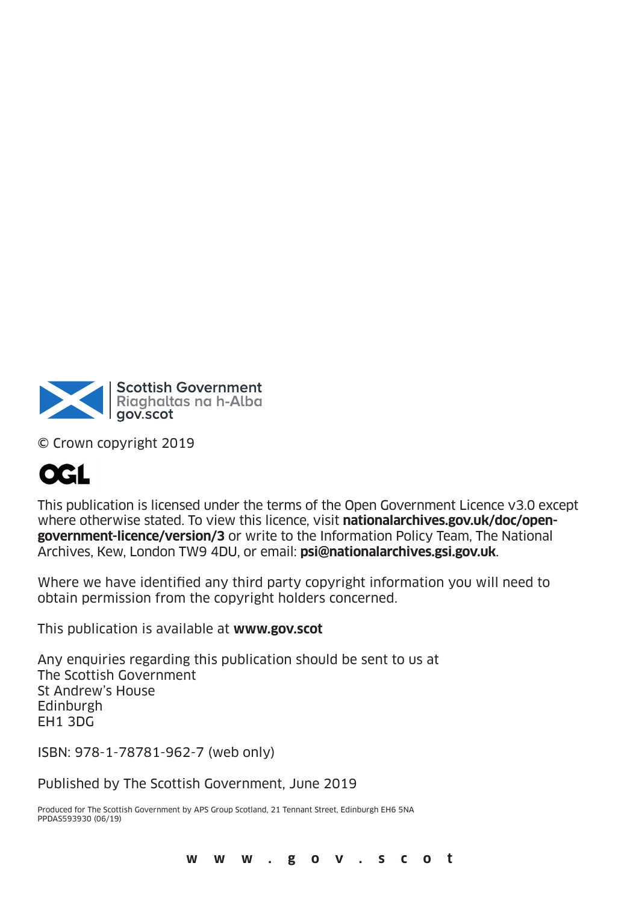Scottish Government
Riaghaltas na h-Alba
gov.scot

© Crown copyright 2019

OGL

This publication is licensed under the terms of the Open Government Licence v3.0 except where otherwise stated. To view this licence, visit **nationalarchives.gov.uk/doc/open-government-licence/version/3** or write to the Information Policy Team, The National Archives, Kew, London TW9 4DU, or email: **psi@nationalarchives.gsi.gov.uk**.

Where we have identified any third party copyright information you will need to obtain permission from the copyright holders concerned.

This publication is available at **www.gov.scot**

Any enquiries regarding this publication should be sent to us at
The Scottish Government
St Andrew's House
Edinburgh
EH1 3DG

ISBN: 978-1-78781-962-7 (web only)

Published by The Scottish Government, June 2019

Produced for The Scottish Government by APS Group Scotland, 21 Tennant Street, Edinburgh EH6 5NA
PPDAS593930 (06/19)

**w w w . g o v . s c o t**